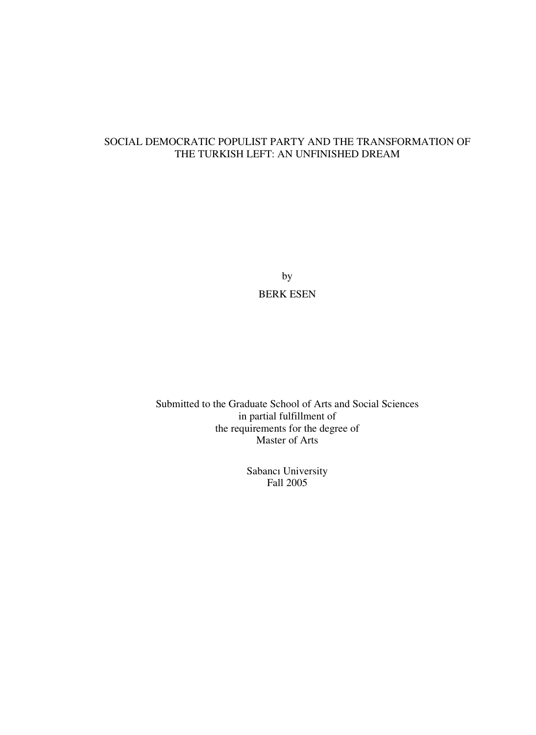# SOCIAL DEMOCRATIC POPULIST PARTY AND THE TRANSFORMATION OF THE TURKISH LEFT: AN UNFINISHED DREAM

by

BERK ESEN

Submitted to the Graduate School of Arts and Social Sciences
in partial fulfillment of
the requirements for the degree of
Master of Arts

Sabancı University
Fall 2005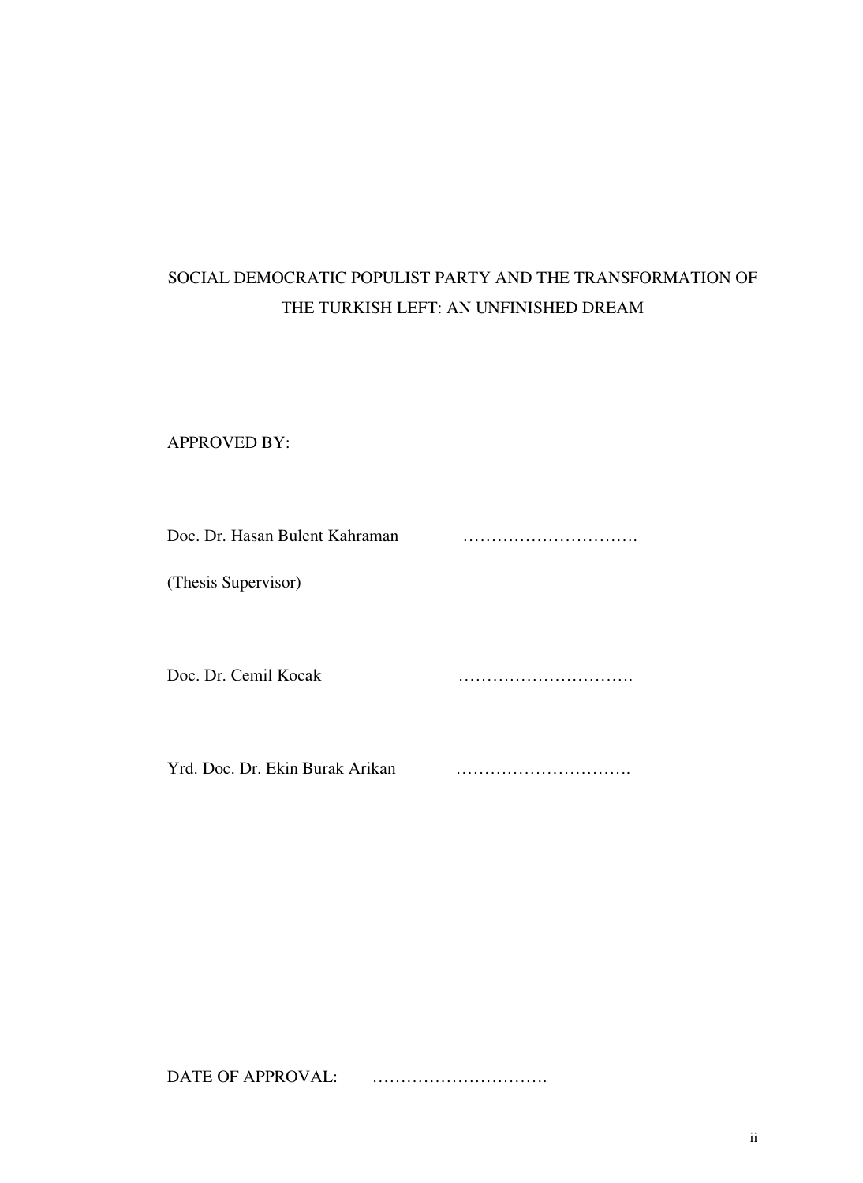SOCIAL DEMOCRATIC POPULIST PARTY AND THE TRANSFORMATION OF THE TURKISH LEFT: AN UNFINISHED DREAM

APPROVED BY:

Doc. Dr. Hasan Bulent Kahraman …………………………

(Thesis Supervisor)

Doc. Dr. Cemil Kocak …………………………

Yrd. Doc. Dr. Ekin Burak Arikan …………………………

DATE OF APPROVAL: …………………………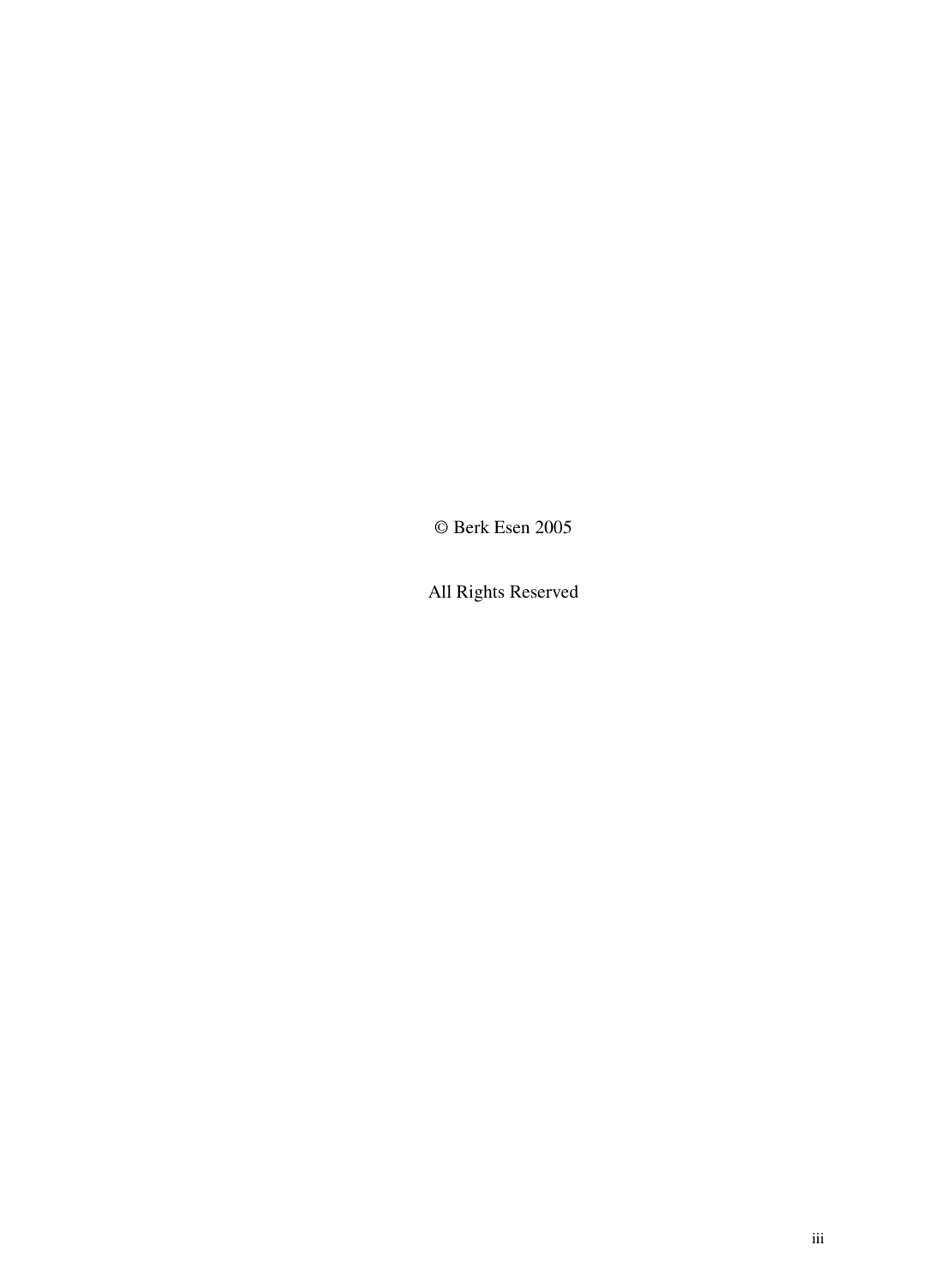© Berk Esen 2005

All Rights Reserved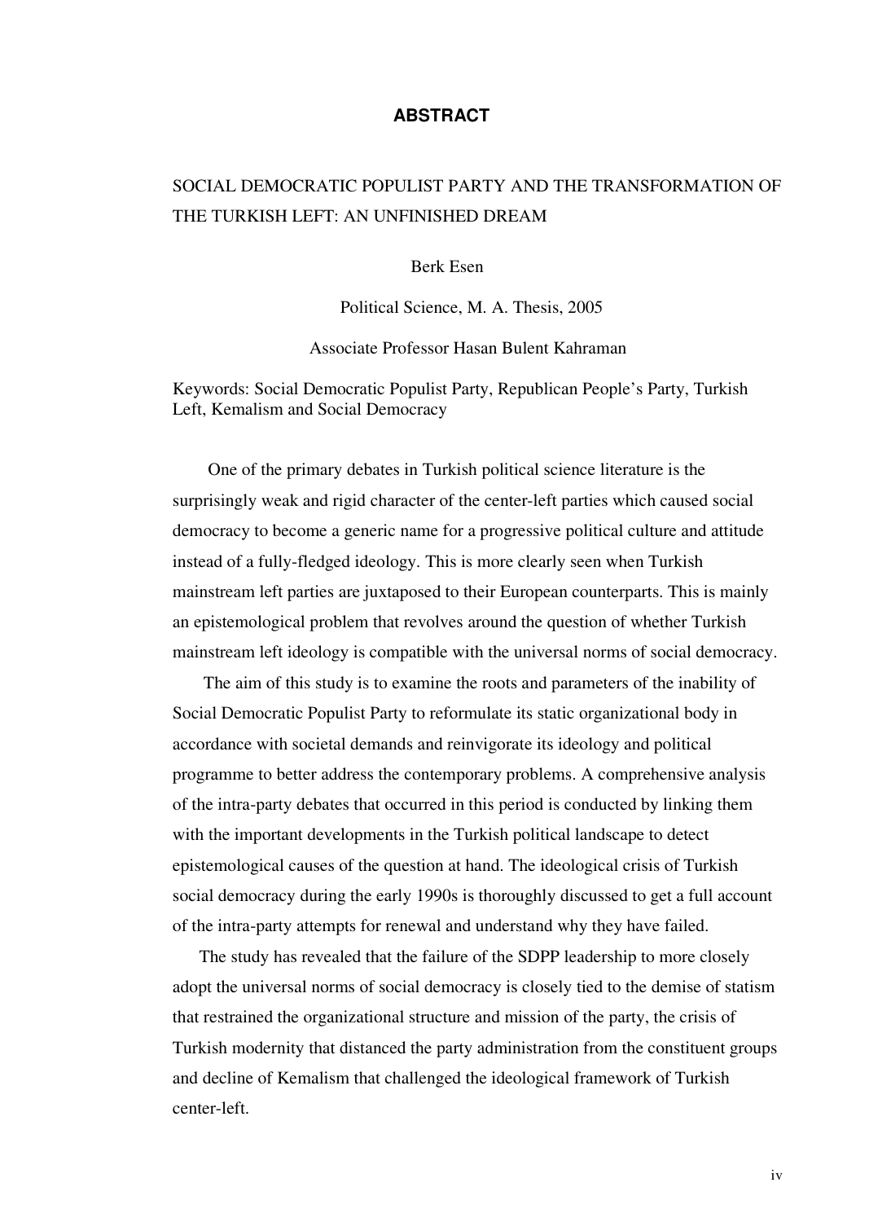# ABSTRACT

SOCIAL DEMOCRATIC POPULIST PARTY AND THE TRANSFORMATION OF THE TURKISH LEFT: AN UNFINISHED DREAM

Berk Esen

Political Science, M. A. Thesis, 2005

Associate Professor Hasan Bulent Kahraman

Keywords: Social Democratic Populist Party, Republican People's Party, Turkish Left, Kemalism and Social Democracy

One of the primary debates in Turkish political science literature is the surprisingly weak and rigid character of the center-left parties which caused social democracy to become a generic name for a progressive political culture and attitude instead of a fully-fledged ideology. This is more clearly seen when Turkish mainstream left parties are juxtaposed to their European counterparts. This is mainly an epistemological problem that revolves around the question of whether Turkish mainstream left ideology is compatible with the universal norms of social democracy.

The aim of this study is to examine the roots and parameters of the inability of Social Democratic Populist Party to reformulate its static organizational body in accordance with societal demands and reinvigorate its ideology and political programme to better address the contemporary problems. A comprehensive analysis of the intra-party debates that occurred in this period is conducted by linking them with the important developments in the Turkish political landscape to detect epistemological causes of the question at hand. The ideological crisis of Turkish social democracy during the early 1990s is thoroughly discussed to get a full account of the intra-party attempts for renewal and understand why they have failed.

The study has revealed that the failure of the SDPP leadership to more closely adopt the universal norms of social democracy is closely tied to the demise of statism that restrained the organizational structure and mission of the party, the crisis of Turkish modernity that distanced the party administration from the constituent groups and decline of Kemalism that challenged the ideological framework of Turkish center-left.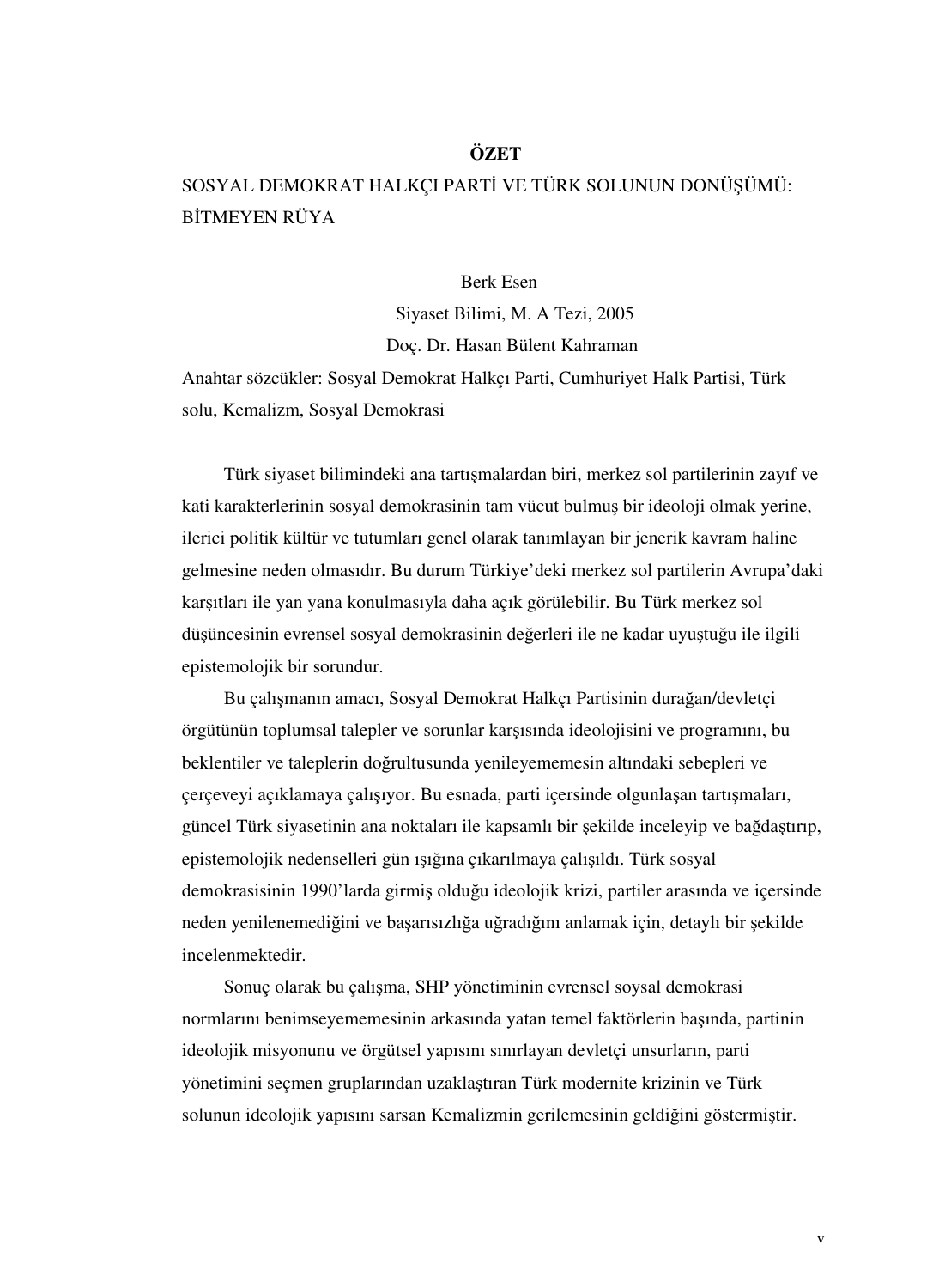# ÖZET

## SOSYAL DEMOKRAT HALKÇI PARTİ VE TÜRK SOLUNUN DONÜŞÜMÜ: BİTMEYEN RÜYA

Berk Esen
Siyaset Bilimi, M. A Tezi, 2005
Doç. Dr. Hasan Bülent Kahraman

Anahtar sözcükler: Sosyal Demokrat Halkçı Parti, Cumhuriyet Halk Partisi, Türk solu, Kemalizm, Sosyal Demokrasi

Türk siyaset bilimindeki ana tartışmalardan biri, merkez sol partilerinin zayıf ve kati karakterlerinin sosyal demokrasinin tam vücut bulmuş bir ideoloji olmak yerine, ilerici politik kültür ve tutumları genel olarak tanımlayan bir jenerik kavram haline gelmesine neden olmasıdır. Bu durum Türkiye'deki merkez sol partilerin Avrupa'daki karşıtları ile yan yana konulmasıyla daha açık görülebilir. Bu Türk merkez sol düşüncesinin evrensel sosyal demokrasinin değerleri ile ne kadar uyuştuğu ile ilgili epistemolojik bir sorundur.

Bu çalışmanın amacı, Sosyal Demokrat Halkçı Partisinin durağan/devletçi örgütünün toplumsal talepler ve sorunlar karşısında ideolojisini ve programını, bu beklentiler ve taleplerin doğrultusunda yenileyememesin altındaki sebepleri ve çerçeveyi açıklamaya çalışıyor. Bu esnada, parti içersinde olgunlaşan tartışmaları, güncel Türk siyasetinin ana noktaları ile kapsamlı bir şekilde inceleyip ve bağdaştırıp, epistemolojik nedenselleri gün ışığına çıkarılmaya çalışıldı. Türk sosyal demokrasisinin 1990'larda girmiş olduğu ideolojik krizi, partiler arasında ve içersinde neden yenilenemediğini ve başarısızlığa uğradığını anlamak için, detaylı bir şekilde incelenmektedir.

Sonuç olarak bu çalışma, SHP yönetiminin evrensel soysal demokrasi normlarını benimseyememesinin arkasında yatan temel faktörlerin başında, partinin ideolojik misyonunu ve örgütsel yapısını sınırlayan devletçi unsurların, parti yönetimini seçmen gruplarından uzaklaştıran Türk modernite krizinin ve Türk solunun ideolojik yapısını sarsan Kemalizmin gerilemesinin geldiğini göstermiştir.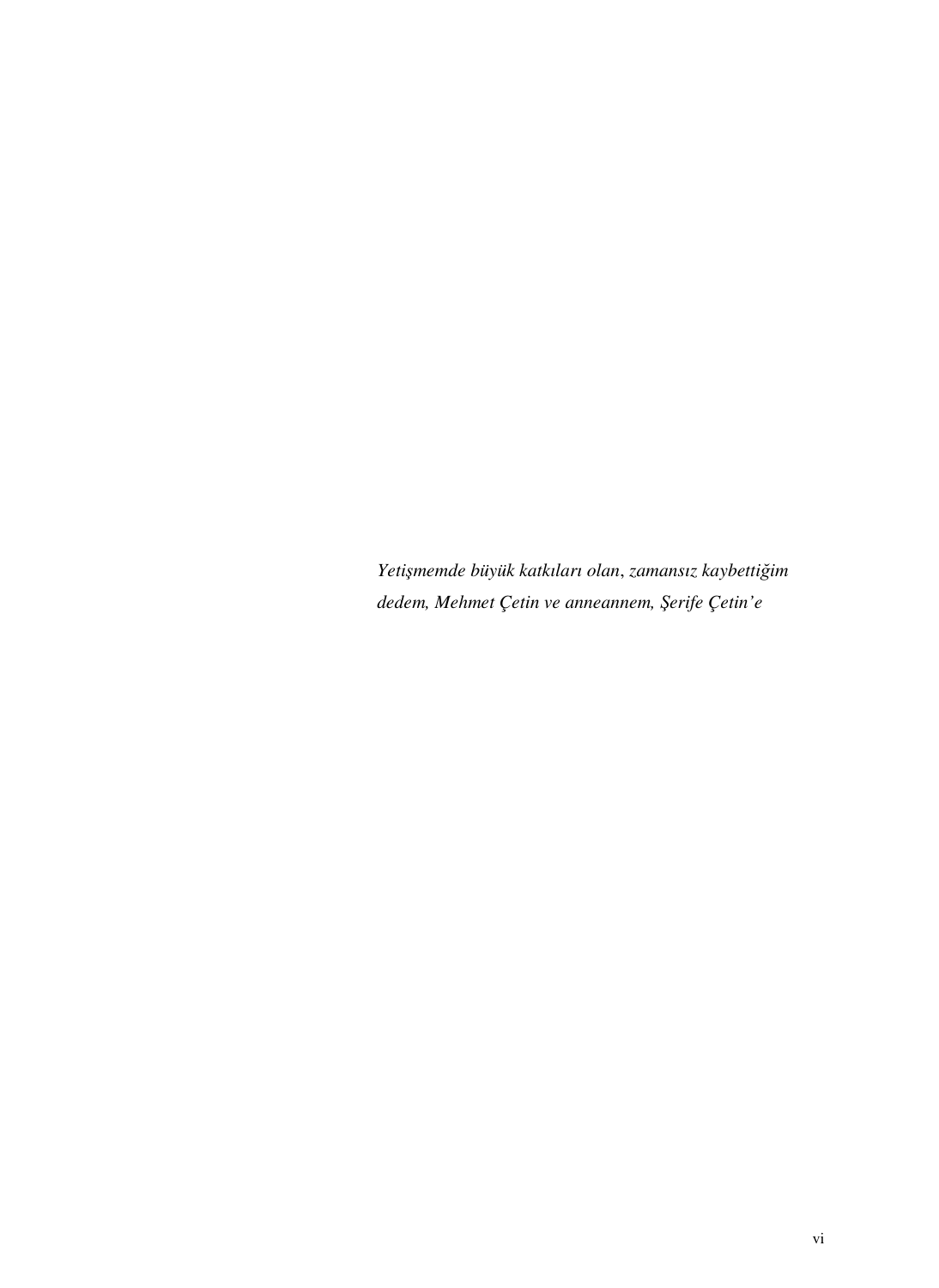*Yetişmemde büyük katkıları olan, zamansız kaybettiğim dedem, Mehmet Çetin ve anneannem, Şerife Çetin'e*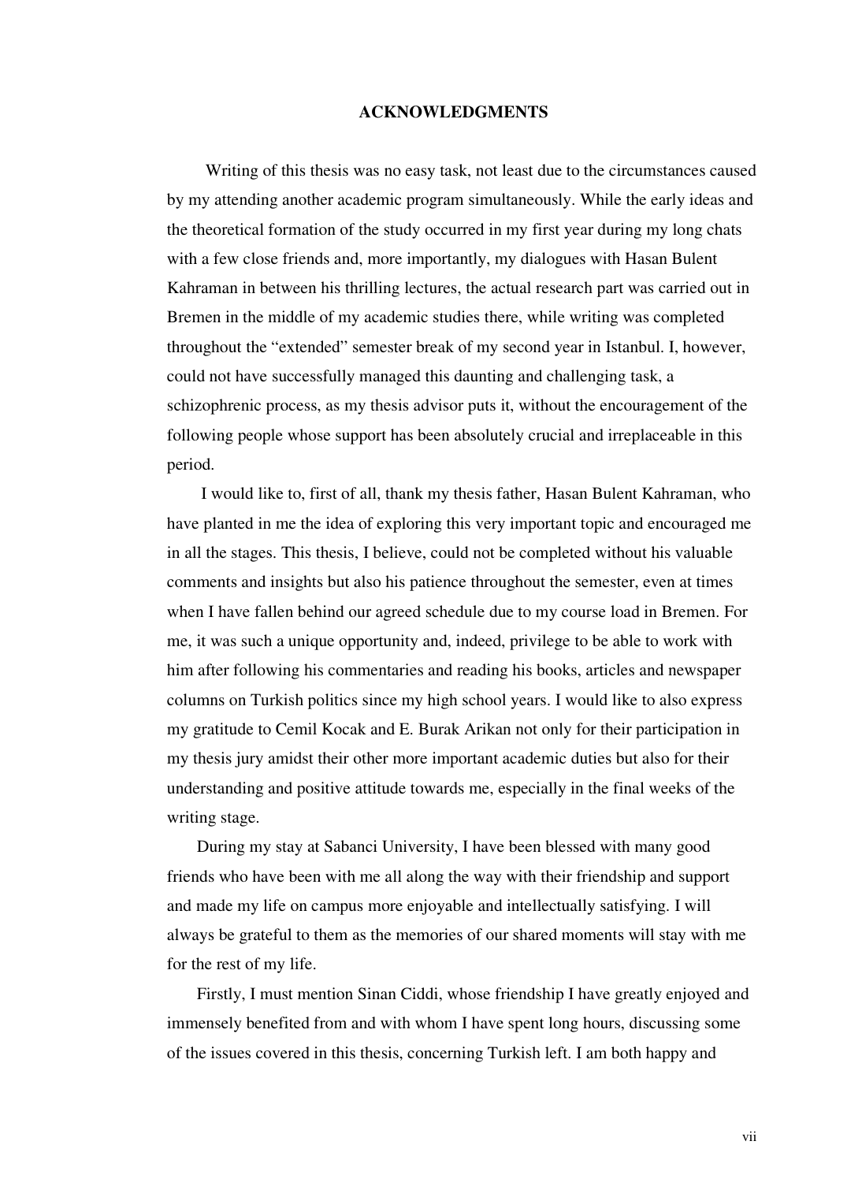## ACKNOWLEDGMENTS

Writing of this thesis was no easy task, not least due to the circumstances caused by my attending another academic program simultaneously. While the early ideas and the theoretical formation of the study occurred in my first year during my long chats with a few close friends and, more importantly, my dialogues with Hasan Bulent Kahraman in between his thrilling lectures, the actual research part was carried out in Bremen in the middle of my academic studies there, while writing was completed throughout the "extended" semester break of my second year in Istanbul. I, however, could not have successfully managed this daunting and challenging task, a schizophrenic process, as my thesis advisor puts it, without the encouragement of the following people whose support has been absolutely crucial and irreplaceable in this period.

I would like to, first of all, thank my thesis father, Hasan Bulent Kahraman, who have planted in me the idea of exploring this very important topic and encouraged me in all the stages. This thesis, I believe, could not be completed without his valuable comments and insights but also his patience throughout the semester, even at times when I have fallen behind our agreed schedule due to my course load in Bremen. For me, it was such a unique opportunity and, indeed, privilege to be able to work with him after following his commentaries and reading his books, articles and newspaper columns on Turkish politics since my high school years. I would like to also express my gratitude to Cemil Kocak and E. Burak Arikan not only for their participation in my thesis jury amidst their other more important academic duties but also for their understanding and positive attitude towards me, especially in the final weeks of the writing stage.

During my stay at Sabanci University, I have been blessed with many good friends who have been with me all along the way with their friendship and support and made my life on campus more enjoyable and intellectually satisfying. I will always be grateful to them as the memories of our shared moments will stay with me for the rest of my life.

Firstly, I must mention Sinan Ciddi, whose friendship I have greatly enjoyed and immensely benefited from and with whom I have spent long hours, discussing some of the issues covered in this thesis, concerning Turkish left. I am both happy and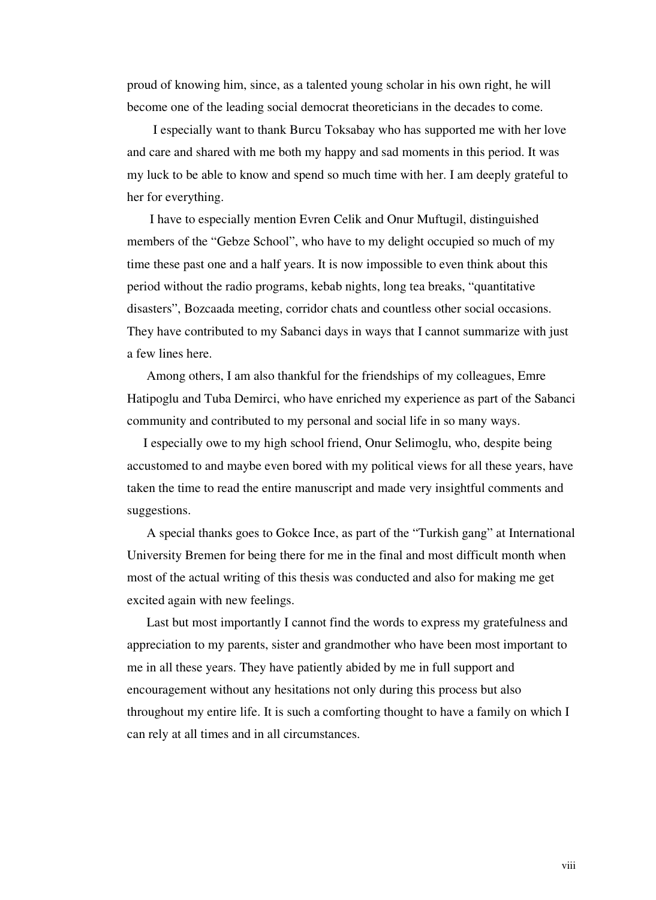proud of knowing him, since, as a talented young scholar in his own right, he will become one of the leading social democrat theoreticians in the decades to come.

I especially want to thank Burcu Toksabay who has supported me with her love and care and shared with me both my happy and sad moments in this period. It was my luck to be able to know and spend so much time with her. I am deeply grateful to her for everything.

I have to especially mention Evren Celik and Onur Muftugil, distinguished members of the "Gebze School", who have to my delight occupied so much of my time these past one and a half years. It is now impossible to even think about this period without the radio programs, kebab nights, long tea breaks, "quantitative disasters", Bozcaada meeting, corridor chats and countless other social occasions. They have contributed to my Sabanci days in ways that I cannot summarize with just a few lines here.

Among others, I am also thankful for the friendships of my colleagues, Emre Hatipoglu and Tuba Demirci, who have enriched my experience as part of the Sabanci community and contributed to my personal and social life in so many ways.

I especially owe to my high school friend, Onur Selimoglu, who, despite being accustomed to and maybe even bored with my political views for all these years, have taken the time to read the entire manuscript and made very insightful comments and suggestions.

A special thanks goes to Gokce Ince, as part of the "Turkish gang" at International University Bremen for being there for me in the final and most difficult month when most of the actual writing of this thesis was conducted and also for making me get excited again with new feelings.

Last but most importantly I cannot find the words to express my gratefulness and appreciation to my parents, sister and grandmother who have been most important to me in all these years. They have patiently abided by me in full support and encouragement without any hesitations not only during this process but also throughout my entire life. It is such a comforting thought to have a family on which I can rely at all times and in all circumstances.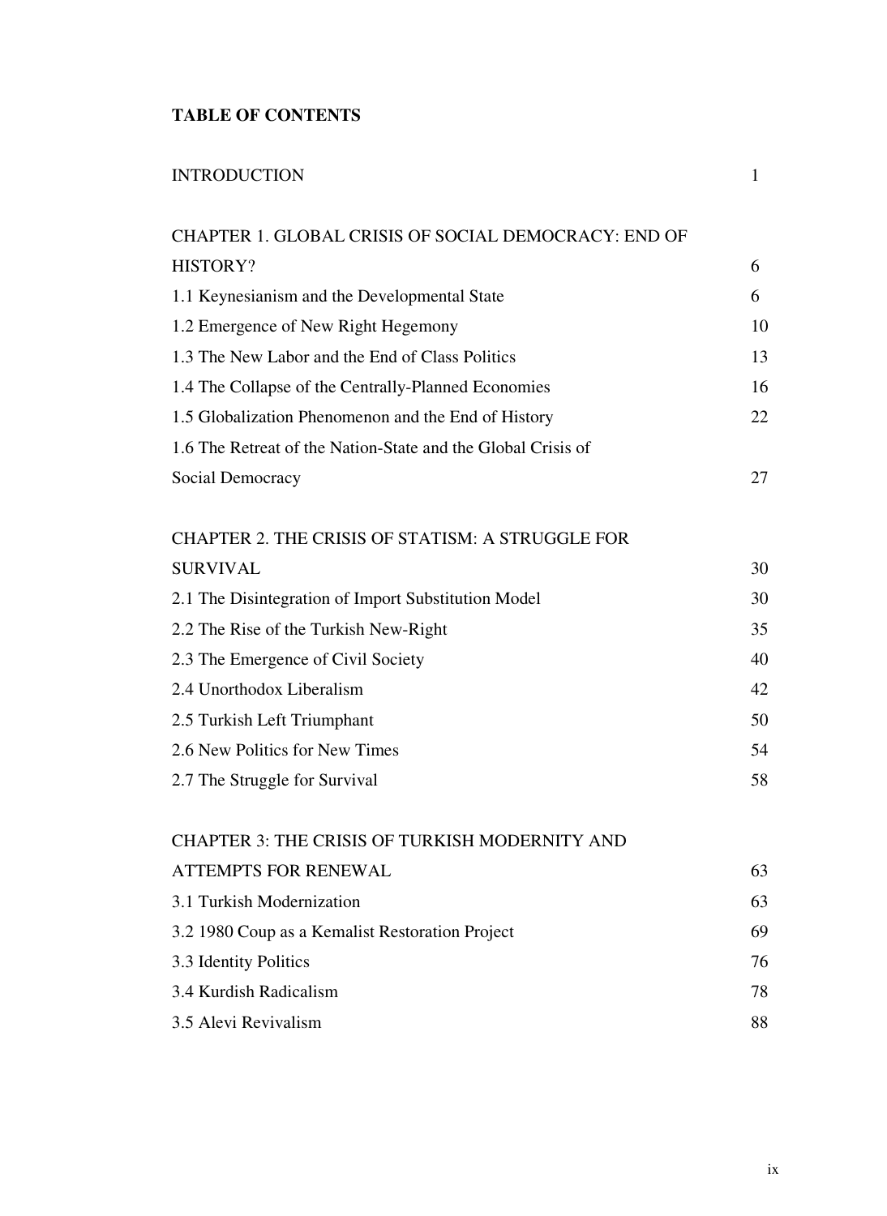**TABLE OF CONTENTS**

INTRODUCTION 1

CHAPTER 1. GLOBAL CRISIS OF SOCIAL DEMOCRACY: END OF HISTORY? 6

1.1 Keynesianism and the Developmental State 6

1.2 Emergence of New Right Hegemony 10

1.3 The New Labor and the End of Class Politics 13

1.4 The Collapse of the Centrally-Planned Economies 16

1.5 Globalization Phenomenon and the End of History 22

1.6 The Retreat of the Nation-State and the Global Crisis of Social Democracy 27

CHAPTER 2. THE CRISIS OF STATISM: A STRUGGLE FOR SURVIVAL 30

2.1 The Disintegration of Import Substitution Model 30

2.2 The Rise of the Turkish New-Right 35

2.3 The Emergence of Civil Society 40

2.4 Unorthodox Liberalism 42

2.5 Turkish Left Triumphant 50

2.6 New Politics for New Times 54

2.7 The Struggle for Survival 58

CHAPTER 3: THE CRISIS OF TURKISH MODERNITY AND ATTEMPTS FOR RENEWAL 63

3.1 Turkish Modernization 63

3.2 1980 Coup as a Kemalist Restoration Project 69

3.3 Identity Politics 76

3.4 Kurdish Radicalism 78

3.5 Alevi Revivalism 88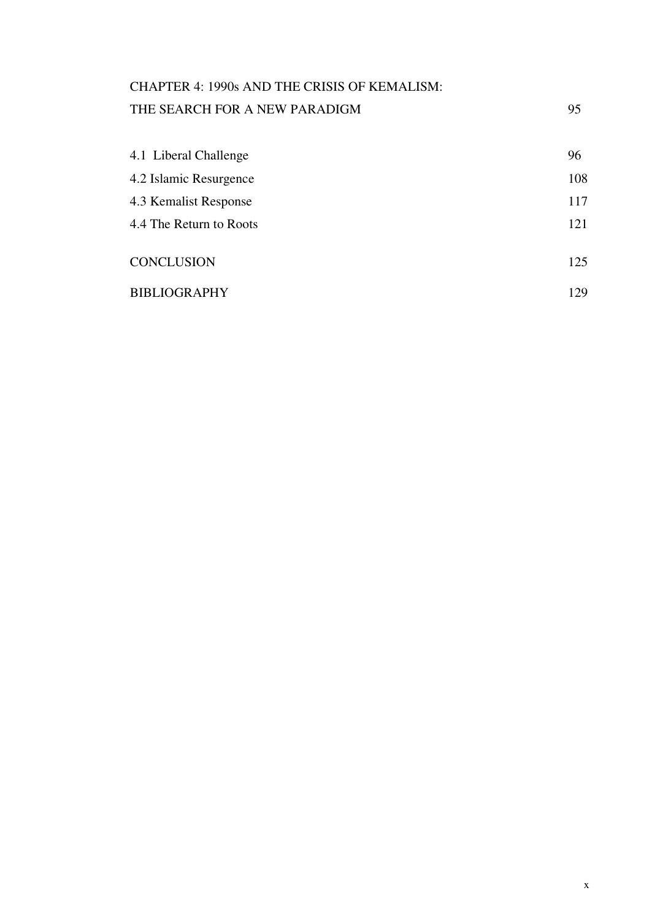CHAPTER 4: 1990s AND THE CRISIS OF KEMALISM: THE SEARCH FOR A NEW PARADIGM 95

4.1 Liberal Challenge 96

4.2 Islamic Resurgence 108

4.3 Kemalist Response 117

4.4 The Return to Roots 121

CONCLUSION 125

BIBLIOGRAPHY 129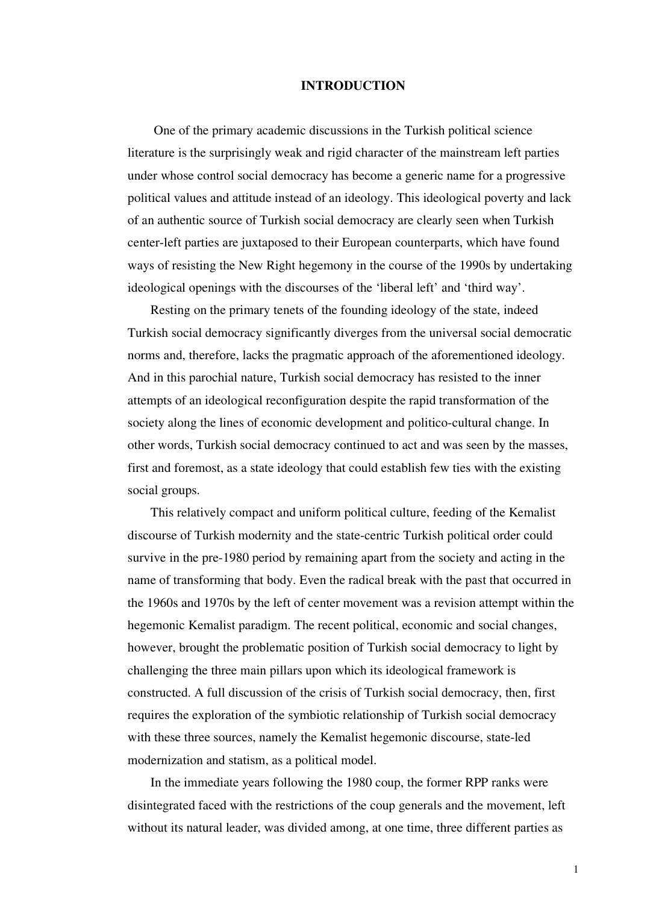# INTRODUCTION

One of the primary academic discussions in the Turkish political science literature is the surprisingly weak and rigid character of the mainstream left parties under whose control social democracy has become a generic name for a progressive political values and attitude instead of an ideology. This ideological poverty and lack of an authentic source of Turkish social democracy are clearly seen when Turkish center-left parties are juxtaposed to their European counterparts, which have found ways of resisting the New Right hegemony in the course of the 1990s by undertaking ideological openings with the discourses of the 'liberal left' and 'third way'.

Resting on the primary tenets of the founding ideology of the state, indeed Turkish social democracy significantly diverges from the universal social democratic norms and, therefore, lacks the pragmatic approach of the aforementioned ideology. And in this parochial nature, Turkish social democracy has resisted to the inner attempts of an ideological reconfiguration despite the rapid transformation of the society along the lines of economic development and politico-cultural change. In other words, Turkish social democracy continued to act and was seen by the masses, first and foremost, as a state ideology that could establish few ties with the existing social groups.

This relatively compact and uniform political culture, feeding of the Kemalist discourse of Turkish modernity and the state-centric Turkish political order could survive in the pre-1980 period by remaining apart from the society and acting in the name of transforming that body. Even the radical break with the past that occurred in the 1960s and 1970s by the left of center movement was a revision attempt within the hegemonic Kemalist paradigm. The recent political, economic and social changes, however, brought the problematic position of Turkish social democracy to light by challenging the three main pillars upon which its ideological framework is constructed. A full discussion of the crisis of Turkish social democracy, then, first requires the exploration of the symbiotic relationship of Turkish social democracy with these three sources, namely the Kemalist hegemonic discourse, state-led modernization and statism, as a political model.

In the immediate years following the 1980 coup, the former RPP ranks were disintegrated faced with the restrictions of the coup generals and the movement, left without its natural leader, was divided among, at one time, three different parties as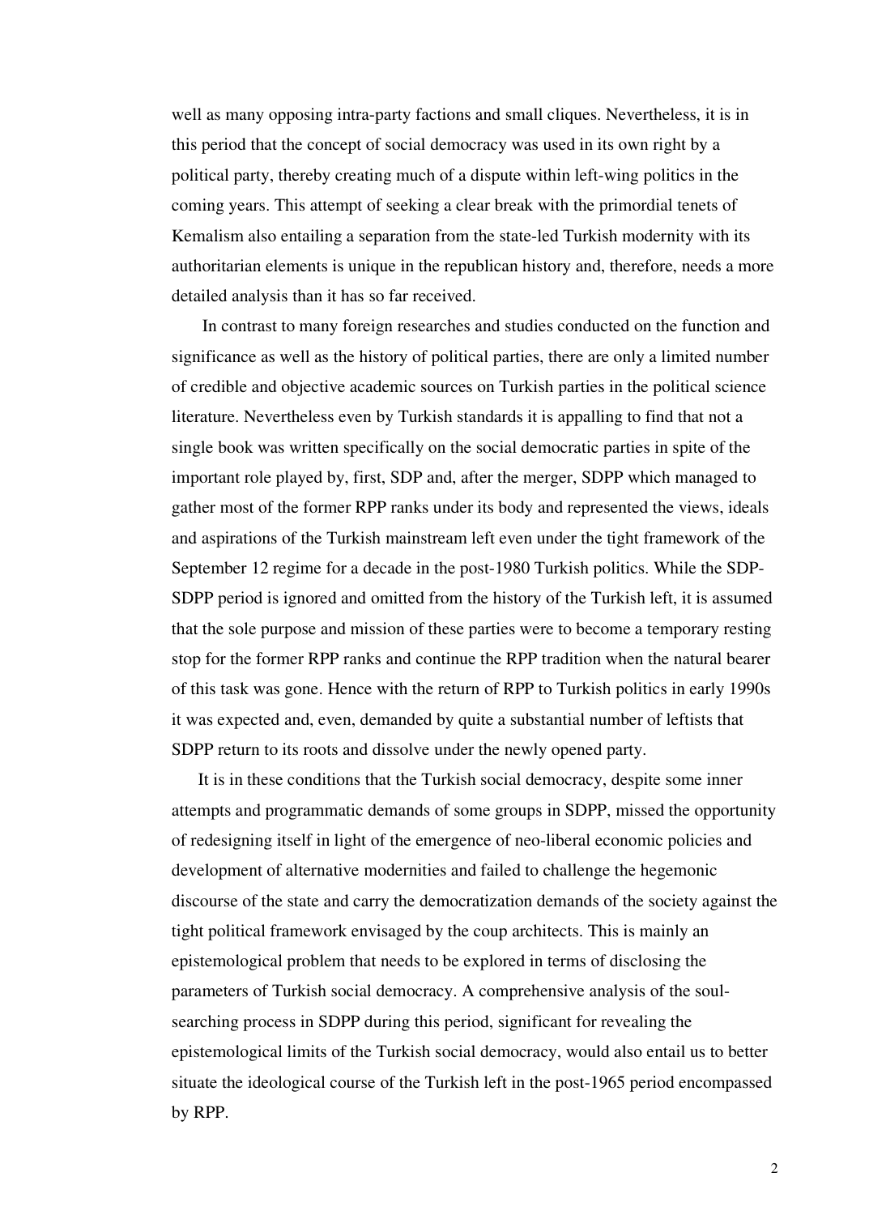well as many opposing intra-party factions and small cliques. Nevertheless, it is in this period that the concept of social democracy was used in its own right by a political party, thereby creating much of a dispute within left-wing politics in the coming years. This attempt of seeking a clear break with the primordial tenets of Kemalism also entailing a separation from the state-led Turkish modernity with its authoritarian elements is unique in the republican history and, therefore, needs a more detailed analysis than it has so far received.

In contrast to many foreign researches and studies conducted on the function and significance as well as the history of political parties, there are only a limited number of credible and objective academic sources on Turkish parties in the political science literature. Nevertheless even by Turkish standards it is appalling to find that not a single book was written specifically on the social democratic parties in spite of the important role played by, first, SDP and, after the merger, SDPP which managed to gather most of the former RPP ranks under its body and represented the views, ideals and aspirations of the Turkish mainstream left even under the tight framework of the September 12 regime for a decade in the post-1980 Turkish politics. While the SDP-SDPP period is ignored and omitted from the history of the Turkish left, it is assumed that the sole purpose and mission of these parties were to become a temporary resting stop for the former RPP ranks and continue the RPP tradition when the natural bearer of this task was gone. Hence with the return of RPP to Turkish politics in early 1990s it was expected and, even, demanded by quite a substantial number of leftists that SDPP return to its roots and dissolve under the newly opened party.

It is in these conditions that the Turkish social democracy, despite some inner attempts and programmatic demands of some groups in SDPP, missed the opportunity of redesigning itself in light of the emergence of neo-liberal economic policies and development of alternative modernities and failed to challenge the hegemonic discourse of the state and carry the democratization demands of the society against the tight political framework envisaged by the coup architects. This is mainly an epistemological problem that needs to be explored in terms of disclosing the parameters of Turkish social democracy. A comprehensive analysis of the soul-searching process in SDPP during this period, significant for revealing the epistemological limits of the Turkish social democracy, would also entail us to better situate the ideological course of the Turkish left in the post-1965 period encompassed by RPP.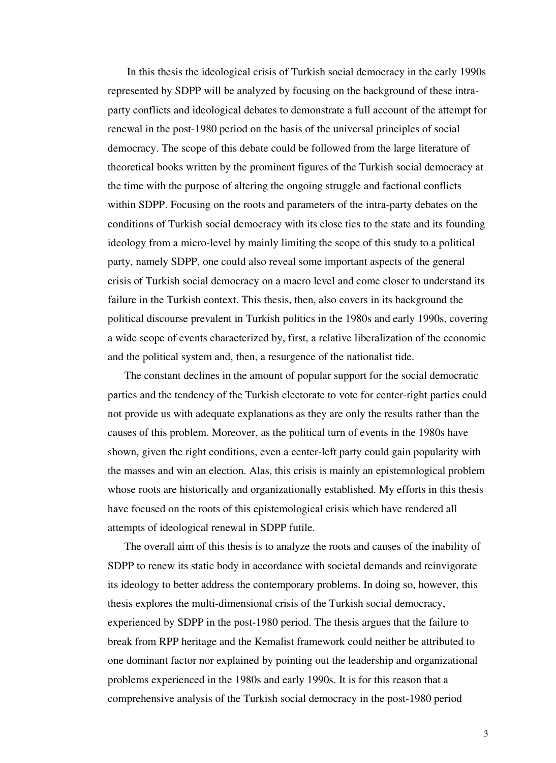In this thesis the ideological crisis of Turkish social democracy in the early 1990s represented by SDPP will be analyzed by focusing on the background of these intra-party conflicts and ideological debates to demonstrate a full account of the attempt for renewal in the post-1980 period on the basis of the universal principles of social democracy. The scope of this debate could be followed from the large literature of theoretical books written by the prominent figures of the Turkish social democracy at the time with the purpose of altering the ongoing struggle and factional conflicts within SDPP. Focusing on the roots and parameters of the intra-party debates on the conditions of Turkish social democracy with its close ties to the state and its founding ideology from a micro-level by mainly limiting the scope of this study to a political party, namely SDPP, one could also reveal some important aspects of the general crisis of Turkish social democracy on a macro level and come closer to understand its failure in the Turkish context. This thesis, then, also covers in its background the political discourse prevalent in Turkish politics in the 1980s and early 1990s, covering a wide scope of events characterized by, first, a relative liberalization of the economic and the political system and, then, a resurgence of the nationalist tide.

The constant declines in the amount of popular support for the social democratic parties and the tendency of the Turkish electorate to vote for center-right parties could not provide us with adequate explanations as they are only the results rather than the causes of this problem. Moreover, as the political turn of events in the 1980s have shown, given the right conditions, even a center-left party could gain popularity with the masses and win an election. Alas, this crisis is mainly an epistemological problem whose roots are historically and organizationally established. My efforts in this thesis have focused on the roots of this epistemological crisis which have rendered all attempts of ideological renewal in SDPP futile.

The overall aim of this thesis is to analyze the roots and causes of the inability of SDPP to renew its static body in accordance with societal demands and reinvigorate its ideology to better address the contemporary problems. In doing so, however, this thesis explores the multi-dimensional crisis of the Turkish social democracy, experienced by SDPP in the post-1980 period. The thesis argues that the failure to break from RPP heritage and the Kemalist framework could neither be attributed to one dominant factor nor explained by pointing out the leadership and organizational problems experienced in the 1980s and early 1990s. It is for this reason that a comprehensive analysis of the Turkish social democracy in the post-1980 period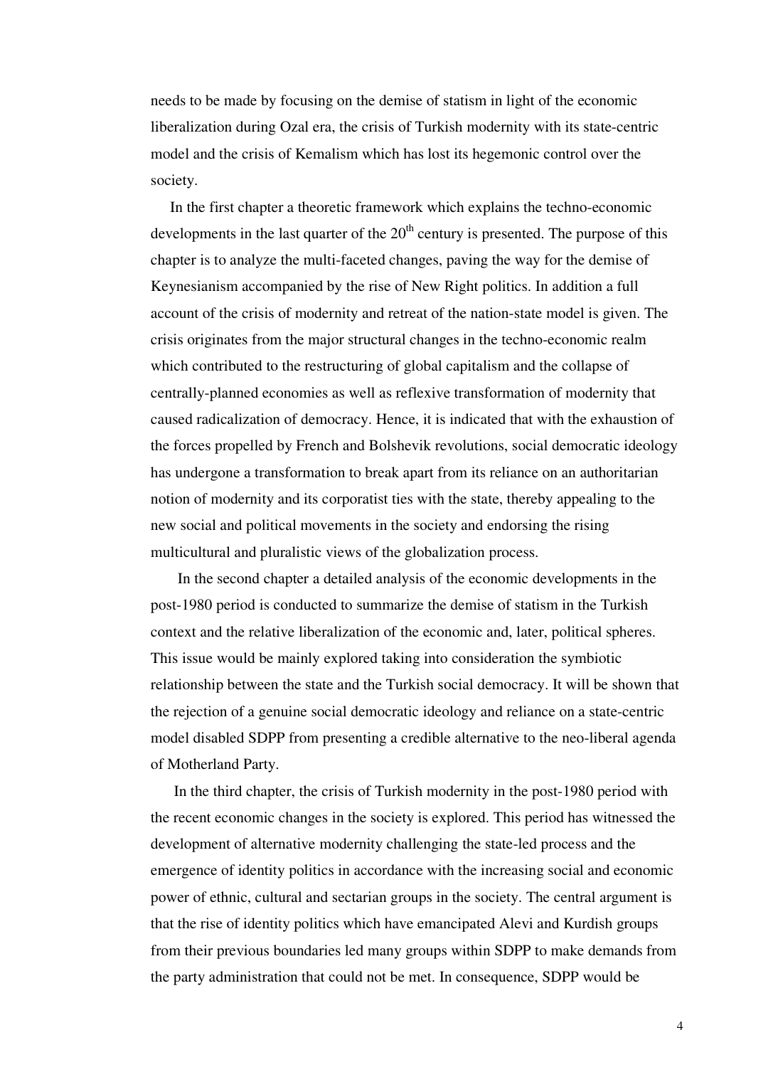needs to be made by focusing on the demise of statism in light of the economic liberalization during Ozal era, the crisis of Turkish modernity with its state-centric model and the crisis of Kemalism which has lost its hegemonic control over the society.

In the first chapter a theoretic framework which explains the techno-economic developments in the last quarter of the 20th century is presented. The purpose of this chapter is to analyze the multi-faceted changes, paving the way for the demise of Keynesianism accompanied by the rise of New Right politics. In addition a full account of the crisis of modernity and retreat of the nation-state model is given. The crisis originates from the major structural changes in the techno-economic realm which contributed to the restructuring of global capitalism and the collapse of centrally-planned economies as well as reflexive transformation of modernity that caused radicalization of democracy. Hence, it is indicated that with the exhaustion of the forces propelled by French and Bolshevik revolutions, social democratic ideology has undergone a transformation to break apart from its reliance on an authoritarian notion of modernity and its corporatist ties with the state, thereby appealing to the new social and political movements in the society and endorsing the rising multicultural and pluralistic views of the globalization process.

In the second chapter a detailed analysis of the economic developments in the post-1980 period is conducted to summarize the demise of statism in the Turkish context and the relative liberalization of the economic and, later, political spheres. This issue would be mainly explored taking into consideration the symbiotic relationship between the state and the Turkish social democracy. It will be shown that the rejection of a genuine social democratic ideology and reliance on a state-centric model disabled SDPP from presenting a credible alternative to the neo-liberal agenda of Motherland Party.

In the third chapter, the crisis of Turkish modernity in the post-1980 period with the recent economic changes in the society is explored. This period has witnessed the development of alternative modernity challenging the state-led process and the emergence of identity politics in accordance with the increasing social and economic power of ethnic, cultural and sectarian groups in the society. The central argument is that the rise of identity politics which have emancipated Alevi and Kurdish groups from their previous boundaries led many groups within SDPP to make demands from the party administration that could not be met. In consequence, SDPP would be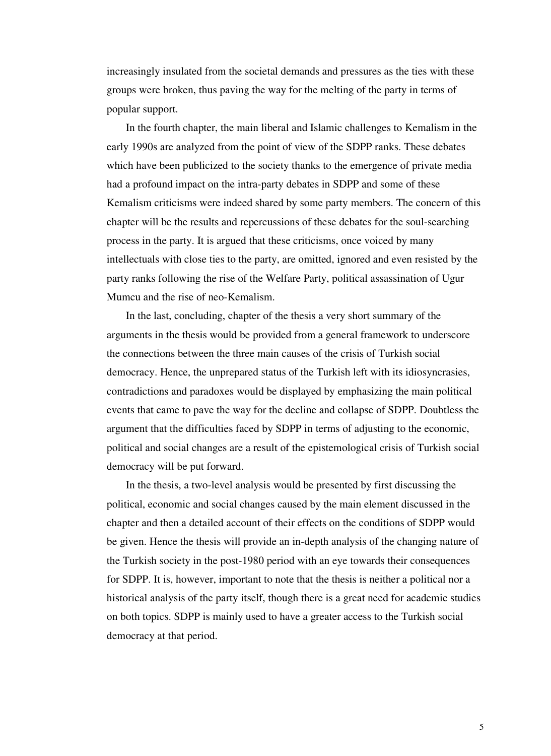increasingly insulated from the societal demands and pressures as the ties with these groups were broken, thus paving the way for the melting of the party in terms of popular support.

In the fourth chapter, the main liberal and Islamic challenges to Kemalism in the early 1990s are analyzed from the point of view of the SDPP ranks. These debates which have been publicized to the society thanks to the emergence of private media had a profound impact on the intra-party debates in SDPP and some of these Kemalism criticisms were indeed shared by some party members. The concern of this chapter will be the results and repercussions of these debates for the soul-searching process in the party. It is argued that these criticisms, once voiced by many intellectuals with close ties to the party, are omitted, ignored and even resisted by the party ranks following the rise of the Welfare Party, political assassination of Ugur Mumcu and the rise of neo-Kemalism.

In the last, concluding, chapter of the thesis a very short summary of the arguments in the thesis would be provided from a general framework to underscore the connections between the three main causes of the crisis of Turkish social democracy. Hence, the unprepared status of the Turkish left with its idiosyncrasies, contradictions and paradoxes would be displayed by emphasizing the main political events that came to pave the way for the decline and collapse of SDPP. Doubtless the argument that the difficulties faced by SDPP in terms of adjusting to the economic, political and social changes are a result of the epistemological crisis of Turkish social democracy will be put forward.

In the thesis, a two-level analysis would be presented by first discussing the political, economic and social changes caused by the main element discussed in the chapter and then a detailed account of their effects on the conditions of SDPP would be given. Hence the thesis will provide an in-depth analysis of the changing nature of the Turkish society in the post-1980 period with an eye towards their consequences for SDPP. It is, however, important to note that the thesis is neither a political nor a historical analysis of the party itself, though there is a great need for academic studies on both topics. SDPP is mainly used to have a greater access to the Turkish social democracy at that period.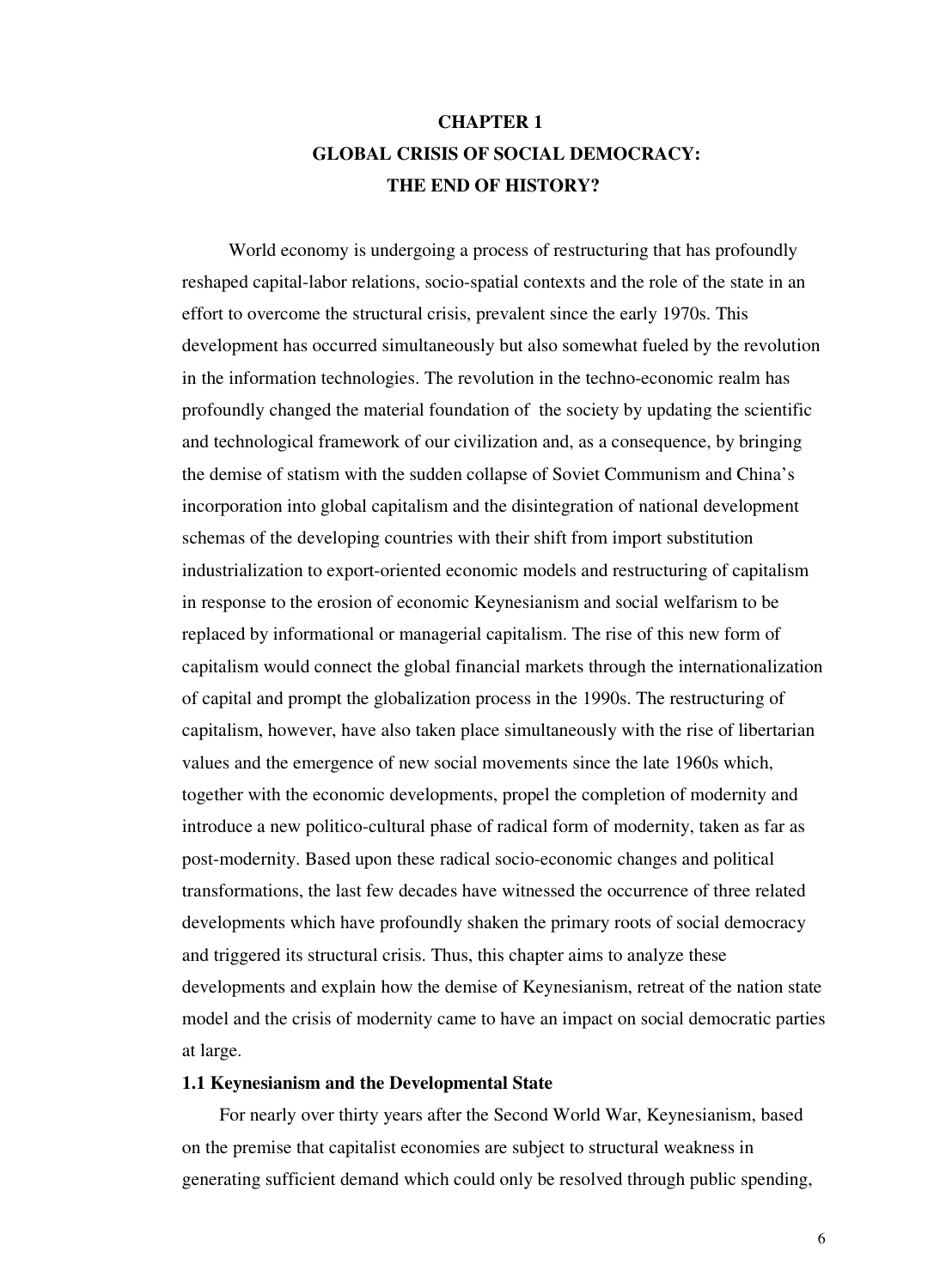# CHAPTER 1
# GLOBAL CRISIS OF SOCIAL DEMOCRACY: THE END OF HISTORY?

World economy is undergoing a process of restructuring that has profoundly reshaped capital-labor relations, socio-spatial contexts and the role of the state in an effort to overcome the structural crisis, prevalent since the early 1970s. This development has occurred simultaneously but also somewhat fueled by the revolution in the information technologies. The revolution in the techno-economic realm has profoundly changed the material foundation of the society by updating the scientific and technological framework of our civilization and, as a consequence, by bringing the demise of statism with the sudden collapse of Soviet Communism and China's incorporation into global capitalism and the disintegration of national development schemas of the developing countries with their shift from import substitution industrialization to export-oriented economic models and restructuring of capitalism in response to the erosion of economic Keynesianism and social welfarism to be replaced by informational or managerial capitalism. The rise of this new form of capitalism would connect the global financial markets through the internationalization of capital and prompt the globalization process in the 1990s. The restructuring of capitalism, however, have also taken place simultaneously with the rise of libertarian values and the emergence of new social movements since the late 1960s which, together with the economic developments, propel the completion of modernity and introduce a new politico-cultural phase of radical form of modernity, taken as far as post-modernity. Based upon these radical socio-economic changes and political transformations, the last few decades have witnessed the occurrence of three related developments which have profoundly shaken the primary roots of social democracy and triggered its structural crisis. Thus, this chapter aims to analyze these developments and explain how the demise of Keynesianism, retreat of the nation state model and the crisis of modernity came to have an impact on social democratic parties at large.

## 1.1 Keynesianism and the Developmental State

For nearly over thirty years after the Second World War, Keynesianism, based on the premise that capitalist economies are subject to structural weakness in generating sufficient demand which could only be resolved through public spending,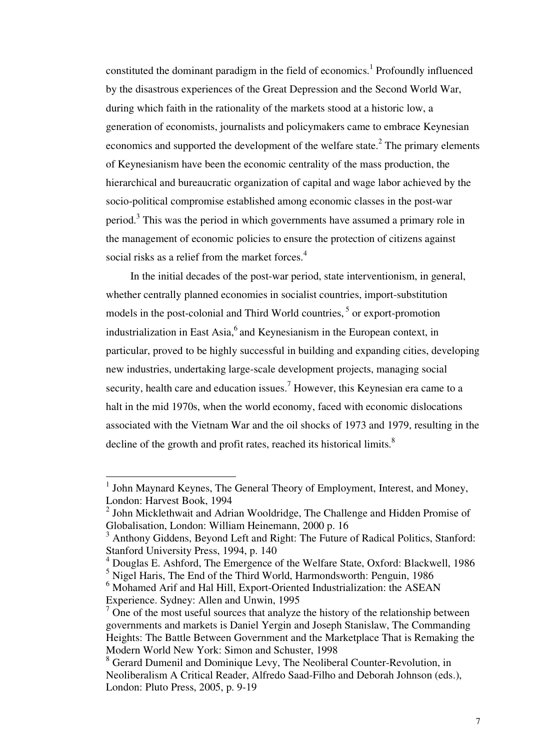constituted the dominant paradigm in the field of economics.[1] Profoundly influenced by the disastrous experiences of the Great Depression and the Second World War, during which faith in the rationality of the markets stood at a historic low, a generation of economists, journalists and policymakers came to embrace Keynesian economics and supported the development of the welfare state.[2] The primary elements of Keynesianism have been the economic centrality of the mass production, the hierarchical and bureaucratic organization of capital and wage labor achieved by the socio-political compromise established among economic classes in the post-war period.[3] This was the period in which governments have assumed a primary role in the management of economic policies to ensure the protection of citizens against social risks as a relief from the market forces.[4]

In the initial decades of the post-war period, state interventionism, in general, whether centrally planned economies in socialist countries, import-substitution models in the post-colonial and Third World countries, [5] or export-promotion industrialization in East Asia,[6] and Keynesianism in the European context, in particular, proved to be highly successful in building and expanding cities, developing new industries, undertaking large-scale development projects, managing social security, health care and education issues.[7] However, this Keynesian era came to a halt in the mid 1970s, when the world economy, faced with economic dislocations associated with the Vietnam War and the oil shocks of 1973 and 1979, resulting in the decline of the growth and profit rates, reached its historical limits.[8]

---

[1] John Maynard Keynes, The General Theory of Employment, Interest, and Money, London: Harvest Book, 1994

[2] John Micklethwait and Adrian Wooldridge, The Challenge and Hidden Promise of Globalisation, London: William Heinemann, 2000 p. 16

[3] Anthony Giddens, Beyond Left and Right: The Future of Radical Politics, Stanford: Stanford University Press, 1994, p. 140

[4] Douglas E. Ashford, The Emergence of the Welfare State, Oxford: Blackwell, 1986

[5] Nigel Haris, The End of the Third World, Harmondsworth: Penguin, 1986

[6] Mohamed Arif and Hal Hill, Export-Oriented Industrialization: the ASEAN Experience. Sydney: Allen and Unwin, 1995

[7] One of the most useful sources that analyze the history of the relationship between governments and markets is Daniel Yergin and Joseph Stanislaw, The Commanding Heights: The Battle Between Government and the Marketplace That is Remaking the Modern World New York: Simon and Schuster, 1998

[8] Gerard Dumenil and Dominique Levy, The Neoliberal Counter-Revolution, in Neoliberalism A Critical Reader, Alfredo Saad-Filho and Deborah Johnson (eds.), London: Pluto Press, 2005, p. 9-19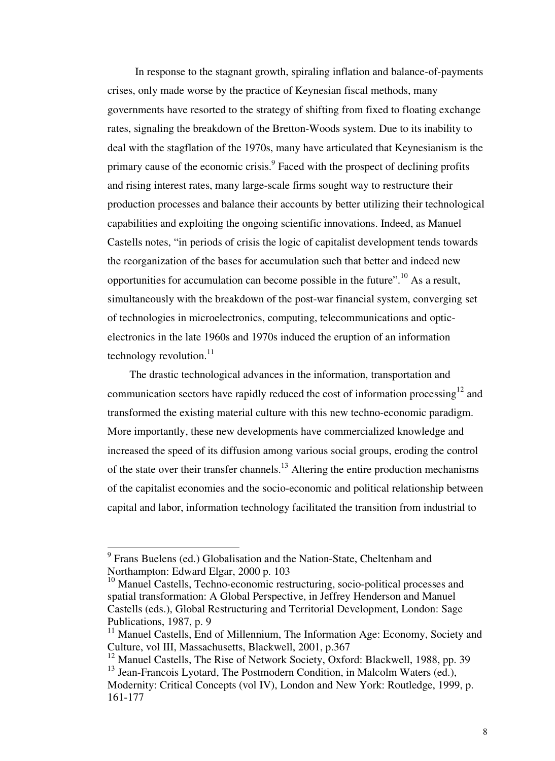In response to the stagnant growth, spiraling inflation and balance-of-payments crises, only made worse by the practice of Keynesian fiscal methods, many governments have resorted to the strategy of shifting from fixed to floating exchange rates, signaling the breakdown of the Bretton-Woods system. Due to its inability to deal with the stagflation of the 1970s, many have articulated that Keynesianism is the primary cause of the economic crisis.[9] Faced with the prospect of declining profits and rising interest rates, many large-scale firms sought way to restructure their production processes and balance their accounts by better utilizing their technological capabilities and exploiting the ongoing scientific innovations. Indeed, as Manuel Castells notes, "in periods of crisis the logic of capitalist development tends towards the reorganization of the bases for accumulation such that better and indeed new opportunities for accumulation can become possible in the future".[10] As a result, simultaneously with the breakdown of the post-war financial system, converging set of technologies in microelectronics, computing, telecommunications and optic-electronics in the late 1960s and 1970s induced the eruption of an information technology revolution.[11]

The drastic technological advances in the information, transportation and communication sectors have rapidly reduced the cost of information processing[12] and transformed the existing material culture with this new techno-economic paradigm. More importantly, these new developments have commercialized knowledge and increased the speed of its diffusion among various social groups, eroding the control of the state over their transfer channels.[13] Altering the entire production mechanisms of the capitalist economies and the socio-economic and political relationship between capital and labor, information technology facilitated the transition from industrial to

---

[9] Frans Buelens (ed.) Globalisation and the Nation-State, Cheltenham and Northampton: Edward Elgar, 2000 p. 103

[10] Manuel Castells, Techno-economic restructuring, socio-political processes and spatial transformation: A Global Perspective, in Jeffrey Henderson and Manuel Castells (eds.), Global Restructuring and Territorial Development, London: Sage Publications, 1987, p. 9

[11] Manuel Castells, End of Millennium, The Information Age: Economy, Society and Culture, vol III, Massachusetts, Blackwell, 2001, p.367

[12] Manuel Castells, The Rise of Network Society, Oxford: Blackwell, 1988, pp. 39

[13] Jean-Francois Lyotard, The Postmodern Condition, in Malcolm Waters (ed.), Modernity: Critical Concepts (vol IV), London and New York: Routledge, 1999, p. 161-177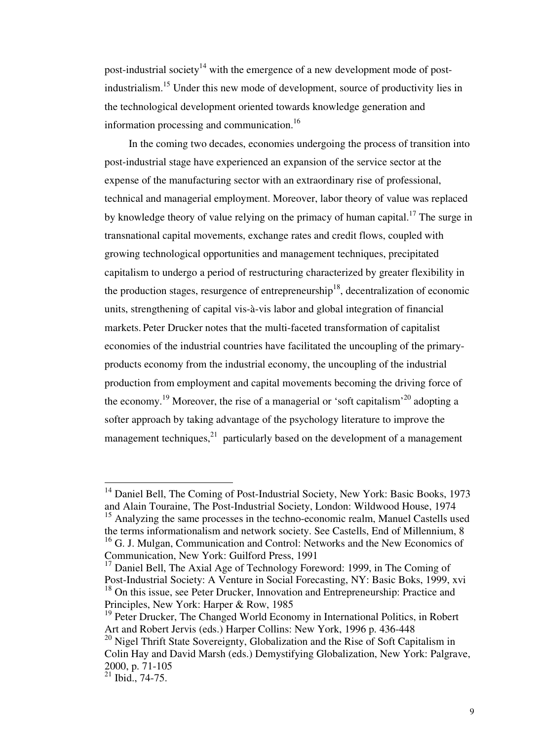post-industrial society[14] with the emergence of a new development mode of post-industrialism.[15] Under this new mode of development, source of productivity lies in the technological development oriented towards knowledge generation and information processing and communication.[16]

In the coming two decades, economies undergoing the process of transition into post-industrial stage have experienced an expansion of the service sector at the expense of the manufacturing sector with an extraordinary rise of professional, technical and managerial employment. Moreover, labor theory of value was replaced by knowledge theory of value relying on the primacy of human capital.[17] The surge in transnational capital movements, exchange rates and credit flows, coupled with growing technological opportunities and management techniques, precipitated capitalism to undergo a period of restructuring characterized by greater flexibility in the production stages, resurgence of entrepreneurship[18], decentralization of economic units, strengthening of capital vis-à-vis labor and global integration of financial markets. Peter Drucker notes that the multi-faceted transformation of capitalist economies of the industrial countries have facilitated the uncoupling of the primary-products economy from the industrial economy, the uncoupling of the industrial production from employment and capital movements becoming the driving force of the economy.[19] Moreover, the rise of a managerial or 'soft capitalism'[20] adopting a softer approach by taking advantage of the psychology literature to improve the management techniques,[21] particularly based on the development of a management

---

[14] Daniel Bell, The Coming of Post-Industrial Society, New York: Basic Books, 1973 and Alain Touraine, The Post-Industrial Society, London: Wildwood House, 1974

[15] Analyzing the same processes in the techno-economic realm, Manuel Castells used the terms informationalism and network society. See Castells, End of Millennium, 8

[16] G. J. Mulgan, Communication and Control: Networks and the New Economics of Communication, New York: Guilford Press, 1991

[17] Daniel Bell, The Axial Age of Technology Foreword: 1999, in The Coming of Post-Industrial Society: A Venture in Social Forecasting, NY: Basic Boks, 1999, xvi

[18] On this issue, see Peter Drucker, Innovation and Entrepreneurship: Practice and Principles, New York: Harper & Row, 1985

[19] Peter Drucker, The Changed World Economy in International Politics, in Robert Art and Robert Jervis (eds.) Harper Collins: New York, 1996 p. 436-448

[20] Nigel Thrift State Sovereignty, Globalization and the Rise of Soft Capitalism in Colin Hay and David Marsh (eds.) Demystifying Globalization, New York: Palgrave, 2000, p. 71-105

[21] Ibid., 74-75.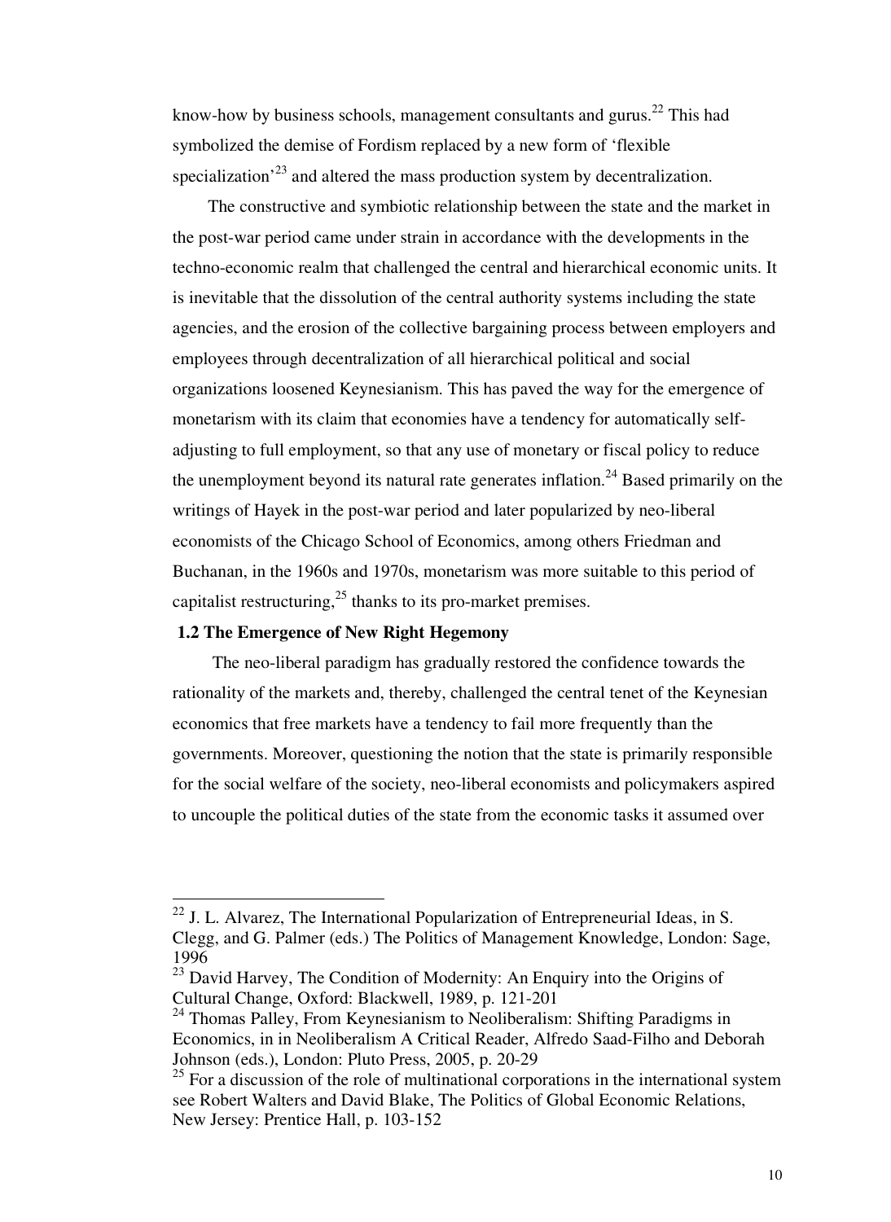know-how by business schools, management consultants and gurus.[22] This had symbolized the demise of Fordism replaced by a new form of 'flexible specialization'[23] and altered the mass production system by decentralization.

The constructive and symbiotic relationship between the state and the market in the post-war period came under strain in accordance with the developments in the techno-economic realm that challenged the central and hierarchical economic units. It is inevitable that the dissolution of the central authority systems including the state agencies, and the erosion of the collective bargaining process between employers and employees through decentralization of all hierarchical political and social organizations loosened Keynesianism. This has paved the way for the emergence of monetarism with its claim that economies have a tendency for automatically self-adjusting to full employment, so that any use of monetary or fiscal policy to reduce the unemployment beyond its natural rate generates inflation.[24] Based primarily on the writings of Hayek in the post-war period and later popularized by neo-liberal economists of the Chicago School of Economics, among others Friedman and Buchanan, in the 1960s and 1970s, monetarism was more suitable to this period of capitalist restructuring,[25] thanks to its pro-market premises.

### 1.2 The Emergence of New Right Hegemony

The neo-liberal paradigm has gradually restored the confidence towards the rationality of the markets and, thereby, challenged the central tenet of the Keynesian economics that free markets have a tendency to fail more frequently than the governments. Moreover, questioning the notion that the state is primarily responsible for the social welfare of the society, neo-liberal economists and policymakers aspired to uncouple the political duties of the state from the economic tasks it assumed over

---

[22] J. L. Alvarez, The International Popularization of Entrepreneurial Ideas, in S. Clegg, and G. Palmer (eds.) The Politics of Management Knowledge, London: Sage, 1996

[23] David Harvey, The Condition of Modernity: An Enquiry into the Origins of Cultural Change, Oxford: Blackwell, 1989, p. 121-201

[24] Thomas Palley, From Keynesianism to Neoliberalism: Shifting Paradigms in Economics, in in Neoliberalism A Critical Reader, Alfredo Saad-Filho and Deborah Johnson (eds.), London: Pluto Press, 2005, p. 20-29

[25] For a discussion of the role of multinational corporations in the international system see Robert Walters and David Blake, The Politics of Global Economic Relations, New Jersey: Prentice Hall, p. 103-152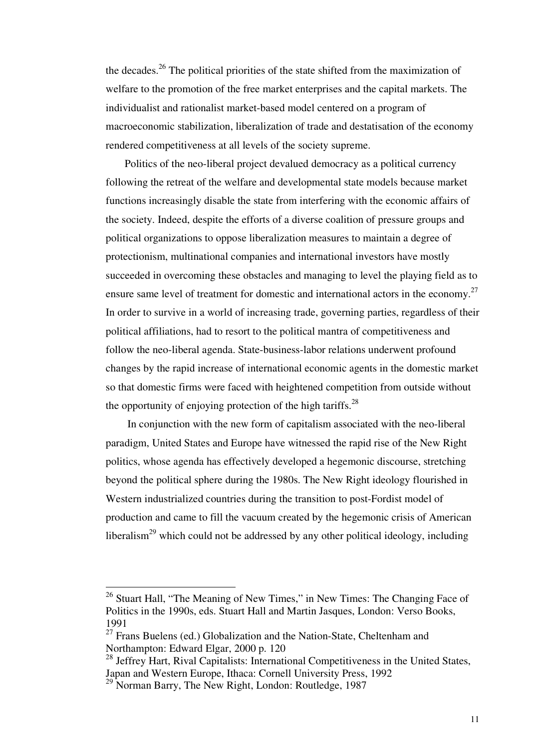the decades.[26] The political priorities of the state shifted from the maximization of welfare to the promotion of the free market enterprises and the capital markets. The individualist and rationalist market-based model centered on a program of macroeconomic stabilization, liberalization of trade and destatisation of the economy rendered competitiveness at all levels of the society supreme.

Politics of the neo-liberal project devalued democracy as a political currency following the retreat of the welfare and developmental state models because market functions increasingly disable the state from interfering with the economic affairs of the society. Indeed, despite the efforts of a diverse coalition of pressure groups and political organizations to oppose liberalization measures to maintain a degree of protectionism, multinational companies and international investors have mostly succeeded in overcoming these obstacles and managing to level the playing field as to ensure same level of treatment for domestic and international actors in the economy.[27] In order to survive in a world of increasing trade, governing parties, regardless of their political affiliations, had to resort to the political mantra of competitiveness and follow the neo-liberal agenda. State-business-labor relations underwent profound changes by the rapid increase of international economic agents in the domestic market so that domestic firms were faced with heightened competition from outside without the opportunity of enjoying protection of the high tariffs.[28]

In conjunction with the new form of capitalism associated with the neo-liberal paradigm, United States and Europe have witnessed the rapid rise of the New Right politics, whose agenda has effectively developed a hegemonic discourse, stretching beyond the political sphere during the 1980s. The New Right ideology flourished in Western industrialized countries during the transition to post-Fordist model of production and came to fill the vacuum created by the hegemonic crisis of American liberalism[29] which could not be addressed by any other political ideology, including

---

[26] Stuart Hall, "The Meaning of New Times," in New Times: The Changing Face of Politics in the 1990s, eds. Stuart Hall and Martin Jasques, London: Verso Books, 1991

[27] Frans Buelens (ed.) Globalization and the Nation-State, Cheltenham and Northampton: Edward Elgar, 2000 p. 120

[28] Jeffrey Hart, Rival Capitalists: International Competitiveness in the United States, Japan and Western Europe, Ithaca: Cornell University Press, 1992

[29] Norman Barry, The New Right, London: Routledge, 1987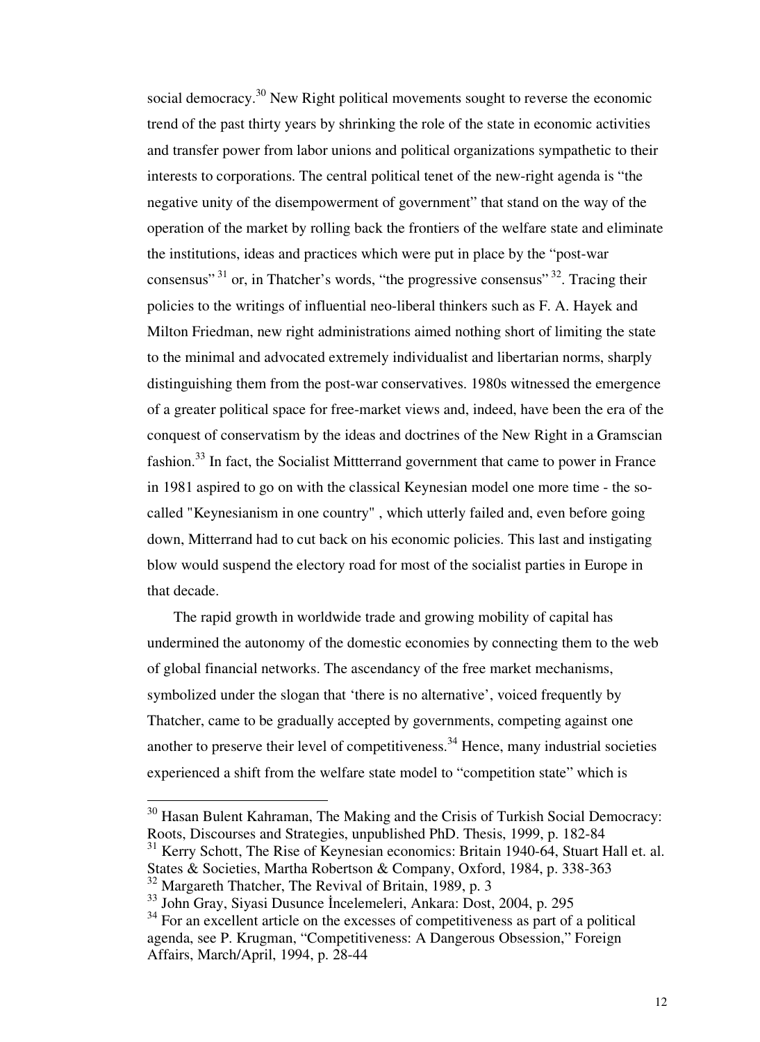social democracy.[30] New Right political movements sought to reverse the economic trend of the past thirty years by shrinking the role of the state in economic activities and transfer power from labor unions and political organizations sympathetic to their interests to corporations. The central political tenet of the new-right agenda is "the negative unity of the disempowerment of government" that stand on the way of the operation of the market by rolling back the frontiers of the welfare state and eliminate the institutions, ideas and practices which were put in place by the "post-war consensus" [31] or, in Thatcher's words, "the progressive consensus" [32]. Tracing their policies to the writings of influential neo-liberal thinkers such as F. A. Hayek and Milton Friedman, new right administrations aimed nothing short of limiting the state to the minimal and advocated extremely individualist and libertarian norms, sharply distinguishing them from the post-war conservatives. 1980s witnessed the emergence of a greater political space for free-market views and, indeed, have been the era of the conquest of conservatism by the ideas and doctrines of the New Right in a Gramscian fashion.[33] In fact, the Socialist Mittterrand government that came to power in France in 1981 aspired to go on with the classical Keynesian model one more time - the so-called "Keynesianism in one country" , which utterly failed and, even before going down, Mitterrand had to cut back on his economic policies. This last and instigating blow would suspend the electory road for most of the socialist parties in Europe in that decade.

The rapid growth in worldwide trade and growing mobility of capital has undermined the autonomy of the domestic economies by connecting them to the web of global financial networks. The ascendancy of the free market mechanisms, symbolized under the slogan that 'there is no alternative', voiced frequently by Thatcher, came to be gradually accepted by governments, competing against one another to preserve their level of competitiveness.[34] Hence, many industrial societies experienced a shift from the welfare state model to "competition state" which is

---

[30] Hasan Bulent Kahraman, The Making and the Crisis of Turkish Social Democracy: Roots, Discourses and Strategies, unpublished PhD. Thesis, 1999, p. 182-84

[31] Kerry Schott, The Rise of Keynesian economics: Britain 1940-64, Stuart Hall et. al. States & Societies, Martha Robertson & Company, Oxford, 1984, p. 338-363

[32] Margareth Thatcher, The Revival of Britain, 1989, p. 3

[33] John Gray, Siyasi Dusunce İncelemeleri, Ankara: Dost, 2004, p. 295

[34] For an excellent article on the excesses of competitiveness as part of a political agenda, see P. Krugman, "Competitiveness: A Dangerous Obsession," Foreign Affairs, March/April, 1994, p. 28-44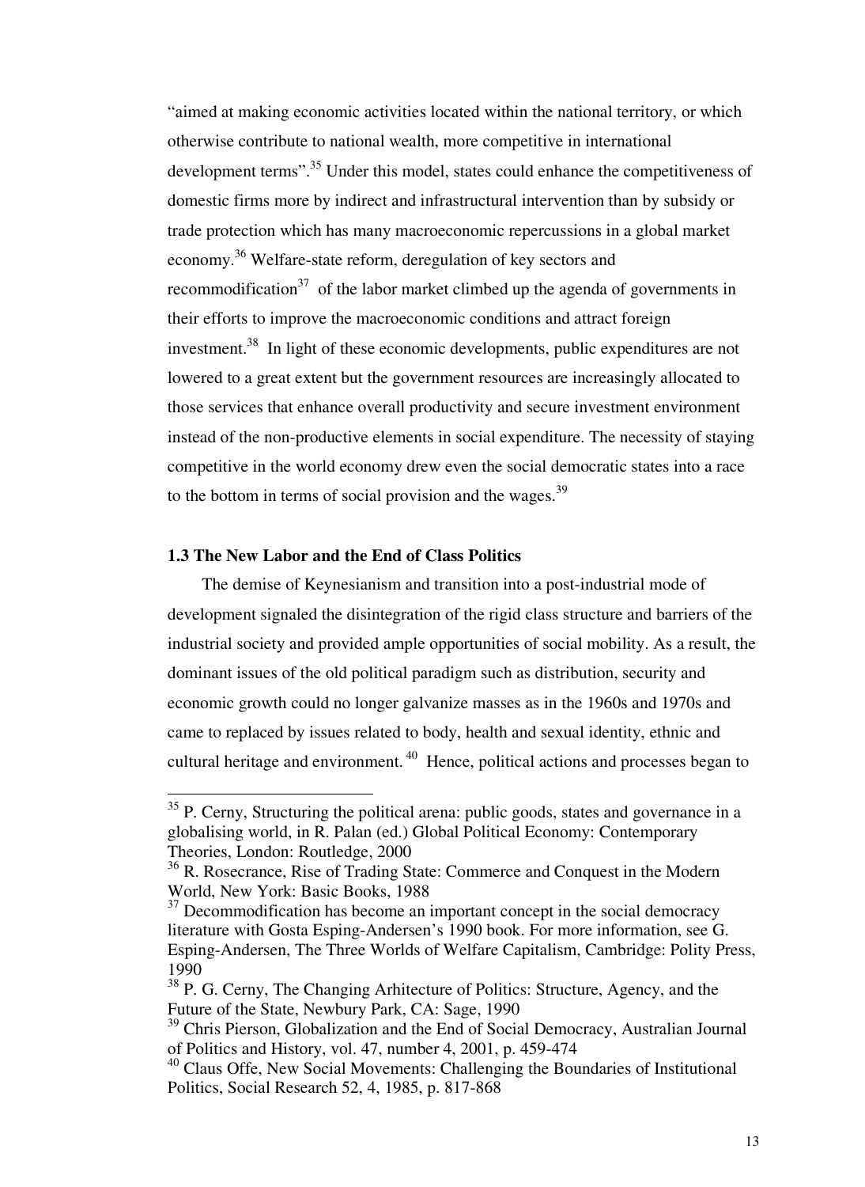"aimed at making economic activities located within the national territory, or which otherwise contribute to national wealth, more competitive in international development terms".[35] Under this model, states could enhance the competitiveness of domestic firms more by indirect and infrastructural intervention than by subsidy or trade protection which has many macroeconomic repercussions in a global market economy.[36] Welfare-state reform, deregulation of key sectors and recommodification[37] of the labor market climbed up the agenda of governments in their efforts to improve the macroeconomic conditions and attract foreign investment.[38] In light of these economic developments, public expenditures are not lowered to a great extent but the government resources are increasingly allocated to those services that enhance overall productivity and secure investment environment instead of the non-productive elements in social expenditure. The necessity of staying competitive in the world economy drew even the social democratic states into a race to the bottom in terms of social provision and the wages.[39]

### 1.3 The New Labor and the End of Class Politics

The demise of Keynesianism and transition into a post-industrial mode of development signaled the disintegration of the rigid class structure and barriers of the industrial society and provided ample opportunities of social mobility. As a result, the dominant issues of the old political paradigm such as distribution, security and economic growth could no longer galvanize masses as in the 1960s and 1970s and came to replaced by issues related to body, health and sexual identity, ethnic and cultural heritage and environment.[40] Hence, political actions and processes began to

---

[35] P. Cerny, Structuring the political arena: public goods, states and governance in a globalising world, in R. Palan (ed.) Global Political Economy: Contemporary Theories, London: Routledge, 2000

[36] R. Rosecrance, Rise of Trading State: Commerce and Conquest in the Modern World, New York: Basic Books, 1988

[37] Decommodification has become an important concept in the social democracy literature with Gosta Esping-Andersen's 1990 book. For more information, see G. Esping-Andersen, The Three Worlds of Welfare Capitalism, Cambridge: Polity Press, 1990

[38] P. G. Cerny, The Changing Arhitecture of Politics: Structure, Agency, and the Future of the State, Newbury Park, CA: Sage, 1990

[39] Chris Pierson, Globalization and the End of Social Democracy, Australian Journal of Politics and History, vol. 47, number 4, 2001, p. 459-474

[40] Claus Offe, New Social Movements: Challenging the Boundaries of Institutional Politics, Social Research 52, 4, 1985, p. 817-868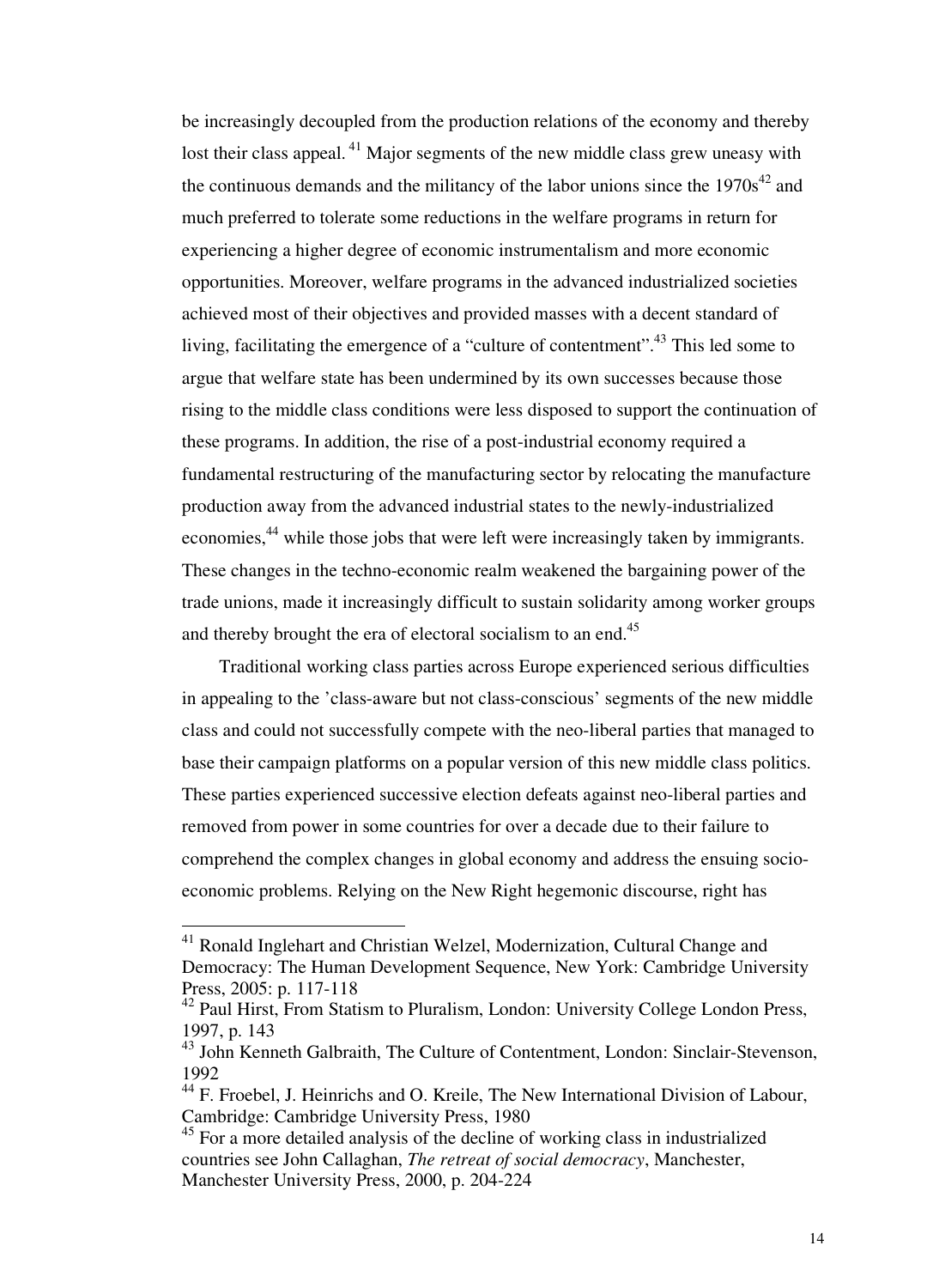be increasingly decoupled from the production relations of the economy and thereby lost their class appeal.[41] Major segments of the new middle class grew uneasy with the continuous demands and the militancy of the labor unions since the 1970s[42] and much preferred to tolerate some reductions in the welfare programs in return for experiencing a higher degree of economic instrumentalism and more economic opportunities. Moreover, welfare programs in the advanced industrialized societies achieved most of their objectives and provided masses with a decent standard of living, facilitating the emergence of a "culture of contentment".[43] This led some to argue that welfare state has been undermined by its own successes because those rising to the middle class conditions were less disposed to support the continuation of these programs. In addition, the rise of a post-industrial economy required a fundamental restructuring of the manufacturing sector by relocating the manufacture production away from the advanced industrial states to the newly-industrialized economies,[44] while those jobs that were left were increasingly taken by immigrants. These changes in the techno-economic realm weakened the bargaining power of the trade unions, made it increasingly difficult to sustain solidarity among worker groups and thereby brought the era of electoral socialism to an end.[45]

Traditional working class parties across Europe experienced serious difficulties in appealing to the 'class-aware but not class-conscious' segments of the new middle class and could not successfully compete with the neo-liberal parties that managed to base their campaign platforms on a popular version of this new middle class politics. These parties experienced successive election defeats against neo-liberal parties and removed from power in some countries for over a decade due to their failure to comprehend the complex changes in global economy and address the ensuing socio-economic problems. Relying on the New Right hegemonic discourse, right has

---

[41] Ronald Inglehart and Christian Welzel, Modernization, Cultural Change and Democracy: The Human Development Sequence, New York: Cambridge University Press, 2005: p. 117-118

[42] Paul Hirst, From Statism to Pluralism, London: University College London Press, 1997, p. 143

[43] John Kenneth Galbraith, The Culture of Contentment, London: Sinclair-Stevenson, 1992

[44] F. Froebel, J. Heinrichs and O. Kreile, The New International Division of Labour, Cambridge: Cambridge University Press, 1980

[45] For a more detailed analysis of the decline of working class in industrialized countries see John Callaghan, *The retreat of social democracy*, Manchester, Manchester University Press, 2000, p. 204-224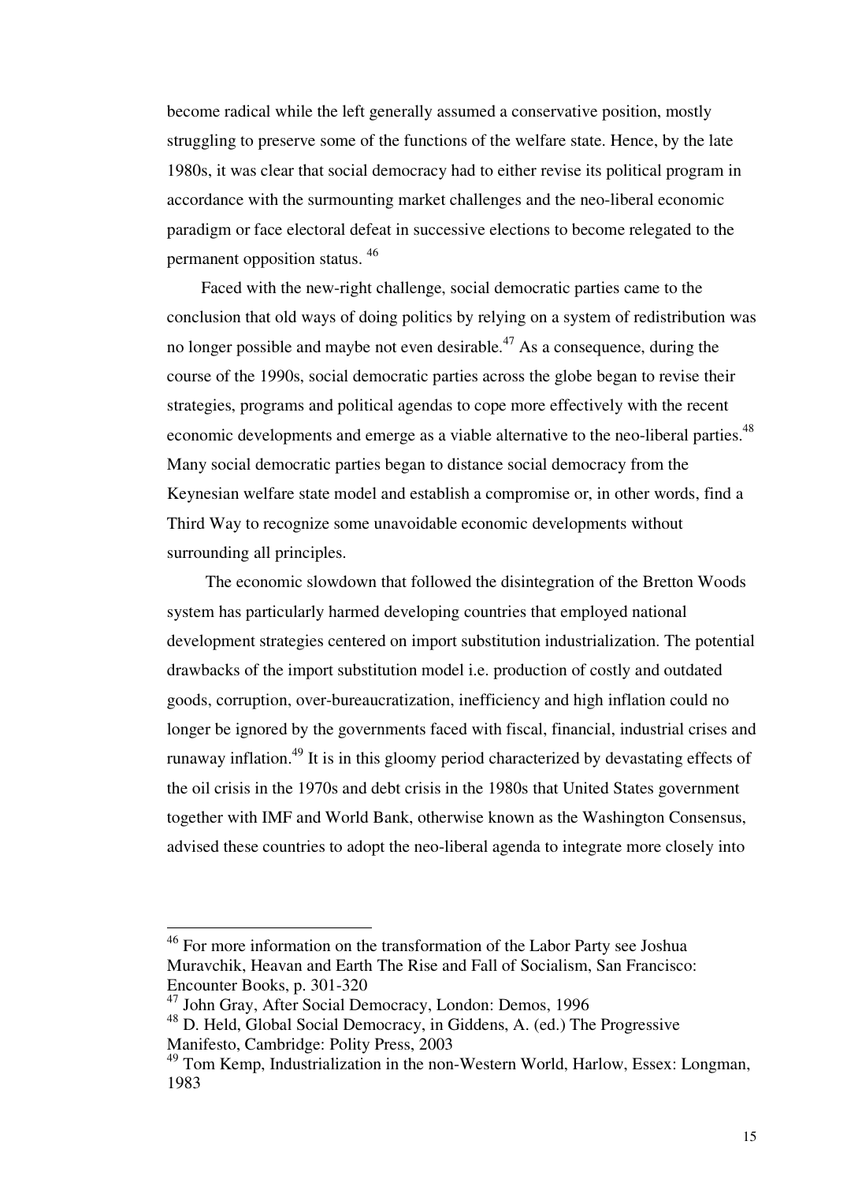become radical while the left generally assumed a conservative position, mostly struggling to preserve some of the functions of the welfare state. Hence, by the late 1980s, it was clear that social democracy had to either revise its political program in accordance with the surmounting market challenges and the neo-liberal economic paradigm or face electoral defeat in successive elections to become relegated to the permanent opposition status. [46]

Faced with the new-right challenge, social democratic parties came to the conclusion that old ways of doing politics by relying on a system of redistribution was no longer possible and maybe not even desirable.[47] As a consequence, during the course of the 1990s, social democratic parties across the globe began to revise their strategies, programs and political agendas to cope more effectively with the recent economic developments and emerge as a viable alternative to the neo-liberal parties.[48] Many social democratic parties began to distance social democracy from the Keynesian welfare state model and establish a compromise or, in other words, find a Third Way to recognize some unavoidable economic developments without surrounding all principles.

The economic slowdown that followed the disintegration of the Bretton Woods system has particularly harmed developing countries that employed national development strategies centered on import substitution industrialization. The potential drawbacks of the import substitution model i.e. production of costly and outdated goods, corruption, over-bureaucratization, inefficiency and high inflation could no longer be ignored by the governments faced with fiscal, financial, industrial crises and runaway inflation.[49] It is in this gloomy period characterized by devastating effects of the oil crisis in the 1970s and debt crisis in the 1980s that United States government together with IMF and World Bank, otherwise known as the Washington Consensus, advised these countries to adopt the neo-liberal agenda to integrate more closely into

---

[46] For more information on the transformation of the Labor Party see Joshua Muravchik, Heavan and Earth The Rise and Fall of Socialism, San Francisco: Encounter Books, p. 301-320

[47] John Gray, After Social Democracy, London: Demos, 1996

[48] D. Held, Global Social Democracy, in Giddens, A. (ed.) The Progressive Manifesto, Cambridge: Polity Press, 2003

[49] Tom Kemp, Industrialization in the non-Western World, Harlow, Essex: Longman, 1983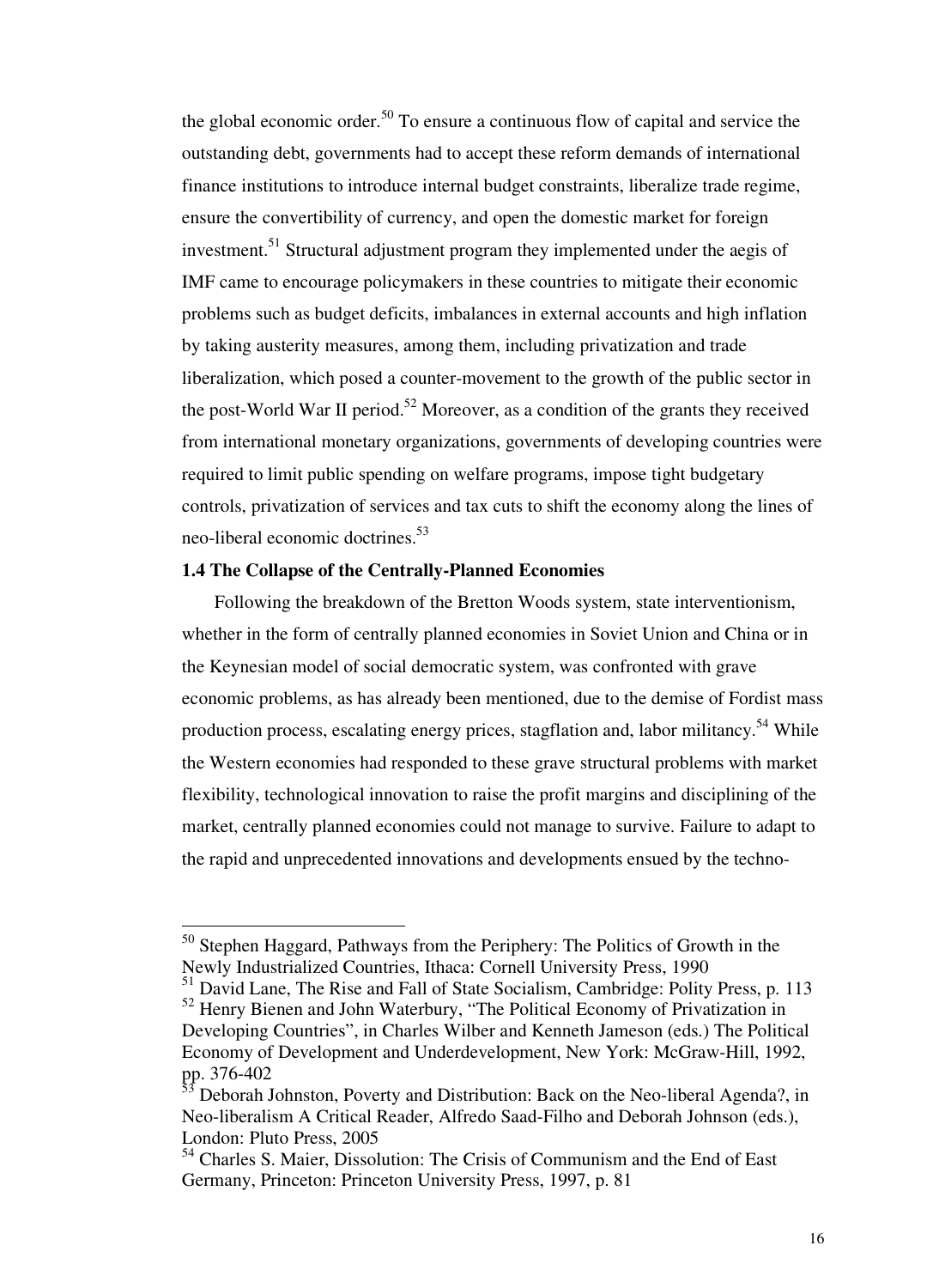the global economic order.[50] To ensure a continuous flow of capital and service the outstanding debt, governments had to accept these reform demands of international finance institutions to introduce internal budget constraints, liberalize trade regime, ensure the convertibility of currency, and open the domestic market for foreign investment.[51] Structural adjustment program they implemented under the aegis of IMF came to encourage policymakers in these countries to mitigate their economic problems such as budget deficits, imbalances in external accounts and high inflation by taking austerity measures, among them, including privatization and trade liberalization, which posed a counter-movement to the growth of the public sector in the post-World War II period.[52] Moreover, as a condition of the grants they received from international monetary organizations, governments of developing countries were required to limit public spending on welfare programs, impose tight budgetary controls, privatization of services and tax cuts to shift the economy along the lines of neo-liberal economic doctrines.[53]

### 1.4 The Collapse of the Centrally-Planned Economies

Following the breakdown of the Bretton Woods system, state interventionism, whether in the form of centrally planned economies in Soviet Union and China or in the Keynesian model of social democratic system, was confronted with grave economic problems, as has already been mentioned, due to the demise of Fordist mass production process, escalating energy prices, stagflation and, labor militancy.[54] While the Western economies had responded to these grave structural problems with market flexibility, technological innovation to raise the profit margins and disciplining of the market, centrally planned economies could not manage to survive. Failure to adapt to the rapid and unprecedented innovations and developments ensued by the techno-

---

[50] Stephen Haggard, Pathways from the Periphery: The Politics of Growth in the Newly Industrialized Countries, Ithaca: Cornell University Press, 1990

[51] David Lane, The Rise and Fall of State Socialism, Cambridge: Polity Press, p. 113

[52] Henry Bienen and John Waterbury, "The Political Economy of Privatization in Developing Countries", in Charles Wilber and Kenneth Jameson (eds.) The Political Economy of Development and Underdevelopment, New York: McGraw-Hill, 1992, pp. 376-402

[53] Deborah Johnston, Poverty and Distribution: Back on the Neo-liberal Agenda?, in Neo-liberalism A Critical Reader, Alfredo Saad-Filho and Deborah Johnson (eds.), London: Pluto Press, 2005

[54] Charles S. Maier, Dissolution: The Crisis of Communism and the End of East Germany, Princeton: Princeton University Press, 1997, p. 81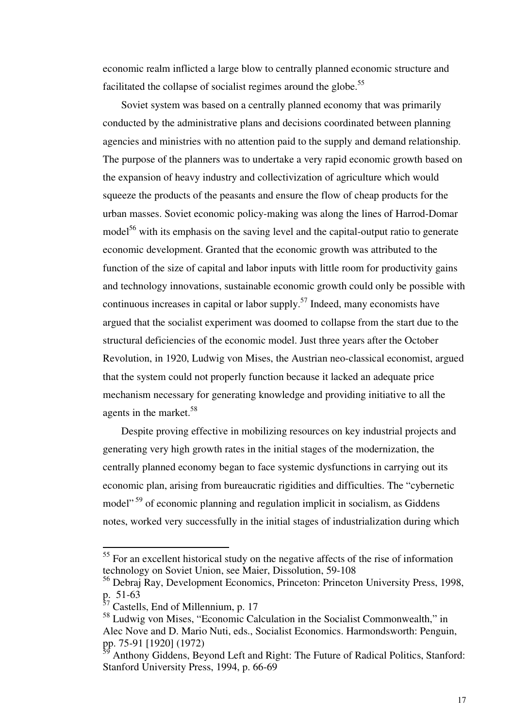economic realm inflicted a large blow to centrally planned economic structure and facilitated the collapse of socialist regimes around the globe.[55]

Soviet system was based on a centrally planned economy that was primarily conducted by the administrative plans and decisions coordinated between planning agencies and ministries with no attention paid to the supply and demand relationship. The purpose of the planners was to undertake a very rapid economic growth based on the expansion of heavy industry and collectivization of agriculture which would squeeze the products of the peasants and ensure the flow of cheap products for the urban masses. Soviet economic policy-making was along the lines of Harrod-Domar model[56] with its emphasis on the saving level and the capital-output ratio to generate economic development. Granted that the economic growth was attributed to the function of the size of capital and labor inputs with little room for productivity gains and technology innovations, sustainable economic growth could only be possible with continuous increases in capital or labor supply.[57] Indeed, many economists have argued that the socialist experiment was doomed to collapse from the start due to the structural deficiencies of the economic model. Just three years after the October Revolution, in 1920, Ludwig von Mises, the Austrian neo-classical economist, argued that the system could not properly function because it lacked an adequate price mechanism necessary for generating knowledge and providing initiative to all the agents in the market.[58]

Despite proving effective in mobilizing resources on key industrial projects and generating very high growth rates in the initial stages of the modernization, the centrally planned economy began to face systemic dysfunctions in carrying out its economic plan, arising from bureaucratic rigidities and difficulties. The "cybernetic model"[59] of economic planning and regulation implicit in socialism, as Giddens notes, worked very successfully in the initial stages of industrialization during which

---

[55] For an excellent historical study on the negative affects of the rise of information technology on Soviet Union, see Maier, Dissolution, 59-108

[56] Debraj Ray, Development Economics, Princeton: Princeton University Press, 1998, p. 51-63

[57] Castells, End of Millennium, p. 17

[58] Ludwig von Mises, "Economic Calculation in the Socialist Commonwealth," in Alec Nove and D. Mario Nuti, eds., Socialist Economics. Harmondsworth: Penguin, pp. 75-91 [1920] (1972)

[59] Anthony Giddens, Beyond Left and Right: The Future of Radical Politics, Stanford: Stanford University Press, 1994, p. 66-69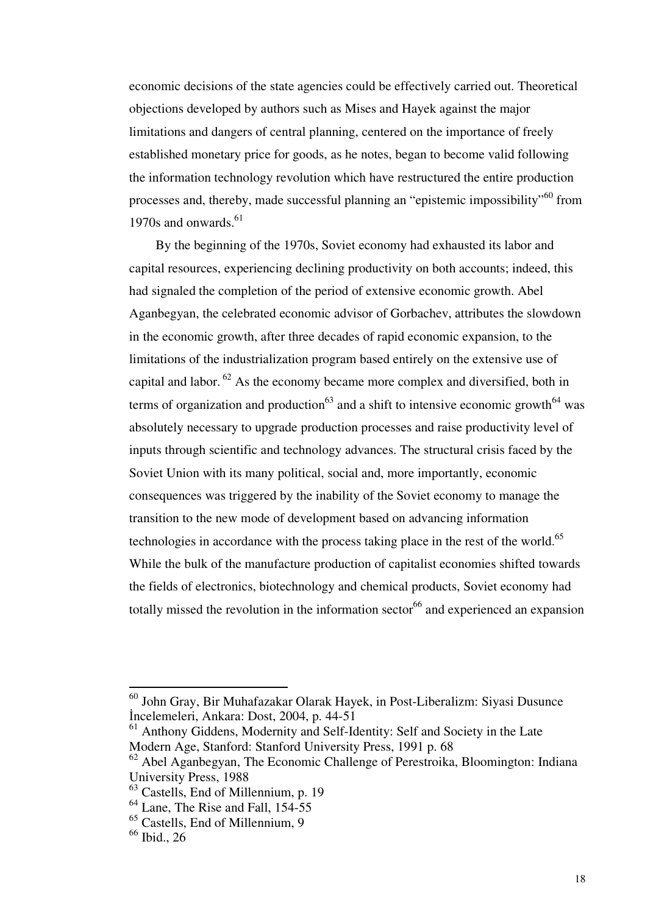economic decisions of the state agencies could be effectively carried out. Theoretical objections developed by authors such as Mises and Hayek against the major limitations and dangers of central planning, centered on the importance of freely established monetary price for goods, as he notes, began to become valid following the information technology revolution which have restructured the entire production processes and, thereby, made successful planning an "epistemic impossibility"[60] from 1970s and onwards.[61]

By the beginning of the 1970s, Soviet economy had exhausted its labor and capital resources, experiencing declining productivity on both accounts; indeed, this had signaled the completion of the period of extensive economic growth. Abel Aganbegyan, the celebrated economic advisor of Gorbachev, attributes the slowdown in the economic growth, after three decades of rapid economic expansion, to the limitations of the industrialization program based entirely on the extensive use of capital and labor.[62] As the economy became more complex and diversified, both in terms of organization and production[63] and a shift to intensive economic growth[64] was absolutely necessary to upgrade production processes and raise productivity level of inputs through scientific and technology advances. The structural crisis faced by the Soviet Union with its many political, social and, more importantly, economic consequences was triggered by the inability of the Soviet economy to manage the transition to the new mode of development based on advancing information technologies in accordance with the process taking place in the rest of the world.[65] While the bulk of the manufacture production of capitalist economies shifted towards the fields of electronics, biotechnology and chemical products, Soviet economy had totally missed the revolution in the information sector[66] and experienced an expansion

---

[60] John Gray, Bir Muhafazakar Olarak Hayek, in Post-Liberalizm: Siyasi Dusunce İncelemeleri, Ankara: Dost, 2004, p. 44-51

[61] Anthony Giddens, Modernity and Self-Identity: Self and Society in the Late Modern Age, Stanford: Stanford University Press, 1991 p. 68

[62] Abel Aganbegyan, The Economic Challenge of Perestroika, Bloomington: Indiana University Press, 1988

[63] Castells, End of Millennium, p. 19

[64] Lane, The Rise and Fall, 154-55

[65] Castells, End of Millennium, 9

[66] Ibid., 26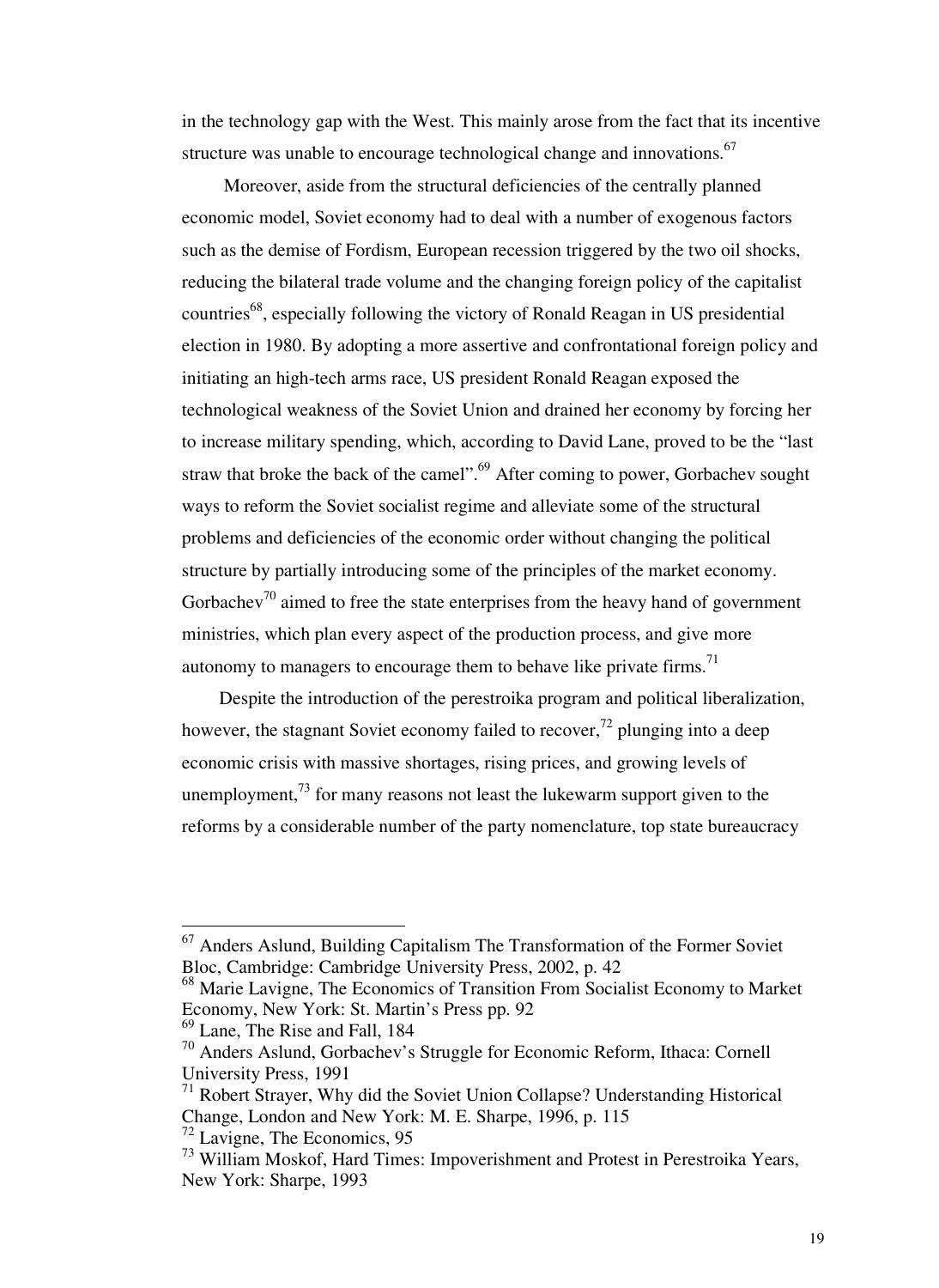in the technology gap with the West. This mainly arose from the fact that its incentive structure was unable to encourage technological change and innovations.[67]

Moreover, aside from the structural deficiencies of the centrally planned economic model, Soviet economy had to deal with a number of exogenous factors such as the demise of Fordism, European recession triggered by the two oil shocks, reducing the bilateral trade volume and the changing foreign policy of the capitalist countries[68], especially following the victory of Ronald Reagan in US presidential election in 1980. By adopting a more assertive and confrontational foreign policy and initiating an high-tech arms race, US president Ronald Reagan exposed the technological weakness of the Soviet Union and drained her economy by forcing her to increase military spending, which, according to David Lane, proved to be the "last straw that broke the back of the camel".[69] After coming to power, Gorbachev sought ways to reform the Soviet socialist regime and alleviate some of the structural problems and deficiencies of the economic order without changing the political structure by partially introducing some of the principles of the market economy. Gorbachev[70] aimed to free the state enterprises from the heavy hand of government ministries, which plan every aspect of the production process, and give more autonomy to managers to encourage them to behave like private firms.[71]

Despite the introduction of the perestroika program and political liberalization, however, the stagnant Soviet economy failed to recover,[72] plunging into a deep economic crisis with massive shortages, rising prices, and growing levels of unemployment,[73] for many reasons not least the lukewarm support given to the reforms by a considerable number of the party nomenclature, top state bureaucracy

---

[67] Anders Aslund, Building Capitalism The Transformation of the Former Soviet Bloc, Cambridge: Cambridge University Press, 2002, p. 42

[68] Marie Lavigne, The Economics of Transition From Socialist Economy to Market Economy, New York: St. Martin's Press pp. 92

[69] Lane, The Rise and Fall, 184

[70] Anders Aslund, Gorbachev's Struggle for Economic Reform, Ithaca: Cornell University Press, 1991

[71] Robert Strayer, Why did the Soviet Union Collapse? Understanding Historical Change, London and New York: M. E. Sharpe, 1996, p. 115

[72] Lavigne, The Economics, 95

[73] William Moskof, Hard Times: Impoverishment and Protest in Perestroika Years, New York: Sharpe, 1993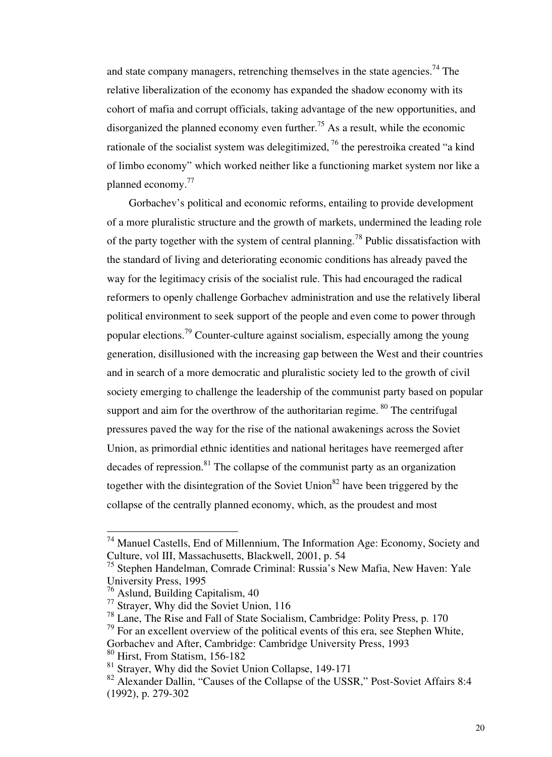and state company managers, retrenching themselves in the state agencies.[74] The relative liberalization of the economy has expanded the shadow economy with its cohort of mafia and corrupt officials, taking advantage of the new opportunities, and disorganized the planned economy even further.[75] As a result, while the economic rationale of the socialist system was delegitimized, [76] the perestroika created "a kind of limbo economy" which worked neither like a functioning market system nor like a planned economy.[77]

Gorbachev's political and economic reforms, entailing to provide development of a more pluralistic structure and the growth of markets, undermined the leading role of the party together with the system of central planning.[78] Public dissatisfaction with the standard of living and deteriorating economic conditions has already paved the way for the legitimacy crisis of the socialist rule. This had encouraged the radical reformers to openly challenge Gorbachev administration and use the relatively liberal political environment to seek support of the people and even come to power through popular elections.[79] Counter-culture against socialism, especially among the young generation, disillusioned with the increasing gap between the West and their countries and in search of a more democratic and pluralistic society led to the growth of civil society emerging to challenge the leadership of the communist party based on popular support and aim for the overthrow of the authoritarian regime. [80] The centrifugal pressures paved the way for the rise of the national awakenings across the Soviet Union, as primordial ethnic identities and national heritages have reemerged after decades of repression.[81] The collapse of the communist party as an organization together with the disintegration of the Soviet Union[82] have been triggered by the collapse of the centrally planned economy, which, as the proudest and most

---

[74] Manuel Castells, End of Millennium, The Information Age: Economy, Society and Culture, vol III, Massachusetts, Blackwell, 2001, p. 54

[75] Stephen Handelman, Comrade Criminal: Russia's New Mafia, New Haven: Yale University Press, 1995

[76] Aslund, Building Capitalism, 40

[77] Strayer, Why did the Soviet Union, 116

[78] Lane, The Rise and Fall of State Socialism, Cambridge: Polity Press, p. 170

[79] For an excellent overview of the political events of this era, see Stephen White, Gorbachev and After, Cambridge: Cambridge University Press, 1993

[80] Hirst, From Statism, 156-182

[81] Strayer, Why did the Soviet Union Collapse, 149-171

[82] Alexander Dallin, "Causes of the Collapse of the USSR," Post-Soviet Affairs 8:4 (1992), p. 279-302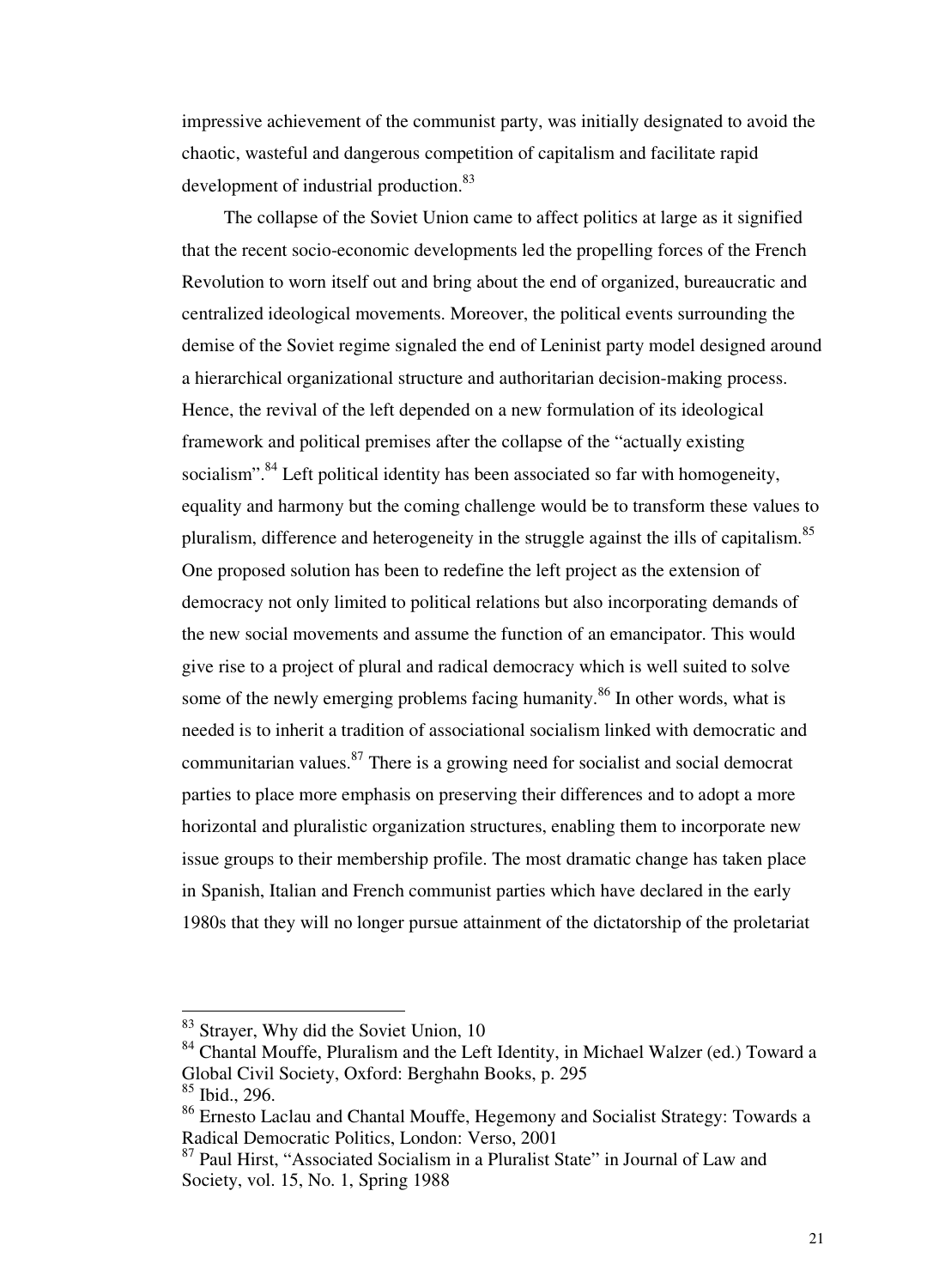impressive achievement of the communist party, was initially designated to avoid the chaotic, wasteful and dangerous competition of capitalism and facilitate rapid development of industrial production.[83]

The collapse of the Soviet Union came to affect politics at large as it signified that the recent socio-economic developments led the propelling forces of the French Revolution to worn itself out and bring about the end of organized, bureaucratic and centralized ideological movements. Moreover, the political events surrounding the demise of the Soviet regime signaled the end of Leninist party model designed around a hierarchical organizational structure and authoritarian decision-making process. Hence, the revival of the left depended on a new formulation of its ideological framework and political premises after the collapse of the "actually existing socialism".[84] Left political identity has been associated so far with homogeneity, equality and harmony but the coming challenge would be to transform these values to pluralism, difference and heterogeneity in the struggle against the ills of capitalism.[85] One proposed solution has been to redefine the left project as the extension of democracy not only limited to political relations but also incorporating demands of the new social movements and assume the function of an emancipator. This would give rise to a project of plural and radical democracy which is well suited to solve some of the newly emerging problems facing humanity.[86] In other words, what is needed is to inherit a tradition of associational socialism linked with democratic and communitarian values.[87] There is a growing need for socialist and social democrat parties to place more emphasis on preserving their differences and to adopt a more horizontal and pluralistic organization structures, enabling them to incorporate new issue groups to their membership profile. The most dramatic change has taken place in Spanish, Italian and French communist parties which have declared in the early 1980s that they will no longer pursue attainment of the dictatorship of the proletariat

---

[83] Strayer, Why did the Soviet Union, 10

[84] Chantal Mouffe, Pluralism and the Left Identity, in Michael Walzer (ed.) Toward a Global Civil Society, Oxford: Berghahn Books, p. 295

[85] Ibid., 296.

[86] Ernesto Laclau and Chantal Mouffe, Hegemony and Socialist Strategy: Towards a Radical Democratic Politics, London: Verso, 2001

[87] Paul Hirst, "Associated Socialism in a Pluralist State" in Journal of Law and Society, vol. 15, No. 1, Spring 1988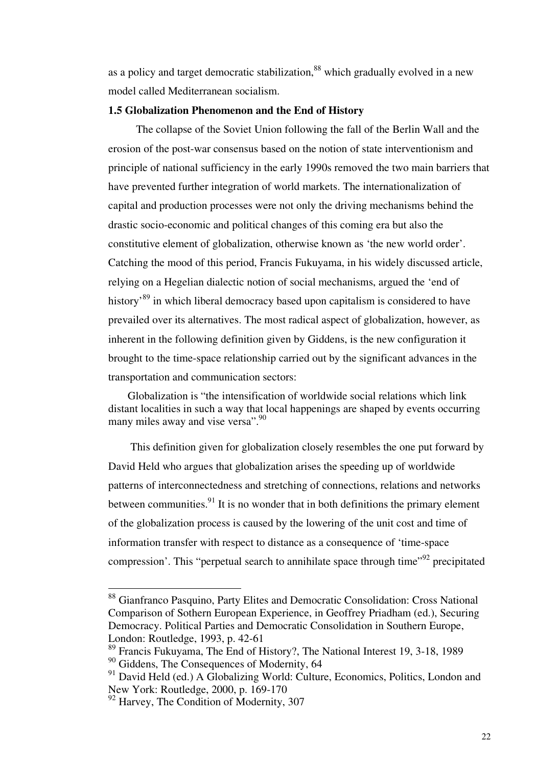as a policy and target democratic stabilization,[88] which gradually evolved in a new model called Mediterranean socialism.

### 1.5 Globalization Phenomenon and the End of History

The collapse of the Soviet Union following the fall of the Berlin Wall and the erosion of the post-war consensus based on the notion of state interventionism and principle of national sufficiency in the early 1990s removed the two main barriers that have prevented further integration of world markets. The internationalization of capital and production processes were not only the driving mechanisms behind the drastic socio-economic and political changes of this coming era but also the constitutive element of globalization, otherwise known as 'the new world order'. Catching the mood of this period, Francis Fukuyama, in his widely discussed article, relying on a Hegelian dialectic notion of social mechanisms, argued the 'end of history'[89] in which liberal democracy based upon capitalism is considered to have prevailed over its alternatives. The most radical aspect of globalization, however, as inherent in the following definition given by Giddens, is the new configuration it brought to the time-space relationship carried out by the significant advances in the transportation and communication sectors:

> Globalization is "the intensification of worldwide social relations which link distant localities in such a way that local happenings are shaped by events occurring many miles away and vise versa".[90]

This definition given for globalization closely resembles the one put forward by David Held who argues that globalization arises the speeding up of worldwide patterns of interconnectedness and stretching of connections, relations and networks between communities.[91] It is no wonder that in both definitions the primary element of the globalization process is caused by the lowering of the unit cost and time of information transfer with respect to distance as a consequence of 'time-space compression'. This "perpetual search to annihilate space through time"[92] precipitated

---

[88] Gianfranco Pasquino, Party Elites and Democratic Consolidation: Cross National Comparison of Sothern European Experience, in Geoffrey Priadham (ed.), Securing Democracy. Political Parties and Democratic Consolidation in Southern Europe, London: Routledge, 1993, p. 42-61

[89] Francis Fukuyama, The End of History?, The National Interest 19, 3-18, 1989

[90] Giddens, The Consequences of Modernity, 64

[91] David Held (ed.) A Globalizing World: Culture, Economics, Politics, London and New York: Routledge, 2000, p. 169-170

[92] Harvey, The Condition of Modernity, 307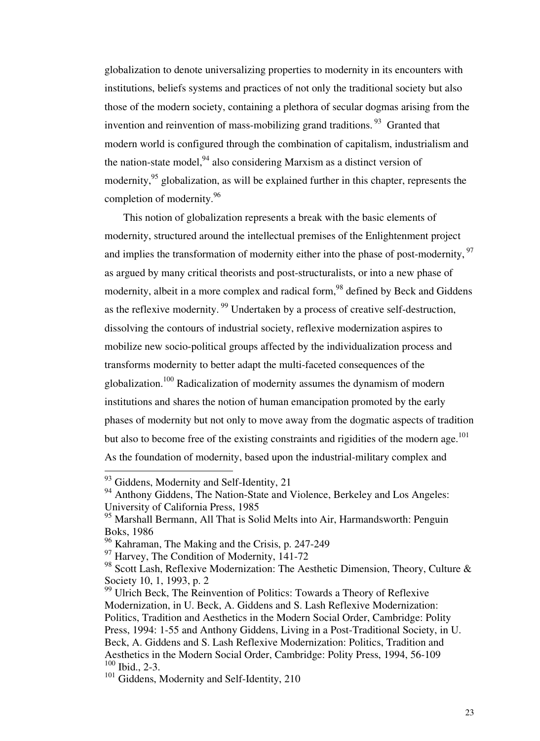globalization to denote universalizing properties to modernity in its encounters with institutions, beliefs systems and practices of not only the traditional society but also those of the modern society, containing a plethora of secular dogmas arising from the invention and reinvention of mass-mobilizing grand traditions.[93] Granted that modern world is configured through the combination of capitalism, industrialism and the nation-state model,[94] also considering Marxism as a distinct version of modernity,[95] globalization, as will be explained further in this chapter, represents the completion of modernity.[96]

This notion of globalization represents a break with the basic elements of modernity, structured around the intellectual premises of the Enlightenment project and implies the transformation of modernity either into the phase of post-modernity,[97] as argued by many critical theorists and post-structuralists, or into a new phase of modernity, albeit in a more complex and radical form,[98] defined by Beck and Giddens as the reflexive modernity.[99] Undertaken by a process of creative self-destruction, dissolving the contours of industrial society, reflexive modernization aspires to mobilize new socio-political groups affected by the individualization process and transforms modernity to better adapt the multi-faceted consequences of the globalization.[100] Radicalization of modernity assumes the dynamism of modern institutions and shares the notion of human emancipation promoted by the early phases of modernity but not only to move away from the dogmatic aspects of tradition but also to become free of the existing constraints and rigidities of the modern age.[101] As the foundation of modernity, based upon the industrial-military complex and

---

[93] Giddens, Modernity and Self-Identity, 21

[94] Anthony Giddens, The Nation-State and Violence, Berkeley and Los Angeles: University of California Press, 1985

[95] Marshall Bermann, All That is Solid Melts into Air, Harmandsworth: Penguin Boks, 1986

[96] Kahraman, The Making and the Crisis, p. 247-249

[97] Harvey, The Condition of Modernity, 141-72

[98] Scott Lash, Reflexive Modernization: The Aesthetic Dimension, Theory, Culture & Society 10, 1, 1993, p. 2

[99] Ulrich Beck, The Reinvention of Politics: Towards a Theory of Reflexive Modernization, in U. Beck, A. Giddens and S. Lash Reflexive Modernization: Politics, Tradition and Aesthetics in the Modern Social Order, Cambridge: Polity Press, 1994: 1-55 and Anthony Giddens, Living in a Post-Traditional Society, in U. Beck, A. Giddens and S. Lash Reflexive Modernization: Politics, Tradition and Aesthetics in the Modern Social Order, Cambridge: Polity Press, 1994, 56-109

[100] Ibid., 2-3.

[101] Giddens, Modernity and Self-Identity, 210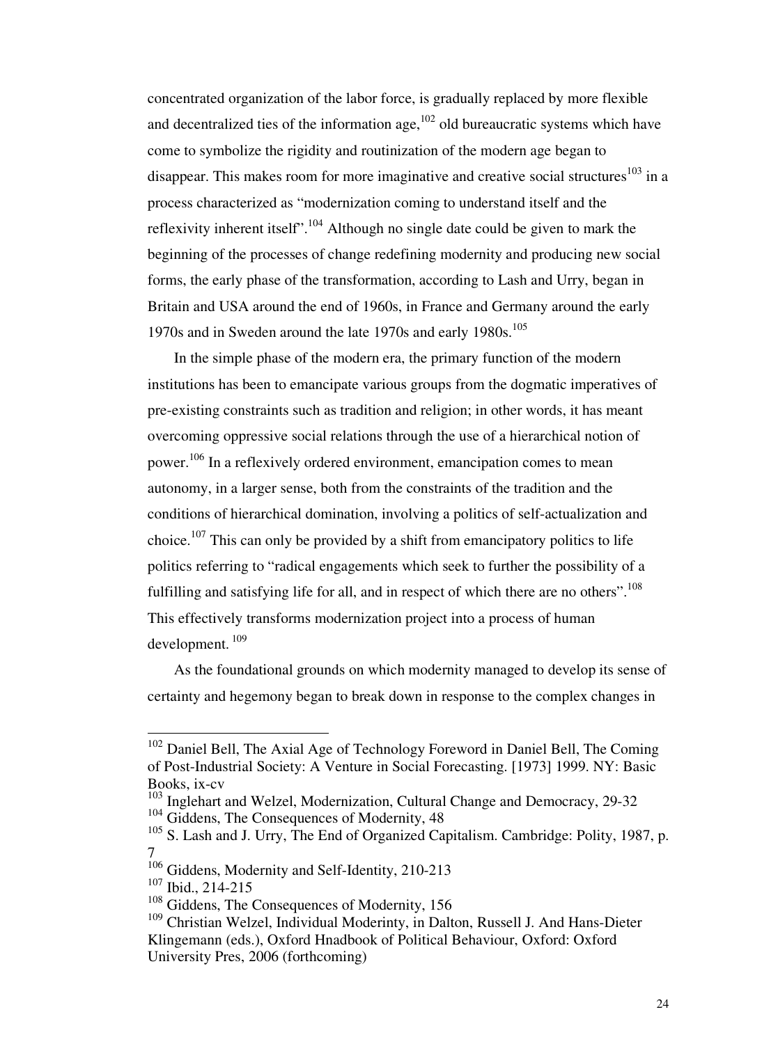concentrated organization of the labor force, is gradually replaced by more flexible and decentralized ties of the information age,[102] old bureaucratic systems which have come to symbolize the rigidity and routinization of the modern age began to disappear. This makes room for more imaginative and creative social structures[103] in a process characterized as "modernization coming to understand itself and the reflexivity inherent itself".[104] Although no single date could be given to mark the beginning of the processes of change redefining modernity and producing new social forms, the early phase of the transformation, according to Lash and Urry, began in Britain and USA around the end of 1960s, in France and Germany around the early 1970s and in Sweden around the late 1970s and early 1980s.[105]

In the simple phase of the modern era, the primary function of the modern institutions has been to emancipate various groups from the dogmatic imperatives of pre-existing constraints such as tradition and religion; in other words, it has meant overcoming oppressive social relations through the use of a hierarchical notion of power.[106] In a reflexively ordered environment, emancipation comes to mean autonomy, in a larger sense, both from the constraints of the tradition and the conditions of hierarchical domination, involving a politics of self-actualization and choice.[107] This can only be provided by a shift from emancipatory politics to life politics referring to "radical engagements which seek to further the possibility of a fulfilling and satisfying life for all, and in respect of which there are no others".[108] This effectively transforms modernization project into a process of human development.[109]

As the foundational grounds on which modernity managed to develop its sense of certainty and hegemony began to break down in response to the complex changes in

---

[102] Daniel Bell, The Axial Age of Technology Foreword in Daniel Bell, The Coming of Post-Industrial Society: A Venture in Social Forecasting. [1973] 1999. NY: Basic Books, ix-cv

[103] Inglehart and Welzel, Modernization, Cultural Change and Democracy, 29-32

[104] Giddens, The Consequences of Modernity, 48

[105] S. Lash and J. Urry, The End of Organized Capitalism. Cambridge: Polity, 1987, p. 7

[106] Giddens, Modernity and Self-Identity, 210-213

[107] Ibid., 214-215

[108] Giddens, The Consequences of Modernity, 156

[109] Christian Welzel, Individual Moderinty, in Dalton, Russell J. And Hans-Dieter Klingemann (eds.), Oxford Hnadbook of Political Behaviour, Oxford: Oxford University Pres, 2006 (forthcoming)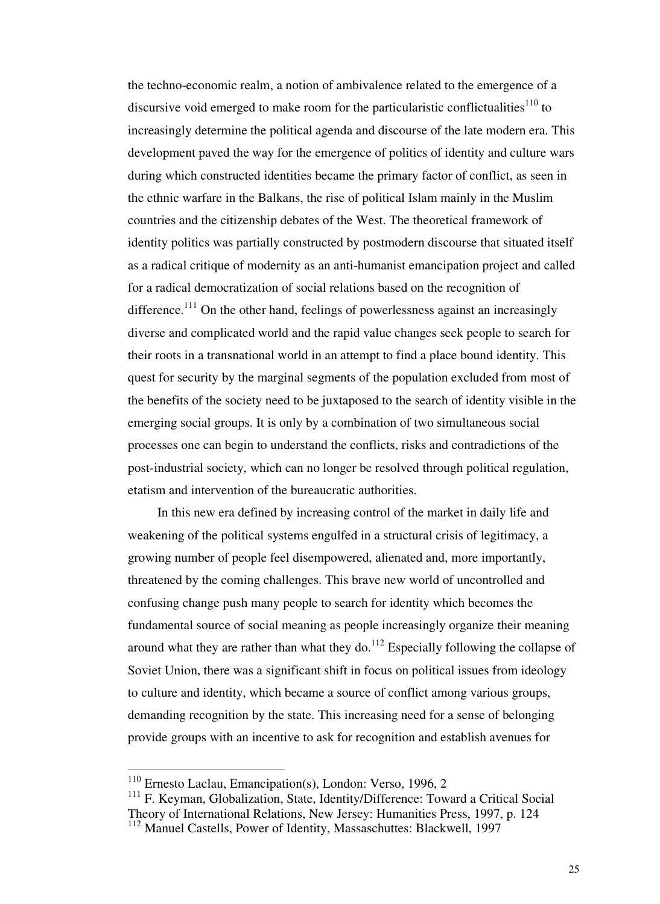the techno-economic realm, a notion of ambivalence related to the emergence of a discursive void emerged to make room for the particularistic conflictualities[110] to increasingly determine the political agenda and discourse of the late modern era. This development paved the way for the emergence of politics of identity and culture wars during which constructed identities became the primary factor of conflict, as seen in the ethnic warfare in the Balkans, the rise of political Islam mainly in the Muslim countries and the citizenship debates of the West. The theoretical framework of identity politics was partially constructed by postmodern discourse that situated itself as a radical critique of modernity as an anti-humanist emancipation project and called for a radical democratization of social relations based on the recognition of difference.[111] On the other hand, feelings of powerlessness against an increasingly diverse and complicated world and the rapid value changes seek people to search for their roots in a transnational world in an attempt to find a place bound identity. This quest for security by the marginal segments of the population excluded from most of the benefits of the society need to be juxtaposed to the search of identity visible in the emerging social groups. It is only by a combination of two simultaneous social processes one can begin to understand the conflicts, risks and contradictions of the post-industrial society, which can no longer be resolved through political regulation, etatism and intervention of the bureaucratic authorities.

In this new era defined by increasing control of the market in daily life and weakening of the political systems engulfed in a structural crisis of legitimacy, a growing number of people feel disempowered, alienated and, more importantly, threatened by the coming challenges. This brave new world of uncontrolled and confusing change push many people to search for identity which becomes the fundamental source of social meaning as people increasingly organize their meaning around what they are rather than what they do.[112] Especially following the collapse of Soviet Union, there was a significant shift in focus on political issues from ideology to culture and identity, which became a source of conflict among various groups, demanding recognition by the state. This increasing need for a sense of belonging provide groups with an incentive to ask for recognition and establish avenues for

---

[110] Ernesto Laclau, Emancipation(s), London: Verso, 1996, 2

[111] F. Keyman, Globalization, State, Identity/Difference: Toward a Critical Social Theory of International Relations, New Jersey: Humanities Press, 1997, p. 124

[112] Manuel Castells, Power of Identity, Massaschuttes: Blackwell, 1997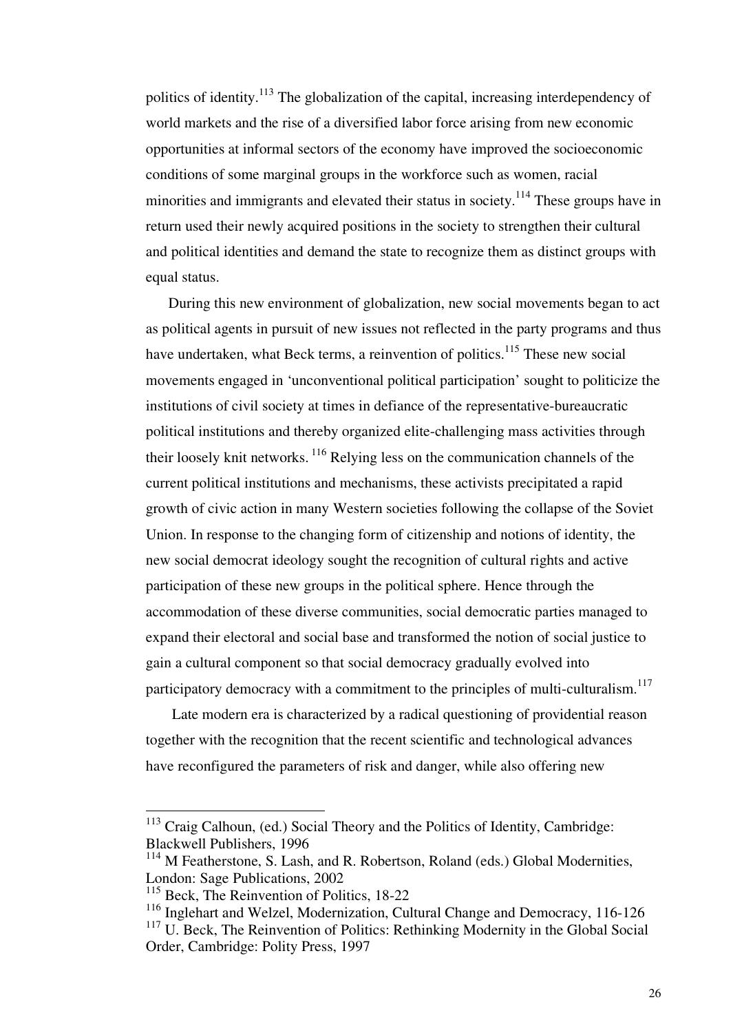politics of identity.[113] The globalization of the capital, increasing interdependency of world markets and the rise of a diversified labor force arising from new economic opportunities at informal sectors of the economy have improved the socioeconomic conditions of some marginal groups in the workforce such as women, racial minorities and immigrants and elevated their status in society.[114] These groups have in return used their newly acquired positions in the society to strengthen their cultural and political identities and demand the state to recognize them as distinct groups with equal status.

During this new environment of globalization, new social movements began to act as political agents in pursuit of new issues not reflected in the party programs and thus have undertaken, what Beck terms, a reinvention of politics.[115] These new social movements engaged in 'unconventional political participation' sought to politicize the institutions of civil society at times in defiance of the representative-bureaucratic political institutions and thereby organized elite-challenging mass activities through their loosely knit networks.[116] Relying less on the communication channels of the current political institutions and mechanisms, these activists precipitated a rapid growth of civic action in many Western societies following the collapse of the Soviet Union. In response to the changing form of citizenship and notions of identity, the new social democrat ideology sought the recognition of cultural rights and active participation of these new groups in the political sphere. Hence through the accommodation of these diverse communities, social democratic parties managed to expand their electoral and social base and transformed the notion of social justice to gain a cultural component so that social democracy gradually evolved into participatory democracy with a commitment to the principles of multi-culturalism.[117]

Late modern era is characterized by a radical questioning of providential reason together with the recognition that the recent scientific and technological advances have reconfigured the parameters of risk and danger, while also offering new

---

[113] Craig Calhoun, (ed.) Social Theory and the Politics of Identity, Cambridge: Blackwell Publishers, 1996

[114] M Featherstone, S. Lash, and R. Robertson, Roland (eds.) Global Modernities, London: Sage Publications, 2002

[115] Beck, The Reinvention of Politics, 18-22

[116] Inglehart and Welzel, Modernization, Cultural Change and Democracy, 116-126

[117] U. Beck, The Reinvention of Politics: Rethinking Modernity in the Global Social Order, Cambridge: Polity Press, 1997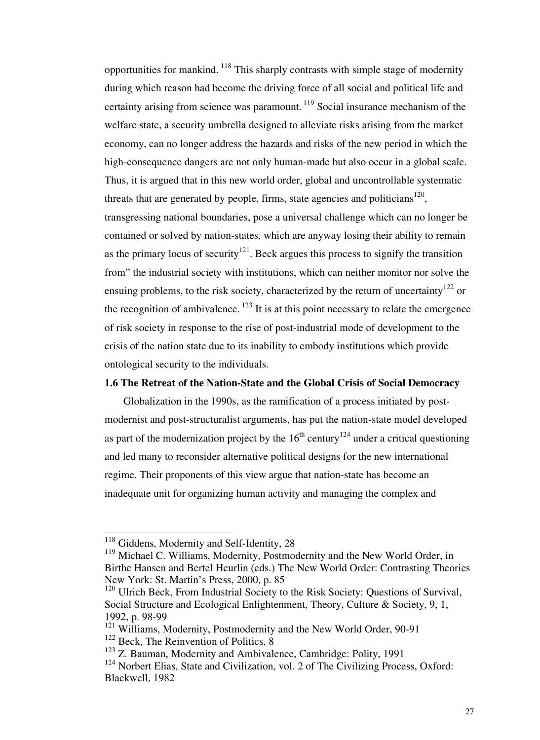opportunities for mankind. [118] This sharply contrasts with simple stage of modernity during which reason had become the driving force of all social and political life and certainty arising from science was paramount. [119] Social insurance mechanism of the welfare state, a security umbrella designed to alleviate risks arising from the market economy, can no longer address the hazards and risks of the new period in which the high-consequence dangers are not only human-made but also occur in a global scale. Thus, it is argued that in this new world order, global and uncontrollable systematic threats that are generated by people, firms, state agencies and politicians[120], transgressing national boundaries, pose a universal challenge which can no longer be contained or solved by nation-states, which are anyway losing their ability to remain as the primary locus of security[121]. Beck argues this process to signify the transition from" the industrial society with institutions, which can neither monitor nor solve the ensuing problems, to the risk society, characterized by the return of uncertainty[122] or the recognition of ambivalence. [123] It is at this point necessary to relate the emergence of risk society in response to the rise of post-industrial mode of development to the crisis of the nation state due to its inability to embody institutions which provide ontological security to the individuals.

### 1.6 The Retreat of the Nation-State and the Global Crisis of Social Democracy

Globalization in the 1990s, as the ramification of a process initiated by post-modernist and post-structuralist arguments, has put the nation-state model developed as part of the modernization project by the 16th century[124] under a critical questioning and led many to reconsider alternative political designs for the new international regime. Their proponents of this view argue that nation-state has become an inadequate unit for organizing human activity and managing the complex and

---

[118] Giddens, Modernity and Self-Identity, 28

[119] Michael C. Williams, Modernity, Postmodernity and the New World Order, in Birthe Hansen and Bertel Heurlin (eds.) The New World Order: Contrasting Theories New York: St. Martin's Press, 2000, p. 85

[120] Ulrich Beck, From Industrial Society to the Risk Society: Questions of Survival, Social Structure and Ecological Enlightenment, Theory, Culture & Society, 9, 1, 1992, p. 98-99

[121] Williams, Modernity, Postmodernity and the New World Order, 90-91

[122] Beck, The Reinvention of Politics, 8

[123] Z. Bauman, Modernity and Ambivalence, Cambridge: Polity, 1991

[124] Norbert Elias, State and Civilization, vol. 2 of The Civilizing Process, Oxford: Blackwell, 1982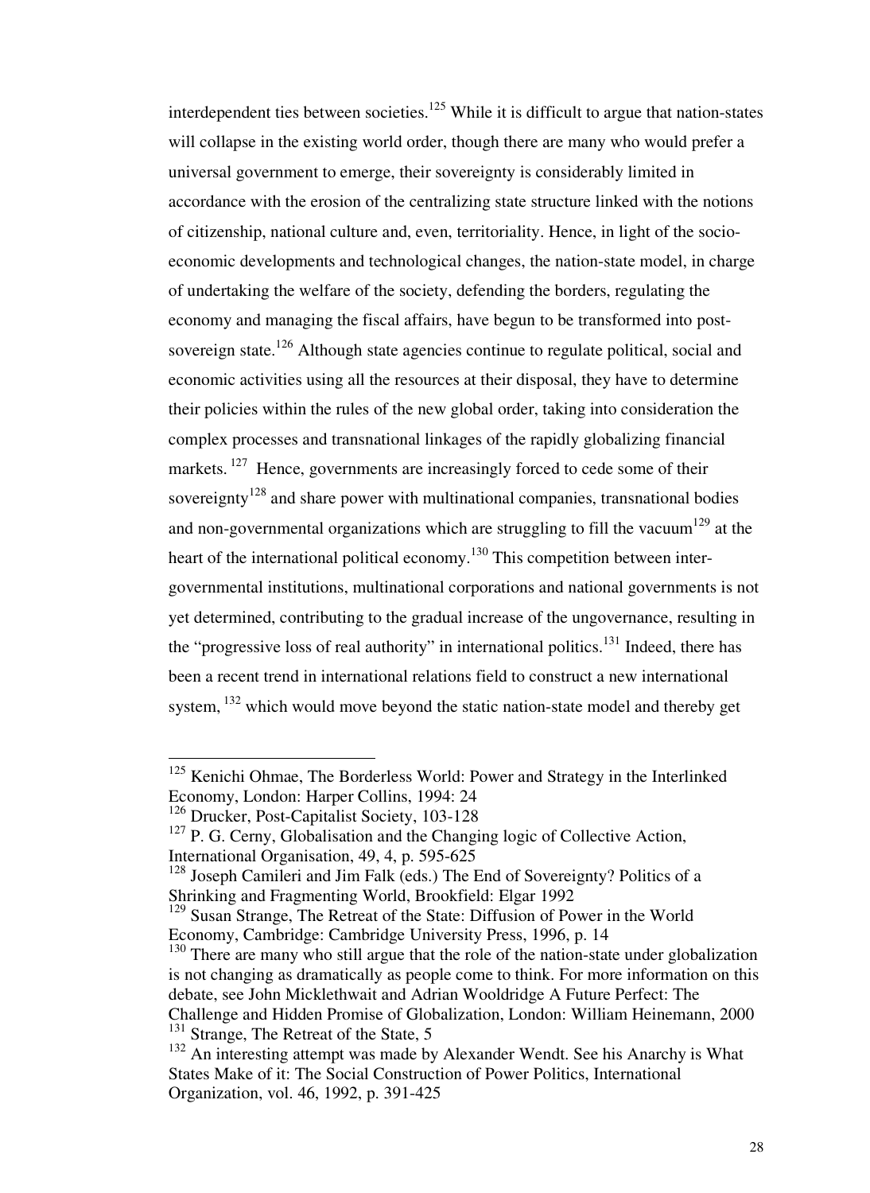interdependent ties between societies.[125] While it is difficult to argue that nation-states will collapse in the existing world order, though there are many who would prefer a universal government to emerge, their sovereignty is considerably limited in accordance with the erosion of the centralizing state structure linked with the notions of citizenship, national culture and, even, territoriality. Hence, in light of the socio-economic developments and technological changes, the nation-state model, in charge of undertaking the welfare of the society, defending the borders, regulating the economy and managing the fiscal affairs, have begun to be transformed into post-sovereign state.[126] Although state agencies continue to regulate political, social and economic activities using all the resources at their disposal, they have to determine their policies within the rules of the new global order, taking into consideration the complex processes and transnational linkages of the rapidly globalizing financial markets.[127] Hence, governments are increasingly forced to cede some of their sovereignty[128] and share power with multinational companies, transnational bodies and non-governmental organizations which are struggling to fill the vacuum[129] at the heart of the international political economy.[130] This competition between inter-governmental institutions, multinational corporations and national governments is not yet determined, contributing to the gradual increase of the ungovernance, resulting in the "progressive loss of real authority" in international politics.[131] Indeed, there has been a recent trend in international relations field to construct a new international system,[132] which would move beyond the static nation-state model and thereby get

---

[125] Kenichi Ohmae, The Borderless World: Power and Strategy in the Interlinked Economy, London: Harper Collins, 1994: 24

[126] Drucker, Post-Capitalist Society, 103-128

[127] P. G. Cerny, Globalisation and the Changing logic of Collective Action, International Organisation, 49, 4, p. 595-625

[128] Joseph Camileri and Jim Falk (eds.) The End of Sovereignty? Politics of a Shrinking and Fragmenting World, Brookfield: Elgar 1992

[129] Susan Strange, The Retreat of the State: Diffusion of Power in the World Economy, Cambridge: Cambridge University Press, 1996, p. 14

[130] There are many who still argue that the role of the nation-state under globalization is not changing as dramatically as people come to think. For more information on this debate, see John Micklethwait and Adrian Wooldridge A Future Perfect: The Challenge and Hidden Promise of Globalization, London: William Heinemann, 2000

[131] Strange, The Retreat of the State, 5

[132] An interesting attempt was made by Alexander Wendt. See his Anarchy is What States Make of it: The Social Construction of Power Politics, International Organization, vol. 46, 1992, p. 391-425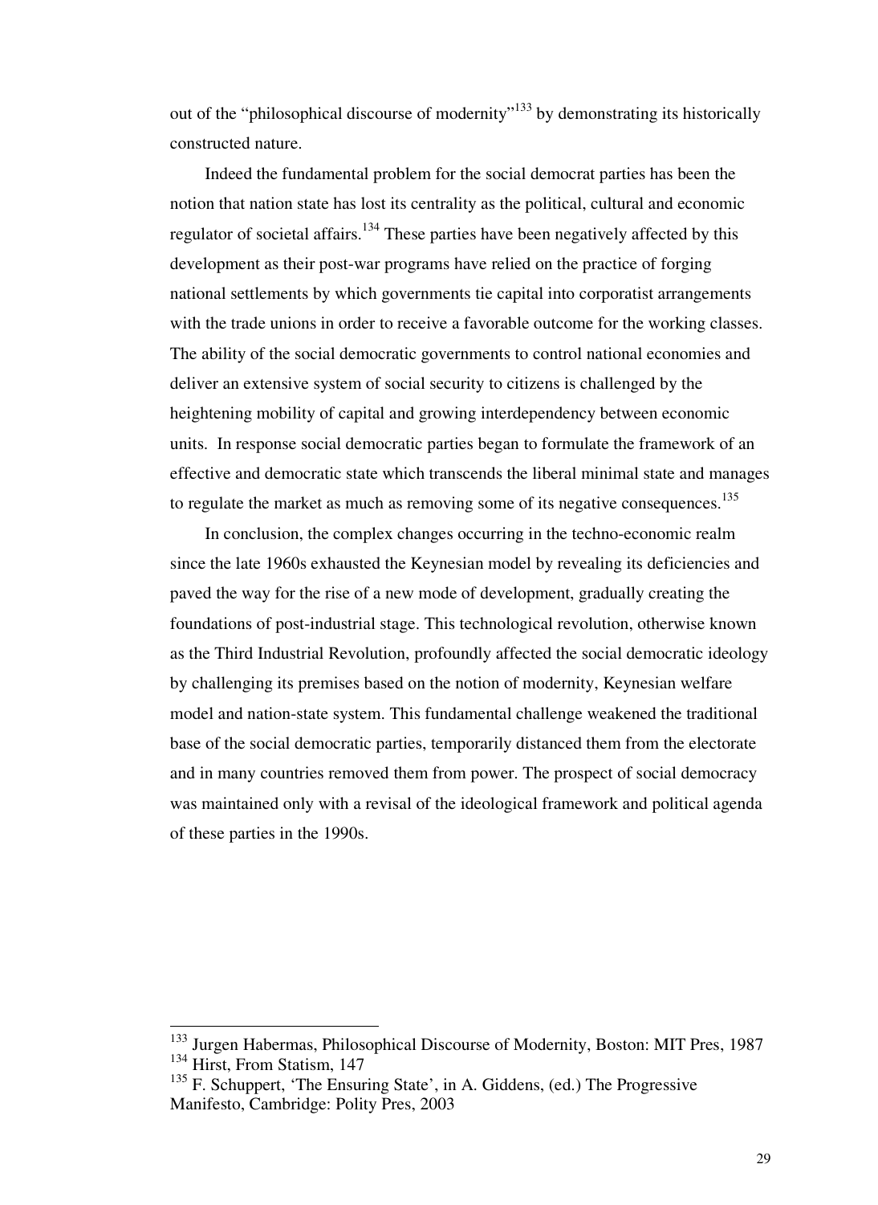out of the "philosophical discourse of modernity"[133] by demonstrating its historically constructed nature.

Indeed the fundamental problem for the social democrat parties has been the notion that nation state has lost its centrality as the political, cultural and economic regulator of societal affairs.[134] These parties have been negatively affected by this development as their post-war programs have relied on the practice of forging national settlements by which governments tie capital into corporatist arrangements with the trade unions in order to receive a favorable outcome for the working classes. The ability of the social democratic governments to control national economies and deliver an extensive system of social security to citizens is challenged by the heightening mobility of capital and growing interdependency between economic units. In response social democratic parties began to formulate the framework of an effective and democratic state which transcends the liberal minimal state and manages to regulate the market as much as removing some of its negative consequences.[135]

In conclusion, the complex changes occurring in the techno-economic realm since the late 1960s exhausted the Keynesian model by revealing its deficiencies and paved the way for the rise of a new mode of development, gradually creating the foundations of post-industrial stage. This technological revolution, otherwise known as the Third Industrial Revolution, profoundly affected the social democratic ideology by challenging its premises based on the notion of modernity, Keynesian welfare model and nation-state system. This fundamental challenge weakened the traditional base of the social democratic parties, temporarily distanced them from the electorate and in many countries removed them from power. The prospect of social democracy was maintained only with a revisal of the ideological framework and political agenda of these parties in the 1990s.

---

[133] Jurgen Habermas, Philosophical Discourse of Modernity, Boston: MIT Pres, 1987

[134] Hirst, From Statism, 147

[135] F. Schuppert, 'The Ensuring State', in A. Giddens, (ed.) The Progressive Manifesto, Cambridge: Polity Pres, 2003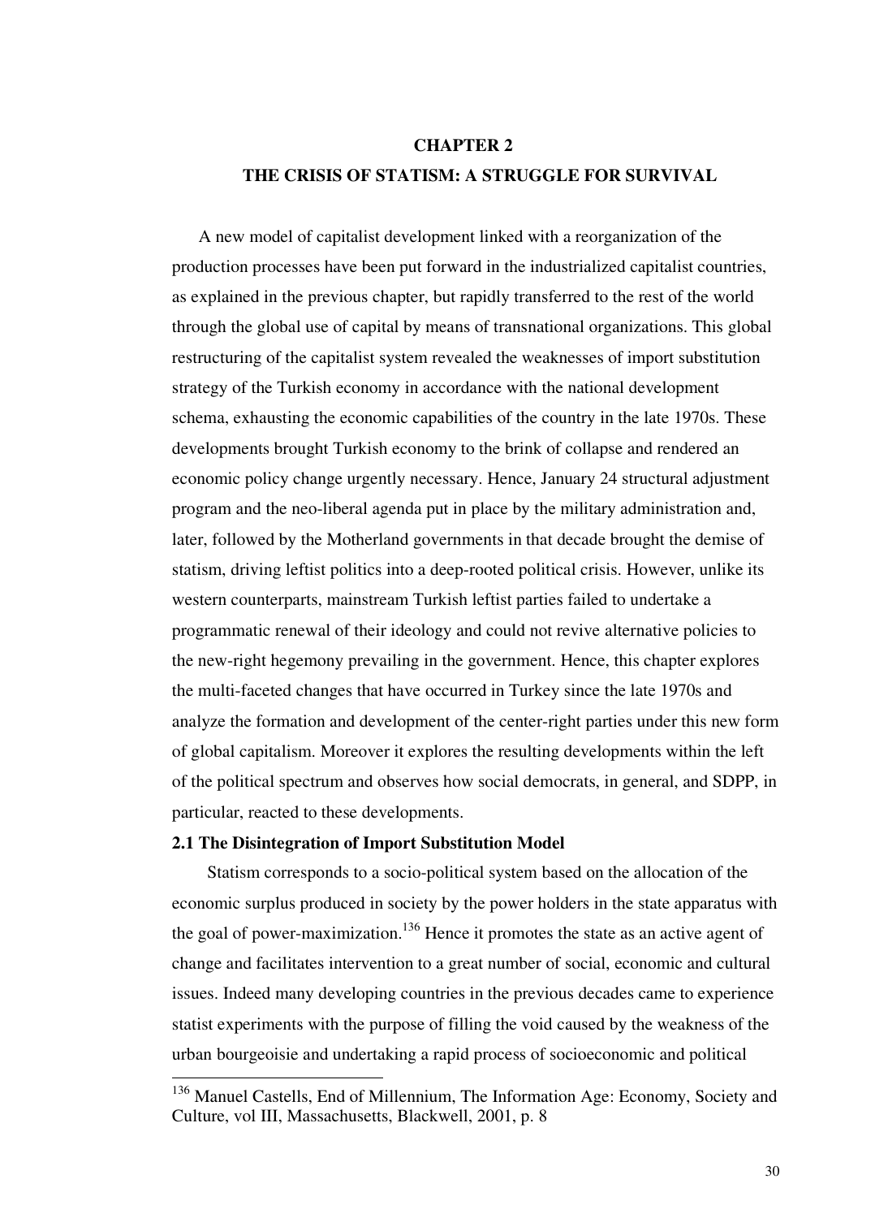# CHAPTER 2
# THE CRISIS OF STATISM: A STRUGGLE FOR SURVIVAL

A new model of capitalist development linked with a reorganization of the production processes have been put forward in the industrialized capitalist countries, as explained in the previous chapter, but rapidly transferred to the rest of the world through the global use of capital by means of transnational organizations. This global restructuring of the capitalist system revealed the weaknesses of import substitution strategy of the Turkish economy in accordance with the national development schema, exhausting the economic capabilities of the country in the late 1970s. These developments brought Turkish economy to the brink of collapse and rendered an economic policy change urgently necessary. Hence, January 24 structural adjustment program and the neo-liberal agenda put in place by the military administration and, later, followed by the Motherland governments in that decade brought the demise of statism, driving leftist politics into a deep-rooted political crisis. However, unlike its western counterparts, mainstream Turkish leftist parties failed to undertake a programmatic renewal of their ideology and could not revive alternative policies to the new-right hegemony prevailing in the government. Hence, this chapter explores the multi-faceted changes that have occurred in Turkey since the late 1970s and analyze the formation and development of the center-right parties under this new form of global capitalism. Moreover it explores the resulting developments within the left of the political spectrum and observes how social democrats, in general, and SDPP, in particular, reacted to these developments.

## 2.1 The Disintegration of Import Substitution Model

Statism corresponds to a socio-political system based on the allocation of the economic surplus produced in society by the power holders in the state apparatus with the goal of power-maximization.[136] Hence it promotes the state as an active agent of change and facilitates intervention to a great number of social, economic and cultural issues. Indeed many developing countries in the previous decades came to experience statist experiments with the purpose of filling the void caused by the weakness of the urban bourgeoisie and undertaking a rapid process of socioeconomic and political

---

[136] Manuel Castells, End of Millennium, The Information Age: Economy, Society and Culture, vol III, Massachusetts, Blackwell, 2001, p. 8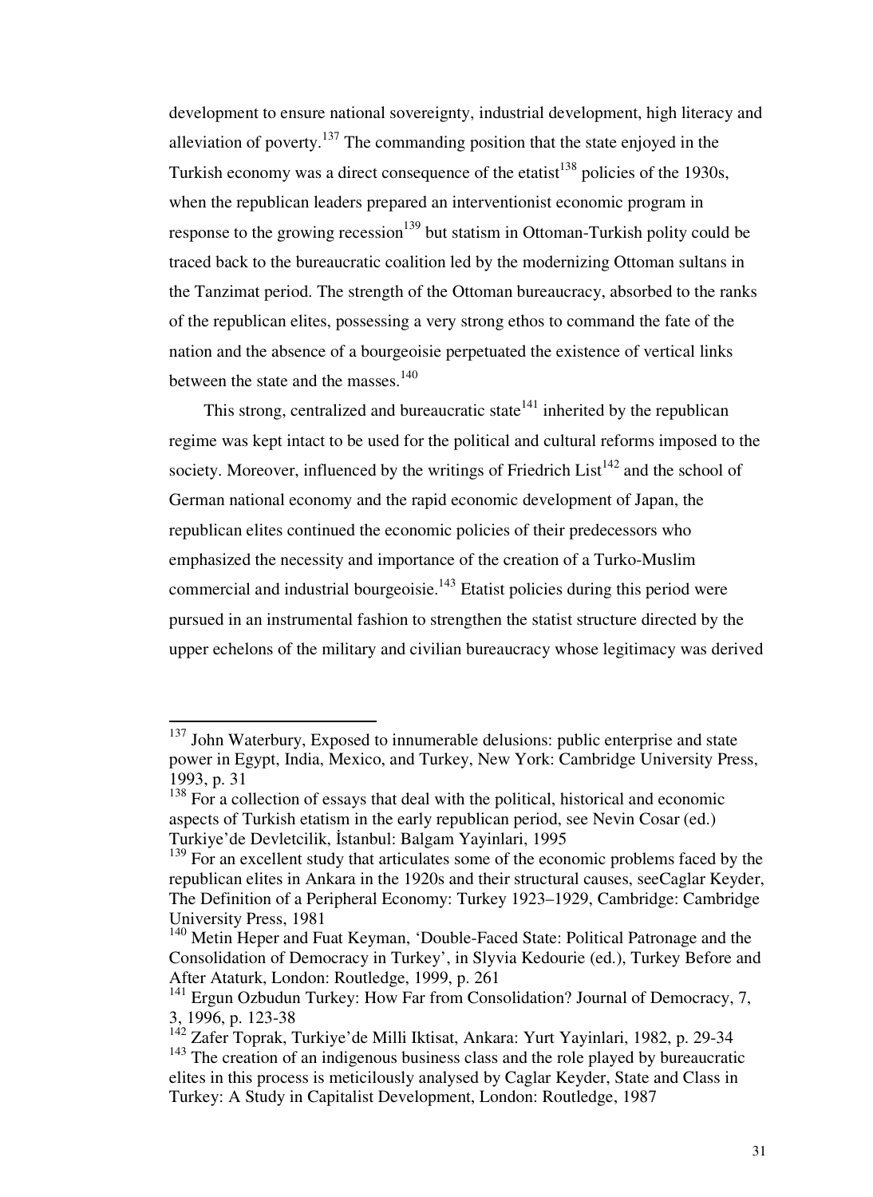development to ensure national sovereignty, industrial development, high literacy and alleviation of poverty.[137] The commanding position that the state enjoyed in the Turkish economy was a direct consequence of the etatist[138] policies of the 1930s, when the republican leaders prepared an interventionist economic program in response to the growing recession[139] but statism in Ottoman-Turkish polity could be traced back to the bureaucratic coalition led by the modernizing Ottoman sultans in the Tanzimat period. The strength of the Ottoman bureaucracy, absorbed to the ranks of the republican elites, possessing a very strong ethos to command the fate of the nation and the absence of a bourgeoisie perpetuated the existence of vertical links between the state and the masses.[140]

This strong, centralized and bureaucratic state[141] inherited by the republican regime was kept intact to be used for the political and cultural reforms imposed to the society. Moreover, influenced by the writings of Friedrich List[142] and the school of German national economy and the rapid economic development of Japan, the republican elites continued the economic policies of their predecessors who emphasized the necessity and importance of the creation of a Turko-Muslim commercial and industrial bourgeoisie.[143] Etatist policies during this period were pursued in an instrumental fashion to strengthen the statist structure directed by the upper echelons of the military and civilian bureaucracy whose legitimacy was derived

---

[137] John Waterbury, Exposed to innumerable delusions: public enterprise and state power in Egypt, India, Mexico, and Turkey, New York: Cambridge University Press, 1993, p. 31

[138] For a collection of essays that deal with the political, historical and economic aspects of Turkish etatism in the early republican period, see Nevin Cosar (ed.) Turkiye'de Devletcilik, İstanbul: Balgam Yayinlari, 1995

[139] For an excellent study that articulates some of the economic problems faced by the republican elites in Ankara in the 1920s and their structural causes, seeCaglar Keyder, The Definition of a Peripheral Economy: Turkey 1923–1929, Cambridge: Cambridge University Press, 1981

[140] Metin Heper and Fuat Keyman, 'Double-Faced State: Political Patronage and the Consolidation of Democracy in Turkey', in Slyvia Kedourie (ed.), Turkey Before and After Ataturk, London: Routledge, 1999, p. 261

[141] Ergun Ozbudun Turkey: How Far from Consolidation? Journal of Democracy, 7, 3, 1996, p. 123-38

[142] Zafer Toprak, Turkiye'de Milli Iktisat, Ankara: Yurt Yayinlari, 1982, p. 29-34

[143] The creation of an indigenous business class and the role played by bureaucratic elites in this process is meticilously analysed by Caglar Keyder, State and Class in Turkey: A Study in Capitalist Development, London: Routledge, 1987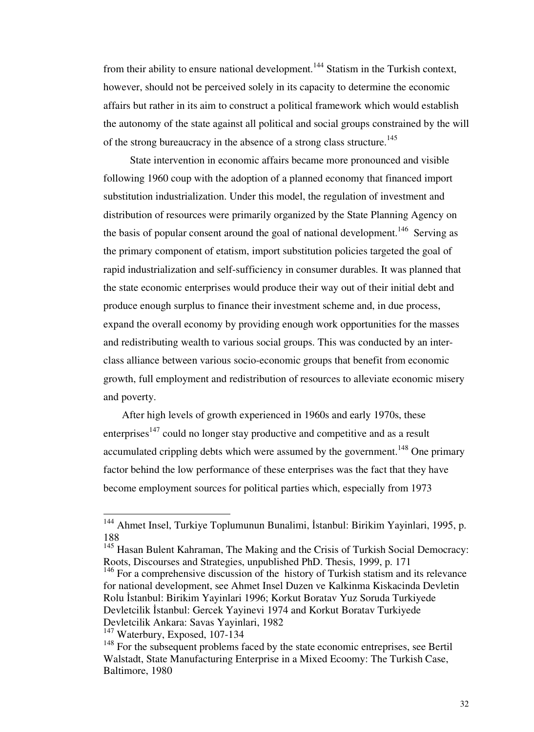from their ability to ensure national development.[144] Statism in the Turkish context, however, should not be perceived solely in its capacity to determine the economic affairs but rather in its aim to construct a political framework which would establish the autonomy of the state against all political and social groups constrained by the will of the strong bureaucracy in the absence of a strong class structure.[145]

State intervention in economic affairs became more pronounced and visible following 1960 coup with the adoption of a planned economy that financed import substitution industrialization. Under this model, the regulation of investment and distribution of resources were primarily organized by the State Planning Agency on the basis of popular consent around the goal of national development.[146] Serving as the primary component of etatism, import substitution policies targeted the goal of rapid industrialization and self-sufficiency in consumer durables. It was planned that the state economic enterprises would produce their way out of their initial debt and produce enough surplus to finance their investment scheme and, in due process, expand the overall economy by providing enough work opportunities for the masses and redistributing wealth to various social groups. This was conducted by an inter-class alliance between various socio-economic groups that benefit from economic growth, full employment and redistribution of resources to alleviate economic misery and poverty.

After high levels of growth experienced in 1960s and early 1970s, these enterprises[147] could no longer stay productive and competitive and as a result accumulated crippling debts which were assumed by the government.[148] One primary factor behind the low performance of these enterprises was the fact that they have become employment sources for political parties which, especially from 1973

---

[144] Ahmet Insel, Turkiye Toplumunun Bunalimi, İstanbul: Birikim Yayinlari, 1995, p. 188

[145] Hasan Bulent Kahraman, The Making and the Crisis of Turkish Social Democracy: Roots, Discourses and Strategies, unpublished PhD. Thesis, 1999, p. 171

[146] For a comprehensive discussion of the history of Turkish statism and its relevance for national development, see Ahmet Insel Duzen ve Kalkinma Kiskacinda Devletin Rolu İstanbul: Birikim Yayinlari 1996; Korkut Boratav Yuz Soruda Turkiyede Devletcilik İstanbul: Gercek Yayinevi 1974 and Korkut Boratav Turkiyede Devletcilik Ankara: Savas Yayinlari, 1982

[147] Waterbury, Exposed, 107-134

[148] For the subsequent problems faced by the state economic entreprises, see Bertil Walstadt, State Manufacturing Enterprise in a Mixed Ecoomy: The Turkish Case, Baltimore, 1980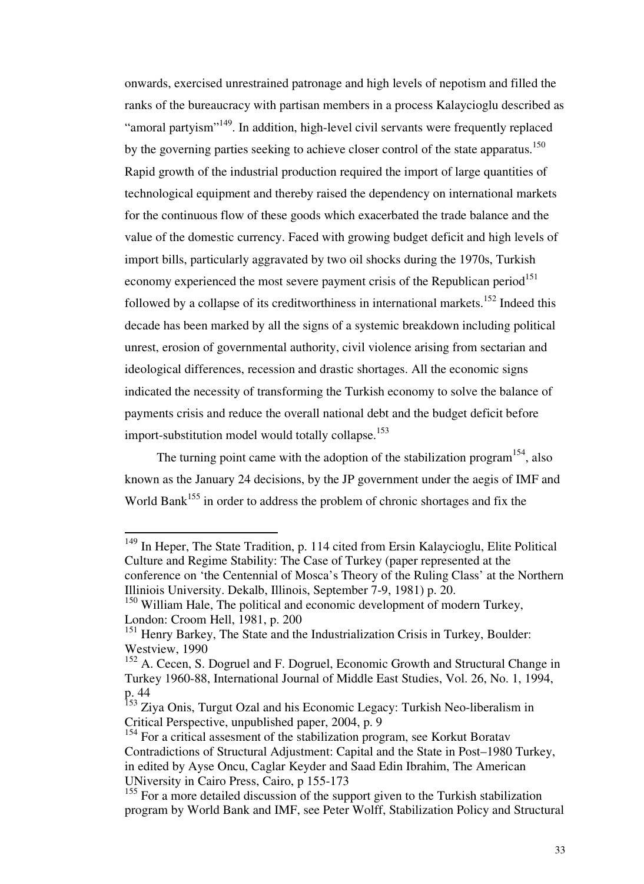onwards, exercised unrestrained patronage and high levels of nepotism and filled the ranks of the bureaucracy with partisan members in a process Kalaycioglu described as "amoral partyism"[149]. In addition, high-level civil servants were frequently replaced by the governing parties seeking to achieve closer control of the state apparatus.[150] Rapid growth of the industrial production required the import of large quantities of technological equipment and thereby raised the dependency on international markets for the continuous flow of these goods which exacerbated the trade balance and the value of the domestic currency. Faced with growing budget deficit and high levels of import bills, particularly aggravated by two oil shocks during the 1970s, Turkish economy experienced the most severe payment crisis of the Republican period[151] followed by a collapse of its creditworthiness in international markets.[152] Indeed this decade has been marked by all the signs of a systemic breakdown including political unrest, erosion of governmental authority, civil violence arising from sectarian and ideological differences, recession and drastic shortages. All the economic signs indicated the necessity of transforming the Turkish economy to solve the balance of payments crisis and reduce the overall national debt and the budget deficit before import-substitution model would totally collapse.[153]

The turning point came with the adoption of the stabilization program[154], also known as the January 24 decisions, by the JP government under the aegis of IMF and World Bank[155] in order to address the problem of chronic shortages and fix the

---

[149] In Heper, The State Tradition, p. 114 cited from Ersin Kalaycioglu, Elite Political Culture and Regime Stability: The Case of Turkey (paper represented at the conference on 'the Centennial of Mosca's Theory of the Ruling Class' at the Northern Illiniois University. Dekalb, Illinois, September 7-9, 1981) p. 20.

[150] William Hale, The political and economic development of modern Turkey, London: Croom Hell, 1981, p. 200

[151] Henry Barkey, The State and the Industrialization Crisis in Turkey, Boulder: Westview, 1990

[152] A. Cecen, S. Dogruel and F. Dogruel, Economic Growth and Structural Change in Turkey 1960-88, International Journal of Middle East Studies, Vol. 26, No. 1, 1994, p. 44

[153] Ziya Onis, Turgut Ozal and his Economic Legacy: Turkish Neo-liberalism in Critical Perspective, unpublished paper, 2004, p. 9

[154] For a critical assesment of the stabilization program, see Korkut Boratav Contradictions of Structural Adjustment: Capital and the State in Post–1980 Turkey, in edited by Ayse Oncu, Caglar Keyder and Saad Edin Ibrahim, The American UNiversity in Cairo Press, Cairo, p 155-173

[155] For a more detailed discussion of the support given to the Turkish stabilization program by World Bank and IMF, see Peter Wolff, Stabilization Policy and Structural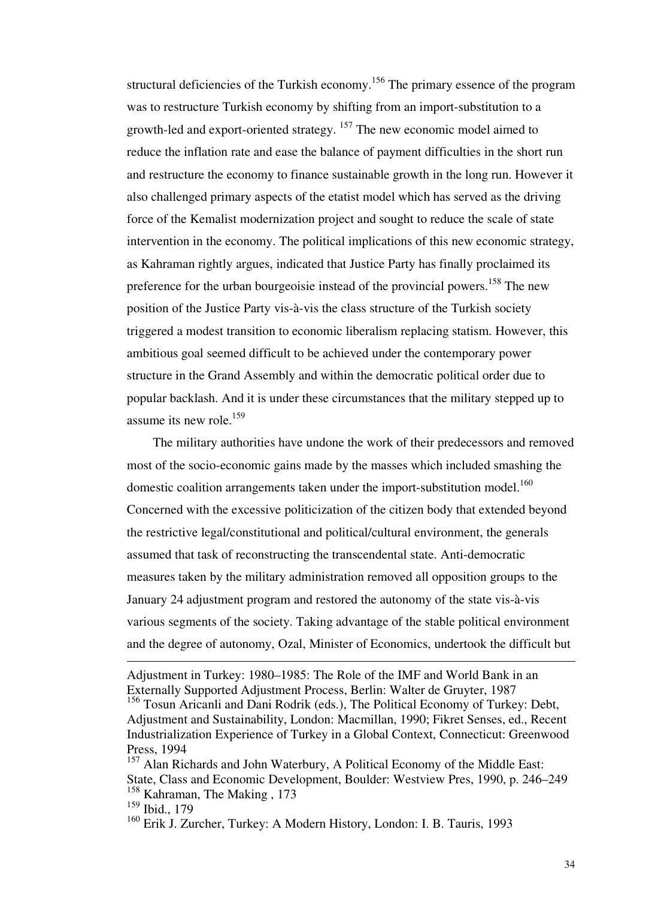structural deficiencies of the Turkish economy.[156] The primary essence of the program was to restructure Turkish economy by shifting from an import-substitution to a growth-led and export-oriented strategy. [157] The new economic model aimed to reduce the inflation rate and ease the balance of payment difficulties in the short run and restructure the economy to finance sustainable growth in the long run. However it also challenged primary aspects of the etatist model which has served as the driving force of the Kemalist modernization project and sought to reduce the scale of state intervention in the economy. The political implications of this new economic strategy, as Kahraman rightly argues, indicated that Justice Party has finally proclaimed its preference for the urban bourgeoisie instead of the provincial powers.[158] The new position of the Justice Party vis-à-vis the class structure of the Turkish society triggered a modest transition to economic liberalism replacing statism. However, this ambitious goal seemed difficult to be achieved under the contemporary power structure in the Grand Assembly and within the democratic political order due to popular backlash. And it is under these circumstances that the military stepped up to assume its new role.[159]

The military authorities have undone the work of their predecessors and removed most of the socio-economic gains made by the masses which included smashing the domestic coalition arrangements taken under the import-substitution model.[160] Concerned with the excessive politicization of the citizen body that extended beyond the restrictive legal/constitutional and political/cultural environment, the generals assumed that task of reconstructing the transcendental state. Anti-democratic measures taken by the military administration removed all opposition groups to the January 24 adjustment program and restored the autonomy of the state vis-à-vis various segments of the society. Taking advantage of the stable political environment and the degree of autonomy, Ozal, Minister of Economics, undertook the difficult but

---

Adjustment in Turkey: 1980–1985: The Role of the IMF and World Bank in an Externally Supported Adjustment Process, Berlin: Walter de Gruyter, 1987

[156] Tosun Aricanli and Dani Rodrik (eds.), The Political Economy of Turkey: Debt, Adjustment and Sustainability, London: Macmillan, 1990; Fikret Senses, ed., Recent Industrialization Experience of Turkey in a Global Context, Connecticut: Greenwood Press, 1994

[157] Alan Richards and John Waterbury, A Political Economy of the Middle East: State, Class and Economic Development, Boulder: Westview Pres, 1990, p. 246–249

[158] Kahraman, The Making , 173

[159] Ibid., 179

[160] Erik J. Zurcher, Turkey: A Modern History, London: I. B. Tauris, 1993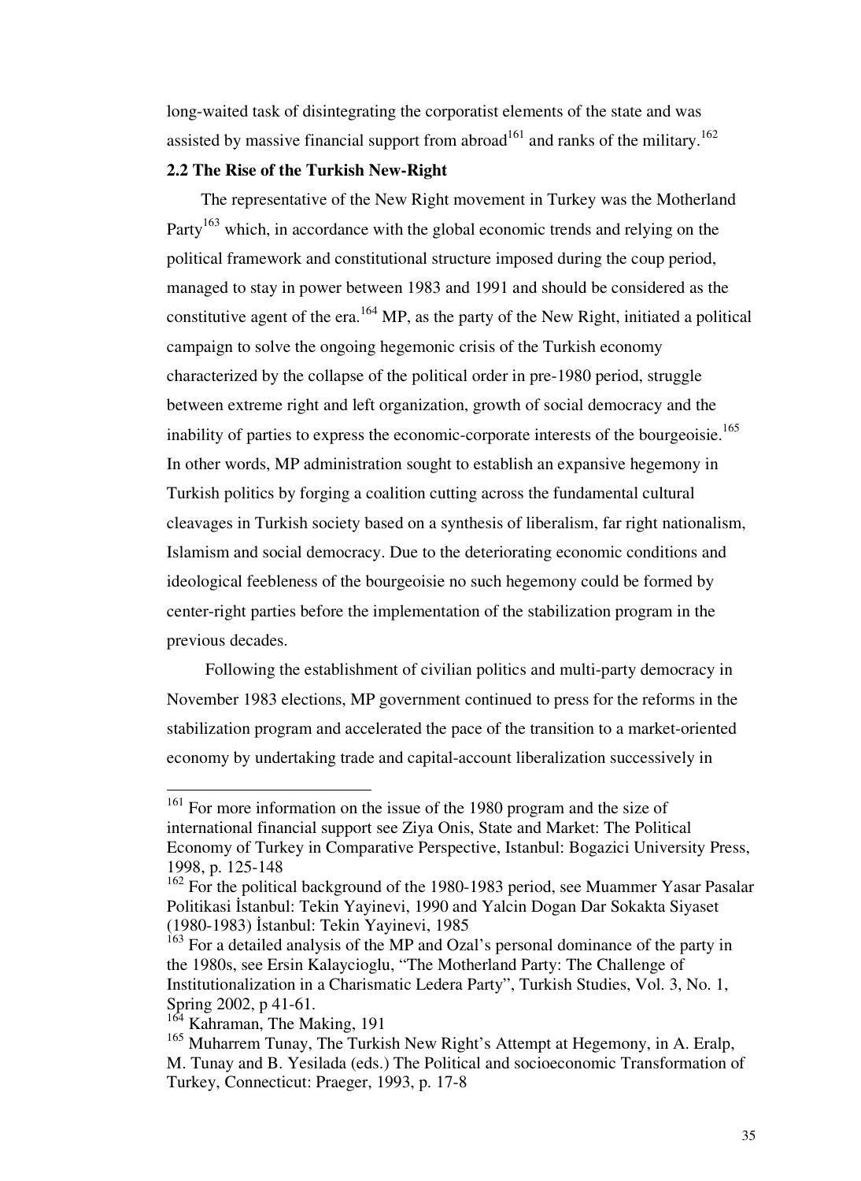long-waited task of disintegrating the corporatist elements of the state and was assisted by massive financial support from abroad[161] and ranks of the military.[162]

**2.2 The Rise of the Turkish New-Right**

The representative of the New Right movement in Turkey was the Motherland Party[163] which, in accordance with the global economic trends and relying on the political framework and constitutional structure imposed during the coup period, managed to stay in power between 1983 and 1991 and should be considered as the constitutive agent of the era.[164] MP, as the party of the New Right, initiated a political campaign to solve the ongoing hegemonic crisis of the Turkish economy characterized by the collapse of the political order in pre-1980 period, struggle between extreme right and left organization, growth of social democracy and the inability of parties to express the economic-corporate interests of the bourgeoisie.[165] In other words, MP administration sought to establish an expansive hegemony in Turkish politics by forging a coalition cutting across the fundamental cultural cleavages in Turkish society based on a synthesis of liberalism, far right nationalism, Islamism and social democracy. Due to the deteriorating economic conditions and ideological feebleness of the bourgeoisie no such hegemony could be formed by center-right parties before the implementation of the stabilization program in the previous decades.

Following the establishment of civilian politics and multi-party democracy in November 1983 elections, MP government continued to press for the reforms in the stabilization program and accelerated the pace of the transition to a market-oriented economy by undertaking trade and capital-account liberalization successively in

---

[161] For more information on the issue of the 1980 program and the size of international financial support see Ziya Onis, State and Market: The Political Economy of Turkey in Comparative Perspective, Istanbul: Bogazici University Press, 1998, p. 125-148

[162] For the political background of the 1980-1983 period, see Muammer Yasar Pasalar Politikasi İstanbul: Tekin Yayinevi, 1990 and Yalcin Dogan Dar Sokakta Siyaset (1980-1983) İstanbul: Tekin Yayinevi, 1985

[163] For a detailed analysis of the MP and Ozal's personal dominance of the party in the 1980s, see Ersin Kalaycioglu, "The Motherland Party: The Challenge of Institutionalization in a Charismatic Ledera Party", Turkish Studies, Vol. 3, No. 1, Spring 2002, p 41-61.

[164] Kahraman, The Making, 191

[165] Muharrem Tunay, The Turkish New Right's Attempt at Hegemony, in A. Eralp, M. Tunay and B. Yesilada (eds.) The Political and socioeconomic Transformation of Turkey, Connecticut: Praeger, 1993, p. 17-8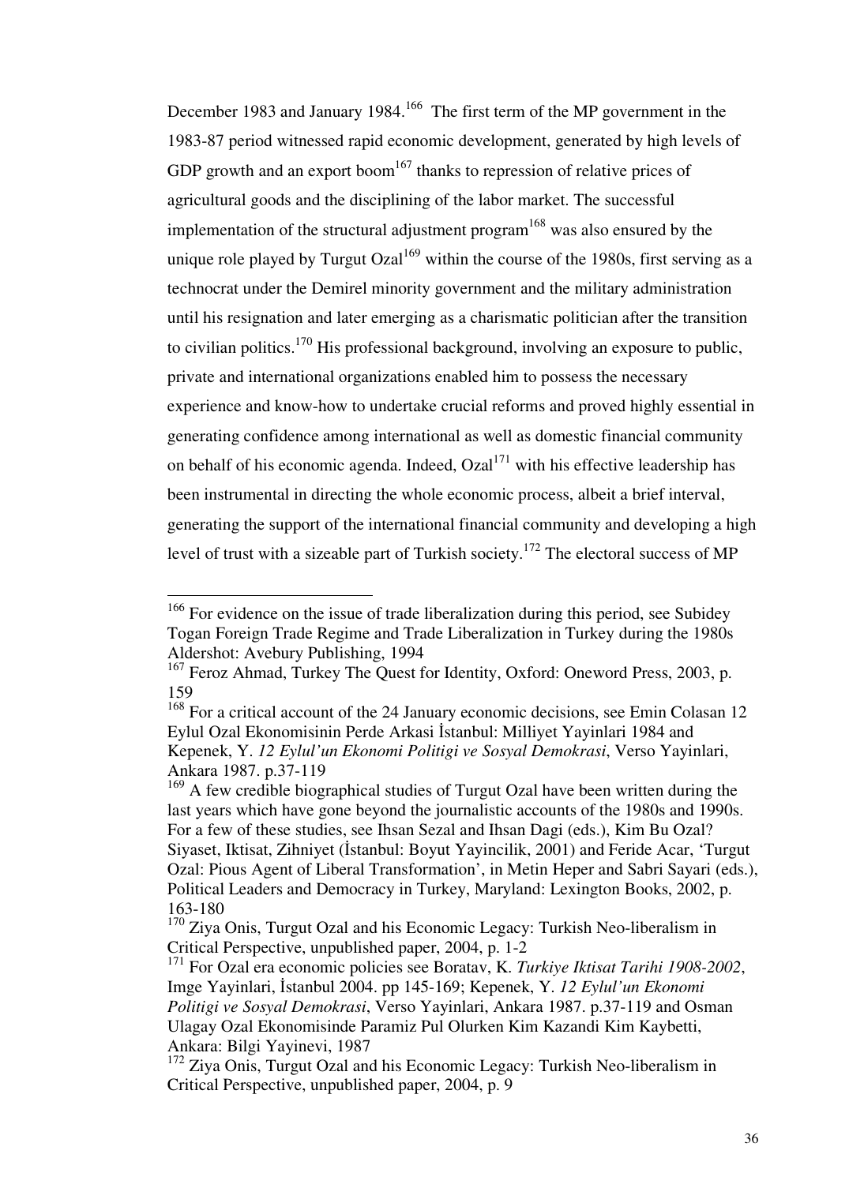December 1983 and January 1984.[166] The first term of the MP government in the 1983-87 period witnessed rapid economic development, generated by high levels of GDP growth and an export boom[167] thanks to repression of relative prices of agricultural goods and the disciplining of the labor market. The successful implementation of the structural adjustment program[168] was also ensured by the unique role played by Turgut Ozal[169] within the course of the 1980s, first serving as a technocrat under the Demirel minority government and the military administration until his resignation and later emerging as a charismatic politician after the transition to civilian politics.[170] His professional background, involving an exposure to public, private and international organizations enabled him to possess the necessary experience and know-how to undertake crucial reforms and proved highly essential in generating confidence among international as well as domestic financial community on behalf of his economic agenda. Indeed, Ozal[171] with his effective leadership has been instrumental in directing the whole economic process, albeit a brief interval, generating the support of the international financial community and developing a high level of trust with a sizeable part of Turkish society.[172] The electoral success of MP

---

[166] For evidence on the issue of trade liberalization during this period, see Subidey Togan Foreign Trade Regime and Trade Liberalization in Turkey during the 1980s Aldershot: Avebury Publishing, 1994

[167] Feroz Ahmad, Turkey The Quest for Identity, Oxford: Oneword Press, 2003, p. 159

[168] For a critical account of the 24 January economic decisions, see Emin Colasan 12 Eylul Ozal Ekonomisinin Perde Arkasi İstanbul: Milliyet Yayinlari 1984 and Kepenek, Y. *12 Eylul'un Ekonomi Politigi ve Sosyal Demokrasi*, Verso Yayinlari, Ankara 1987. p.37-119

[169] A few credible biographical studies of Turgut Ozal have been written during the last years which have gone beyond the journalistic accounts of the 1980s and 1990s. For a few of these studies, see Ihsan Sezal and Ihsan Dagi (eds.), Kim Bu Ozal? Siyaset, Iktisat, Zihniyet (İstanbul: Boyut Yayincilik, 2001) and Feride Acar, 'Turgut Ozal: Pious Agent of Liberal Transformation', in Metin Heper and Sabri Sayari (eds.), Political Leaders and Democracy in Turkey, Maryland: Lexington Books, 2002, p. 163-180

[170] Ziya Onis, Turgut Ozal and his Economic Legacy: Turkish Neo-liberalism in Critical Perspective, unpublished paper, 2004, p. 1-2

[171] For Ozal era economic policies see Boratav, K. *Turkiye Iktisat Tarihi 1908-2002*, Imge Yayinlari, İstanbul 2004. pp 145-169; Kepenek, Y. *12 Eylul'un Ekonomi Politigi ve Sosyal Demokrasi*, Verso Yayinlari, Ankara 1987. p.37-119 and Osman Ulagay Ozal Ekonomisinde Paramiz Pul Olurken Kim Kazandi Kim Kaybetti, Ankara: Bilgi Yayinevi, 1987

[172] Ziya Onis, Turgut Ozal and his Economic Legacy: Turkish Neo-liberalism in Critical Perspective, unpublished paper, 2004, p. 9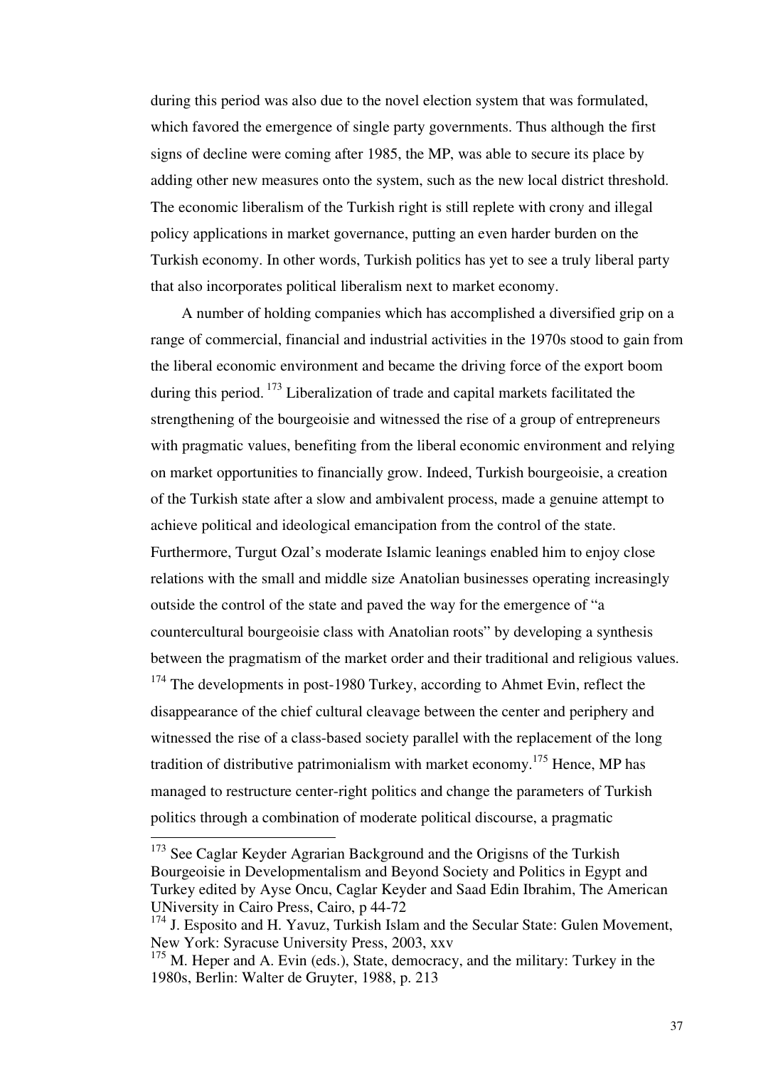during this period was also due to the novel election system that was formulated, which favored the emergence of single party governments. Thus although the first signs of decline were coming after 1985, the MP, was able to secure its place by adding other new measures onto the system, such as the new local district threshold. The economic liberalism of the Turkish right is still replete with crony and illegal policy applications in market governance, putting an even harder burden on the Turkish economy. In other words, Turkish politics has yet to see a truly liberal party that also incorporates political liberalism next to market economy.

A number of holding companies which has accomplished a diversified grip on a range of commercial, financial and industrial activities in the 1970s stood to gain from the liberal economic environment and became the driving force of the export boom during this period. [173] Liberalization of trade and capital markets facilitated the strengthening of the bourgeoisie and witnessed the rise of a group of entrepreneurs with pragmatic values, benefiting from the liberal economic environment and relying on market opportunities to financially grow. Indeed, Turkish bourgeoisie, a creation of the Turkish state after a slow and ambivalent process, made a genuine attempt to achieve political and ideological emancipation from the control of the state. Furthermore, Turgut Ozal's moderate Islamic leanings enabled him to enjoy close relations with the small and middle size Anatolian businesses operating increasingly outside the control of the state and paved the way for the emergence of "a countercultural bourgeoisie class with Anatolian roots" by developing a synthesis between the pragmatism of the market order and their traditional and religious values. [174] The developments in post-1980 Turkey, according to Ahmet Evin, reflect the disappearance of the chief cultural cleavage between the center and periphery and witnessed the rise of a class-based society parallel with the replacement of the long tradition of distributive patrimonialism with market economy.[175] Hence, MP has managed to restructure center-right politics and change the parameters of Turkish politics through a combination of moderate political discourse, a pragmatic

---

[173] See Caglar Keyder Agrarian Background and the Origisns of the Turkish Bourgeoisie in Developmentalism and Beyond Society and Politics in Egypt and Turkey edited by Ayse Oncu, Caglar Keyder and Saad Edin Ibrahim, The American UNiversity in Cairo Press, Cairo, p 44-72

[174] J. Esposito and H. Yavuz, Turkish Islam and the Secular State: Gulen Movement, New York: Syracuse University Press, 2003, xxv

[175] M. Heper and A. Evin (eds.), State, democracy, and the military: Turkey in the 1980s, Berlin: Walter de Gruyter, 1988, p. 213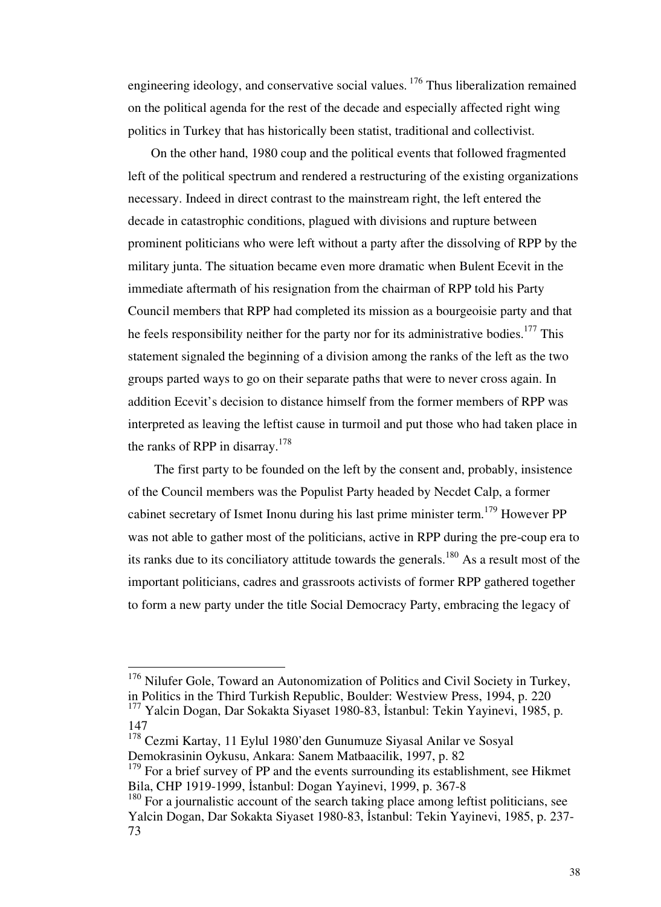engineering ideology, and conservative social values. [176] Thus liberalization remained on the political agenda for the rest of the decade and especially affected right wing politics in Turkey that has historically been statist, traditional and collectivist.

On the other hand, 1980 coup and the political events that followed fragmented left of the political spectrum and rendered a restructuring of the existing organizations necessary. Indeed in direct contrast to the mainstream right, the left entered the decade in catastrophic conditions, plagued with divisions and rupture between prominent politicians who were left without a party after the dissolving of RPP by the military junta. The situation became even more dramatic when Bulent Ecevit in the immediate aftermath of his resignation from the chairman of RPP told his Party Council members that RPP had completed its mission as a bourgeoisie party and that he feels responsibility neither for the party nor for its administrative bodies.[177] This statement signaled the beginning of a division among the ranks of the left as the two groups parted ways to go on their separate paths that were to never cross again. In addition Ecevit's decision to distance himself from the former members of RPP was interpreted as leaving the leftist cause in turmoil and put those who had taken place in the ranks of RPP in disarray.[178]

The first party to be founded on the left by the consent and, probably, insistence of the Council members was the Populist Party headed by Necdet Calp, a former cabinet secretary of Ismet Inonu during his last prime minister term.[179] However PP was not able to gather most of the politicians, active in RPP during the pre-coup era to its ranks due to its conciliatory attitude towards the generals.[180] As a result most of the important politicians, cadres and grassroots activists of former RPP gathered together to form a new party under the title Social Democracy Party, embracing the legacy of

---

[176] Nilufer Gole, Toward an Autonomization of Politics and Civil Society in Turkey, in Politics in the Third Turkish Republic, Boulder: Westview Press, 1994, p. 220

[177] Yalcin Dogan, Dar Sokakta Siyaset 1980-83, İstanbul: Tekin Yayinevi, 1985, p. 147

[178] Cezmi Kartay, 11 Eylul 1980'den Gunumuze Siyasal Anilar ve Sosyal Demokrasinin Oykusu, Ankara: Sanem Matbaacilik, 1997, p. 82

[179] For a brief survey of PP and the events surrounding its establishment, see Hikmet Bila, CHP 1919-1999, İstanbul: Dogan Yayinevi, 1999, p. 367-8

[180] For a journalistic account of the search taking place among leftist politicians, see Yalcin Dogan, Dar Sokakta Siyaset 1980-83, İstanbul: Tekin Yayinevi, 1985, p. 237-73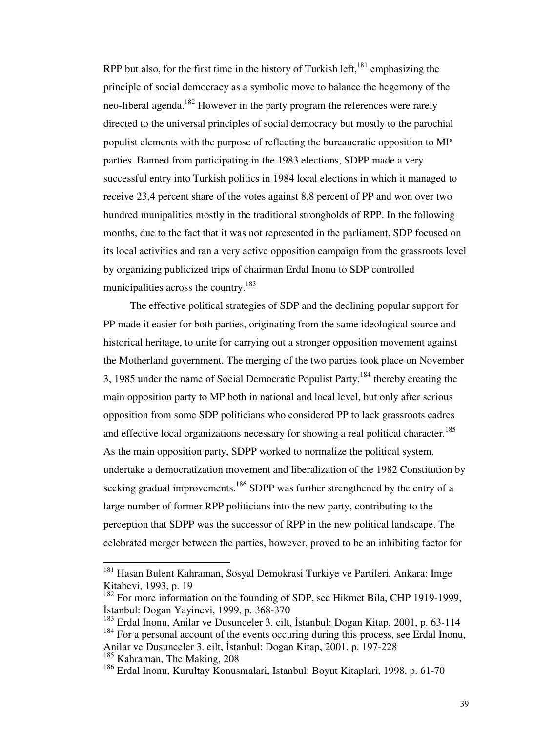RPP but also, for the first time in the history of Turkish left,[181] emphasizing the principle of social democracy as a symbolic move to balance the hegemony of the neo-liberal agenda.[182] However in the party program the references were rarely directed to the universal principles of social democracy but mostly to the parochial populist elements with the purpose of reflecting the bureaucratic opposition to MP parties. Banned from participating in the 1983 elections, SDPP made a very successful entry into Turkish politics in 1984 local elections in which it managed to receive 23,4 percent share of the votes against 8,8 percent of PP and won over two hundred munipalities mostly in the traditional strongholds of RPP. In the following months, due to the fact that it was not represented in the parliament, SDP focused on its local activities and ran a very active opposition campaign from the grassroots level by organizing publicized trips of chairman Erdal Inonu to SDP controlled municipalities across the country.[183]

The effective political strategies of SDP and the declining popular support for PP made it easier for both parties, originating from the same ideological source and historical heritage, to unite for carrying out a stronger opposition movement against the Motherland government. The merging of the two parties took place on November 3, 1985 under the name of Social Democratic Populist Party,[184] thereby creating the main opposition party to MP both in national and local level, but only after serious opposition from some SDP politicians who considered PP to lack grassroots cadres and effective local organizations necessary for showing a real political character.[185] As the main opposition party, SDPP worked to normalize the political system, undertake a democratization movement and liberalization of the 1982 Constitution by seeking gradual improvements.[186] SDPP was further strengthened by the entry of a large number of former RPP politicians into the new party, contributing to the perception that SDPP was the successor of RPP in the new political landscape. The celebrated merger between the parties, however, proved to be an inhibiting factor for

---

[181] Hasan Bulent Kahraman, Sosyal Demokrasi Turkiye ve Partileri, Ankara: Imge Kitabevi, 1993, p. 19

[182] For more information on the founding of SDP, see Hikmet Bila, CHP 1919-1999, İstanbul: Dogan Yayinevi, 1999, p. 368-370

[183] Erdal Inonu, Anilar ve Dusunceler 3. cilt, İstanbul: Dogan Kitap, 2001, p. 63-114

[184] For a personal account of the events occuring during this process, see Erdal Inonu, Anilar ve Dusunceler 3. cilt, İstanbul: Dogan Kitap, 2001, p. 197-228

[185] Kahraman, The Making, 208

[186] Erdal Inonu, Kurultay Konusmalari, Istanbul: Boyut Kitaplari, 1998, p. 61-70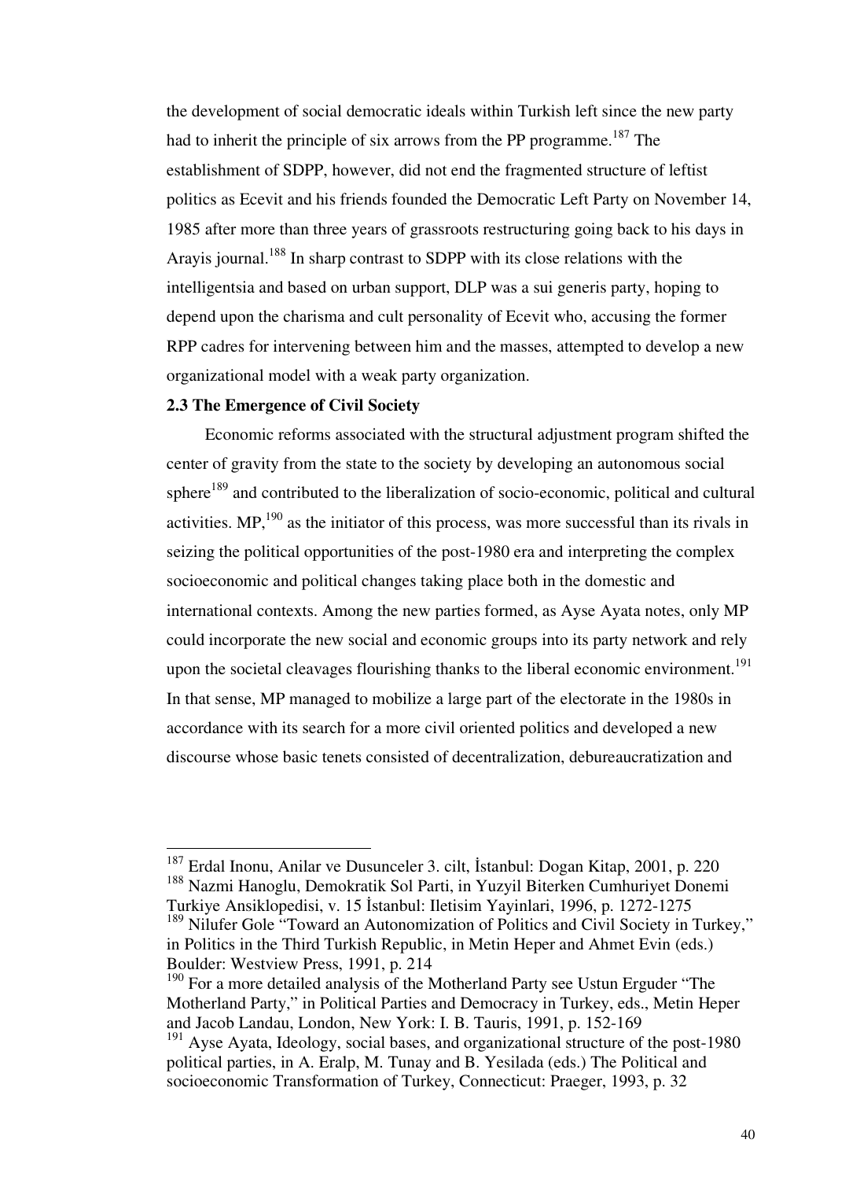the development of social democratic ideals within Turkish left since the new party had to inherit the principle of six arrows from the PP programme.[187] The establishment of SDPP, however, did not end the fragmented structure of leftist politics as Ecevit and his friends founded the Democratic Left Party on November 14, 1985 after more than three years of grassroots restructuring going back to his days in Arayis journal.[188] In sharp contrast to SDPP with its close relations with the intelligentsia and based on urban support, DLP was a sui generis party, hoping to depend upon the charisma and cult personality of Ecevit who, accusing the former RPP cadres for intervening between him and the masses, attempted to develop a new organizational model with a weak party organization.

**2.3 The Emergence of Civil Society**

Economic reforms associated with the structural adjustment program shifted the center of gravity from the state to the society by developing an autonomous social sphere[189] and contributed to the liberalization of socio-economic, political and cultural activities. MP,[190] as the initiator of this process, was more successful than its rivals in seizing the political opportunities of the post-1980 era and interpreting the complex socioeconomic and political changes taking place both in the domestic and international contexts. Among the new parties formed, as Ayse Ayata notes, only MP could incorporate the new social and economic groups into its party network and rely upon the societal cleavages flourishing thanks to the liberal economic environment.[191] In that sense, MP managed to mobilize a large part of the electorate in the 1980s in accordance with its search for a more civil oriented politics and developed a new discourse whose basic tenets consisted of decentralization, debureaucratization and

---

[187] Erdal Inonu, Anilar ve Dusunceler 3. cilt, İstanbul: Dogan Kitap, 2001, p. 220

[188] Nazmi Hanoglu, Demokratik Sol Parti, in Yuzyil Biterken Cumhuriyet Donemi Turkiye Ansiklopedisi, v. 15 İstanbul: Iletisim Yayinlari, 1996, p. 1272-1275

[189] Nilufer Gole "Toward an Autonomization of Politics and Civil Society in Turkey," in Politics in the Third Turkish Republic, in Metin Heper and Ahmet Evin (eds.) Boulder: Westview Press, 1991, p. 214

[190] For a more detailed analysis of the Motherland Party see Ustun Erguder "The Motherland Party," in Political Parties and Democracy in Turkey, eds., Metin Heper and Jacob Landau, London, New York: I. B. Tauris, 1991, p. 152-169

[191] Ayse Ayata, Ideology, social bases, and organizational structure of the post-1980 political parties, in A. Eralp, M. Tunay and B. Yesilada (eds.) The Political and socioeconomic Transformation of Turkey, Connecticut: Praeger, 1993, p. 32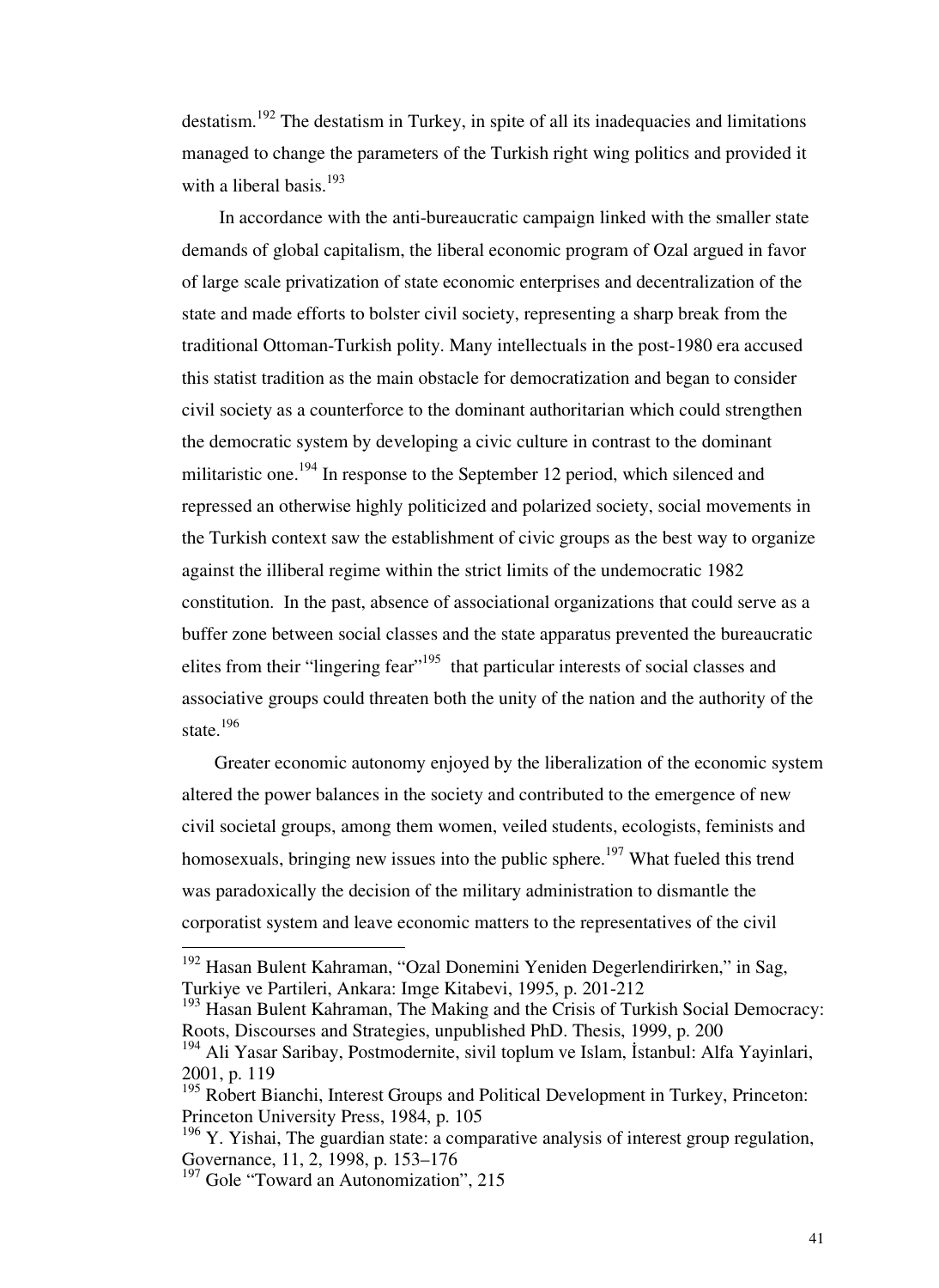destatism.[192] The destatism in Turkey, in spite of all its inadequacies and limitations managed to change the parameters of the Turkish right wing politics and provided it with a liberal basis.[193]

In accordance with the anti-bureaucratic campaign linked with the smaller state demands of global capitalism, the liberal economic program of Ozal argued in favor of large scale privatization of state economic enterprises and decentralization of the state and made efforts to bolster civil society, representing a sharp break from the traditional Ottoman-Turkish polity. Many intellectuals in the post-1980 era accused this statist tradition as the main obstacle for democratization and began to consider civil society as a counterforce to the dominant authoritarian which could strengthen the democratic system by developing a civic culture in contrast to the dominant militaristic one.[194] In response to the September 12 period, which silenced and repressed an otherwise highly politicized and polarized society, social movements in the Turkish context saw the establishment of civic groups as the best way to organize against the illiberal regime within the strict limits of the undemocratic 1982 constitution. In the past, absence of associational organizations that could serve as a buffer zone between social classes and the state apparatus prevented the bureaucratic elites from their "lingering fear"[195] that particular interests of social classes and associative groups could threaten both the unity of the nation and the authority of the state.[196]

Greater economic autonomy enjoyed by the liberalization of the economic system altered the power balances in the society and contributed to the emergence of new civil societal groups, among them women, veiled students, ecologists, feminists and homosexuals, bringing new issues into the public sphere.[197] What fueled this trend was paradoxically the decision of the military administration to dismantle the corporatist system and leave economic matters to the representatives of the civil

---

[192] Hasan Bulent Kahraman, "Ozal Donemini Yeniden Degerlendirirken," in Sag, Turkiye ve Partileri, Ankara: Imge Kitabevi, 1995, p. 201-212

[193] Hasan Bulent Kahraman, The Making and the Crisis of Turkish Social Democracy: Roots, Discourses and Strategies, unpublished PhD. Thesis, 1999, p. 200

[194] Ali Yasar Saribay, Postmodernite, sivil toplum ve Islam, İstanbul: Alfa Yayinlari, 2001, p. 119

[195] Robert Bianchi, Interest Groups and Political Development in Turkey, Princeton: Princeton University Press, 1984, p. 105

[196] Y. Yishai, The guardian state: a comparative analysis of interest group regulation, Governance, 11, 2, 1998, p. 153–176

[197] Gole "Toward an Autonomization", 215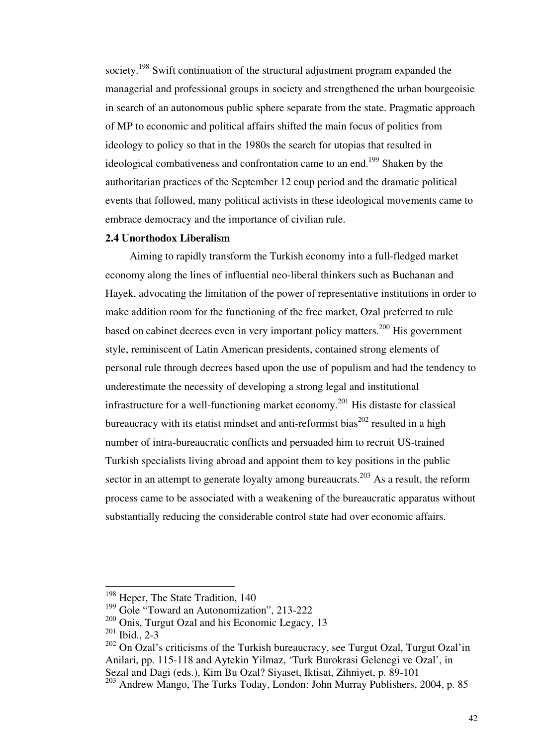society.[198] Swift continuation of the structural adjustment program expanded the managerial and professional groups in society and strengthened the urban bourgeoisie in search of an autonomous public sphere separate from the state. Pragmatic approach of MP to economic and political affairs shifted the main focus of politics from ideology to policy so that in the 1980s the search for utopias that resulted in ideological combativeness and confrontation came to an end.[199] Shaken by the authoritarian practices of the September 12 coup period and the dramatic political events that followed, many political activists in these ideological movements came to embrace democracy and the importance of civilian rule.

**2.4 Unorthodox Liberalism**

Aiming to rapidly transform the Turkish economy into a full-fledged market economy along the lines of influential neo-liberal thinkers such as Buchanan and Hayek, advocating the limitation of the power of representative institutions in order to make addition room for the functioning of the free market, Ozal preferred to rule based on cabinet decrees even in very important policy matters.[200] His government style, reminiscent of Latin American presidents, contained strong elements of personal rule through decrees based upon the use of populism and had the tendency to underestimate the necessity of developing a strong legal and institutional infrastructure for a well-functioning market economy.[201] His distaste for classical bureaucracy with its etatist mindset and anti-reformist bias[202] resulted in a high number of intra-bureaucratic conflicts and persuaded him to recruit US-trained Turkish specialists living abroad and appoint them to key positions in the public sector in an attempt to generate loyalty among bureaucrats.[203] As a result, the reform process came to be associated with a weakening of the bureaucratic apparatus without substantially reducing the considerable control state had over economic affairs.

---

[198] Heper, The State Tradition, 140

[199] Gole "Toward an Autonomization", 213-222

[200] Onis, Turgut Ozal and his Economic Legacy, 13

[201] Ibid., 2-3

[202] On Ozal's criticisms of the Turkish bureaucracy, see Turgut Ozal, Turgut Ozal'in Anilari, pp. 115-118 and Aytekin Yilmaz, 'Turk Burokrasi Gelenegi ve Ozal', in Sezal and Dagi (eds.), Kim Bu Ozal? Siyaset, Iktisat, Zihniyet, p. 89-101

[203] Andrew Mango, The Turks Today, London: John Murray Publishers, 2004, p. 85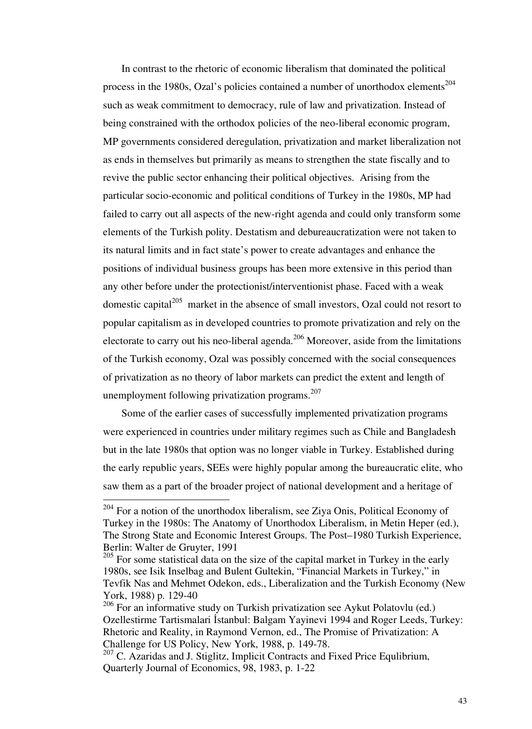In contrast to the rhetoric of economic liberalism that dominated the political process in the 1980s, Ozal's policies contained a number of unorthodox elements[204] such as weak commitment to democracy, rule of law and privatization. Instead of being constrained with the orthodox policies of the neo-liberal economic program, MP governments considered deregulation, privatization and market liberalization not as ends in themselves but primarily as means to strengthen the state fiscally and to revive the public sector enhancing their political objectives. Arising from the particular socio-economic and political conditions of Turkey in the 1980s, MP had failed to carry out all aspects of the new-right agenda and could only transform some elements of the Turkish polity. Destatism and debureaucratization were not taken to its natural limits and in fact state's power to create advantages and enhance the positions of individual business groups has been more extensive in this period than any other before under the protectionist/interventionist phase. Faced with a weak domestic capital[205] market in the absence of small investors, Ozal could not resort to popular capitalism as in developed countries to promote privatization and rely on the electorate to carry out his neo-liberal agenda.[206] Moreover, aside from the limitations of the Turkish economy, Ozal was possibly concerned with the social consequences of privatization as no theory of labor markets can predict the extent and length of unemployment following privatization programs.[207]

Some of the earlier cases of successfully implemented privatization programs were experienced in countries under military regimes such as Chile and Bangladesh but in the late 1980s that option was no longer viable in Turkey. Established during the early republic years, SEEs were highly popular among the bureaucratic elite, who saw them as a part of the broader project of national development and a heritage of

---

[204] For a notion of the unorthodox liberalism, see Ziya Onis, Political Economy of Turkey in the 1980s: The Anatomy of Unorthodox Liberalism, in Metin Heper (ed.), The Strong State and Economic Interest Groups. The Post–1980 Turkish Experience, Berlin: Walter de Gruyter, 1991

[205] For some statistical data on the size of the capital market in Turkey in the early 1980s, see Isik Inselbag and Bulent Gultekin, "Financial Markets in Turkey," in Tevfik Nas and Mehmet Odekon, eds., Liberalization and the Turkish Economy (New York, 1988) p. 129-40

[206] For an informative study on Turkish privatization see Aykut Polatovlu (ed.) Ozellestirme Tartismalari İstanbul: Balgam Yayinevi 1994 and Roger Leeds, Turkey: Rhetoric and Reality, in Raymond Vernon, ed., The Promise of Privatization: A Challenge for US Policy, New York, 1988, p. 149-78.

[207] C. Azaridas and J. Stiglitz, Implicit Contracts and Fixed Price Equlibrium, Quarterly Journal of Economics, 98, 1983, p. 1-22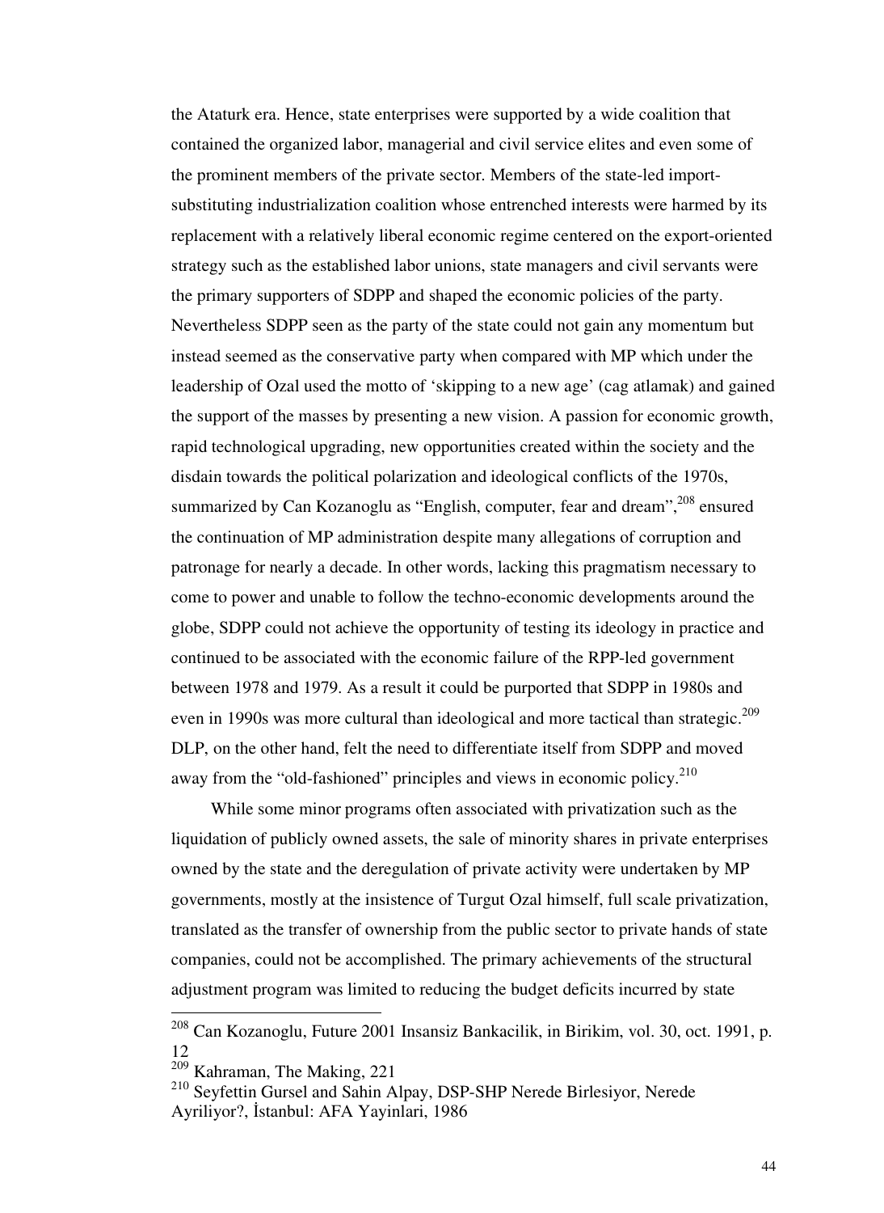the Ataturk era. Hence, state enterprises were supported by a wide coalition that contained the organized labor, managerial and civil service elites and even some of the prominent members of the private sector. Members of the state-led import-substituting industrialization coalition whose entrenched interests were harmed by its replacement with a relatively liberal economic regime centered on the export-oriented strategy such as the established labor unions, state managers and civil servants were the primary supporters of SDPP and shaped the economic policies of the party. Nevertheless SDPP seen as the party of the state could not gain any momentum but instead seemed as the conservative party when compared with MP which under the leadership of Ozal used the motto of 'skipping to a new age' (cag atlamak) and gained the support of the masses by presenting a new vision. A passion for economic growth, rapid technological upgrading, new opportunities created within the society and the disdain towards the political polarization and ideological conflicts of the 1970s, summarized by Can Kozanoglu as "English, computer, fear and dream",[208] ensured the continuation of MP administration despite many allegations of corruption and patronage for nearly a decade. In other words, lacking this pragmatism necessary to come to power and unable to follow the techno-economic developments around the globe, SDPP could not achieve the opportunity of testing its ideology in practice and continued to be associated with the economic failure of the RPP-led government between 1978 and 1979. As a result it could be purported that SDPP in 1980s and even in 1990s was more cultural than ideological and more tactical than strategic.[209] DLP, on the other hand, felt the need to differentiate itself from SDPP and moved away from the "old-fashioned" principles and views in economic policy.[210]

While some minor programs often associated with privatization such as the liquidation of publicly owned assets, the sale of minority shares in private enterprises owned by the state and the deregulation of private activity were undertaken by MP governments, mostly at the insistence of Turgut Ozal himself, full scale privatization, translated as the transfer of ownership from the public sector to private hands of state companies, could not be accomplished. The primary achievements of the structural adjustment program was limited to reducing the budget deficits incurred by state

---

[208] Can Kozanoglu, Future 2001 Insansiz Bankacilik, in Birikim, vol. 30, oct. 1991, p. 12

[209] Kahraman, The Making, 221

[210] Seyfettin Gursel and Sahin Alpay, DSP-SHP Nerede Birlesiyor, Nerede Ayriliyor?, İstanbul: AFA Yayinlari, 1986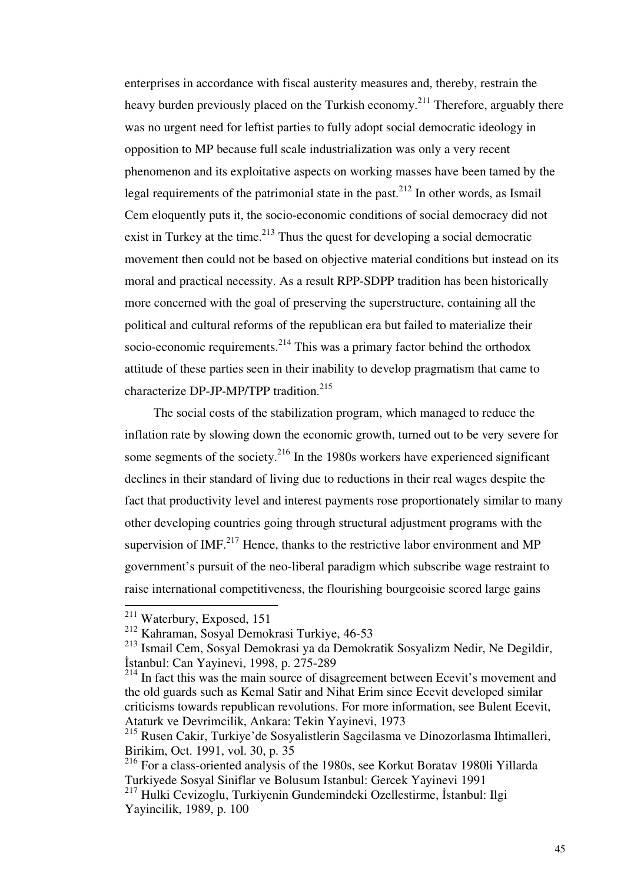enterprises in accordance with fiscal austerity measures and, thereby, restrain the heavy burden previously placed on the Turkish economy.[211] Therefore, arguably there was no urgent need for leftist parties to fully adopt social democratic ideology in opposition to MP because full scale industrialization was only a very recent phenomenon and its exploitative aspects on working masses have been tamed by the legal requirements of the patrimonial state in the past.[212] In other words, as Ismail Cem eloquently puts it, the socio-economic conditions of social democracy did not exist in Turkey at the time.[213] Thus the quest for developing a social democratic movement then could not be based on objective material conditions but instead on its moral and practical necessity. As a result RPP-SDPP tradition has been historically more concerned with the goal of preserving the superstructure, containing all the political and cultural reforms of the republican era but failed to materialize their socio-economic requirements.[214] This was a primary factor behind the orthodox attitude of these parties seen in their inability to develop pragmatism that came to characterize DP-JP-MP/TPP tradition.[215]

The social costs of the stabilization program, which managed to reduce the inflation rate by slowing down the economic growth, turned out to be very severe for some segments of the society.[216] In the 1980s workers have experienced significant declines in their standard of living due to reductions in their real wages despite the fact that productivity level and interest payments rose proportionately similar to many other developing countries going through structural adjustment programs with the supervision of IMF.[217] Hence, thanks to the restrictive labor environment and MP government's pursuit of the neo-liberal paradigm which subscribe wage restraint to raise international competitiveness, the flourishing bourgeoisie scored large gains

---

[211] Waterbury, Exposed, 151

[212] Kahraman, Sosyal Demokrasi Turkiye, 46-53

[213] Ismail Cem, Sosyal Demokrasi ya da Demokratik Sosyalizm Nedir, Ne Degildir, İstanbul: Can Yayinevi, 1998, p. 275-289

[214] In fact this was the main source of disagreement between Ecevit's movement and the old guards such as Kemal Satir and Nihat Erim since Ecevit developed similar criticisms towards republican revolutions. For more information, see Bulent Ecevit, Ataturk ve Devrimcilik, Ankara: Tekin Yayinevi, 1973

[215] Rusen Cakir, Turkiye'de Sosyalistlerin Sagcilasma ve Dinozorlasma Ihtimalleri, Birikim, Oct. 1991, vol. 30, p. 35

[216] For a class-oriented analysis of the 1980s, see Korkut Boratav 1980li Yillarda Turkiyede Sosyal Siniflar ve Bolusum Istanbul: Gercek Yayinevi 1991

[217] Hulki Cevizoglu, Turkiyenin Gundemindeki Ozellestirme, İstanbul: Ilgi Yayincilik, 1989, p. 100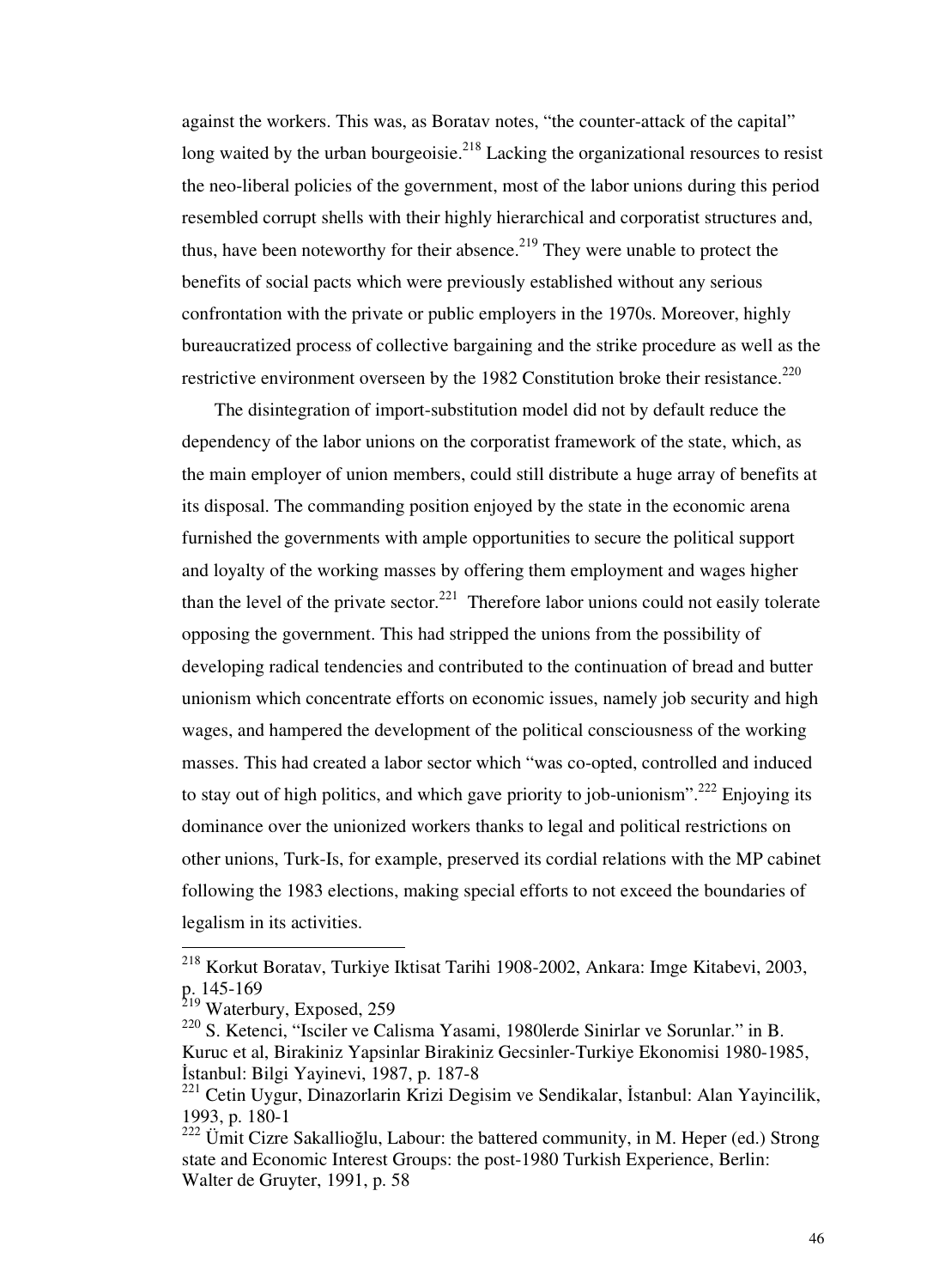against the workers. This was, as Boratav notes, "the counter-attack of the capital" long waited by the urban bourgeoisie.[218] Lacking the organizational resources to resist the neo-liberal policies of the government, most of the labor unions during this period resembled corrupt shells with their highly hierarchical and corporatist structures and, thus, have been noteworthy for their absence.[219] They were unable to protect the benefits of social pacts which were previously established without any serious confrontation with the private or public employers in the 1970s. Moreover, highly bureaucratized process of collective bargaining and the strike procedure as well as the restrictive environment overseen by the 1982 Constitution broke their resistance.[220]

The disintegration of import-substitution model did not by default reduce the dependency of the labor unions on the corporatist framework of the state, which, as the main employer of union members, could still distribute a huge array of benefits at its disposal. The commanding position enjoyed by the state in the economic arena furnished the governments with ample opportunities to secure the political support and loyalty of the working masses by offering them employment and wages higher than the level of the private sector.[221] Therefore labor unions could not easily tolerate opposing the government. This had stripped the unions from the possibility of developing radical tendencies and contributed to the continuation of bread and butter unionism which concentrate efforts on economic issues, namely job security and high wages, and hampered the development of the political consciousness of the working masses. This had created a labor sector which "was co-opted, controlled and induced to stay out of high politics, and which gave priority to job-unionism".[222] Enjoying its dominance over the unionized workers thanks to legal and political restrictions on other unions, Turk-Is, for example, preserved its cordial relations with the MP cabinet following the 1983 elections, making special efforts to not exceed the boundaries of legalism in its activities.

---

[218] Korkut Boratav, Turkiye Iktisat Tarihi 1908-2002, Ankara: Imge Kitabevi, 2003, p. 145-169

[219] Waterbury, Exposed, 259

[220] S. Ketenci, "Isciler ve Calisma Yasami, 1980lerde Sinirlar ve Sorunlar." in B. Kuruc et al, Birakiniz Yapsinlar Birakiniz Gecsinler-Turkiye Ekonomisi 1980-1985, İstanbul: Bilgi Yayinevi, 1987, p. 187-8

[221] Cetin Uygur, Dinazorlarin Krizi Degisim ve Sendikalar, İstanbul: Alan Yayincilik, 1993, p. 180-1

[222] Ümit Cizre Sakallioğlu, Labour: the battered community, in M. Heper (ed.) Strong state and Economic Interest Groups: the post-1980 Turkish Experience, Berlin: Walter de Gruyter, 1991, p. 58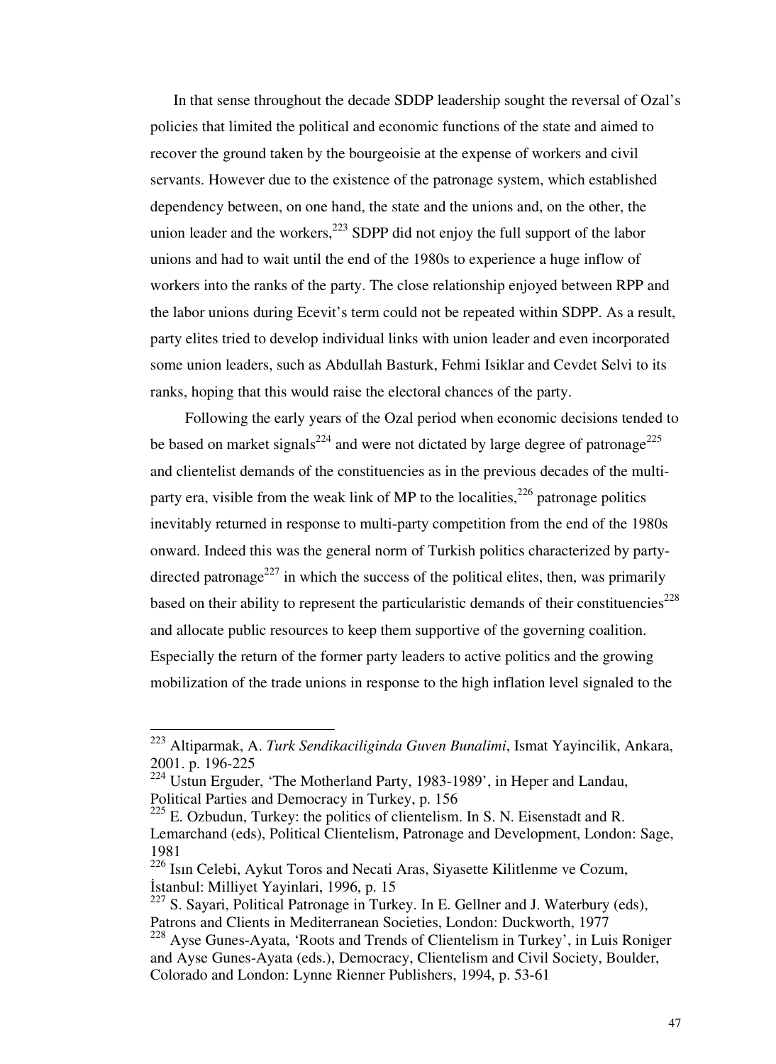In that sense throughout the decade SDDP leadership sought the reversal of Ozal's policies that limited the political and economic functions of the state and aimed to recover the ground taken by the bourgeoisie at the expense of workers and civil servants. However due to the existence of the patronage system, which established dependency between, on one hand, the state and the unions and, on the other, the union leader and the workers,[223] SDPP did not enjoy the full support of the labor unions and had to wait until the end of the 1980s to experience a huge inflow of workers into the ranks of the party. The close relationship enjoyed between RPP and the labor unions during Ecevit's term could not be repeated within SDPP. As a result, party elites tried to develop individual links with union leader and even incorporated some union leaders, such as Abdullah Basturk, Fehmi Isiklar and Cevdet Selvi to its ranks, hoping that this would raise the electoral chances of the party.

Following the early years of the Ozal period when economic decisions tended to be based on market signals[224] and were not dictated by large degree of patronage[225] and clientelist demands of the constituencies as in the previous decades of the multi-party era, visible from the weak link of MP to the localities,[226] patronage politics inevitably returned in response to multi-party competition from the end of the 1980s onward. Indeed this was the general norm of Turkish politics characterized by party-directed patronage[227] in which the success of the political elites, then, was primarily based on their ability to represent the particularistic demands of their constituencies[228] and allocate public resources to keep them supportive of the governing coalition. Especially the return of the former party leaders to active politics and the growing mobilization of the trade unions in response to the high inflation level signaled to the

---

[223] Altiparmak, A. *Turk Sendikaciliginda Guven Bunalimi*, Ismat Yayincilik, Ankara, 2001. p. 196-225

[224] Ustun Erguder, 'The Motherland Party, 1983-1989', in Heper and Landau, Political Parties and Democracy in Turkey, p. 156

[225] E. Ozbudun, Turkey: the politics of clientelism. In S. N. Eisenstadt and R. Lemarchand (eds), Political Clientelism, Patronage and Development, London: Sage, 1981

[226] Isın Celebi, Aykut Toros and Necati Aras, Siyasette Kilitlenme ve Cozum, İstanbul: Milliyet Yayinlari, 1996, p. 15

[227] S. Sayari, Political Patronage in Turkey. In E. Gellner and J. Waterbury (eds), Patrons and Clients in Mediterranean Societies, London: Duckworth, 1977

[228] Ayse Gunes-Ayata, 'Roots and Trends of Clientelism in Turkey', in Luis Roniger and Ayse Gunes-Ayata (eds.), Democracy, Clientelism and Civil Society, Boulder, Colorado and London: Lynne Rienner Publishers, 1994, p. 53-61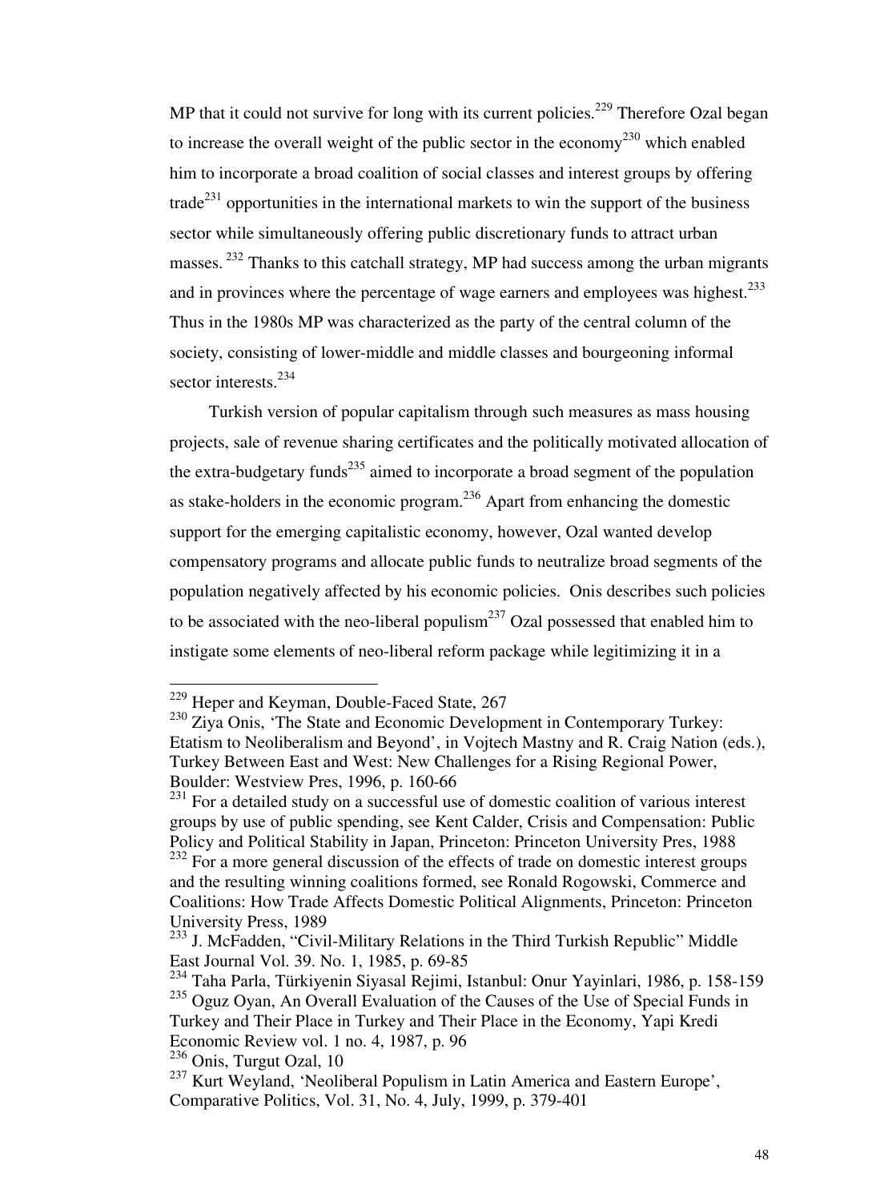MP that it could not survive for long with its current policies.[229] Therefore Ozal began to increase the overall weight of the public sector in the economy[230] which enabled him to incorporate a broad coalition of social classes and interest groups by offering trade[231] opportunities in the international markets to win the support of the business sector while simultaneously offering public discretionary funds to attract urban masses. [232] Thanks to this catchall strategy, MP had success among the urban migrants and in provinces where the percentage of wage earners and employees was highest.[233] Thus in the 1980s MP was characterized as the party of the central column of the society, consisting of lower-middle and middle classes and bourgeoning informal sector interests.[234]

Turkish version of popular capitalism through such measures as mass housing projects, sale of revenue sharing certificates and the politically motivated allocation of the extra-budgetary funds[235] aimed to incorporate a broad segment of the population as stake-holders in the economic program.[236] Apart from enhancing the domestic support for the emerging capitalistic economy, however, Ozal wanted develop compensatory programs and allocate public funds to neutralize broad segments of the population negatively affected by his economic policies. Onis describes such policies to be associated with the neo-liberal populism[237] Ozal possessed that enabled him to instigate some elements of neo-liberal reform package while legitimizing it in a

---

[229] Heper and Keyman, Double-Faced State, 267

[230] Ziya Onis, 'The State and Economic Development in Contemporary Turkey: Etatism to Neoliberalism and Beyond', in Vojtech Mastny and R. Craig Nation (eds.), Turkey Between East and West: New Challenges for a Rising Regional Power, Boulder: Westview Pres, 1996, p. 160-66

[231] For a detailed study on a successful use of domestic coalition of various interest groups by use of public spending, see Kent Calder, Crisis and Compensation: Public Policy and Political Stability in Japan, Princeton: Princeton University Pres, 1988

[232] For a more general discussion of the effects of trade on domestic interest groups and the resulting winning coalitions formed, see Ronald Rogowski, Commerce and Coalitions: How Trade Affects Domestic Political Alignments, Princeton: Princeton University Press, 1989

[233] J. McFadden, "Civil-Military Relations in the Third Turkish Republic" Middle East Journal Vol. 39. No. 1, 1985, p. 69-85

[234] Taha Parla, Türkiyenin Siyasal Rejimi, Istanbul: Onur Yayinlari, 1986, p. 158-159

[235] Oguz Oyan, An Overall Evaluation of the Causes of the Use of Special Funds in Turkey and Their Place in Turkey and Their Place in the Economy, Yapi Kredi Economic Review vol. 1 no. 4, 1987, p. 96

[236] Onis, Turgut Ozal, 10

[237] Kurt Weyland, 'Neoliberal Populism in Latin America and Eastern Europe', Comparative Politics, Vol. 31, No. 4, July, 1999, p. 379-401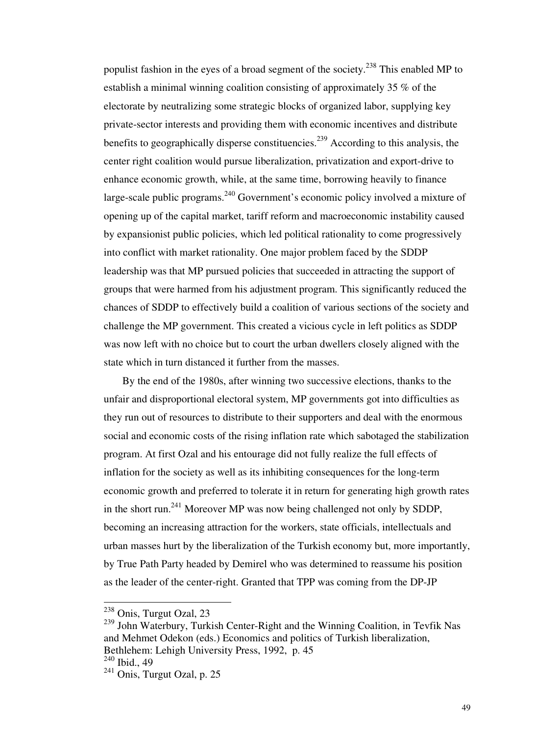populist fashion in the eyes of a broad segment of the society.[238] This enabled MP to establish a minimal winning coalition consisting of approximately 35 % of the electorate by neutralizing some strategic blocks of organized labor, supplying key private-sector interests and providing them with economic incentives and distribute benefits to geographically disperse constituencies.[239] According to this analysis, the center right coalition would pursue liberalization, privatization and export-drive to enhance economic growth, while, at the same time, borrowing heavily to finance large-scale public programs.[240] Government's economic policy involved a mixture of opening up of the capital market, tariff reform and macroeconomic instability caused by expansionist public policies, which led political rationality to come progressively into conflict with market rationality. One major problem faced by the SDDP leadership was that MP pursued policies that succeeded in attracting the support of groups that were harmed from his adjustment program. This significantly reduced the chances of SDDP to effectively build a coalition of various sections of the society and challenge the MP government. This created a vicious cycle in left politics as SDDP was now left with no choice but to court the urban dwellers closely aligned with the state which in turn distanced it further from the masses.

By the end of the 1980s, after winning two successive elections, thanks to the unfair and disproportional electoral system, MP governments got into difficulties as they run out of resources to distribute to their supporters and deal with the enormous social and economic costs of the rising inflation rate which sabotaged the stabilization program. At first Ozal and his entourage did not fully realize the full effects of inflation for the society as well as its inhibiting consequences for the long-term economic growth and preferred to tolerate it in return for generating high growth rates in the short run.[241] Moreover MP was now being challenged not only by SDDP, becoming an increasing attraction for the workers, state officials, intellectuals and urban masses hurt by the liberalization of the Turkish economy but, more importantly, by True Path Party headed by Demirel who was determined to reassume his position as the leader of the center-right. Granted that TPP was coming from the DP-JP

---

[238] Onis, Turgut Ozal, 23

[239] John Waterbury, Turkish Center-Right and the Winning Coalition, in Tevfik Nas and Mehmet Odekon (eds.) Economics and politics of Turkish liberalization, Bethlehem: Lehigh University Press, 1992, p. 45

[240] Ibid., 49

[241] Onis, Turgut Ozal, p. 25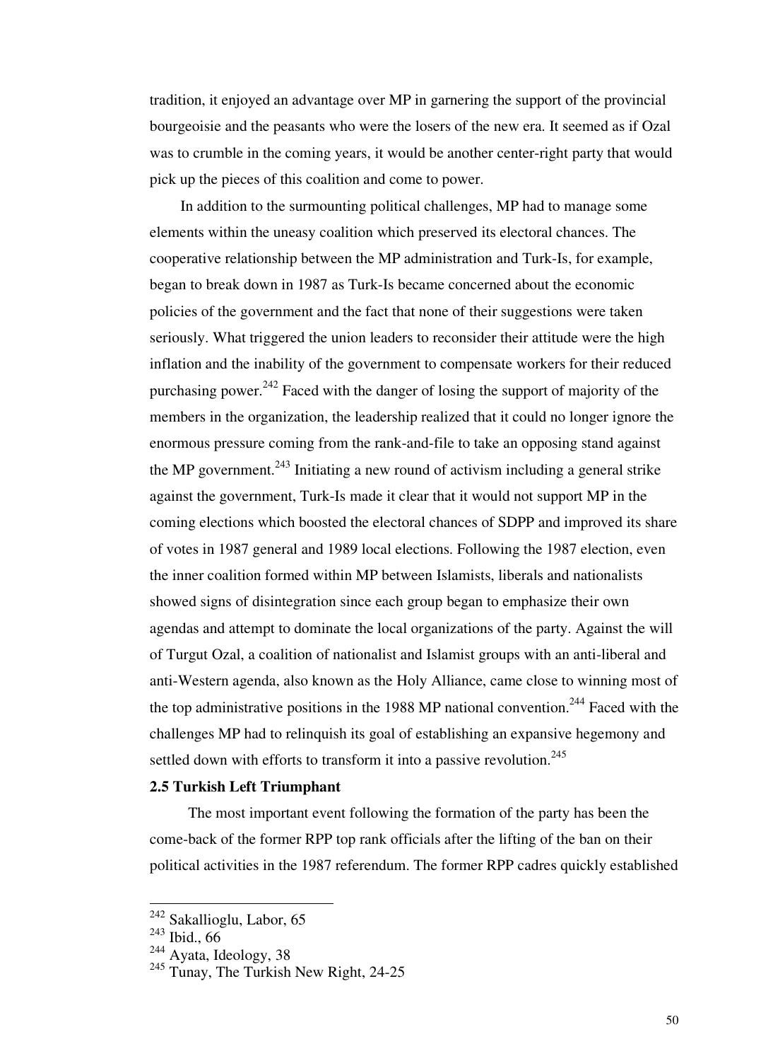tradition, it enjoyed an advantage over MP in garnering the support of the provincial bourgeoisie and the peasants who were the losers of the new era. It seemed as if Ozal was to crumble in the coming years, it would be another center-right party that would pick up the pieces of this coalition and come to power.

In addition to the surmounting political challenges, MP had to manage some elements within the uneasy coalition which preserved its electoral chances. The cooperative relationship between the MP administration and Turk-Is, for example, began to break down in 1987 as Turk-Is became concerned about the economic policies of the government and the fact that none of their suggestions were taken seriously. What triggered the union leaders to reconsider their attitude were the high inflation and the inability of the government to compensate workers for their reduced purchasing power.[242] Faced with the danger of losing the support of majority of the members in the organization, the leadership realized that it could no longer ignore the enormous pressure coming from the rank-and-file to take an opposing stand against the MP government.[243] Initiating a new round of activism including a general strike against the government, Turk-Is made it clear that it would not support MP in the coming elections which boosted the electoral chances of SDPP and improved its share of votes in 1987 general and 1989 local elections. Following the 1987 election, even the inner coalition formed within MP between Islamists, liberals and nationalists showed signs of disintegration since each group began to emphasize their own agendas and attempt to dominate the local organizations of the party. Against the will of Turgut Ozal, a coalition of nationalist and Islamist groups with an anti-liberal and anti-Western agenda, also known as the Holy Alliance, came close to winning most of the top administrative positions in the 1988 MP national convention.[244] Faced with the challenges MP had to relinquish its goal of establishing an expansive hegemony and settled down with efforts to transform it into a passive revolution.[245]

### 2.5 Turkish Left Triumphant

The most important event following the formation of the party has been the come-back of the former RPP top rank officials after the lifting of the ban on their political activities in the 1987 referendum. The former RPP cadres quickly established

---

[242] Sakallioglu, Labor, 65

[243] Ibid., 66

[244] Ayata, Ideology, 38

[245] Tunay, The Turkish New Right, 24-25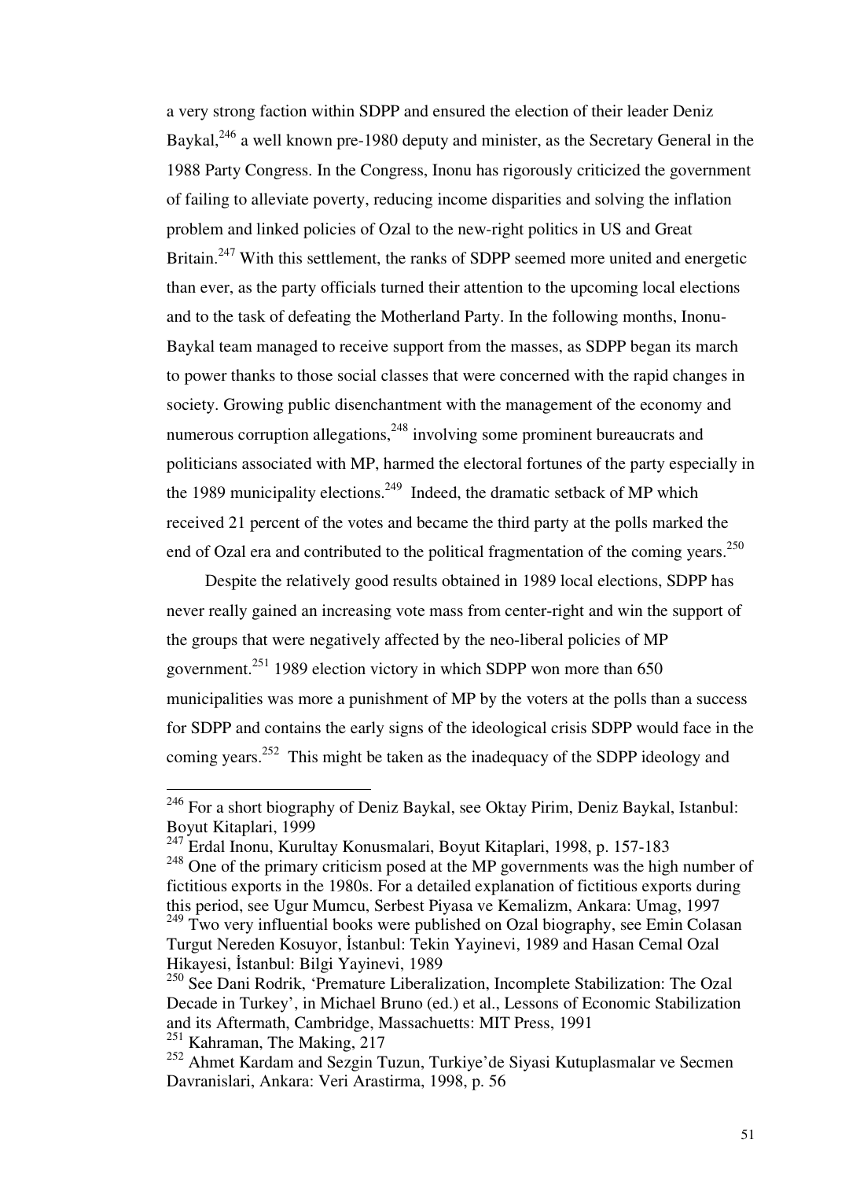a very strong faction within SDPP and ensured the election of their leader Deniz Baykal,[246] a well known pre-1980 deputy and minister, as the Secretary General in the 1988 Party Congress. In the Congress, Inonu has rigorously criticized the government of failing to alleviate poverty, reducing income disparities and solving the inflation problem and linked policies of Ozal to the new-right politics in US and Great Britain.[247] With this settlement, the ranks of SDPP seemed more united and energetic than ever, as the party officials turned their attention to the upcoming local elections and to the task of defeating the Motherland Party. In the following months, Inonu-Baykal team managed to receive support from the masses, as SDPP began its march to power thanks to those social classes that were concerned with the rapid changes in society. Growing public disenchantment with the management of the economy and numerous corruption allegations,[248] involving some prominent bureaucrats and politicians associated with MP, harmed the electoral fortunes of the party especially in the 1989 municipality elections.[249] Indeed, the dramatic setback of MP which received 21 percent of the votes and became the third party at the polls marked the end of Ozal era and contributed to the political fragmentation of the coming years.[250]

Despite the relatively good results obtained in 1989 local elections, SDPP has never really gained an increasing vote mass from center-right and win the support of the groups that were negatively affected by the neo-liberal policies of MP government.[251] 1989 election victory in which SDPP won more than 650 municipalities was more a punishment of MP by the voters at the polls than a success for SDPP and contains the early signs of the ideological crisis SDPP would face in the coming years.[252] This might be taken as the inadequacy of the SDPP ideology and

---

[246] For a short biography of Deniz Baykal, see Oktay Pirim, Deniz Baykal, Istanbul: Boyut Kitaplari, 1999

[247] Erdal Inonu, Kurultay Konusmalari, Boyut Kitaplari, 1998, p. 157-183

[248] One of the primary criticism posed at the MP governments was the high number of fictitious exports in the 1980s. For a detailed explanation of fictitious exports during this period, see Ugur Mumcu, Serbest Piyasa ve Kemalizm, Ankara: Umag, 1997

[249] Two very influential books were published on Ozal biography, see Emin Colasan Turgut Nereden Kosuyor, İstanbul: Tekin Yayinevi, 1989 and Hasan Cemal Ozal Hikayesi, İstanbul: Bilgi Yayinevi, 1989

[250] See Dani Rodrik, 'Premature Liberalization, Incomplete Stabilization: The Ozal Decade in Turkey', in Michael Bruno (ed.) et al., Lessons of Economic Stabilization and its Aftermath, Cambridge, Massachuetts: MIT Press, 1991

[251] Kahraman, The Making, 217

[252] Ahmet Kardam and Sezgin Tuzun, Turkiye'de Siyasi Kutuplasmalar ve Secmen Davranislari, Ankara: Veri Arastirma, 1998, p. 56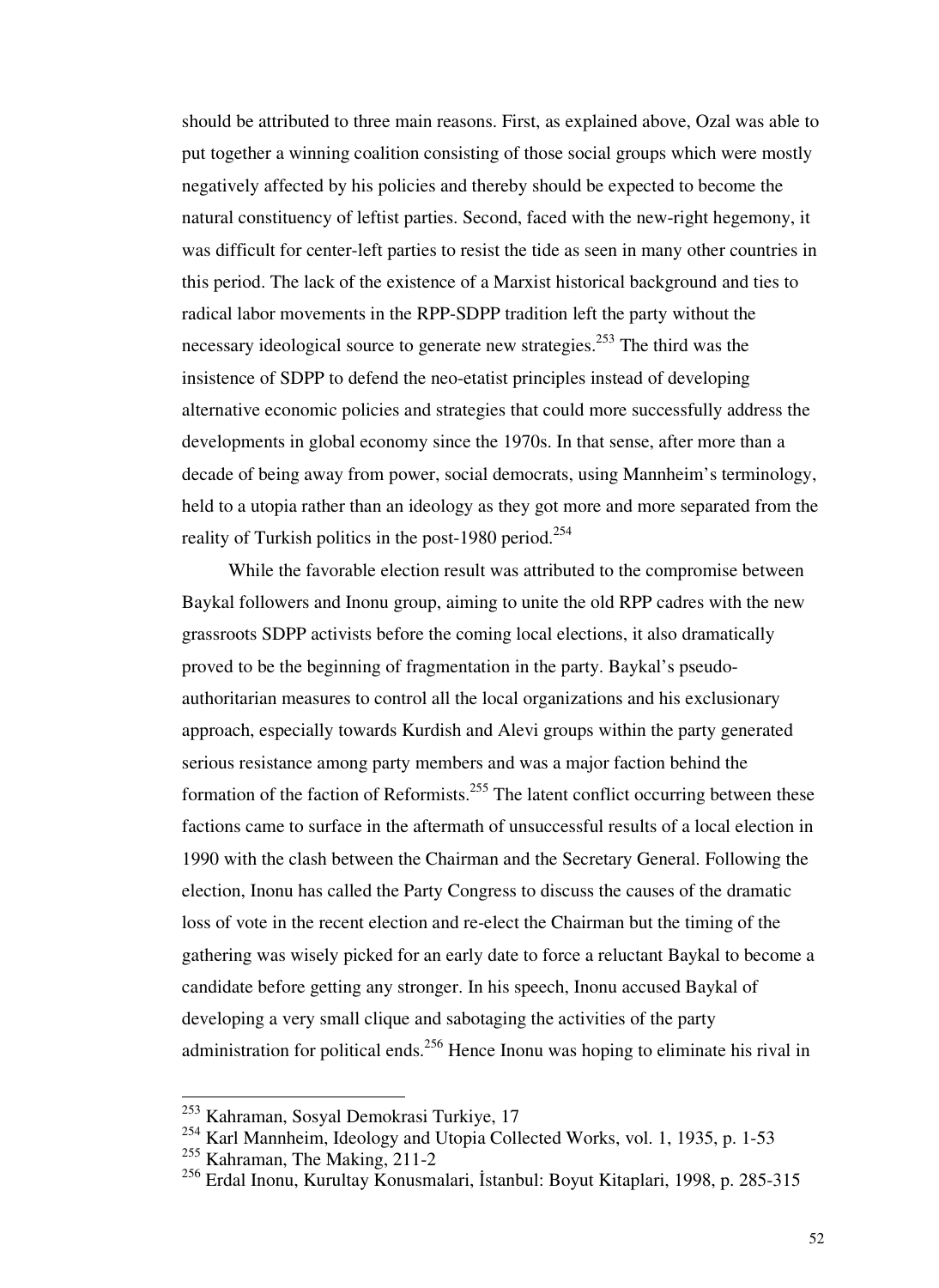should be attributed to three main reasons. First, as explained above, Ozal was able to put together a winning coalition consisting of those social groups which were mostly negatively affected by his policies and thereby should be expected to become the natural constituency of leftist parties. Second, faced with the new-right hegemony, it was difficult for center-left parties to resist the tide as seen in many other countries in this period. The lack of the existence of a Marxist historical background and ties to radical labor movements in the RPP-SDPP tradition left the party without the necessary ideological source to generate new strategies.[253] The third was the insistence of SDPP to defend the neo-etatist principles instead of developing alternative economic policies and strategies that could more successfully address the developments in global economy since the 1970s. In that sense, after more than a decade of being away from power, social democrats, using Mannheim's terminology, held to a utopia rather than an ideology as they got more and more separated from the reality of Turkish politics in the post-1980 period.[254]

While the favorable election result was attributed to the compromise between Baykal followers and Inonu group, aiming to unite the old RPP cadres with the new grassroots SDPP activists before the coming local elections, it also dramatically proved to be the beginning of fragmentation in the party. Baykal's pseudo-authoritarian measures to control all the local organizations and his exclusionary approach, especially towards Kurdish and Alevi groups within the party generated serious resistance among party members and was a major faction behind the formation of the faction of Reformists.[255] The latent conflict occurring between these factions came to surface in the aftermath of unsuccessful results of a local election in 1990 with the clash between the Chairman and the Secretary General. Following the election, Inonu has called the Party Congress to discuss the causes of the dramatic loss of vote in the recent election and re-elect the Chairman but the timing of the gathering was wisely picked for an early date to force a reluctant Baykal to become a candidate before getting any stronger. In his speech, Inonu accused Baykal of developing a very small clique and sabotaging the activities of the party administration for political ends.[256] Hence Inonu was hoping to eliminate his rival in

---

[253] Kahraman, Sosyal Demokrasi Turkiye, 17

[254] Karl Mannheim, Ideology and Utopia Collected Works, vol. 1, 1935, p. 1-53

[255] Kahraman, The Making, 211-2

[256] Erdal Inonu, Kurultay Konusmalari, İstanbul: Boyut Kitaplari, 1998, p. 285-315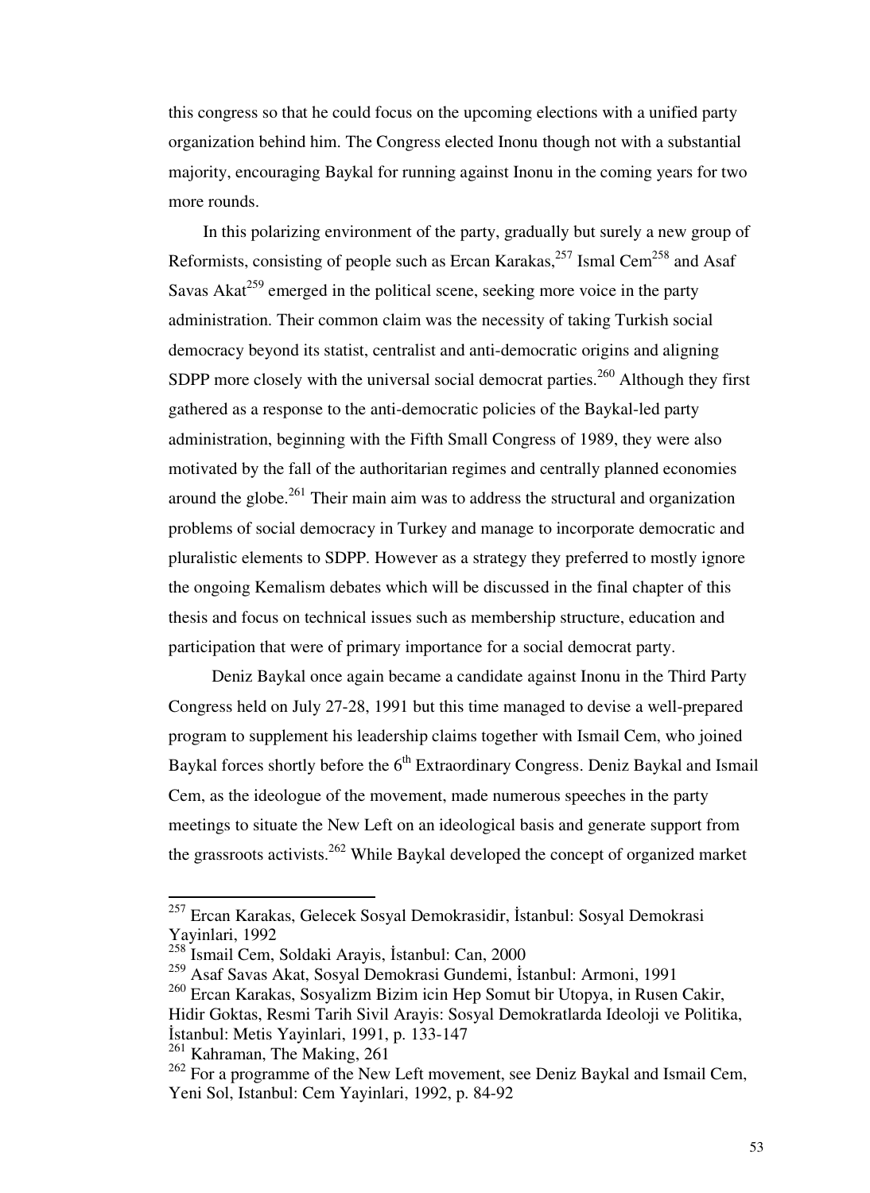this congress so that he could focus on the upcoming elections with a unified party organization behind him. The Congress elected Inonu though not with a substantial majority, encouraging Baykal for running against Inonu in the coming years for two more rounds.

In this polarizing environment of the party, gradually but surely a new group of Reformists, consisting of people such as Ercan Karakas,[257] Ismal Cem[258] and Asaf Savas Akat[259] emerged in the political scene, seeking more voice in the party administration. Their common claim was the necessity of taking Turkish social democracy beyond its statist, centralist and anti-democratic origins and aligning SDPP more closely with the universal social democrat parties.[260] Although they first gathered as a response to the anti-democratic policies of the Baykal-led party administration, beginning with the Fifth Small Congress of 1989, they were also motivated by the fall of the authoritarian regimes and centrally planned economies around the globe.[261] Their main aim was to address the structural and organization problems of social democracy in Turkey and manage to incorporate democratic and pluralistic elements to SDPP. However as a strategy they preferred to mostly ignore the ongoing Kemalism debates which will be discussed in the final chapter of this thesis and focus on technical issues such as membership structure, education and participation that were of primary importance for a social democrat party.

Deniz Baykal once again became a candidate against Inonu in the Third Party Congress held on July 27-28, 1991 but this time managed to devise a well-prepared program to supplement his leadership claims together with Ismail Cem, who joined Baykal forces shortly before the 6th Extraordinary Congress. Deniz Baykal and Ismail Cem, as the ideologue of the movement, made numerous speeches in the party meetings to situate the New Left on an ideological basis and generate support from the grassroots activists.[262] While Baykal developed the concept of organized market

---

[257] Ercan Karakas, Gelecek Sosyal Demokrasidir, İstanbul: Sosyal Demokrasi Yayinlari, 1992

[258] Ismail Cem, Soldaki Arayis, İstanbul: Can, 2000

[259] Asaf Savas Akat, Sosyal Demokrasi Gundemi, İstanbul: Armoni, 1991

[260] Ercan Karakas, Sosyalizm Bizim icin Hep Somut bir Utopya, in Rusen Cakir, Hidir Goktas, Resmi Tarih Sivil Arayis: Sosyal Demokratlarda Ideoloji ve Politika, İstanbul: Metis Yayinlari, 1991, p. 133-147

[261] Kahraman, The Making, 261

[262] For a programme of the New Left movement, see Deniz Baykal and Ismail Cem, Yeni Sol, Istanbul: Cem Yayinlari, 1992, p. 84-92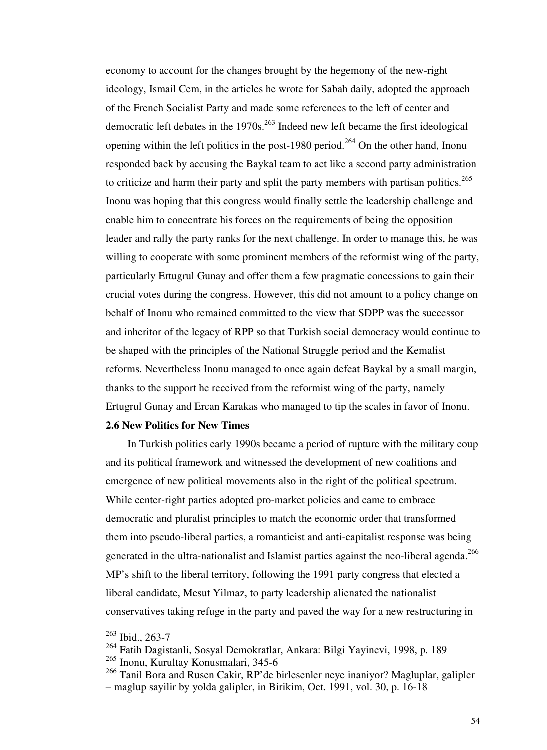economy to account for the changes brought by the hegemony of the new-right ideology, Ismail Cem, in the articles he wrote for Sabah daily, adopted the approach of the French Socialist Party and made some references to the left of center and democratic left debates in the 1970s.[263] Indeed new left became the first ideological opening within the left politics in the post-1980 period.[264] On the other hand, Inonu responded back by accusing the Baykal team to act like a second party administration to criticize and harm their party and split the party members with partisan politics.[265] Inonu was hoping that this congress would finally settle the leadership challenge and enable him to concentrate his forces on the requirements of being the opposition leader and rally the party ranks for the next challenge. In order to manage this, he was willing to cooperate with some prominent members of the reformist wing of the party, particularly Ertugrul Gunay and offer them a few pragmatic concessions to gain their crucial votes during the congress. However, this did not amount to a policy change on behalf of Inonu who remained committed to the view that SDPP was the successor and inheritor of the legacy of RPP so that Turkish social democracy would continue to be shaped with the principles of the National Struggle period and the Kemalist reforms. Nevertheless Inonu managed to once again defeat Baykal by a small margin, thanks to the support he received from the reformist wing of the party, namely Ertugrul Gunay and Ercan Karakas who managed to tip the scales in favor of Inonu.

**2.6 New Politics for New Times**

In Turkish politics early 1990s became a period of rupture with the military coup and its political framework and witnessed the development of new coalitions and emergence of new political movements also in the right of the political spectrum. While center-right parties adopted pro-market policies and came to embrace democratic and pluralist principles to match the economic order that transformed them into pseudo-liberal parties, a romanticist and anti-capitalist response was being generated in the ultra-nationalist and Islamist parties against the neo-liberal agenda.[266] MP's shift to the liberal territory, following the 1991 party congress that elected a liberal candidate, Mesut Yilmaz, to party leadership alienated the nationalist conservatives taking refuge in the party and paved the way for a new restructuring in

---

[263] Ibid., 263-7

[264] Fatih Dagistanli, Sosyal Demokratlar, Ankara: Bilgi Yayinevi, 1998, p. 189

[265] Inonu, Kurultay Konusmalari, 345-6

[266] Tanil Bora and Rusen Cakir, RP'de birlesenler neye inaniyor? Magluplar, galipler – maglup sayilir by yolda galipler, in Birikim, Oct. 1991, vol. 30, p. 16-18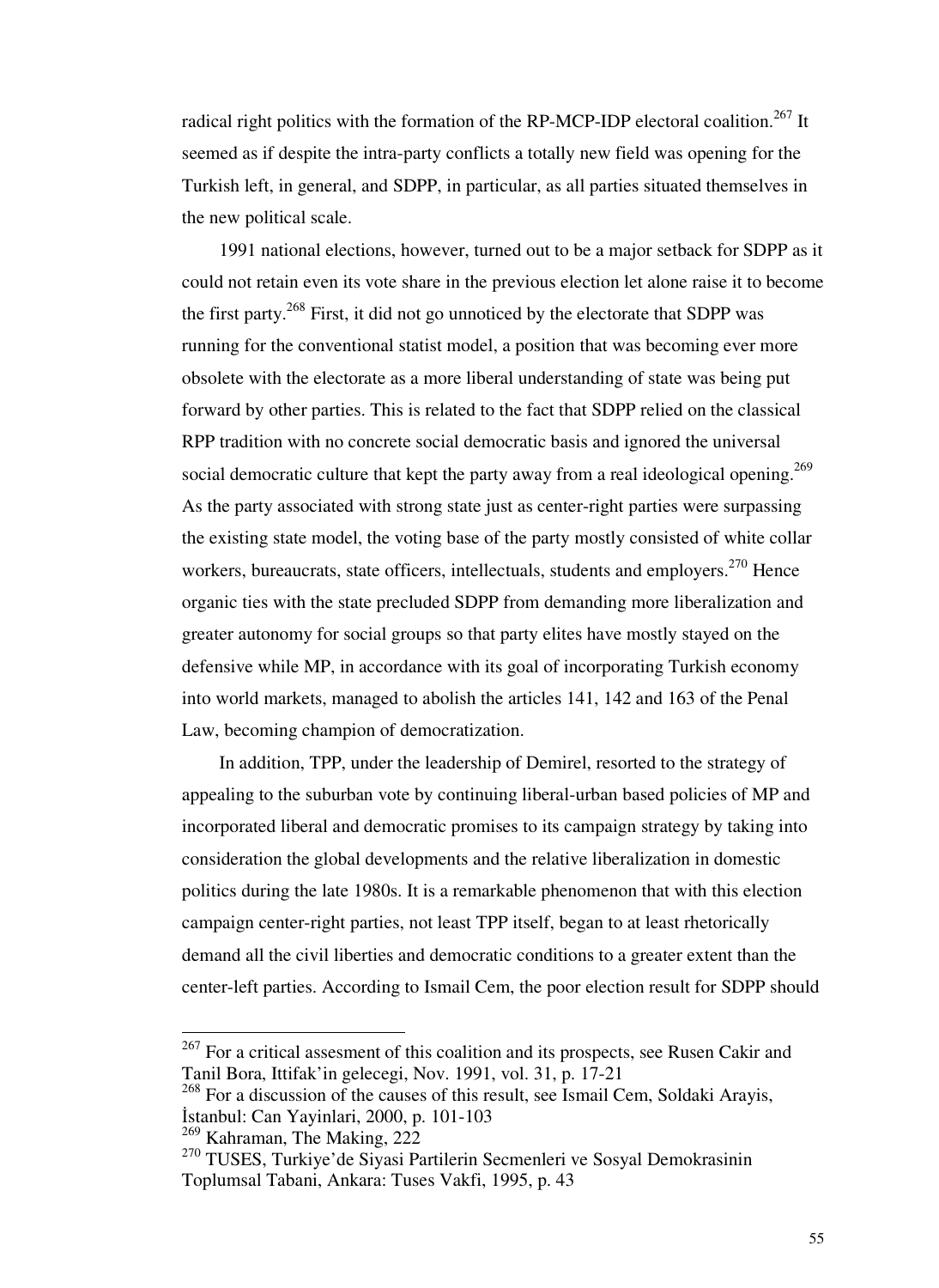radical right politics with the formation of the RP-MCP-IDP electoral coalition.[267] It seemed as if despite the intra-party conflicts a totally new field was opening for the Turkish left, in general, and SDPP, in particular, as all parties situated themselves in the new political scale.

1991 national elections, however, turned out to be a major setback for SDPP as it could not retain even its vote share in the previous election let alone raise it to become the first party.[268] First, it did not go unnoticed by the electorate that SDPP was running for the conventional statist model, a position that was becoming ever more obsolete with the electorate as a more liberal understanding of state was being put forward by other parties. This is related to the fact that SDPP relied on the classical RPP tradition with no concrete social democratic basis and ignored the universal social democratic culture that kept the party away from a real ideological opening.[269] As the party associated with strong state just as center-right parties were surpassing the existing state model, the voting base of the party mostly consisted of white collar workers, bureaucrats, state officers, intellectuals, students and employers.[270] Hence organic ties with the state precluded SDPP from demanding more liberalization and greater autonomy for social groups so that party elites have mostly stayed on the defensive while MP, in accordance with its goal of incorporating Turkish economy into world markets, managed to abolish the articles 141, 142 and 163 of the Penal Law, becoming champion of democratization.

In addition, TPP, under the leadership of Demirel, resorted to the strategy of appealing to the suburban vote by continuing liberal-urban based policies of MP and incorporated liberal and democratic promises to its campaign strategy by taking into consideration the global developments and the relative liberalization in domestic politics during the late 1980s. It is a remarkable phenomenon that with this election campaign center-right parties, not least TPP itself, began to at least rhetorically demand all the civil liberties and democratic conditions to a greater extent than the center-left parties. According to Ismail Cem, the poor election result for SDPP should

---

[267] For a critical assesment of this coalition and its prospects, see Rusen Cakir and Tanil Bora, Ittifak'in gelecegi, Nov. 1991, vol. 31, p. 17-21

[268] For a discussion of the causes of this result, see Ismail Cem, Soldaki Arayis, İstanbul: Can Yayinlari, 2000, p. 101-103

[269] Kahraman, The Making, 222

[270] TUSES, Turkiye'de Siyasi Partilerin Secmenleri ve Sosyal Demokrasinin Toplumsal Tabani, Ankara: Tuses Vakfi, 1995, p. 43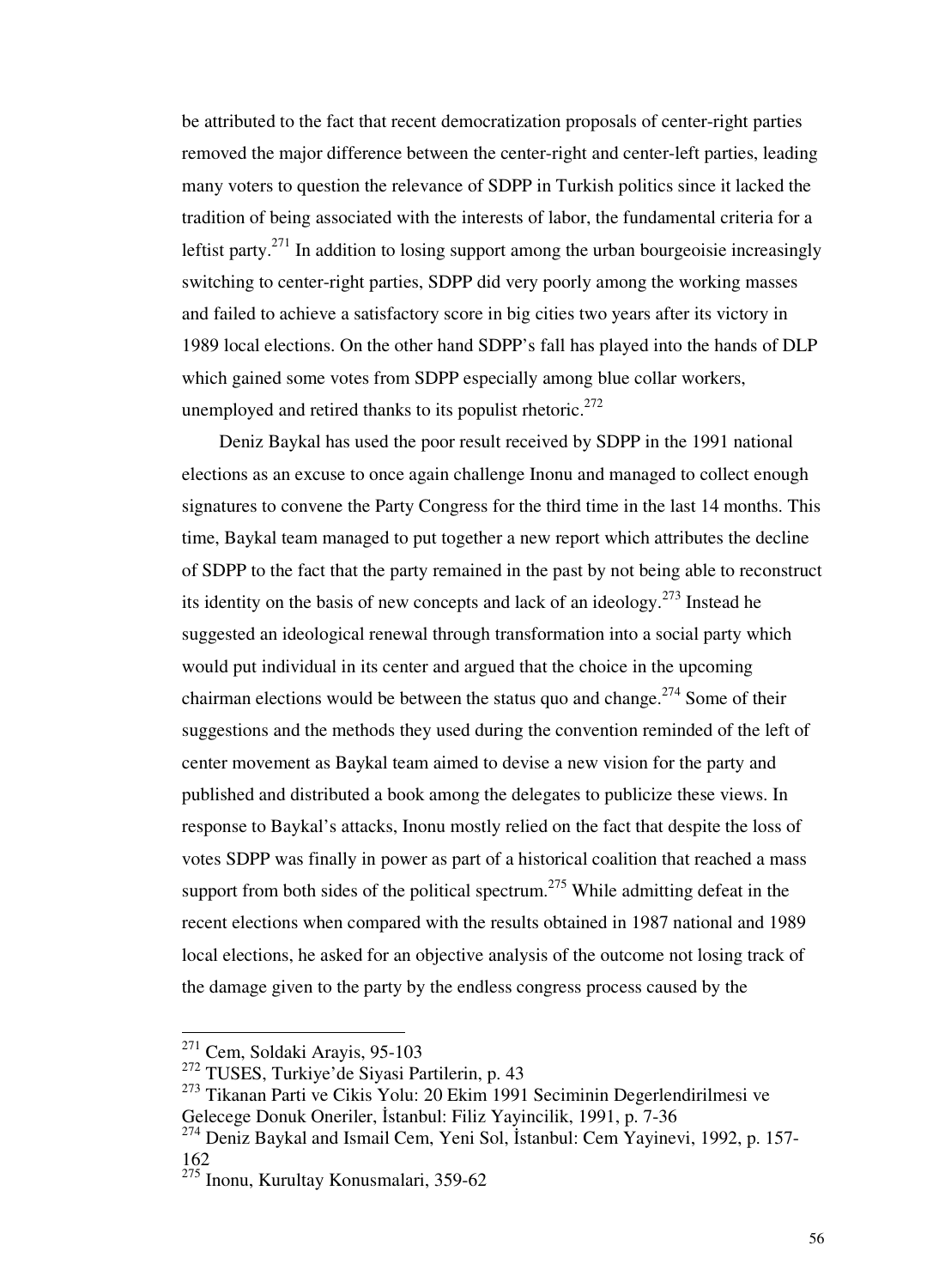be attributed to the fact that recent democratization proposals of center-right parties removed the major difference between the center-right and center-left parties, leading many voters to question the relevance of SDPP in Turkish politics since it lacked the tradition of being associated with the interests of labor, the fundamental criteria for a leftist party.[271] In addition to losing support among the urban bourgeoisie increasingly switching to center-right parties, SDPP did very poorly among the working masses and failed to achieve a satisfactory score in big cities two years after its victory in 1989 local elections. On the other hand SDPP's fall has played into the hands of DLP which gained some votes from SDPP especially among blue collar workers, unemployed and retired thanks to its populist rhetoric.[272]

Deniz Baykal has used the poor result received by SDPP in the 1991 national elections as an excuse to once again challenge Inonu and managed to collect enough signatures to convene the Party Congress for the third time in the last 14 months. This time, Baykal team managed to put together a new report which attributes the decline of SDPP to the fact that the party remained in the past by not being able to reconstruct its identity on the basis of new concepts and lack of an ideology.[273] Instead he suggested an ideological renewal through transformation into a social party which would put individual in its center and argued that the choice in the upcoming chairman elections would be between the status quo and change.[274] Some of their suggestions and the methods they used during the convention reminded of the left of center movement as Baykal team aimed to devise a new vision for the party and published and distributed a book among the delegates to publicize these views. In response to Baykal's attacks, Inonu mostly relied on the fact that despite the loss of votes SDPP was finally in power as part of a historical coalition that reached a mass support from both sides of the political spectrum.[275] While admitting defeat in the recent elections when compared with the results obtained in 1987 national and 1989 local elections, he asked for an objective analysis of the outcome not losing track of the damage given to the party by the endless congress process caused by the

---

[271] Cem, Soldaki Arayis, 95-103

[272] TUSES, Turkiye'de Siyasi Partilerin, p. 43

[273] Tikanan Parti ve Cikis Yolu: 20 Ekim 1991 Seciminin Degerlendirilmesi ve Gelecege Donuk Oneriler, İstanbul: Filiz Yayincilik, 1991, p. 7-36

[274] Deniz Baykal and Ismail Cem, Yeni Sol, İstanbul: Cem Yayinevi, 1992, p. 157-162

[275] Inonu, Kurultay Konusmalari, 359-62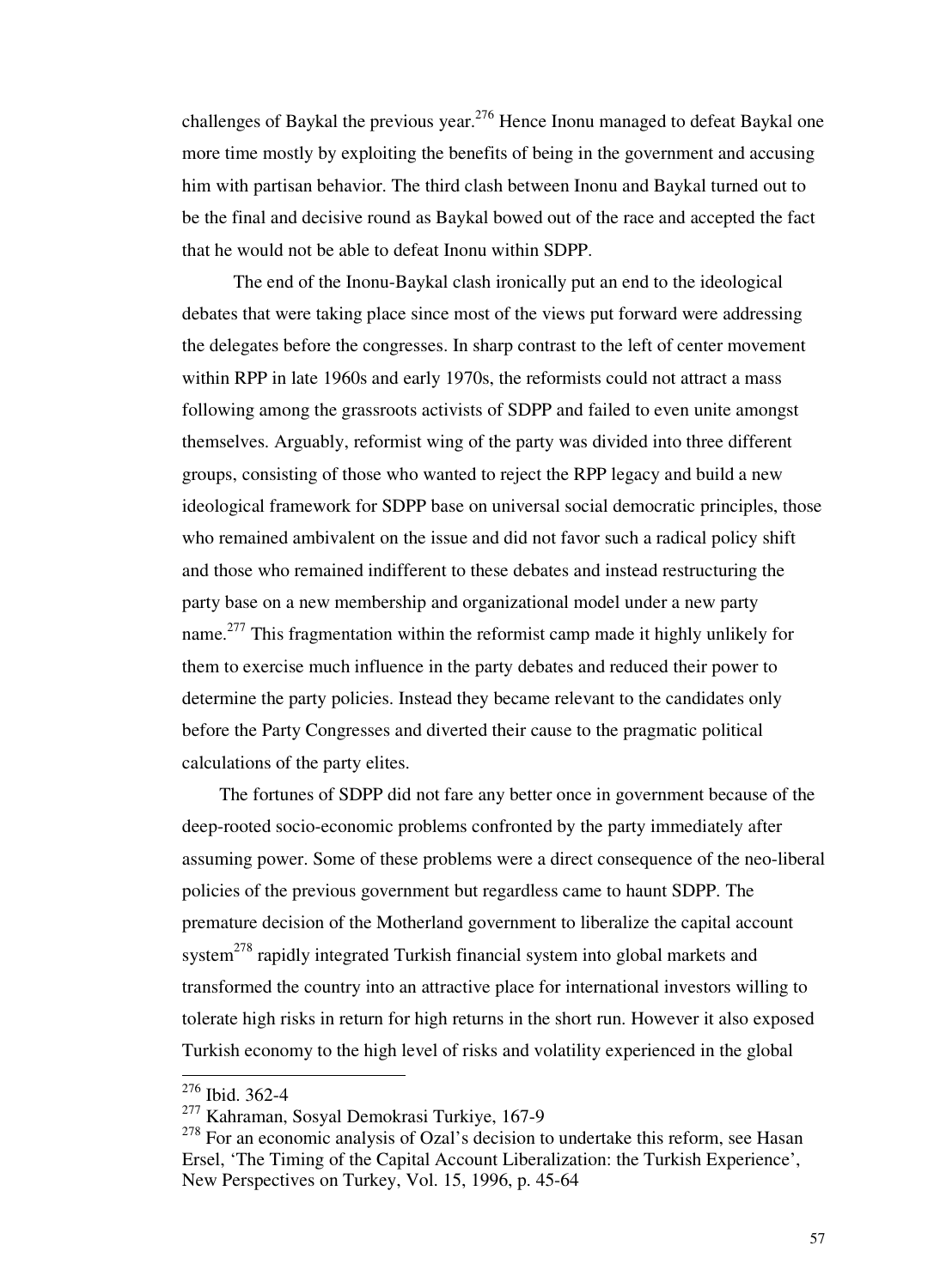challenges of Baykal the previous year.[276] Hence Inonu managed to defeat Baykal one more time mostly by exploiting the benefits of being in the government and accusing him with partisan behavior. The third clash between Inonu and Baykal turned out to be the final and decisive round as Baykal bowed out of the race and accepted the fact that he would not be able to defeat Inonu within SDPP.

The end of the Inonu-Baykal clash ironically put an end to the ideological debates that were taking place since most of the views put forward were addressing the delegates before the congresses. In sharp contrast to the left of center movement within RPP in late 1960s and early 1970s, the reformists could not attract a mass following among the grassroots activists of SDPP and failed to even unite amongst themselves. Arguably, reformist wing of the party was divided into three different groups, consisting of those who wanted to reject the RPP legacy and build a new ideological framework for SDPP base on universal social democratic principles, those who remained ambivalent on the issue and did not favor such a radical policy shift and those who remained indifferent to these debates and instead restructuring the party base on a new membership and organizational model under a new party name.[277] This fragmentation within the reformist camp made it highly unlikely for them to exercise much influence in the party debates and reduced their power to determine the party policies. Instead they became relevant to the candidates only before the Party Congresses and diverted their cause to the pragmatic political calculations of the party elites.

The fortunes of SDPP did not fare any better once in government because of the deep-rooted socio-economic problems confronted by the party immediately after assuming power. Some of these problems were a direct consequence of the neo-liberal policies of the previous government but regardless came to haunt SDPP. The premature decision of the Motherland government to liberalize the capital account system[278] rapidly integrated Turkish financial system into global markets and transformed the country into an attractive place for international investors willing to tolerate high risks in return for high returns in the short run. However it also exposed Turkish economy to the high level of risks and volatility experienced in the global

---

[276] Ibid. 362-4

[277] Kahraman, Sosyal Demokrasi Turkiye, 167-9

[278] For an economic analysis of Ozal's decision to undertake this reform, see Hasan Ersel, 'The Timing of the Capital Account Liberalization: the Turkish Experience', New Perspectives on Turkey, Vol. 15, 1996, p. 45-64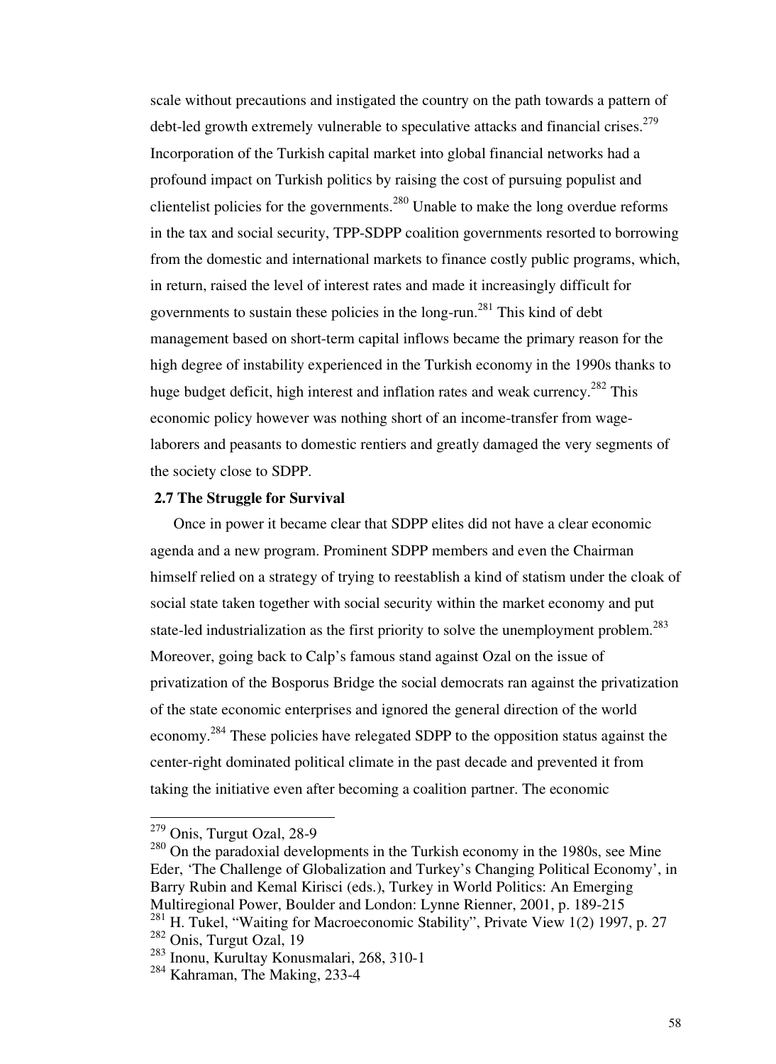scale without precautions and instigated the country on the path towards a pattern of debt-led growth extremely vulnerable to speculative attacks and financial crises.[279] Incorporation of the Turkish capital market into global financial networks had a profound impact on Turkish politics by raising the cost of pursuing populist and clientelist policies for the governments.[280] Unable to make the long overdue reforms in the tax and social security, TPP-SDPP coalition governments resorted to borrowing from the domestic and international markets to finance costly public programs, which, in return, raised the level of interest rates and made it increasingly difficult for governments to sustain these policies in the long-run.[281] This kind of debt management based on short-term capital inflows became the primary reason for the high degree of instability experienced in the Turkish economy in the 1990s thanks to huge budget deficit, high interest and inflation rates and weak currency.[282] This economic policy however was nothing short of an income-transfer from wage-laborers and peasants to domestic rentiers and greatly damaged the very segments of the society close to SDPP.

### 2.7 The Struggle for Survival

Once in power it became clear that SDPP elites did not have a clear economic agenda and a new program. Prominent SDPP members and even the Chairman himself relied on a strategy of trying to reestablish a kind of statism under the cloak of social state taken together with social security within the market economy and put state-led industrialization as the first priority to solve the unemployment problem.[283] Moreover, going back to Calp's famous stand against Ozal on the issue of privatization of the Bosporus Bridge the social democrats ran against the privatization of the state economic enterprises and ignored the general direction of the world economy.[284] These policies have relegated SDPP to the opposition status against the center-right dominated political climate in the past decade and prevented it from taking the initiative even after becoming a coalition partner. The economic

---

[279] Onis, Turgut Ozal, 28-9

[280] On the paradoxial developments in the Turkish economy in the 1980s, see Mine Eder, 'The Challenge of Globalization and Turkey's Changing Political Economy', in Barry Rubin and Kemal Kirisci (eds.), Turkey in World Politics: An Emerging Multiregional Power, Boulder and London: Lynne Rienner, 2001, p. 189-215

[281] H. Tukel, "Waiting for Macroeconomic Stability", Private View 1(2) 1997, p. 27

[282] Onis, Turgut Ozal, 19

[283] Inonu, Kurultay Konusmalari, 268, 310-1

[284] Kahraman, The Making, 233-4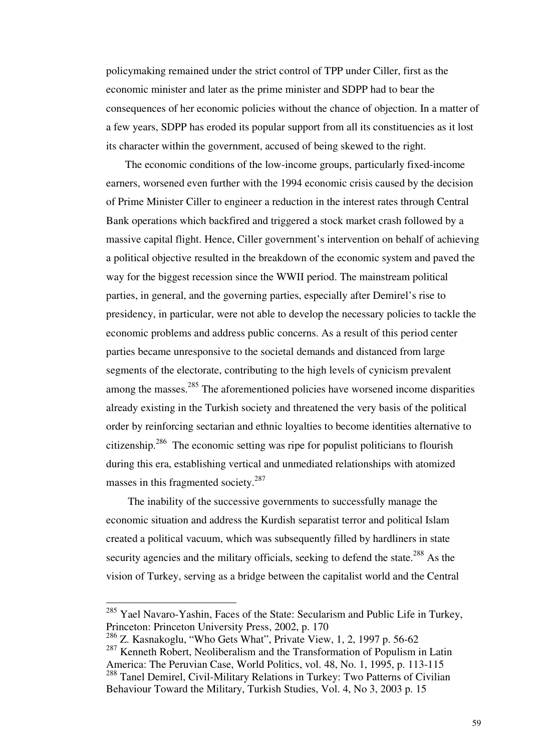policymaking remained under the strict control of TPP under Ciller, first as the economic minister and later as the prime minister and SDPP had to bear the consequences of her economic policies without the chance of objection. In a matter of a few years, SDPP has eroded its popular support from all its constituencies as it lost its character within the government, accused of being skewed to the right.

The economic conditions of the low-income groups, particularly fixed-income earners, worsened even further with the 1994 economic crisis caused by the decision of Prime Minister Ciller to engineer a reduction in the interest rates through Central Bank operations which backfired and triggered a stock market crash followed by a massive capital flight. Hence, Ciller government's intervention on behalf of achieving a political objective resulted in the breakdown of the economic system and paved the way for the biggest recession since the WWII period. The mainstream political parties, in general, and the governing parties, especially after Demirel's rise to presidency, in particular, were not able to develop the necessary policies to tackle the economic problems and address public concerns. As a result of this period center parties became unresponsive to the societal demands and distanced from large segments of the electorate, contributing to the high levels of cynicism prevalent among the masses.[285] The aforementioned policies have worsened income disparities already existing in the Turkish society and threatened the very basis of the political order by reinforcing sectarian and ethnic loyalties to become identities alternative to citizenship.[286] The economic setting was ripe for populist politicians to flourish during this era, establishing vertical and unmediated relationships with atomized masses in this fragmented society.[287]

The inability of the successive governments to successfully manage the economic situation and address the Kurdish separatist terror and political Islam created a political vacuum, which was subsequently filled by hardliners in state security agencies and the military officials, seeking to defend the state.[288] As the vision of Turkey, serving as a bridge between the capitalist world and the Central

---

[285] Yael Navaro-Yashin, Faces of the State: Secularism and Public Life in Turkey, Princeton: Princeton University Press, 2002, p. 170

[286] Z. Kasnakoglu, "Who Gets What", Private View, 1, 2, 1997 p. 56-62

[287] Kenneth Robert, Neoliberalism and the Transformation of Populism in Latin America: The Peruvian Case, World Politics, vol. 48, No. 1, 1995, p. 113-115

[288] Tanel Demirel, Civil-Military Relations in Turkey: Two Patterns of Civilian Behaviour Toward the Military, Turkish Studies, Vol. 4, No 3, 2003 p. 15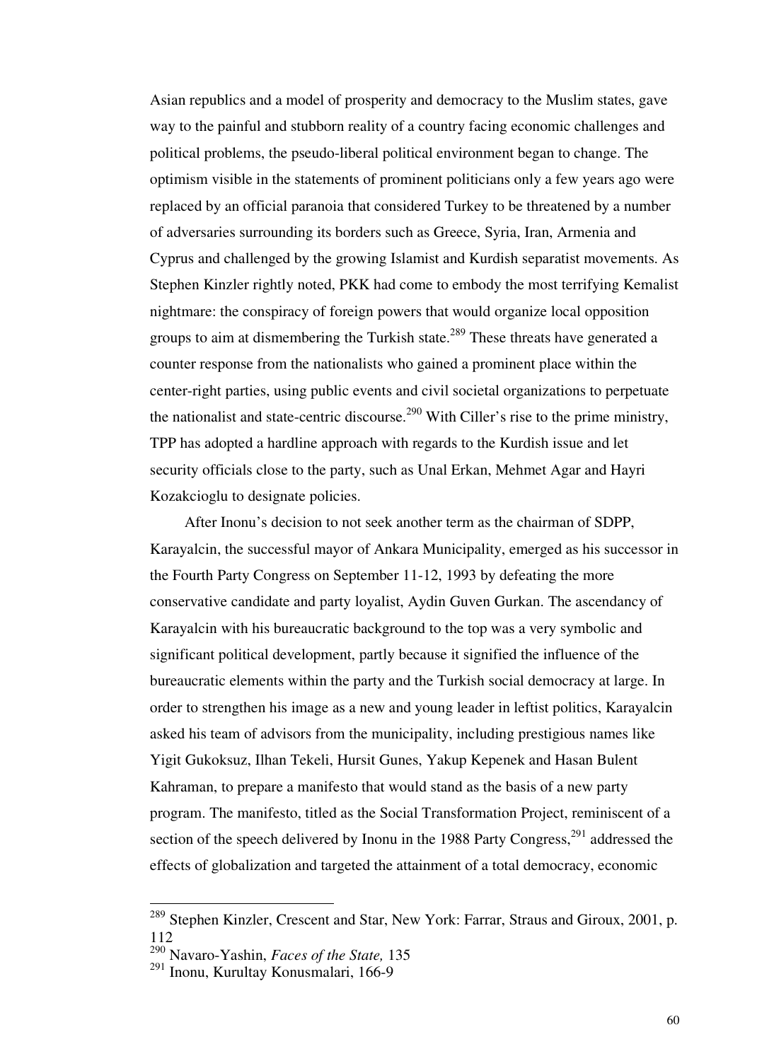Asian republics and a model of prosperity and democracy to the Muslim states, gave way to the painful and stubborn reality of a country facing economic challenges and political problems, the pseudo-liberal political environment began to change. The optimism visible in the statements of prominent politicians only a few years ago were replaced by an official paranoia that considered Turkey to be threatened by a number of adversaries surrounding its borders such as Greece, Syria, Iran, Armenia and Cyprus and challenged by the growing Islamist and Kurdish separatist movements. As Stephen Kinzler rightly noted, PKK had come to embody the most terrifying Kemalist nightmare: the conspiracy of foreign powers that would organize local opposition groups to aim at dismembering the Turkish state.[289] These threats have generated a counter response from the nationalists who gained a prominent place within the center-right parties, using public events and civil societal organizations to perpetuate the nationalist and state-centric discourse.[290] With Ciller's rise to the prime ministry, TPP has adopted a hardline approach with regards to the Kurdish issue and let security officials close to the party, such as Unal Erkan, Mehmet Agar and Hayri Kozakcioglu to designate policies.

After Inonu's decision to not seek another term as the chairman of SDPP, Karayalcin, the successful mayor of Ankara Municipality, emerged as his successor in the Fourth Party Congress on September 11-12, 1993 by defeating the more conservative candidate and party loyalist, Aydin Guven Gurkan. The ascendancy of Karayalcin with his bureaucratic background to the top was a very symbolic and significant political development, partly because it signified the influence of the bureaucratic elements within the party and the Turkish social democracy at large. In order to strengthen his image as a new and young leader in leftist politics, Karayalcin asked his team of advisors from the municipality, including prestigious names like Yigit Gukoksuz, Ilhan Tekeli, Hursit Gunes, Yakup Kepenek and Hasan Bulent Kahraman, to prepare a manifesto that would stand as the basis of a new party program. The manifesto, titled as the Social Transformation Project, reminiscent of a section of the speech delivered by Inonu in the 1988 Party Congress,[291] addressed the effects of globalization and targeted the attainment of a total democracy, economic

---

[289] Stephen Kinzler, Crescent and Star, New York: Farrar, Straus and Giroux, 2001, p. 112

[290] Navaro-Yashin, *Faces of the State,* 135

[291] Inonu, Kurultay Konusmalari, 166-9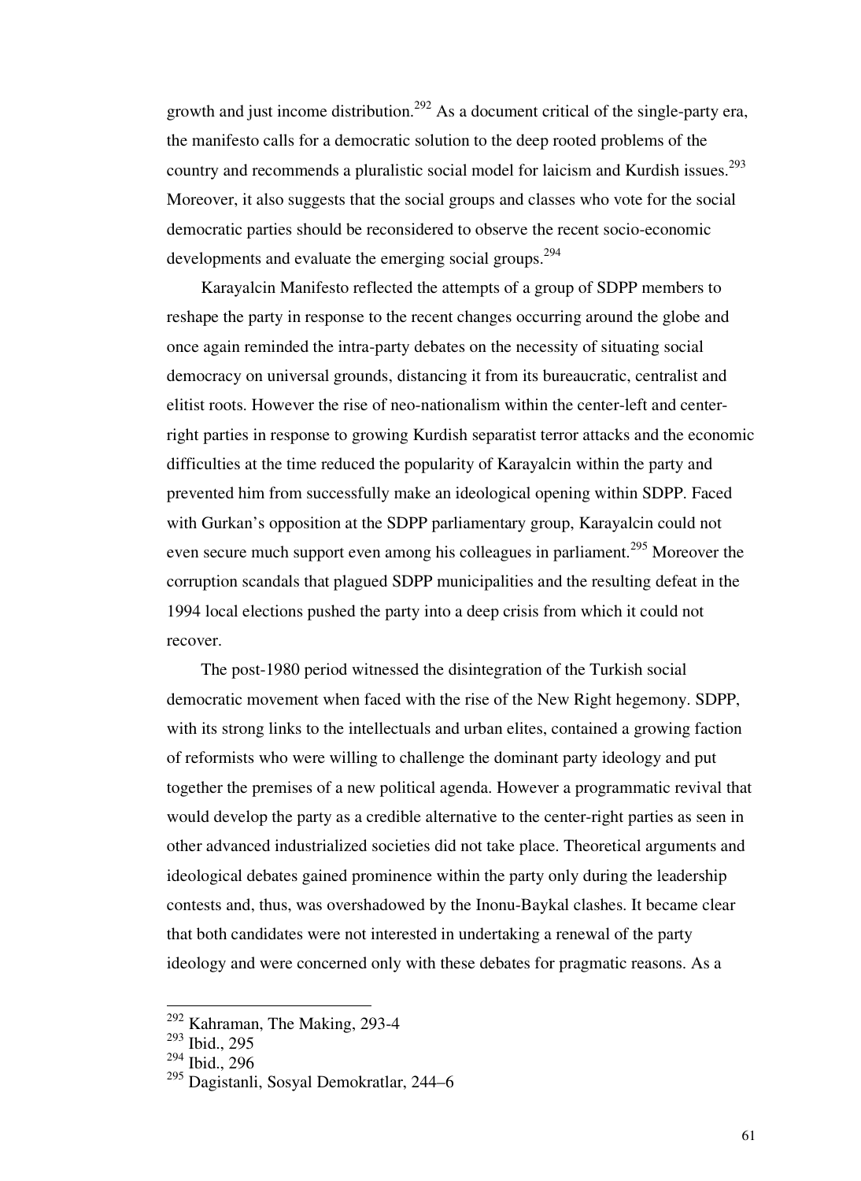growth and just income distribution.[292] As a document critical of the single-party era, the manifesto calls for a democratic solution to the deep rooted problems of the country and recommends a pluralistic social model for laicism and Kurdish issues.[293] Moreover, it also suggests that the social groups and classes who vote for the social democratic parties should be reconsidered to observe the recent socio-economic developments and evaluate the emerging social groups.[294]

Karayalcin Manifesto reflected the attempts of a group of SDPP members to reshape the party in response to the recent changes occurring around the globe and once again reminded the intra-party debates on the necessity of situating social democracy on universal grounds, distancing it from its bureaucratic, centralist and elitist roots. However the rise of neo-nationalism within the center-left and center-right parties in response to growing Kurdish separatist terror attacks and the economic difficulties at the time reduced the popularity of Karayalcin within the party and prevented him from successfully make an ideological opening within SDPP. Faced with Gurkan's opposition at the SDPP parliamentary group, Karayalcin could not even secure much support even among his colleagues in parliament.[295] Moreover the corruption scandals that plagued SDPP municipalities and the resulting defeat in the 1994 local elections pushed the party into a deep crisis from which it could not recover.

The post-1980 period witnessed the disintegration of the Turkish social democratic movement when faced with the rise of the New Right hegemony. SDPP, with its strong links to the intellectuals and urban elites, contained a growing faction of reformists who were willing to challenge the dominant party ideology and put together the premises of a new political agenda. However a programmatic revival that would develop the party as a credible alternative to the center-right parties as seen in other advanced industrialized societies did not take place. Theoretical arguments and ideological debates gained prominence within the party only during the leadership contests and, thus, was overshadowed by the Inonu-Baykal clashes. It became clear that both candidates were not interested in undertaking a renewal of the party ideology and were concerned only with these debates for pragmatic reasons. As a

[292] Kahraman, The Making, 293-4

[293] Ibid., 295

[294] Ibid., 296

[295] Dagistanli, Sosyal Demokratlar, 244–6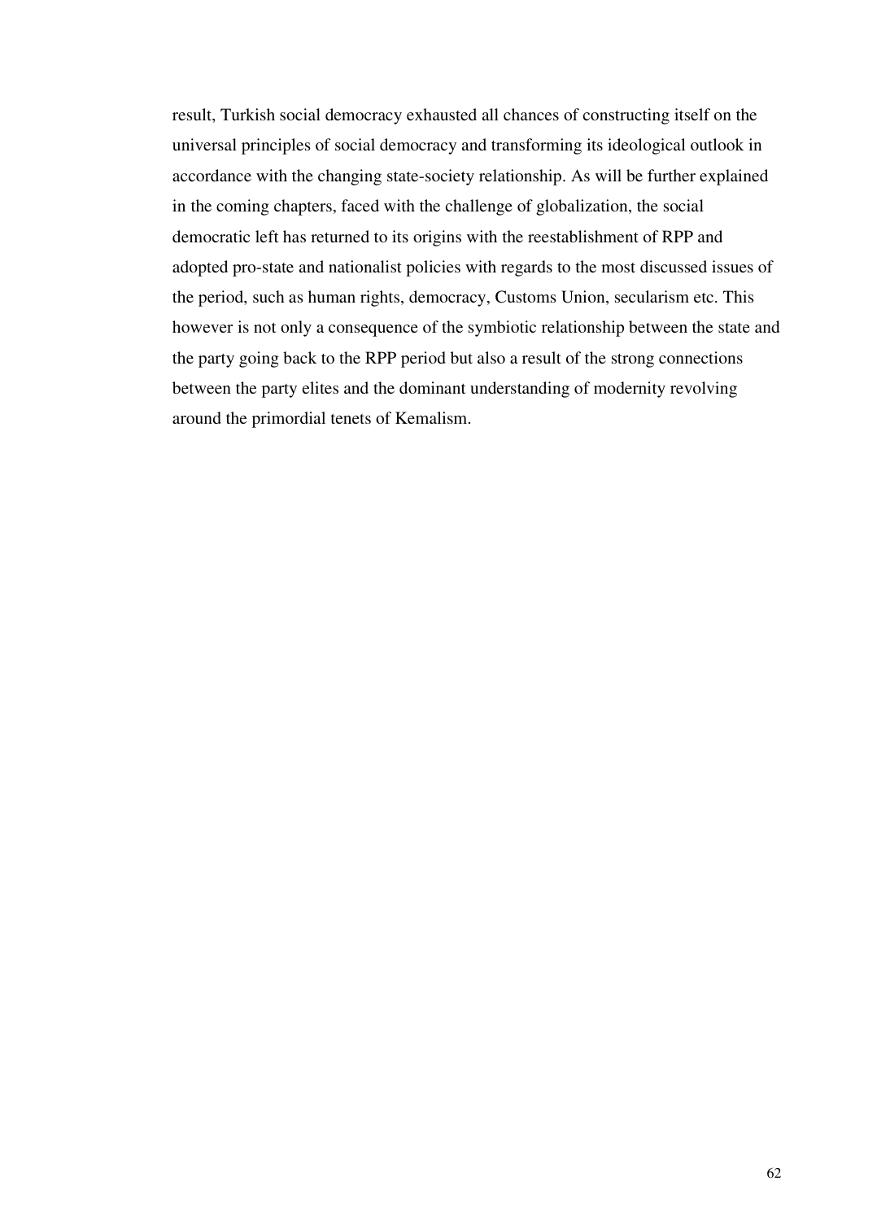result, Turkish social democracy exhausted all chances of constructing itself on the universal principles of social democracy and transforming its ideological outlook in accordance with the changing state-society relationship. As will be further explained in the coming chapters, faced with the challenge of globalization, the social democratic left has returned to its origins with the reestablishment of RPP and adopted pro-state and nationalist policies with regards to the most discussed issues of the period, such as human rights, democracy, Customs Union, secularism etc. This however is not only a consequence of the symbiotic relationship between the state and the party going back to the RPP period but also a result of the strong connections between the party elites and the dominant understanding of modernity revolving around the primordial tenets of Kemalism.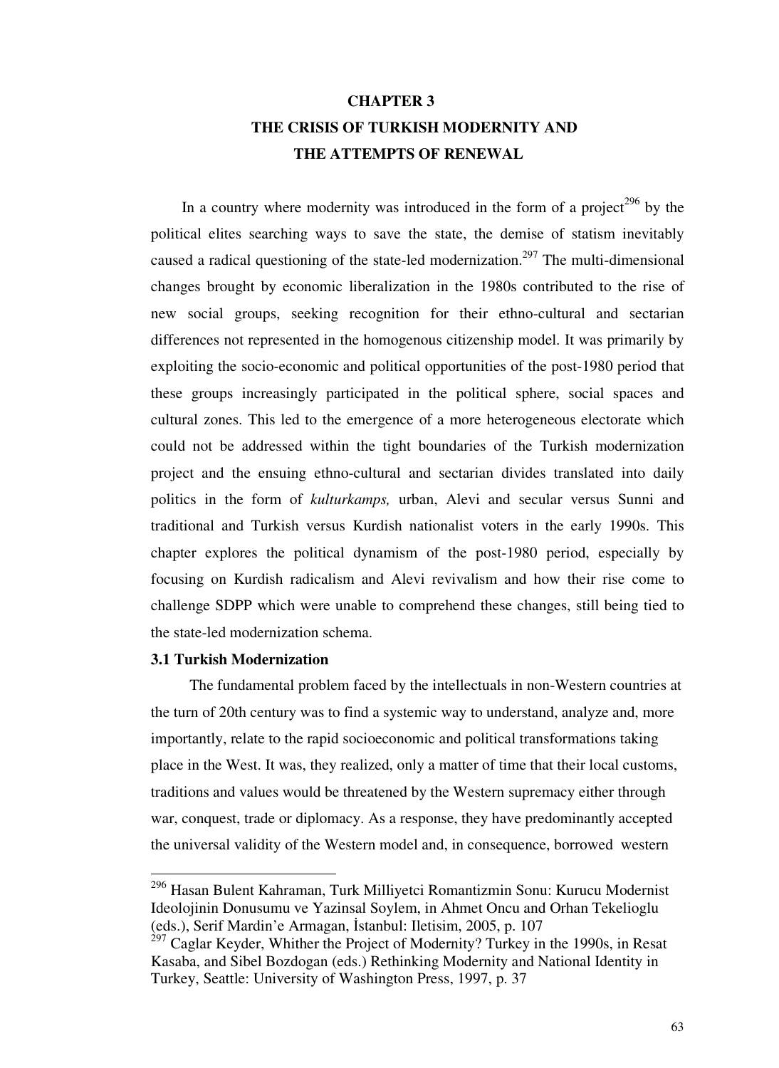# CHAPTER 3
# THE CRISIS OF TURKISH MODERNITY AND THE ATTEMPTS OF RENEWAL

In a country where modernity was introduced in the form of a project[296] by the political elites searching ways to save the state, the demise of statism inevitably caused a radical questioning of the state-led modernization.[297] The multi-dimensional changes brought by economic liberalization in the 1980s contributed to the rise of new social groups, seeking recognition for their ethno-cultural and sectarian differences not represented in the homogenous citizenship model. It was primarily by exploiting the socio-economic and political opportunities of the post-1980 period that these groups increasingly participated in the political sphere, social spaces and cultural zones. This led to the emergence of a more heterogeneous electorate which could not be addressed within the tight boundaries of the Turkish modernization project and the ensuing ethno-cultural and sectarian divides translated into daily politics in the form of *kulturkamps,* urban, Alevi and secular versus Sunni and traditional and Turkish versus Kurdish nationalist voters in the early 1990s. This chapter explores the political dynamism of the post-1980 period, especially by focusing on Kurdish radicalism and Alevi revivalism and how their rise come to challenge SDPP which were unable to comprehend these changes, still being tied to the state-led modernization schema.

### 3.1 Turkish Modernization

The fundamental problem faced by the intellectuals in non-Western countries at the turn of 20th century was to find a systemic way to understand, analyze and, more importantly, relate to the rapid socioeconomic and political transformations taking place in the West. It was, they realized, only a matter of time that their local customs, traditions and values would be threatened by the Western supremacy either through war, conquest, trade or diplomacy. As a response, they have predominantly accepted the universal validity of the Western model and, in consequence, borrowed western

---

[296] Hasan Bulent Kahraman, Turk Milliyetci Romantizmin Sonu: Kurucu Modernist Ideolojinin Donusumu ve Yazinsal Soylem, in Ahmet Oncu and Orhan Tekelioglu (eds.), Serif Mardin'e Armagan, İstanbul: Iletisim, 2005, p. 107

[297] Caglar Keyder, Whither the Project of Modernity? Turkey in the 1990s, in Resat Kasaba, and Sibel Bozdogan (eds.) Rethinking Modernity and National Identity in Turkey, Seattle: University of Washington Press, 1997, p. 37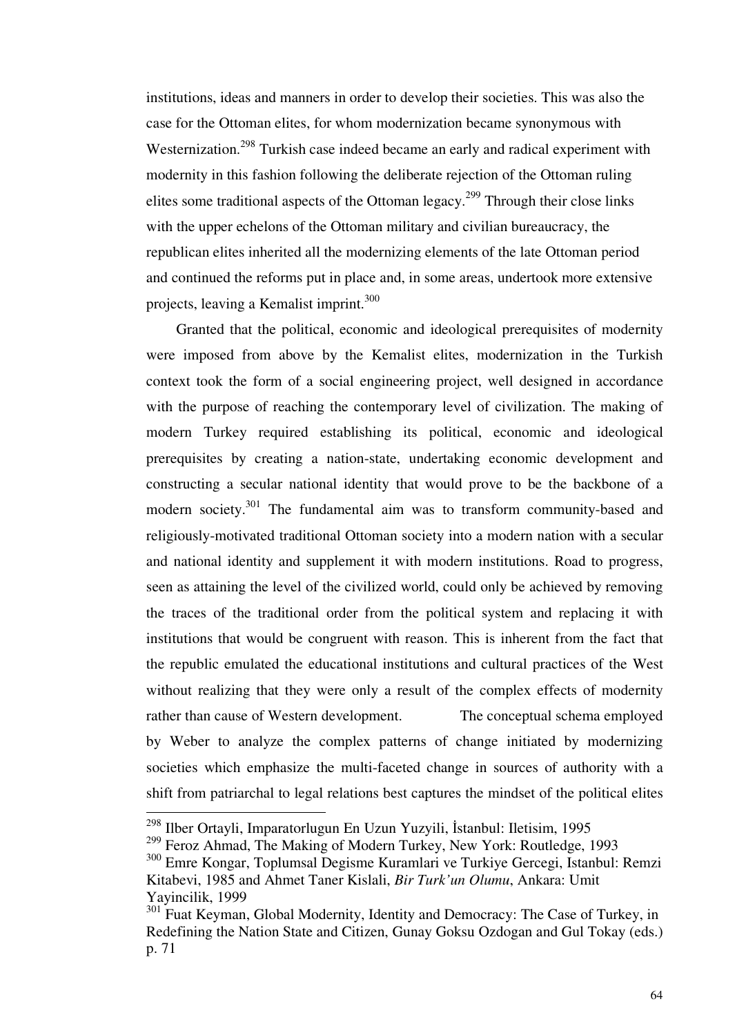institutions, ideas and manners in order to develop their societies. This was also the case for the Ottoman elites, for whom modernization became synonymous with Westernization.[298] Turkish case indeed became an early and radical experiment with modernity in this fashion following the deliberate rejection of the Ottoman ruling elites some traditional aspects of the Ottoman legacy.[299] Through their close links with the upper echelons of the Ottoman military and civilian bureaucracy, the republican elites inherited all the modernizing elements of the late Ottoman period and continued the reforms put in place and, in some areas, undertook more extensive projects, leaving a Kemalist imprint.[300]

Granted that the political, economic and ideological prerequisites of modernity were imposed from above by the Kemalist elites, modernization in the Turkish context took the form of a social engineering project, well designed in accordance with the purpose of reaching the contemporary level of civilization. The making of modern Turkey required establishing its political, economic and ideological prerequisites by creating a nation-state, undertaking economic development and constructing a secular national identity that would prove to be the backbone of a modern society.[301] The fundamental aim was to transform community-based and religiously-motivated traditional Ottoman society into a modern nation with a secular and national identity and supplement it with modern institutions. Road to progress, seen as attaining the level of the civilized world, could only be achieved by removing the traces of the traditional order from the political system and replacing it with institutions that would be congruent with reason. This is inherent from the fact that the republic emulated the educational institutions and cultural practices of the West without realizing that they were only a result of the complex effects of modernity rather than cause of Western development. The conceptual schema employed by Weber to analyze the complex patterns of change initiated by modernizing societies which emphasize the multi-faceted change in sources of authority with a shift from patriarchal to legal relations best captures the mindset of the political elites

---

[298] Ilber Ortayli, Imparatorlugun En Uzun Yuzyili, İstanbul: Iletisim, 1995

[299] Feroz Ahmad, The Making of Modern Turkey, New York: Routledge, 1993

[300] Emre Kongar, Toplumsal Degisme Kuramlari ve Turkiye Gercegi, Istanbul: Remzi Kitabevi, 1985 and Ahmet Taner Kislali, *Bir Turk'un Olumu*, Ankara: Umit Yayincilik, 1999

[301] Fuat Keyman, Global Modernity, Identity and Democracy: The Case of Turkey, in Redefining the Nation State and Citizen, Gunay Goksu Ozdogan and Gul Tokay (eds.) p. 71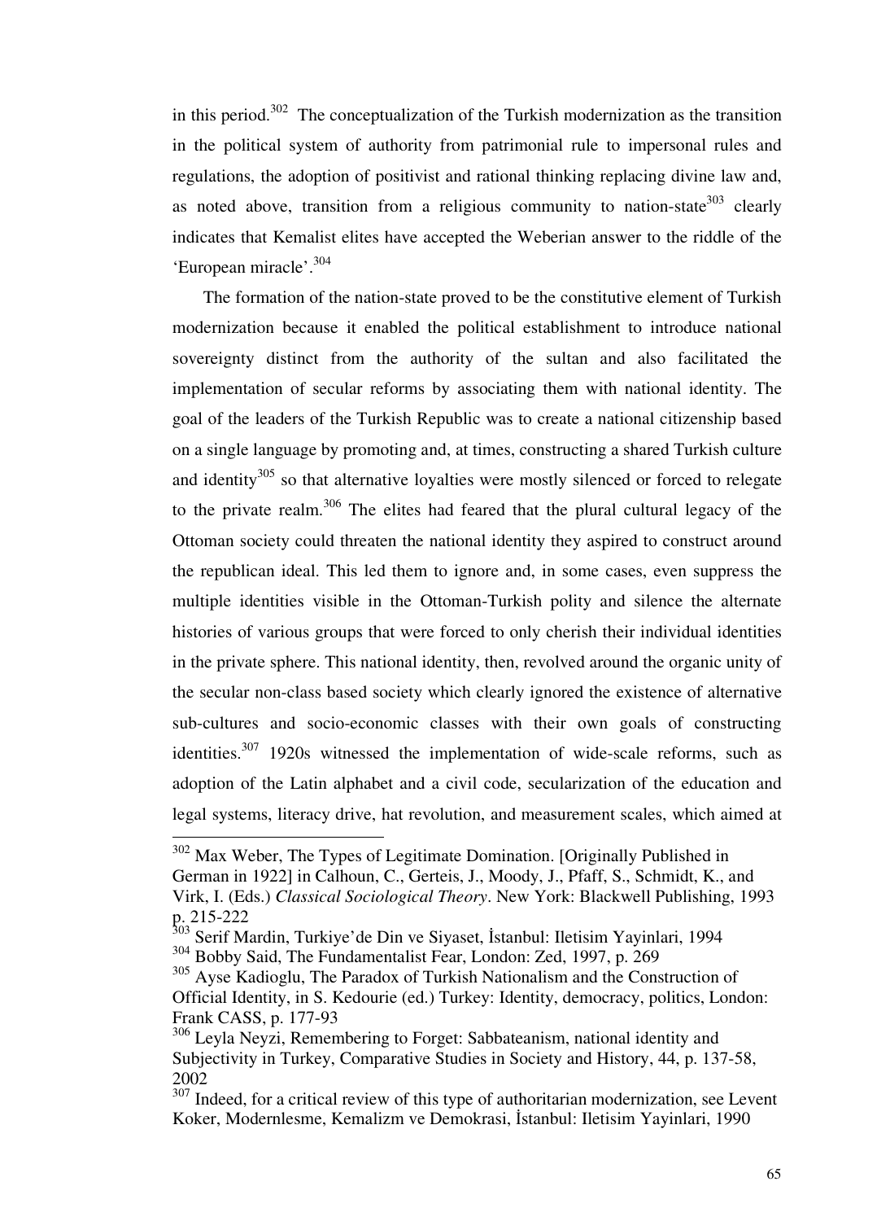in this period.[302] The conceptualization of the Turkish modernization as the transition in the political system of authority from patrimonial rule to impersonal rules and regulations, the adoption of positivist and rational thinking replacing divine law and, as noted above, transition from a religious community to nation-state[303] clearly indicates that Kemalist elites have accepted the Weberian answer to the riddle of the 'European miracle'.[304]

The formation of the nation-state proved to be the constitutive element of Turkish modernization because it enabled the political establishment to introduce national sovereignty distinct from the authority of the sultan and also facilitated the implementation of secular reforms by associating them with national identity. The goal of the leaders of the Turkish Republic was to create a national citizenship based on a single language by promoting and, at times, constructing a shared Turkish culture and identity[305] so that alternative loyalties were mostly silenced or forced to relegate to the private realm.[306] The elites had feared that the plural cultural legacy of the Ottoman society could threaten the national identity they aspired to construct around the republican ideal. This led them to ignore and, in some cases, even suppress the multiple identities visible in the Ottoman-Turkish polity and silence the alternate histories of various groups that were forced to only cherish their individual identities in the private sphere. This national identity, then, revolved around the organic unity of the secular non-class based society which clearly ignored the existence of alternative sub-cultures and socio-economic classes with their own goals of constructing identities.[307] 1920s witnessed the implementation of wide-scale reforms, such as adoption of the Latin alphabet and a civil code, secularization of the education and legal systems, literacy drive, hat revolution, and measurement scales, which aimed at

---

[302] Max Weber, The Types of Legitimate Domination. [Originally Published in German in 1922] in Calhoun, C., Gerteis, J., Moody, J., Pfaff, S., Schmidt, K., and Virk, I. (Eds.) *Classical Sociological Theory*. New York: Blackwell Publishing, 1993 p. 215-222

[303] Serif Mardin, Turkiye'de Din ve Siyaset, İstanbul: Iletisim Yayinlari, 1994

[304] Bobby Said, The Fundamentalist Fear, London: Zed, 1997, p. 269

[305] Ayse Kadioglu, The Paradox of Turkish Nationalism and the Construction of Official Identity, in S. Kedourie (ed.) Turkey: Identity, democracy, politics, London: Frank CASS, p. 177-93

[306] Leyla Neyzi, Remembering to Forget: Sabbateanism, national identity and Subjectivity in Turkey, Comparative Studies in Society and History, 44, p. 137-58, 2002

[307] Indeed, for a critical review of this type of authoritarian modernization, see Levent Koker, Modernlesme, Kemalizm ve Demokrasi, İstanbul: Iletisim Yayinlari, 1990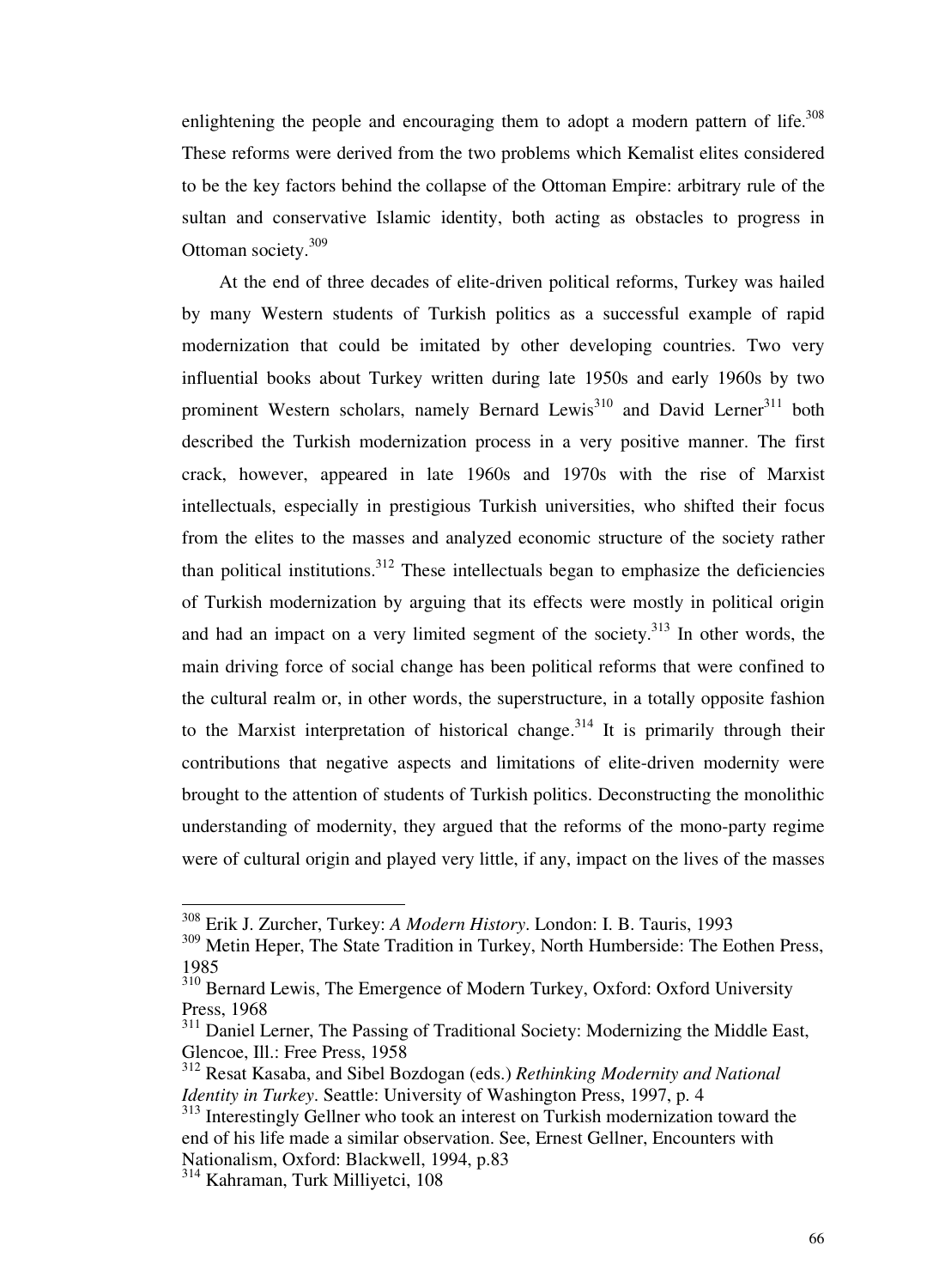enlightening the people and encouraging them to adopt a modern pattern of life.[308] These reforms were derived from the two problems which Kemalist elites considered to be the key factors behind the collapse of the Ottoman Empire: arbitrary rule of the sultan and conservative Islamic identity, both acting as obstacles to progress in Ottoman society.[309]

At the end of three decades of elite-driven political reforms, Turkey was hailed by many Western students of Turkish politics as a successful example of rapid modernization that could be imitated by other developing countries. Two very influential books about Turkey written during late 1950s and early 1960s by two prominent Western scholars, namely Bernard Lewis[310] and David Lerner[311] both described the Turkish modernization process in a very positive manner. The first crack, however, appeared in late 1960s and 1970s with the rise of Marxist intellectuals, especially in prestigious Turkish universities, who shifted their focus from the elites to the masses and analyzed economic structure of the society rather than political institutions.[312] These intellectuals began to emphasize the deficiencies of Turkish modernization by arguing that its effects were mostly in political origin and had an impact on a very limited segment of the society.[313] In other words, the main driving force of social change has been political reforms that were confined to the cultural realm or, in other words, the superstructure, in a totally opposite fashion to the Marxist interpretation of historical change.[314] It is primarily through their contributions that negative aspects and limitations of elite-driven modernity were brought to the attention of students of Turkish politics. Deconstructing the monolithic understanding of modernity, they argued that the reforms of the mono-party regime were of cultural origin and played very little, if any, impact on the lives of the masses

---

[308] Erik J. Zurcher, Turkey: *A Modern History*. London: I. B. Tauris, 1993

[309] Metin Heper, The State Tradition in Turkey, North Humberside: The Eothen Press, 1985

[310] Bernard Lewis, The Emergence of Modern Turkey, Oxford: Oxford University Press, 1968

[311] Daniel Lerner, The Passing of Traditional Society: Modernizing the Middle East, Glencoe, Ill.: Free Press, 1958

[312] Resat Kasaba, and Sibel Bozdogan (eds.) *Rethinking Modernity and National Identity in Turkey*. Seattle: University of Washington Press, 1997, p. 4

[313] Interestingly Gellner who took an interest on Turkish modernization toward the end of his life made a similar observation. See, Ernest Gellner, Encounters with Nationalism, Oxford: Blackwell, 1994, p.83

[314] Kahraman, Turk Milliyetci, 108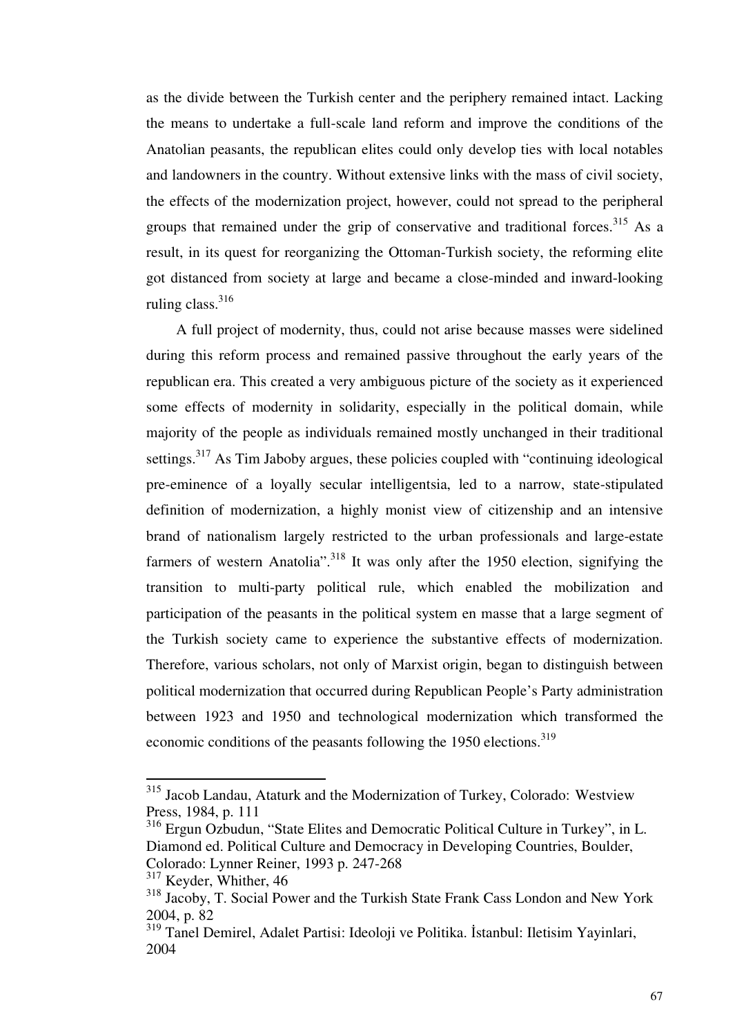as the divide between the Turkish center and the periphery remained intact. Lacking the means to undertake a full-scale land reform and improve the conditions of the Anatolian peasants, the republican elites could only develop ties with local notables and landowners in the country. Without extensive links with the mass of civil society, the effects of the modernization project, however, could not spread to the peripheral groups that remained under the grip of conservative and traditional forces.[315] As a result, in its quest for reorganizing the Ottoman-Turkish society, the reforming elite got distanced from society at large and became a close-minded and inward-looking ruling class.[316]

A full project of modernity, thus, could not arise because masses were sidelined during this reform process and remained passive throughout the early years of the republican era. This created a very ambiguous picture of the society as it experienced some effects of modernity in solidarity, especially in the political domain, while majority of the people as individuals remained mostly unchanged in their traditional settings.[317] As Tim Jaboby argues, these policies coupled with "continuing ideological pre-eminence of a loyally secular intelligentsia, led to a narrow, state-stipulated definition of modernization, a highly monist view of citizenship and an intensive brand of nationalism largely restricted to the urban professionals and large-estate farmers of western Anatolia".[318] It was only after the 1950 election, signifying the transition to multi-party political rule, which enabled the mobilization and participation of the peasants in the political system en masse that a large segment of the Turkish society came to experience the substantive effects of modernization. Therefore, various scholars, not only of Marxist origin, began to distinguish between political modernization that occurred during Republican People's Party administration between 1923 and 1950 and technological modernization which transformed the economic conditions of the peasants following the 1950 elections.[319]

---

[315] Jacob Landau, Ataturk and the Modernization of Turkey, Colorado: Westview Press, 1984, p. 111

[316] Ergun Ozbudun, "State Elites and Democratic Political Culture in Turkey", in L. Diamond ed. Political Culture and Democracy in Developing Countries, Boulder, Colorado: Lynner Reiner, 1993 p. 247-268

[317] Keyder, Whither, 46

[318] Jacoby, T. Social Power and the Turkish State Frank Cass London and New York 2004, p. 82

[319] Tanel Demirel, Adalet Partisi: Ideoloji ve Politika. İstanbul: Iletisim Yayinlari, 2004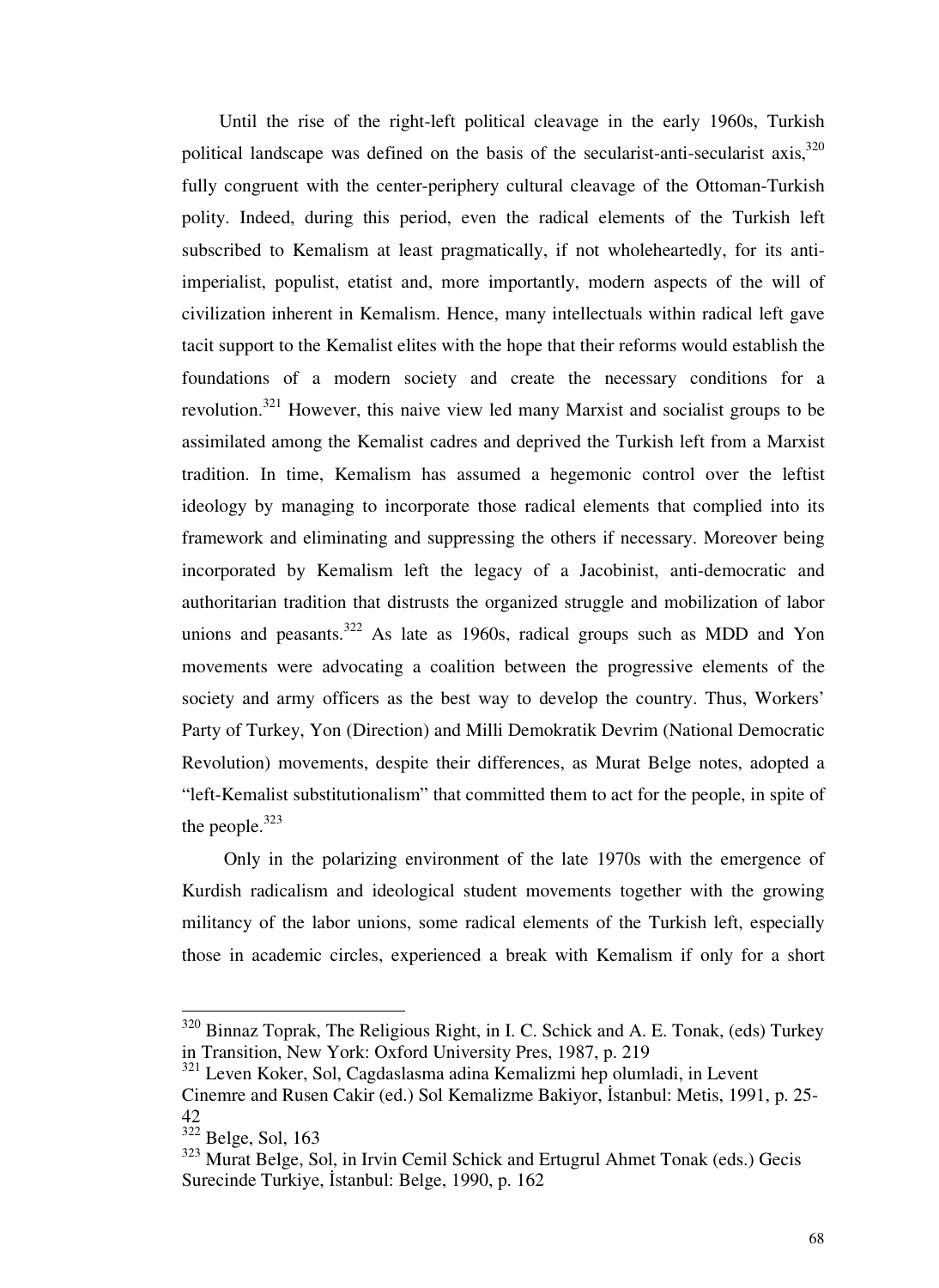Until the rise of the right-left political cleavage in the early 1960s, Turkish political landscape was defined on the basis of the secularist-anti-secularist axis,[320] fully congruent with the center-periphery cultural cleavage of the Ottoman-Turkish polity. Indeed, during this period, even the radical elements of the Turkish left subscribed to Kemalism at least pragmatically, if not wholeheartedly, for its anti-imperialist, populist, etatist and, more importantly, modern aspects of the will of civilization inherent in Kemalism. Hence, many intellectuals within radical left gave tacit support to the Kemalist elites with the hope that their reforms would establish the foundations of a modern society and create the necessary conditions for a revolution.[321] However, this naive view led many Marxist and socialist groups to be assimilated among the Kemalist cadres and deprived the Turkish left from a Marxist tradition. In time, Kemalism has assumed a hegemonic control over the leftist ideology by managing to incorporate those radical elements that complied into its framework and eliminating and suppressing the others if necessary. Moreover being incorporated by Kemalism left the legacy of a Jacobinist, anti-democratic and authoritarian tradition that distrusts the organized struggle and mobilization of labor unions and peasants.[322] As late as 1960s, radical groups such as MDD and Yon movements were advocating a coalition between the progressive elements of the society and army officers as the best way to develop the country. Thus, Workers' Party of Turkey, Yon (Direction) and Milli Demokratik Devrim (National Democratic Revolution) movements, despite their differences, as Murat Belge notes, adopted a "left-Kemalist substitutionalism" that committed them to act for the people, in spite of the people.[323]

Only in the polarizing environment of the late 1970s with the emergence of Kurdish radicalism and ideological student movements together with the growing militancy of the labor unions, some radical elements of the Turkish left, especially those in academic circles, experienced a break with Kemalism if only for a short

---

[320] Binnaz Toprak, The Religious Right, in I. C. Schick and A. E. Tonak, (eds) Turkey in Transition, New York: Oxford University Pres, 1987, p. 219

[321] Leven Koker, Sol, Cagdaslasma adina Kemalizmi hep olumladi, in Levent Cinemre and Rusen Cakir (ed.) Sol Kemalizme Bakiyor, İstanbul: Metis, 1991, p. 25-42

[322] Belge, Sol, 163

[323] Murat Belge, Sol, in Irvin Cemil Schick and Ertugrul Ahmet Tonak (eds.) Gecis Surecinde Turkiye, İstanbul: Belge, 1990, p. 162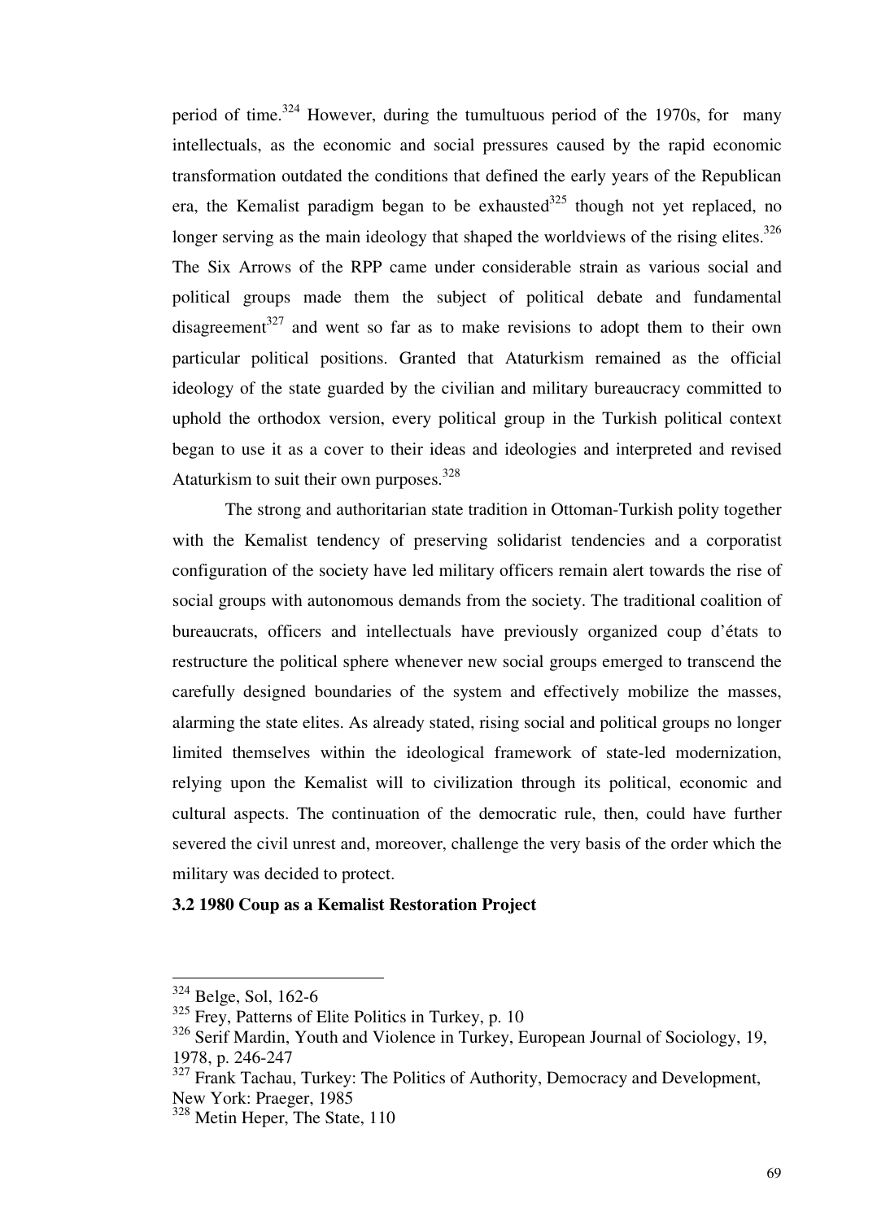period of time.[324] However, during the tumultuous period of the 1970s, for many intellectuals, as the economic and social pressures caused by the rapid economic transformation outdated the conditions that defined the early years of the Republican era, the Kemalist paradigm began to be exhausted[325] though not yet replaced, no longer serving as the main ideology that shaped the worldviews of the rising elites.[326] The Six Arrows of the RPP came under considerable strain as various social and political groups made them the subject of political debate and fundamental disagreement[327] and went so far as to make revisions to adopt them to their own particular political positions. Granted that Ataturkism remained as the official ideology of the state guarded by the civilian and military bureaucracy committed to uphold the orthodox version, every political group in the Turkish political context began to use it as a cover to their ideas and ideologies and interpreted and revised Ataturkism to suit their own purposes.[328]

The strong and authoritarian state tradition in Ottoman-Turkish polity together with the Kemalist tendency of preserving solidarist tendencies and a corporatist configuration of the society have led military officers remain alert towards the rise of social groups with autonomous demands from the society. The traditional coalition of bureaucrats, officers and intellectuals have previously organized coup d'états to restructure the political sphere whenever new social groups emerged to transcend the carefully designed boundaries of the system and effectively mobilize the masses, alarming the state elites. As already stated, rising social and political groups no longer limited themselves within the ideological framework of state-led modernization, relying upon the Kemalist will to civilization through its political, economic and cultural aspects. The continuation of the democratic rule, then, could have further severed the civil unrest and, moreover, challenge the very basis of the order which the military was decided to protect.

### 3.2 1980 Coup as a Kemalist Restoration Project

---

[324] Belge, Sol, 162-6

[325] Frey, Patterns of Elite Politics in Turkey, p. 10

[326] Serif Mardin, Youth and Violence in Turkey, European Journal of Sociology, 19, 1978, p. 246-247

[327] Frank Tachau, Turkey: The Politics of Authority, Democracy and Development, New York: Praeger, 1985

[328] Metin Heper, The State, 110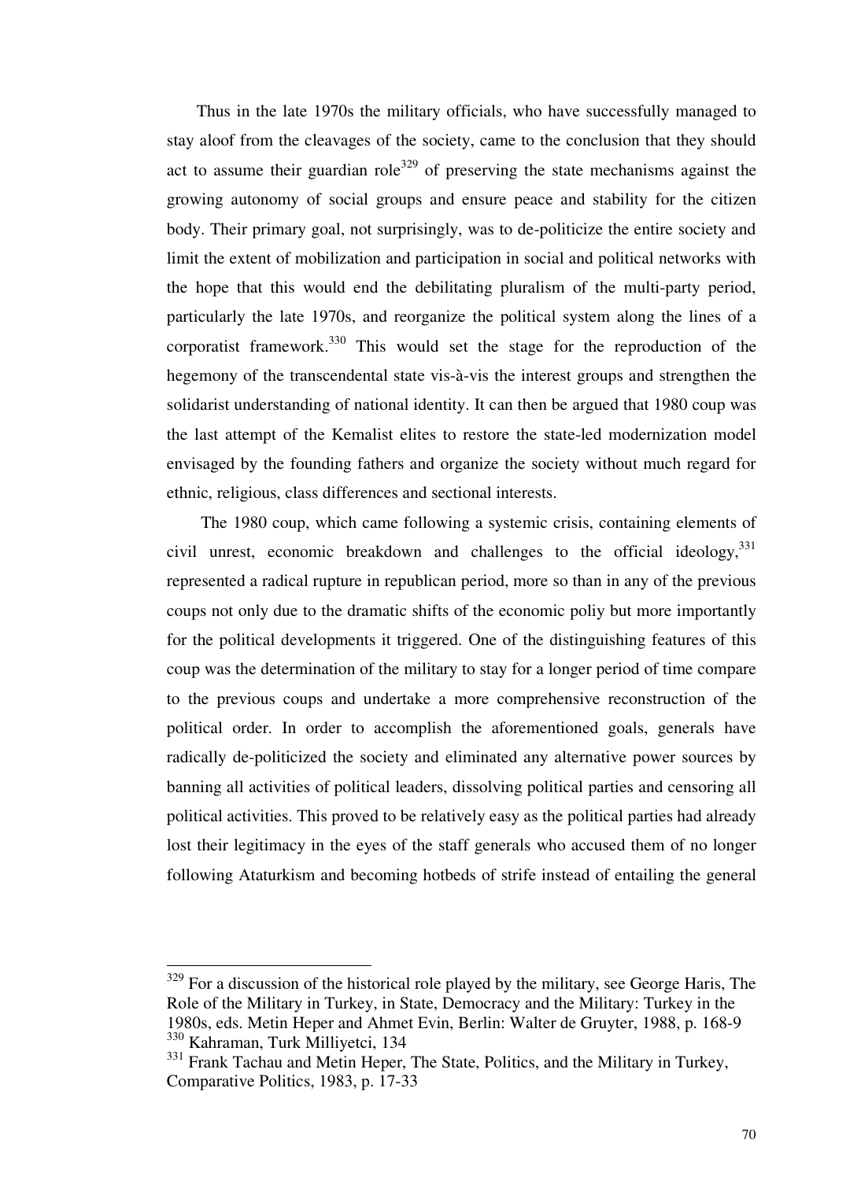Thus in the late 1970s the military officials, who have successfully managed to stay aloof from the cleavages of the society, came to the conclusion that they should act to assume their guardian role[329] of preserving the state mechanisms against the growing autonomy of social groups and ensure peace and stability for the citizen body. Their primary goal, not surprisingly, was to de-politicize the entire society and limit the extent of mobilization and participation in social and political networks with the hope that this would end the debilitating pluralism of the multi-party period, particularly the late 1970s, and reorganize the political system along the lines of a corporatist framework.[330] This would set the stage for the reproduction of the hegemony of the transcendental state vis-à-vis the interest groups and strengthen the solidarist understanding of national identity. It can then be argued that 1980 coup was the last attempt of the Kemalist elites to restore the state-led modernization model envisaged by the founding fathers and organize the society without much regard for ethnic, religious, class differences and sectional interests.

The 1980 coup, which came following a systemic crisis, containing elements of civil unrest, economic breakdown and challenges to the official ideology,[331] represented a radical rupture in republican period, more so than in any of the previous coups not only due to the dramatic shifts of the economic poliy but more importantly for the political developments it triggered. One of the distinguishing features of this coup was the determination of the military to stay for a longer period of time compare to the previous coups and undertake a more comprehensive reconstruction of the political order. In order to accomplish the aforementioned goals, generals have radically de-politicized the society and eliminated any alternative power sources by banning all activities of political leaders, dissolving political parties and censoring all political activities. This proved to be relatively easy as the political parties had already lost their legitimacy in the eyes of the staff generals who accused them of no longer following Ataturkism and becoming hotbeds of strife instead of entailing the general

---

[329] For a discussion of the historical role played by the military, see George Haris, The Role of the Military in Turkey, in State, Democracy and the Military: Turkey in the 1980s, eds. Metin Heper and Ahmet Evin, Berlin: Walter de Gruyter, 1988, p. 168-9

[330] Kahraman, Turk Milliyetci, 134

[331] Frank Tachau and Metin Heper, The State, Politics, and the Military in Turkey, Comparative Politics, 1983, p. 17-33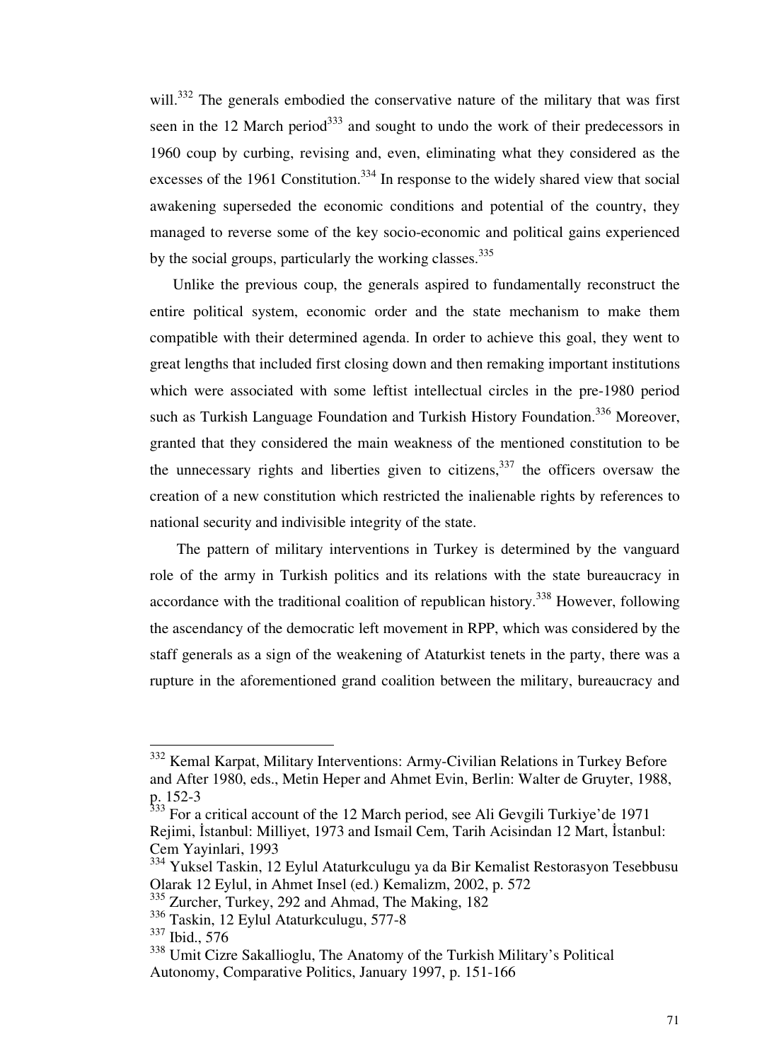will.[332] The generals embodied the conservative nature of the military that was first seen in the 12 March period[333] and sought to undo the work of their predecessors in 1960 coup by curbing, revising and, even, eliminating what they considered as the excesses of the 1961 Constitution.[334] In response to the widely shared view that social awakening superseded the economic conditions and potential of the country, they managed to reverse some of the key socio-economic and political gains experienced by the social groups, particularly the working classes.[335]

Unlike the previous coup, the generals aspired to fundamentally reconstruct the entire political system, economic order and the state mechanism to make them compatible with their determined agenda. In order to achieve this goal, they went to great lengths that included first closing down and then remaking important institutions which were associated with some leftist intellectual circles in the pre-1980 period such as Turkish Language Foundation and Turkish History Foundation.[336] Moreover, granted that they considered the main weakness of the mentioned constitution to be the unnecessary rights and liberties given to citizens,[337] the officers oversaw the creation of a new constitution which restricted the inalienable rights by references to national security and indivisible integrity of the state.

The pattern of military interventions in Turkey is determined by the vanguard role of the army in Turkish politics and its relations with the state bureaucracy in accordance with the traditional coalition of republican history.[338] However, following the ascendancy of the democratic left movement in RPP, which was considered by the staff generals as a sign of the weakening of Ataturkist tenets in the party, there was a rupture in the aforementioned grand coalition between the military, bureaucracy and

---

[332] Kemal Karpat, Military Interventions: Army-Civilian Relations in Turkey Before and After 1980, eds., Metin Heper and Ahmet Evin, Berlin: Walter de Gruyter, 1988, p. 152-3

[333] For a critical account of the 12 March period, see Ali Gevgili Turkiye'de 1971 Rejimi, İstanbul: Milliyet, 1973 and Ismail Cem, Tarih Acisindan 12 Mart, İstanbul: Cem Yayinlari, 1993

[334] Yuksel Taskin, 12 Eylul Ataturkculugu ya da Bir Kemalist Restorasyon Tesebbusu Olarak 12 Eylul, in Ahmet Insel (ed.) Kemalizm, 2002, p. 572

[335] Zurcher, Turkey, 292 and Ahmad, The Making, 182

[336] Taskin, 12 Eylul Ataturkculugu, 577-8

[337] Ibid., 576

[338] Umit Cizre Sakallioglu, The Anatomy of the Turkish Military's Political Autonomy, Comparative Politics, January 1997, p. 151-166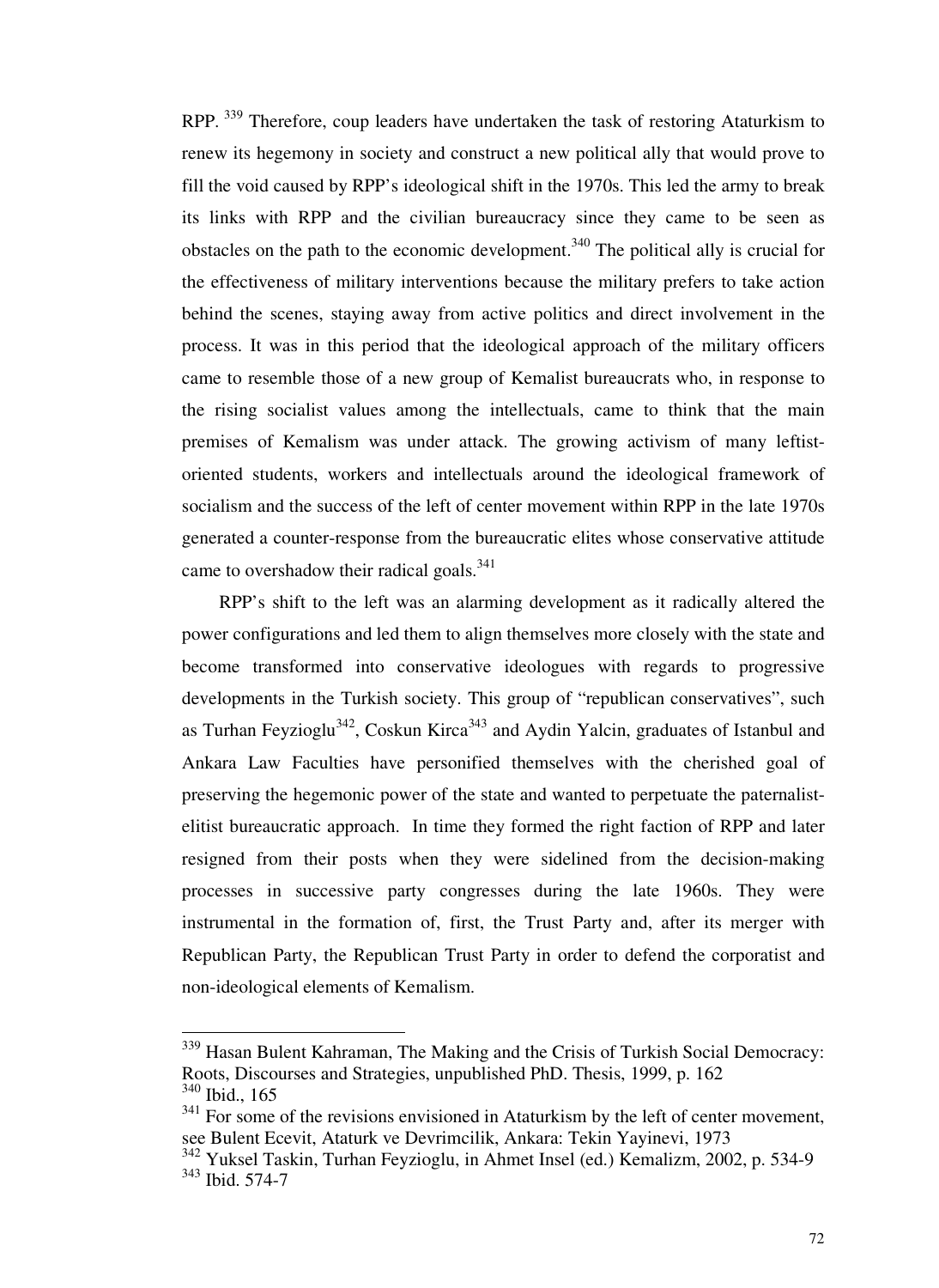RPP. [339] Therefore, coup leaders have undertaken the task of restoring Ataturkism to renew its hegemony in society and construct a new political ally that would prove to fill the void caused by RPP's ideological shift in the 1970s. This led the army to break its links with RPP and the civilian bureaucracy since they came to be seen as obstacles on the path to the economic development.[340] The political ally is crucial for the effectiveness of military interventions because the military prefers to take action behind the scenes, staying away from active politics and direct involvement in the process. It was in this period that the ideological approach of the military officers came to resemble those of a new group of Kemalist bureaucrats who, in response to the rising socialist values among the intellectuals, came to think that the main premises of Kemalism was under attack. The growing activism of many leftist-oriented students, workers and intellectuals around the ideological framework of socialism and the success of the left of center movement within RPP in the late 1970s generated a counter-response from the bureaucratic elites whose conservative attitude came to overshadow their radical goals.[341]

RPP's shift to the left was an alarming development as it radically altered the power configurations and led them to align themselves more closely with the state and become transformed into conservative ideologues with regards to progressive developments in the Turkish society. This group of "republican conservatives", such as Turhan Feyzioglu[342], Coskun Kirca[343] and Aydin Yalcin, graduates of Istanbul and Ankara Law Faculties have personified themselves with the cherished goal of preserving the hegemonic power of the state and wanted to perpetuate the paternalist-elitist bureaucratic approach. In time they formed the right faction of RPP and later resigned from their posts when they were sidelined from the decision-making processes in successive party congresses during the late 1960s. They were instrumental in the formation of, first, the Trust Party and, after its merger with Republican Party, the Republican Trust Party in order to defend the corporatist and non-ideological elements of Kemalism.

---

[339] Hasan Bulent Kahraman, The Making and the Crisis of Turkish Social Democracy: Roots, Discourses and Strategies, unpublished PhD. Thesis, 1999, p. 162

[340] Ibid., 165

[341] For some of the revisions envisioned in Ataturkism by the left of center movement, see Bulent Ecevit, Ataturk ve Devrimcilik, Ankara: Tekin Yayinevi, 1973

[342] Yuksel Taskin, Turhan Feyzioglu, in Ahmet Insel (ed.) Kemalizm, 2002, p. 534-9

[343] Ibid. 574-7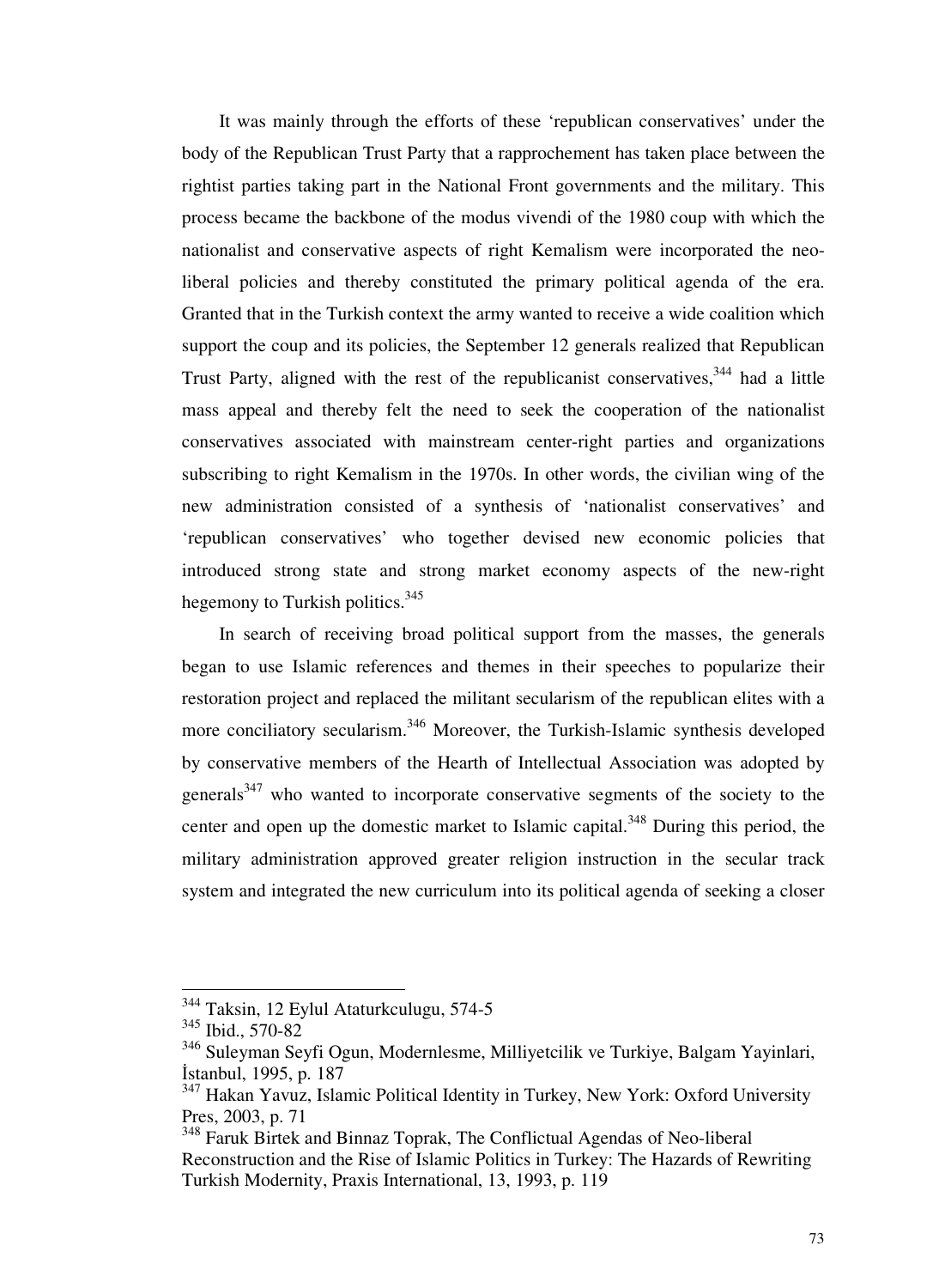It was mainly through the efforts of these 'republican conservatives' under the body of the Republican Trust Party that a rapprochement has taken place between the rightist parties taking part in the National Front governments and the military. This process became the backbone of the modus vivendi of the 1980 coup with which the nationalist and conservative aspects of right Kemalism were incorporated the neo-liberal policies and thereby constituted the primary political agenda of the era. Granted that in the Turkish context the army wanted to receive a wide coalition which support the coup and its policies, the September 12 generals realized that Republican Trust Party, aligned with the rest of the republicanist conservatives,[344] had a little mass appeal and thereby felt the need to seek the cooperation of the nationalist conservatives associated with mainstream center-right parties and organizations subscribing to right Kemalism in the 1970s. In other words, the civilian wing of the new administration consisted of a synthesis of 'nationalist conservatives' and 'republican conservatives' who together devised new economic policies that introduced strong state and strong market economy aspects of the new-right hegemony to Turkish politics.[345]

In search of receiving broad political support from the masses, the generals began to use Islamic references and themes in their speeches to popularize their restoration project and replaced the militant secularism of the republican elites with a more conciliatory secularism.[346] Moreover, the Turkish-Islamic synthesis developed by conservative members of the Hearth of Intellectual Association was adopted by generals[347] who wanted to incorporate conservative segments of the society to the center and open up the domestic market to Islamic capital.[348] During this period, the military administration approved greater religion instruction in the secular track system and integrated the new curriculum into its political agenda of seeking a closer

---

[344] Taksin, 12 Eylul Ataturkculugu, 574-5

[345] Ibid., 570-82

[346] Suleyman Seyfi Ogun, Modernlesme, Milliyetcilik ve Turkiye, Balgam Yayinlari, İstanbul, 1995, p. 187

[347] Hakan Yavuz, Islamic Political Identity in Turkey, New York: Oxford University Pres, 2003, p. 71

[348] Faruk Birtek and Binnaz Toprak, The Conflictual Agendas of Neo-liberal Reconstruction and the Rise of Islamic Politics in Turkey: The Hazards of Rewriting Turkish Modernity, Praxis International, 13, 1993, p. 119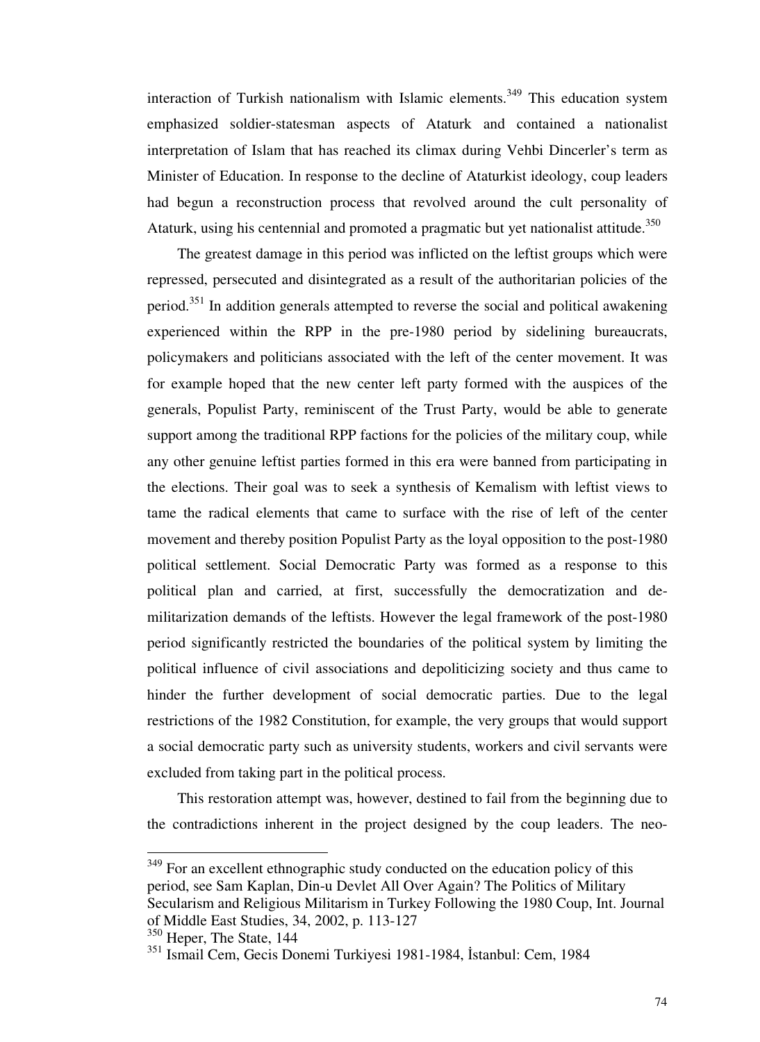interaction of Turkish nationalism with Islamic elements.[349] This education system emphasized soldier-statesman aspects of Ataturk and contained a nationalist interpretation of Islam that has reached its climax during Vehbi Dincerler's term as Minister of Education. In response to the decline of Ataturkist ideology, coup leaders had begun a reconstruction process that revolved around the cult personality of Ataturk, using his centennial and promoted a pragmatic but yet nationalist attitude.[350]

The greatest damage in this period was inflicted on the leftist groups which were repressed, persecuted and disintegrated as a result of the authoritarian policies of the period.[351] In addition generals attempted to reverse the social and political awakening experienced within the RPP in the pre-1980 period by sidelining bureaucrats, policymakers and politicians associated with the left of the center movement. It was for example hoped that the new center left party formed with the auspices of the generals, Populist Party, reminiscent of the Trust Party, would be able to generate support among the traditional RPP factions for the policies of the military coup, while any other genuine leftist parties formed in this era were banned from participating in the elections. Their goal was to seek a synthesis of Kemalism with leftist views to tame the radical elements that came to surface with the rise of left of the center movement and thereby position Populist Party as the loyal opposition to the post-1980 political settlement. Social Democratic Party was formed as a response to this political plan and carried, at first, successfully the democratization and de-militarization demands of the leftists. However the legal framework of the post-1980 period significantly restricted the boundaries of the political system by limiting the political influence of civil associations and depoliticizing society and thus came to hinder the further development of social democratic parties. Due to the legal restrictions of the 1982 Constitution, for example, the very groups that would support a social democratic party such as university students, workers and civil servants were excluded from taking part in the political process.

This restoration attempt was, however, destined to fail from the beginning due to the contradictions inherent in the project designed by the coup leaders. The neo-

---

[349] For an excellent ethnographic study conducted on the education policy of this period, see Sam Kaplan, Din-u Devlet All Over Again? The Politics of Military Secularism and Religious Militarism in Turkey Following the 1980 Coup, Int. Journal of Middle East Studies, 34, 2002, p. 113-127

[350] Heper, The State, 144

[351] Ismail Cem, Gecis Donemi Turkiyesi 1981-1984, İstanbul: Cem, 1984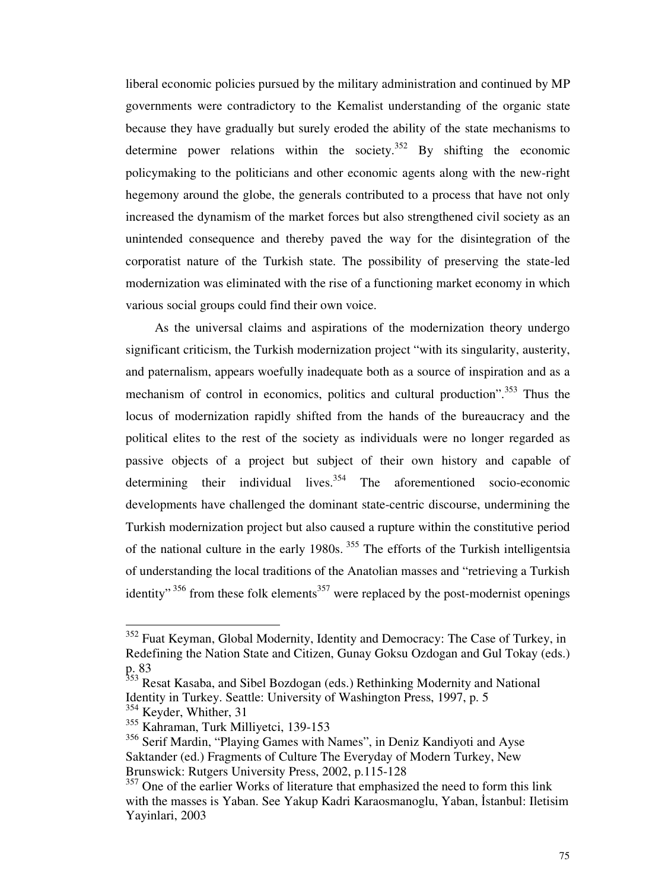liberal economic policies pursued by the military administration and continued by MP governments were contradictory to the Kemalist understanding of the organic state because they have gradually but surely eroded the ability of the state mechanisms to determine power relations within the society.[352] By shifting the economic policymaking to the politicians and other economic agents along with the new-right hegemony around the globe, the generals contributed to a process that have not only increased the dynamism of the market forces but also strengthened civil society as an unintended consequence and thereby paved the way for the disintegration of the corporatist nature of the Turkish state. The possibility of preserving the state-led modernization was eliminated with the rise of a functioning market economy in which various social groups could find their own voice.

As the universal claims and aspirations of the modernization theory undergo significant criticism, the Turkish modernization project "with its singularity, austerity, and paternalism, appears woefully inadequate both as a source of inspiration and as a mechanism of control in economics, politics and cultural production".[353] Thus the locus of modernization rapidly shifted from the hands of the bureaucracy and the political elites to the rest of the society as individuals were no longer regarded as passive objects of a project but subject of their own history and capable of determining their individual lives.[354] The aforementioned socio-economic developments have challenged the dominant state-centric discourse, undermining the Turkish modernization project but also caused a rupture within the constitutive period of the national culture in the early 1980s. [355] The efforts of the Turkish intelligentsia of understanding the local traditions of the Anatolian masses and "retrieving a Turkish identity" [356] from these folk elements[357] were replaced by the post-modernist openings

---

[352] Fuat Keyman, Global Modernity, Identity and Democracy: The Case of Turkey, in Redefining the Nation State and Citizen, Gunay Goksu Ozdogan and Gul Tokay (eds.) p. 83

[353] Resat Kasaba, and Sibel Bozdogan (eds.) Rethinking Modernity and National Identity in Turkey. Seattle: University of Washington Press, 1997, p. 5

[354] Keyder, Whither, 31

[355] Kahraman, Turk Milliyetci, 139-153

[356] Serif Mardin, "Playing Games with Names", in Deniz Kandiyoti and Ayse Saktander (ed.) Fragments of Culture The Everyday of Modern Turkey, New Brunswick: Rutgers University Press, 2002, p.115-128

[357] One of the earlier Works of literature that emphasized the need to form this link with the masses is Yaban. See Yakup Kadri Karaosmanoglu, Yaban, İstanbul: Iletisim Yayinlari, 2003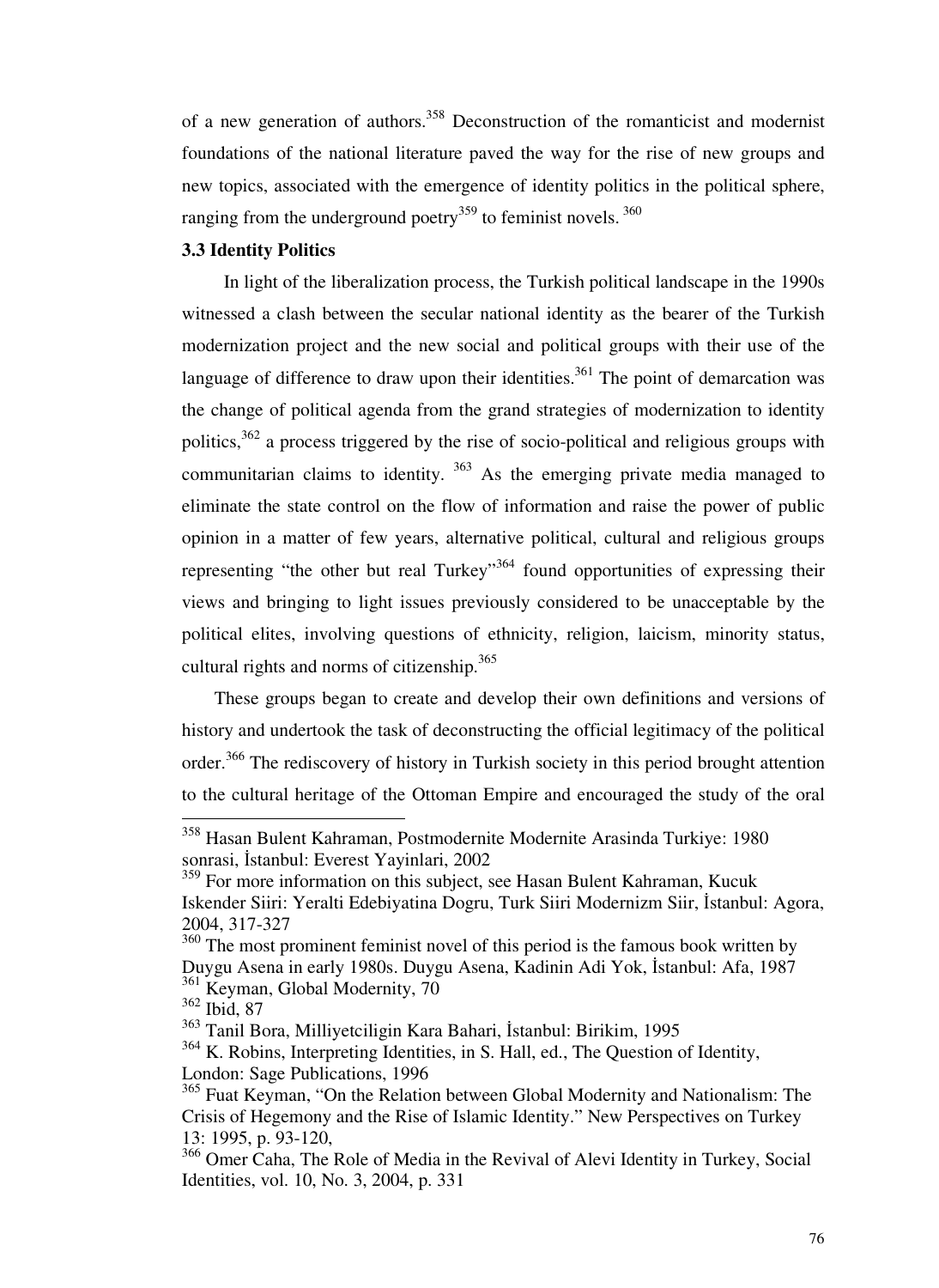of a new generation of authors.[358] Deconstruction of the romanticist and modernist foundations of the national literature paved the way for the rise of new groups and new topics, associated with the emergence of identity politics in the political sphere, ranging from the underground poetry[359] to feminist novels.[360]

### 3.3 Identity Politics

In light of the liberalization process, the Turkish political landscape in the 1990s witnessed a clash between the secular national identity as the bearer of the Turkish modernization project and the new social and political groups with their use of the language of difference to draw upon their identities.[361] The point of demarcation was the change of political agenda from the grand strategies of modernization to identity politics,[362] a process triggered by the rise of socio-political and religious groups with communitarian claims to identity.[363] As the emerging private media managed to eliminate the state control on the flow of information and raise the power of public opinion in a matter of few years, alternative political, cultural and religious groups representing "the other but real Turkey"[364] found opportunities of expressing their views and bringing to light issues previously considered to be unacceptable by the political elites, involving questions of ethnicity, religion, laicism, minority status, cultural rights and norms of citizenship.[365]

These groups began to create and develop their own definitions and versions of history and undertook the task of deconstructing the official legitimacy of the political order.[366] The rediscovery of history in Turkish society in this period brought attention to the cultural heritage of the Ottoman Empire and encouraged the study of the oral

---

[358] Hasan Bulent Kahraman, Postmodernite Modernite Arasinda Turkiye: 1980 sonrasi, İstanbul: Everest Yayinlari, 2002

[359] For more information on this subject, see Hasan Bulent Kahraman, Kucuk Iskender Siiri: Yeralti Edebiyatina Dogru, Turk Siiri Modernizm Siir, İstanbul: Agora, 2004, 317-327

[360] The most prominent feminist novel of this period is the famous book written by Duygu Asena in early 1980s. Duygu Asena, Kadinin Adi Yok, İstanbul: Afa, 1987

[361] Keyman, Global Modernity, 70

[362] Ibid, 87

[363] Tanil Bora, Milliyetciligin Kara Bahari, İstanbul: Birikim, 1995

[364] K. Robins, Interpreting Identities, in S. Hall, ed., The Question of Identity, London: Sage Publications, 1996

[365] Fuat Keyman, "On the Relation between Global Modernity and Nationalism: The Crisis of Hegemony and the Rise of Islamic Identity." New Perspectives on Turkey 13: 1995, p. 93-120,

[366] Omer Caha, The Role of Media in the Revival of Alevi Identity in Turkey, Social Identities, vol. 10, No. 3, 2004, p. 331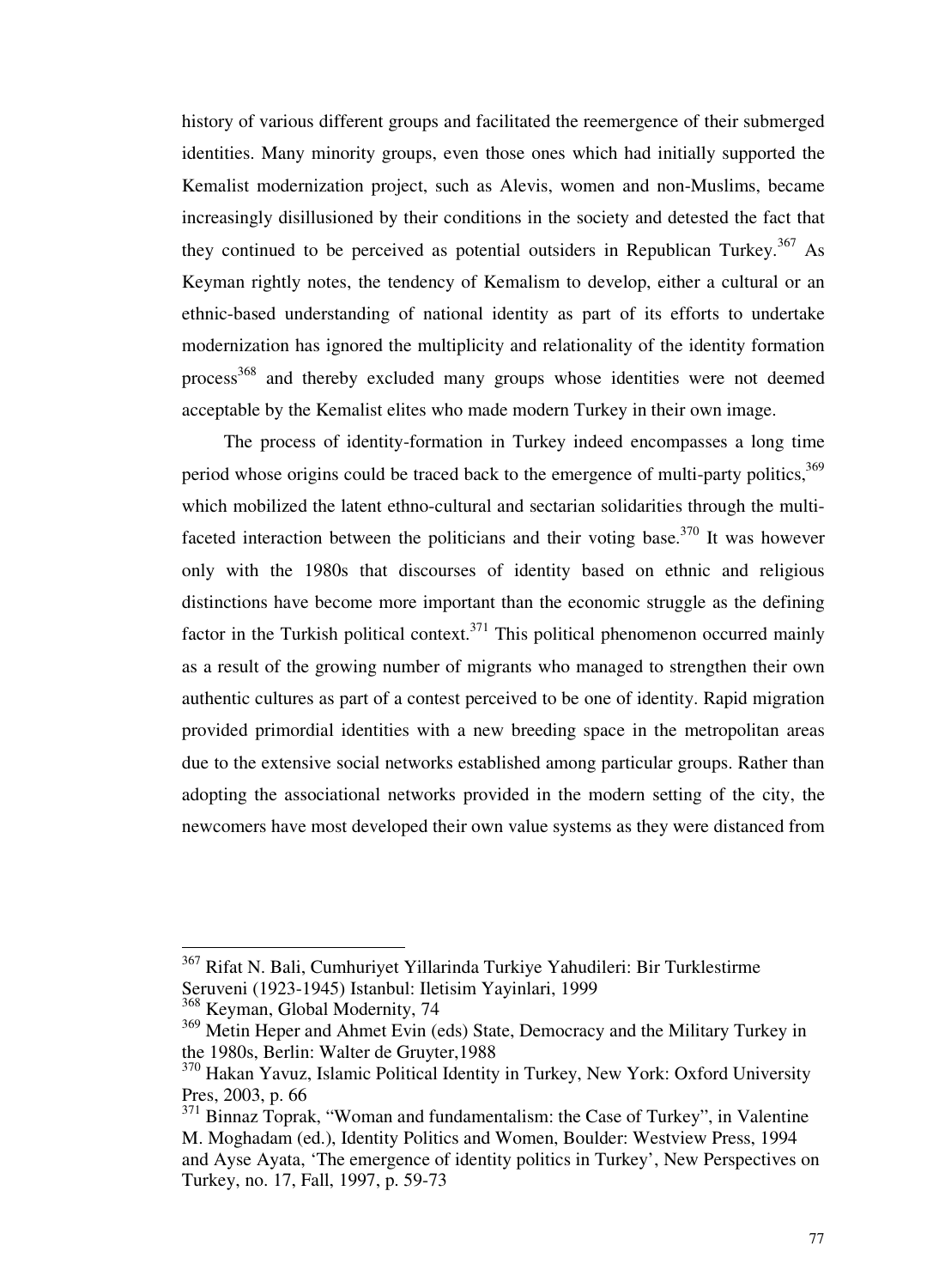history of various different groups and facilitated the reemergence of their submerged identities. Many minority groups, even those ones which had initially supported the Kemalist modernization project, such as Alevis, women and non-Muslims, became increasingly disillusioned by their conditions in the society and detested the fact that they continued to be perceived as potential outsiders in Republican Turkey.[367] As Keyman rightly notes, the tendency of Kemalism to develop, either a cultural or an ethnic-based understanding of national identity as part of its efforts to undertake modernization has ignored the multiplicity and relationality of the identity formation process[368] and thereby excluded many groups whose identities were not deemed acceptable by the Kemalist elites who made modern Turkey in their own image.

The process of identity-formation in Turkey indeed encompasses a long time period whose origins could be traced back to the emergence of multi-party politics,[369] which mobilized the latent ethno-cultural and sectarian solidarities through the multi-faceted interaction between the politicians and their voting base.[370] It was however only with the 1980s that discourses of identity based on ethnic and religious distinctions have become more important than the economic struggle as the defining factor in the Turkish political context.[371] This political phenomenon occurred mainly as a result of the growing number of migrants who managed to strengthen their own authentic cultures as part of a contest perceived to be one of identity. Rapid migration provided primordial identities with a new breeding space in the metropolitan areas due to the extensive social networks established among particular groups. Rather than adopting the associational networks provided in the modern setting of the city, the newcomers have most developed their own value systems as they were distanced from

---

[367] Rifat N. Bali, Cumhuriyet Yillarinda Turkiye Yahudileri: Bir Turklestirme Seruveni (1923-1945) Istanbul: Iletisim Yayinlari, 1999

[368] Keyman, Global Modernity, 74

[369] Metin Heper and Ahmet Evin (eds) State, Democracy and the Military Turkey in the 1980s, Berlin: Walter de Gruyter,1988

[370] Hakan Yavuz, Islamic Political Identity in Turkey, New York: Oxford University Pres, 2003, p. 66

[371] Binnaz Toprak, "Woman and fundamentalism: the Case of Turkey", in Valentine M. Moghadam (ed.), Identity Politics and Women, Boulder: Westview Press, 1994 and Ayse Ayata, 'The emergence of identity politics in Turkey', New Perspectives on Turkey, no. 17, Fall, 1997, p. 59-73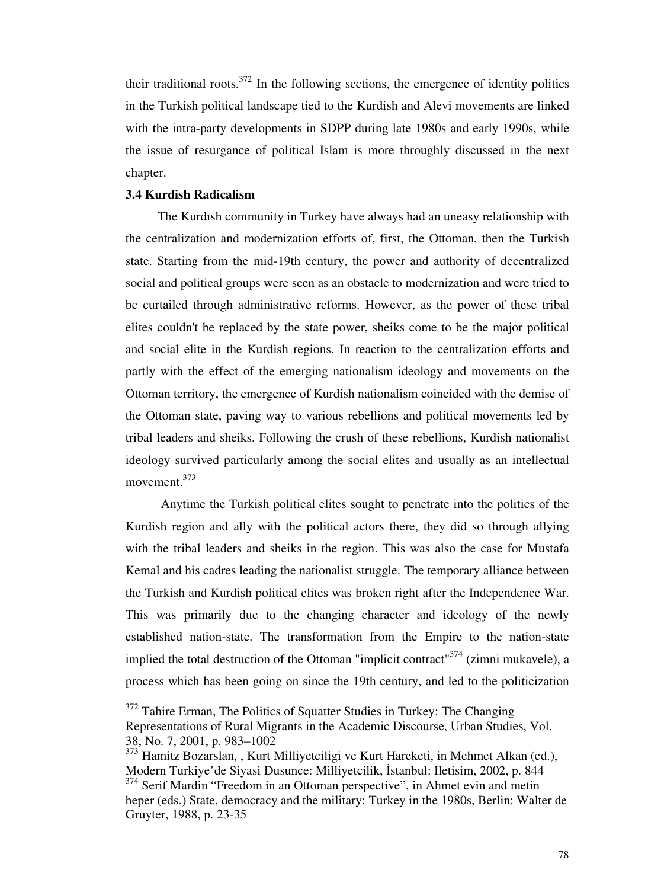their traditional roots.[372] In the following sections, the emergence of identity politics in the Turkish political landscape tied to the Kurdish and Alevi movements are linked with the intra-party developments in SDPP during late 1980s and early 1990s, while the issue of resurgance of political Islam is more throughly discussed in the next chapter.

### 3.4 Kurdish Radicalism

The Kurdısh community in Turkey have always had an uneasy relationship with the centralization and modernization efforts of, first, the Ottoman, then the Turkish state. Starting from the mid-19th century, the power and authority of decentralized social and political groups were seen as an obstacle to modernization and were tried to be curtailed through administrative reforms. However, as the power of these tribal elites couldn't be replaced by the state power, sheiks come to be the major political and social elite in the Kurdish regions. In reaction to the centralization efforts and partly with the effect of the emerging nationalism ideology and movements on the Ottoman territory, the emergence of Kurdish nationalism coincided with the demise of the Ottoman state, paving way to various rebellions and political movements led by tribal leaders and sheiks. Following the crush of these rebellions, Kurdish nationalist ideology survived particularly among the social elites and usually as an intellectual movement.[373]

Anytime the Turkish political elites sought to penetrate into the politics of the Kurdish region and ally with the political actors there, they did so through allying with the tribal leaders and sheiks in the region. This was also the case for Mustafa Kemal and his cadres leading the nationalist struggle. The temporary alliance between the Turkish and Kurdish political elites was broken right after the Independence War. This was primarily due to the changing character and ideology of the newly established nation-state. The transformation from the Empire to the nation-state implied the total destruction of the Ottoman "implicit contract"[374] (zimni mukavele), a process which has been going on since the 19th century, and led to the politicization

---

[372] Tahire Erman, The Politics of Squatter Studies in Turkey: The Changing Representations of Rural Migrants in the Academic Discourse, Urban Studies, Vol. 38, No. 7, 2001, p. 983–1002

[373] Hamitz Bozarslan, , Kurt Milliyetciligi ve Kurt Hareketi, in Mehmet Alkan (ed.), Modern Turkiye'de Siyasi Dusunce: Milliyetcilik, İstanbul: Iletisim, 2002, p. 844

[374] Serif Mardin "Freedom in an Ottoman perspective", in Ahmet evin and metin heper (eds.) State, democracy and the military: Turkey in the 1980s, Berlin: Walter de Gruyter, 1988, p. 23-35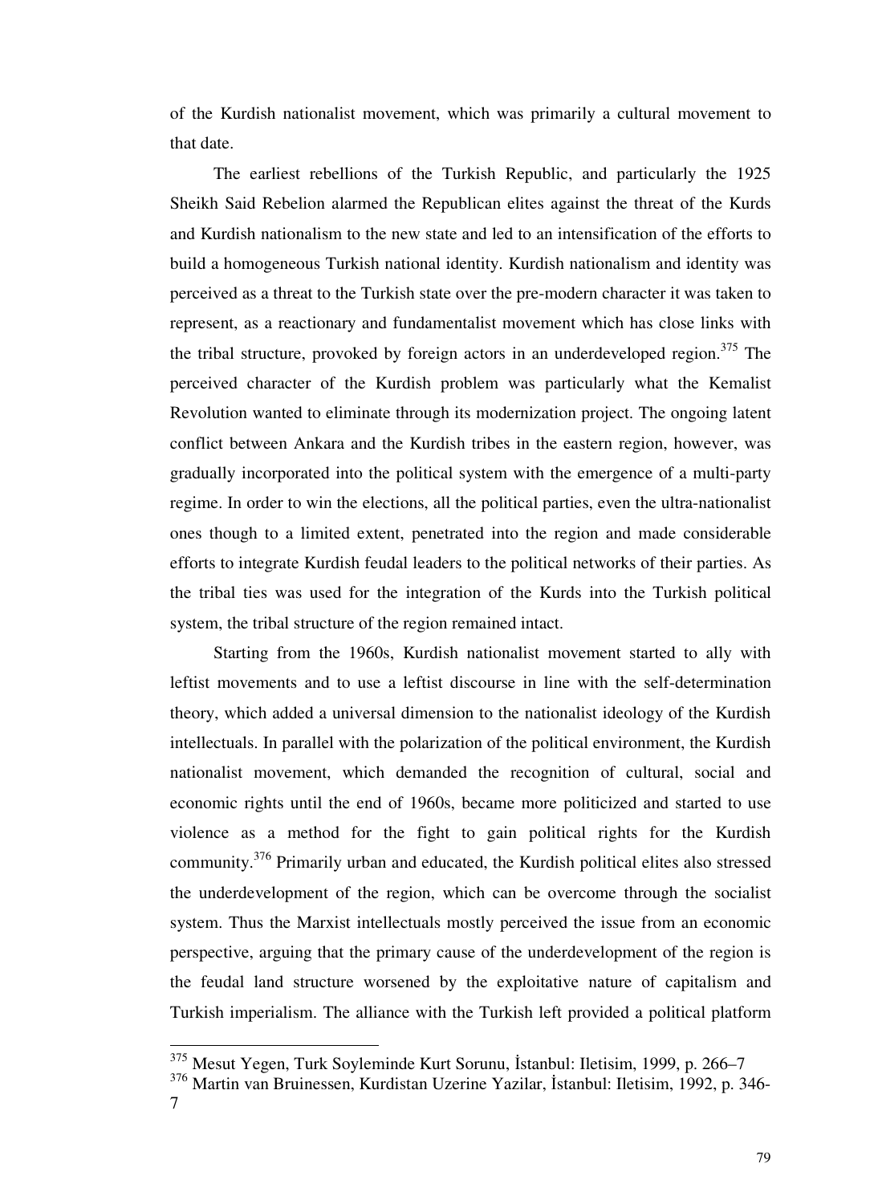of the Kurdish nationalist movement, which was primarily a cultural movement to that date.

The earliest rebellions of the Turkish Republic, and particularly the 1925 Sheikh Said Rebelion alarmed the Republican elites against the threat of the Kurds and Kurdish nationalism to the new state and led to an intensification of the efforts to build a homogeneous Turkish national identity. Kurdish nationalism and identity was perceived as a threat to the Turkish state over the pre-modern character it was taken to represent, as a reactionary and fundamentalist movement which has close links with the tribal structure, provoked by foreign actors in an underdeveloped region.[375] The perceived character of the Kurdish problem was particularly what the Kemalist Revolution wanted to eliminate through its modernization project. The ongoing latent conflict between Ankara and the Kurdish tribes in the eastern region, however, was gradually incorporated into the political system with the emergence of a multi-party regime. In order to win the elections, all the political parties, even the ultra-nationalist ones though to a limited extent, penetrated into the region and made considerable efforts to integrate Kurdish feudal leaders to the political networks of their parties. As the tribal ties was used for the integration of the Kurds into the Turkish political system, the tribal structure of the region remained intact.

Starting from the 1960s, Kurdish nationalist movement started to ally with leftist movements and to use a leftist discourse in line with the self-determination theory, which added a universal dimension to the nationalist ideology of the Kurdish intellectuals. In parallel with the polarization of the political environment, the Kurdish nationalist movement, which demanded the recognition of cultural, social and economic rights until the end of 1960s, became more politicized and started to use violence as a method for the fight to gain political rights for the Kurdish community.[376] Primarily urban and educated, the Kurdish political elites also stressed the underdevelopment of the region, which can be overcome through the socialist system. Thus the Marxist intellectuals mostly perceived the issue from an economic perspective, arguing that the primary cause of the underdevelopment of the region is the feudal land structure worsened by the exploitative nature of capitalism and Turkish imperialism. The alliance with the Turkish left provided a political platform

---

[375] Mesut Yegen, Turk Soyleminde Kurt Sorunu, İstanbul: Iletisim, 1999, p. 266–7

[376] Martin van Bruinessen, Kurdistan Uzerine Yazilar, İstanbul: Iletisim, 1992, p. 346-7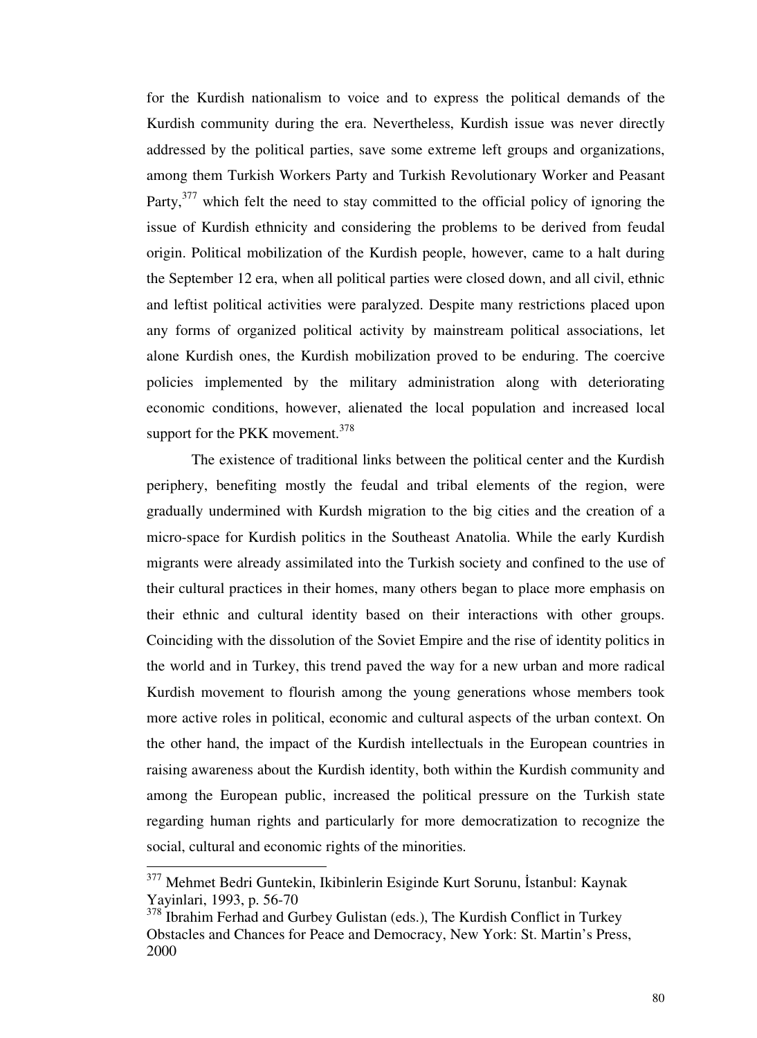for the Kurdish nationalism to voice and to express the political demands of the Kurdish community during the era. Nevertheless, Kurdish issue was never directly addressed by the political parties, save some extreme left groups and organizations, among them Turkish Workers Party and Turkish Revolutionary Worker and Peasant Party,[377] which felt the need to stay committed to the official policy of ignoring the issue of Kurdish ethnicity and considering the problems to be derived from feudal origin. Political mobilization of the Kurdish people, however, came to a halt during the September 12 era, when all political parties were closed down, and all civil, ethnic and leftist political activities were paralyzed. Despite many restrictions placed upon any forms of organized political activity by mainstream political associations, let alone Kurdish ones, the Kurdish mobilization proved to be enduring. The coercive policies implemented by the military administration along with deteriorating economic conditions, however, alienated the local population and increased local support for the PKK movement.[378]

The existence of traditional links between the political center and the Kurdish periphery, benefiting mostly the feudal and tribal elements of the region, were gradually undermined with Kurdsh migration to the big cities and the creation of a micro-space for Kurdish politics in the Southeast Anatolia. While the early Kurdish migrants were already assimilated into the Turkish society and confined to the use of their cultural practices in their homes, many others began to place more emphasis on their ethnic and cultural identity based on their interactions with other groups. Coinciding with the dissolution of the Soviet Empire and the rise of identity politics in the world and in Turkey, this trend paved the way for a new urban and more radical Kurdish movement to flourish among the young generations whose members took more active roles in political, economic and cultural aspects of the urban context. On the other hand, the impact of the Kurdish intellectuals in the European countries in raising awareness about the Kurdish identity, both within the Kurdish community and among the European public, increased the political pressure on the Turkish state regarding human rights and particularly for more democratization to recognize the social, cultural and economic rights of the minorities.

---

[377] Mehmet Bedri Guntekin, Ikibinlerin Esiginde Kurt Sorunu, İstanbul: Kaynak Yayinlari, 1993, p. 56-70

[378] Ibrahim Ferhad and Gurbey Gulistan (eds.), The Kurdish Conflict in Turkey Obstacles and Chances for Peace and Democracy, New York: St. Martin's Press, 2000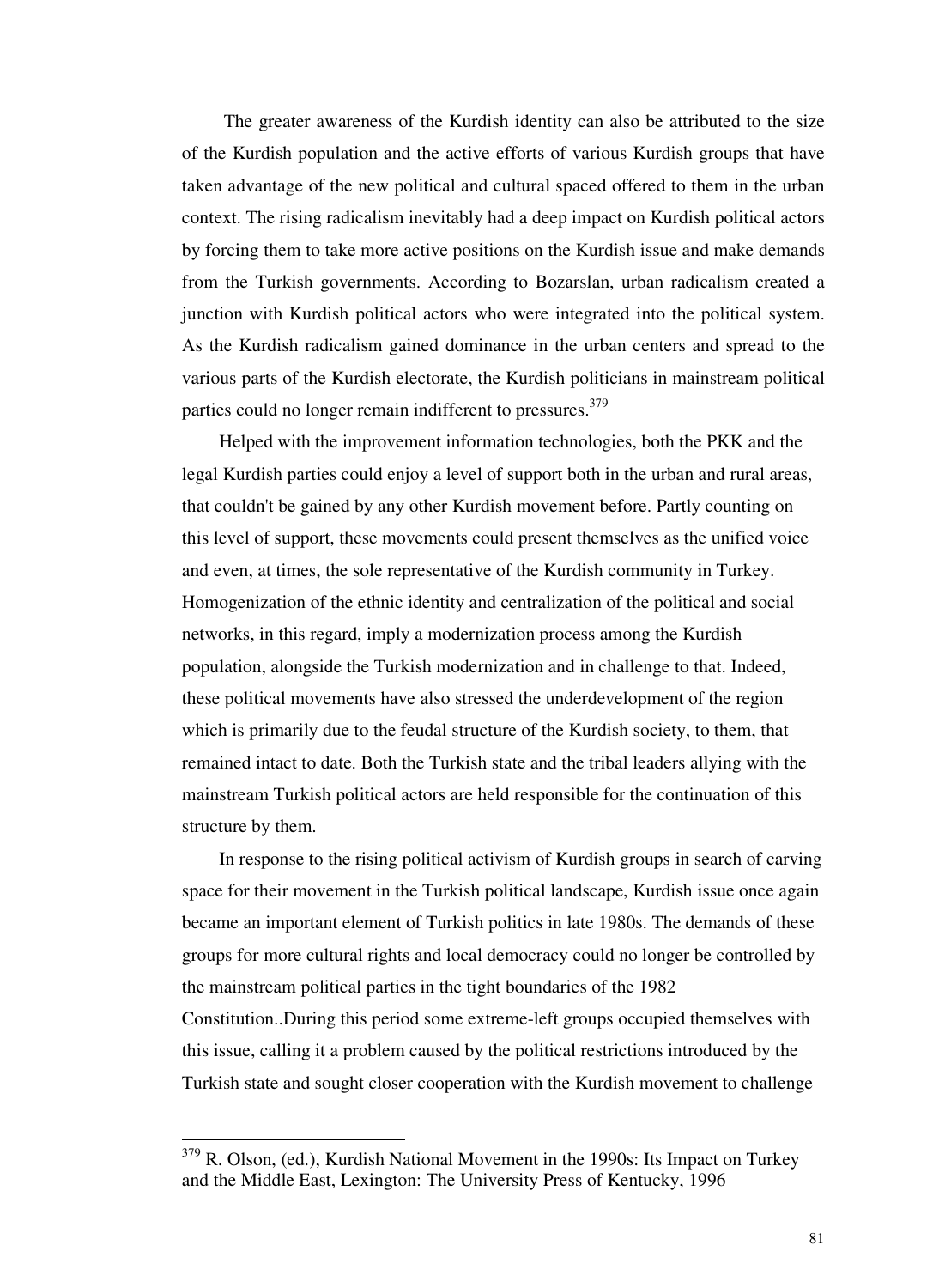The greater awareness of the Kurdish identity can also be attributed to the size of the Kurdish population and the active efforts of various Kurdish groups that have taken advantage of the new political and cultural spaced offered to them in the urban context. The rising radicalism inevitably had a deep impact on Kurdish political actors by forcing them to take more active positions on the Kurdish issue and make demands from the Turkish governments. According to Bozarslan, urban radicalism created a junction with Kurdish political actors who were integrated into the political system. As the Kurdish radicalism gained dominance in the urban centers and spread to the various parts of the Kurdish electorate, the Kurdish politicians in mainstream political parties could no longer remain indifferent to pressures.[379]

Helped with the improvement information technologies, both the PKK and the legal Kurdish parties could enjoy a level of support both in the urban and rural areas, that couldn't be gained by any other Kurdish movement before. Partly counting on this level of support, these movements could present themselves as the unified voice and even, at times, the sole representative of the Kurdish community in Turkey. Homogenization of the ethnic identity and centralization of the political and social networks, in this regard, imply a modernization process among the Kurdish population, alongside the Turkish modernization and in challenge to that. Indeed, these political movements have also stressed the underdevelopment of the region which is primarily due to the feudal structure of the Kurdish society, to them, that remained intact to date. Both the Turkish state and the tribal leaders allying with the mainstream Turkish political actors are held responsible for the continuation of this structure by them.

In response to the rising political activism of Kurdish groups in search of carving space for their movement in the Turkish political landscape, Kurdish issue once again became an important element of Turkish politics in late 1980s. The demands of these groups for more cultural rights and local democracy could no longer be controlled by the mainstream political parties in the tight boundaries of the 1982 Constitution..During this period some extreme-left groups occupied themselves with this issue, calling it a problem caused by the political restrictions introduced by the Turkish state and sought closer cooperation with the Kurdish movement to challenge

---

[379] R. Olson, (ed.), Kurdish National Movement in the 1990s: Its Impact on Turkey and the Middle East, Lexington: The University Press of Kentucky, 1996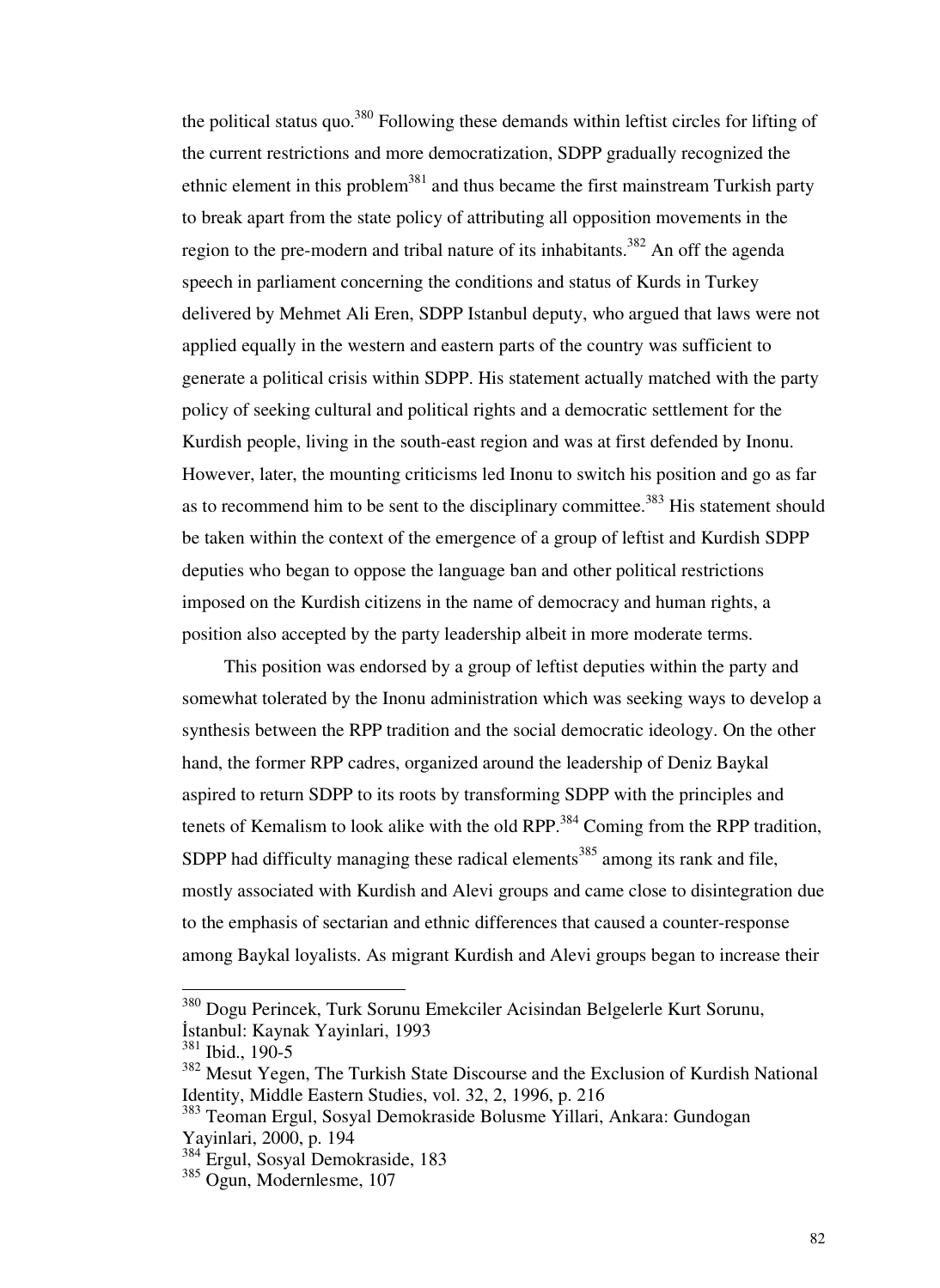the political status quo.[380] Following these demands within leftist circles for lifting of the current restrictions and more democratization, SDPP gradually recognized the ethnic element in this problem[381] and thus became the first mainstream Turkish party to break apart from the state policy of attributing all opposition movements in the region to the pre-modern and tribal nature of its inhabitants.[382] An off the agenda speech in parliament concerning the conditions and status of Kurds in Turkey delivered by Mehmet Ali Eren, SDPP Istanbul deputy, who argued that laws were not applied equally in the western and eastern parts of the country was sufficient to generate a political crisis within SDPP. His statement actually matched with the party policy of seeking cultural and political rights and a democratic settlement for the Kurdish people, living in the south-east region and was at first defended by Inonu. However, later, the mounting criticisms led Inonu to switch his position and go as far as to recommend him to be sent to the disciplinary committee.[383] His statement should be taken within the context of the emergence of a group of leftist and Kurdish SDPP deputies who began to oppose the language ban and other political restrictions imposed on the Kurdish citizens in the name of democracy and human rights, a position also accepted by the party leadership albeit in more moderate terms.

This position was endorsed by a group of leftist deputies within the party and somewhat tolerated by the Inonu administration which was seeking ways to develop a synthesis between the RPP tradition and the social democratic ideology. On the other hand, the former RPP cadres, organized around the leadership of Deniz Baykal aspired to return SDPP to its roots by transforming SDPP with the principles and tenets of Kemalism to look alike with the old RPP.[384] Coming from the RPP tradition, SDPP had difficulty managing these radical elements[385] among its rank and file, mostly associated with Kurdish and Alevi groups and came close to disintegration due to the emphasis of sectarian and ethnic differences that caused a counter-response among Baykal loyalists. As migrant Kurdish and Alevi groups began to increase their

---

[380] Dogu Perincek, Turk Sorunu Emekciler Acisindan Belgelerle Kurt Sorunu, İstanbul: Kaynak Yayinlari, 1993

[381] Ibid., 190-5

[382] Mesut Yegen, The Turkish State Discourse and the Exclusion of Kurdish National Identity, Middle Eastern Studies, vol. 32, 2, 1996, p. 216

[383] Teoman Ergul, Sosyal Demokraside Bolusme Yillari, Ankara: Gundogan Yayinlari, 2000, p. 194

[384] Ergul, Sosyal Demokraside, 183

[385] Ogun, Modernlesme, 107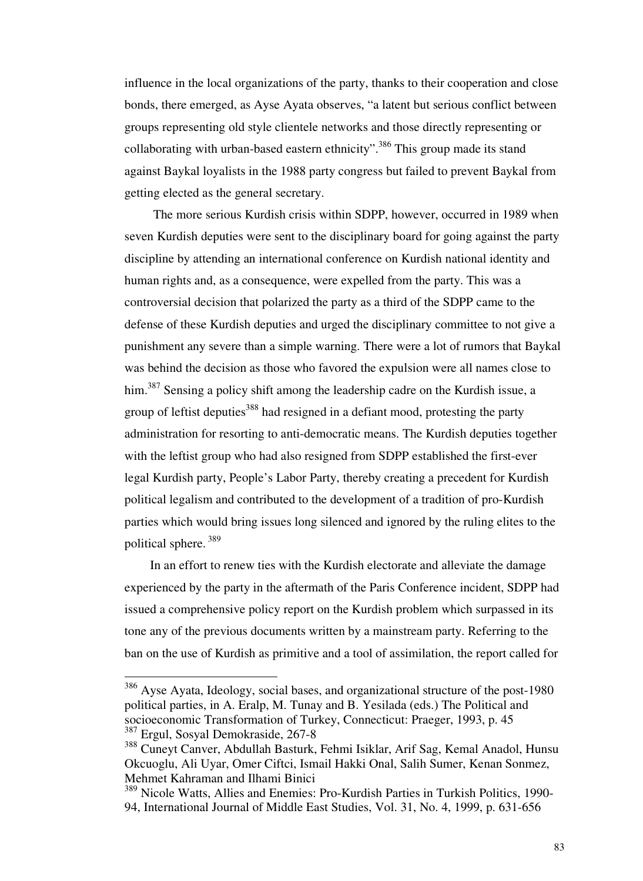influence in the local organizations of the party, thanks to their cooperation and close bonds, there emerged, as Ayse Ayata observes, "a latent but serious conflict between groups representing old style clientele networks and those directly representing or collaborating with urban-based eastern ethnicity".[386] This group made its stand against Baykal loyalists in the 1988 party congress but failed to prevent Baykal from getting elected as the general secretary.

The more serious Kurdish crisis within SDPP, however, occurred in 1989 when seven Kurdish deputies were sent to the disciplinary board for going against the party discipline by attending an international conference on Kurdish national identity and human rights and, as a consequence, were expelled from the party. This was a controversial decision that polarized the party as a third of the SDPP came to the defense of these Kurdish deputies and urged the disciplinary committee to not give a punishment any severe than a simple warning. There were a lot of rumors that Baykal was behind the decision as those who favored the expulsion were all names close to him.[387] Sensing a policy shift among the leadership cadre on the Kurdish issue, a group of leftist deputies[388] had resigned in a defiant mood, protesting the party administration for resorting to anti-democratic means. The Kurdish deputies together with the leftist group who had also resigned from SDPP established the first-ever legal Kurdish party, People's Labor Party, thereby creating a precedent for Kurdish political legalism and contributed to the development of a tradition of pro-Kurdish parties which would bring issues long silenced and ignored by the ruling elites to the political sphere.[389]

In an effort to renew ties with the Kurdish electorate and alleviate the damage experienced by the party in the aftermath of the Paris Conference incident, SDPP had issued a comprehensive policy report on the Kurdish problem which surpassed in its tone any of the previous documents written by a mainstream party. Referring to the ban on the use of Kurdish as primitive and a tool of assimilation, the report called for

---

[386] Ayse Ayata, Ideology, social bases, and organizational structure of the post-1980 political parties, in A. Eralp, M. Tunay and B. Yesilada (eds.) The Political and socioeconomic Transformation of Turkey, Connecticut: Praeger, 1993, p. 45

[387] Ergul, Sosyal Demokraside, 267-8

[388] Cuneyt Canver, Abdullah Basturk, Fehmi Isiklar, Arif Sag, Kemal Anadol, Hunsu Okcuoglu, Ali Uyar, Omer Ciftci, Ismail Hakki Onal, Salih Sumer, Kenan Sonmez, Mehmet Kahraman and Ilhami Binici

[389] Nicole Watts, Allies and Enemies: Pro-Kurdish Parties in Turkish Politics, 1990-94, International Journal of Middle East Studies, Vol. 31, No. 4, 1999, p. 631-656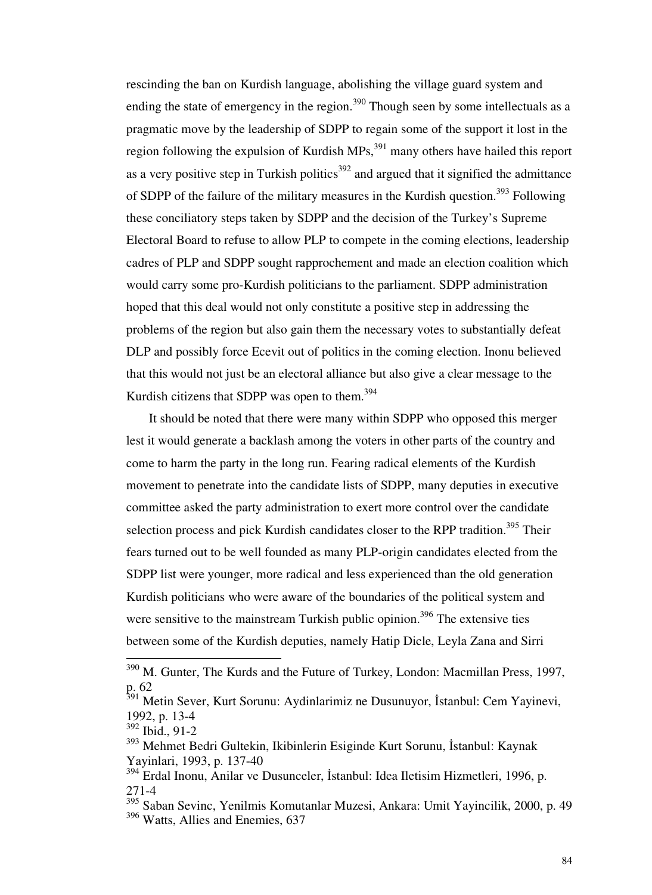rescinding the ban on Kurdish language, abolishing the village guard system and ending the state of emergency in the region.[390] Though seen by some intellectuals as a pragmatic move by the leadership of SDPP to regain some of the support it lost in the region following the expulsion of Kurdish MPs,[391] many others have hailed this report as a very positive step in Turkish politics[392] and argued that it signified the admittance of SDPP of the failure of the military measures in the Kurdish question.[393] Following these conciliatory steps taken by SDPP and the decision of the Turkey's Supreme Electoral Board to refuse to allow PLP to compete in the coming elections, leadership cadres of PLP and SDPP sought rapprochement and made an election coalition which would carry some pro-Kurdish politicians to the parliament. SDPP administration hoped that this deal would not only constitute a positive step in addressing the problems of the region but also gain them the necessary votes to substantially defeat DLP and possibly force Ecevit out of politics in the coming election. Inonu believed that this would not just be an electoral alliance but also give a clear message to the Kurdish citizens that SDPP was open to them.[394]

It should be noted that there were many within SDPP who opposed this merger lest it would generate a backlash among the voters in other parts of the country and come to harm the party in the long run. Fearing radical elements of the Kurdish movement to penetrate into the candidate lists of SDPP, many deputies in executive committee asked the party administration to exert more control over the candidate selection process and pick Kurdish candidates closer to the RPP tradition.[395] Their fears turned out to be well founded as many PLP-origin candidates elected from the SDPP list were younger, more radical and less experienced than the old generation Kurdish politicians who were aware of the boundaries of the political system and were sensitive to the mainstream Turkish public opinion.[396] The extensive ties between some of the Kurdish deputies, namely Hatip Dicle, Leyla Zana and Sirri

---

[390] M. Gunter, The Kurds and the Future of Turkey, London: Macmillan Press, 1997, p. 62

[391] Metin Sever, Kurt Sorunu: Aydinlarimiz ne Dusunuyor, İstanbul: Cem Yayinevi, 1992, p. 13-4

[392] Ibid., 91-2

[393] Mehmet Bedri Gultekin, Ikibinlerin Esiginde Kurt Sorunu, İstanbul: Kaynak Yayinlari, 1993, p. 137-40

[394] Erdal Inonu, Anilar ve Dusunceler, İstanbul: Idea Iletisim Hizmetleri, 1996, p. 271-4

[395] Saban Sevinc, Yenilmis Komutanlar Muzesi, Ankara: Umit Yayincilik, 2000, p. 49

[396] Watts, Allies and Enemies, 637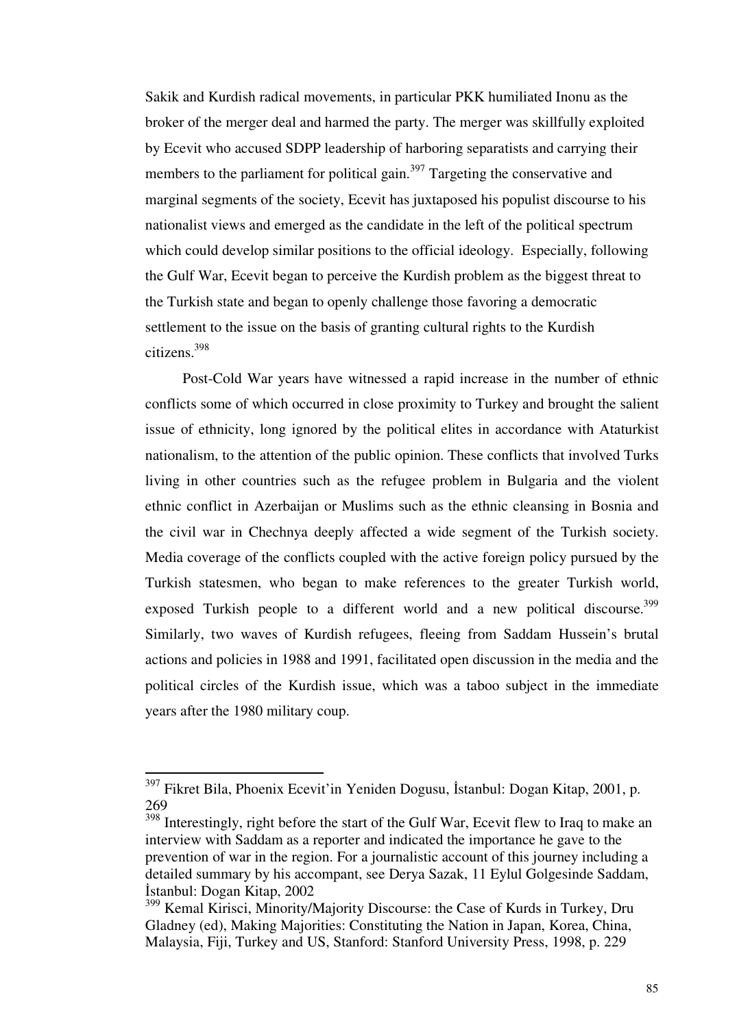Sakik and Kurdish radical movements, in particular PKK humiliated Inonu as the broker of the merger deal and harmed the party. The merger was skillfully exploited by Ecevit who accused SDPP leadership of harboring separatists and carrying their members to the parliament for political gain.[397] Targeting the conservative and marginal segments of the society, Ecevit has juxtaposed his populist discourse to his nationalist views and emerged as the candidate in the left of the political spectrum which could develop similar positions to the official ideology. Especially, following the Gulf War, Ecevit began to perceive the Kurdish problem as the biggest threat to the Turkish state and began to openly challenge those favoring a democratic settlement to the issue on the basis of granting cultural rights to the Kurdish citizens.[398]

Post-Cold War years have witnessed a rapid increase in the number of ethnic conflicts some of which occurred in close proximity to Turkey and brought the salient issue of ethnicity, long ignored by the political elites in accordance with Ataturkist nationalism, to the attention of the public opinion. These conflicts that involved Turks living in other countries such as the refugee problem in Bulgaria and the violent ethnic conflict in Azerbaijan or Muslims such as the ethnic cleansing in Bosnia and the civil war in Chechnya deeply affected a wide segment of the Turkish society. Media coverage of the conflicts coupled with the active foreign policy pursued by the Turkish statesmen, who began to make references to the greater Turkish world, exposed Turkish people to a different world and a new political discourse.[399] Similarly, two waves of Kurdish refugees, fleeing from Saddam Hussein's brutal actions and policies in 1988 and 1991, facilitated open discussion in the media and the political circles of the Kurdish issue, which was a taboo subject in the immediate years after the 1980 military coup.

---

[397] Fikret Bila, Phoenix Ecevit'in Yeniden Dogusu, İstanbul: Dogan Kitap, 2001, p. 269

[398] Interestingly, right before the start of the Gulf War, Ecevit flew to Iraq to make an interview with Saddam as a reporter and indicated the importance he gave to the prevention of war in the region. For a journalistic account of this journey including a detailed summary by his accompant, see Derya Sazak, 11 Eylul Golgesinde Saddam, İstanbul: Dogan Kitap, 2002

[399] Kemal Kirisci, Minority/Majority Discourse: the Case of Kurds in Turkey, Dru Gladney (ed), Making Majorities: Constituting the Nation in Japan, Korea, China, Malaysia, Fiji, Turkey and US, Stanford: Stanford University Press, 1998, p. 229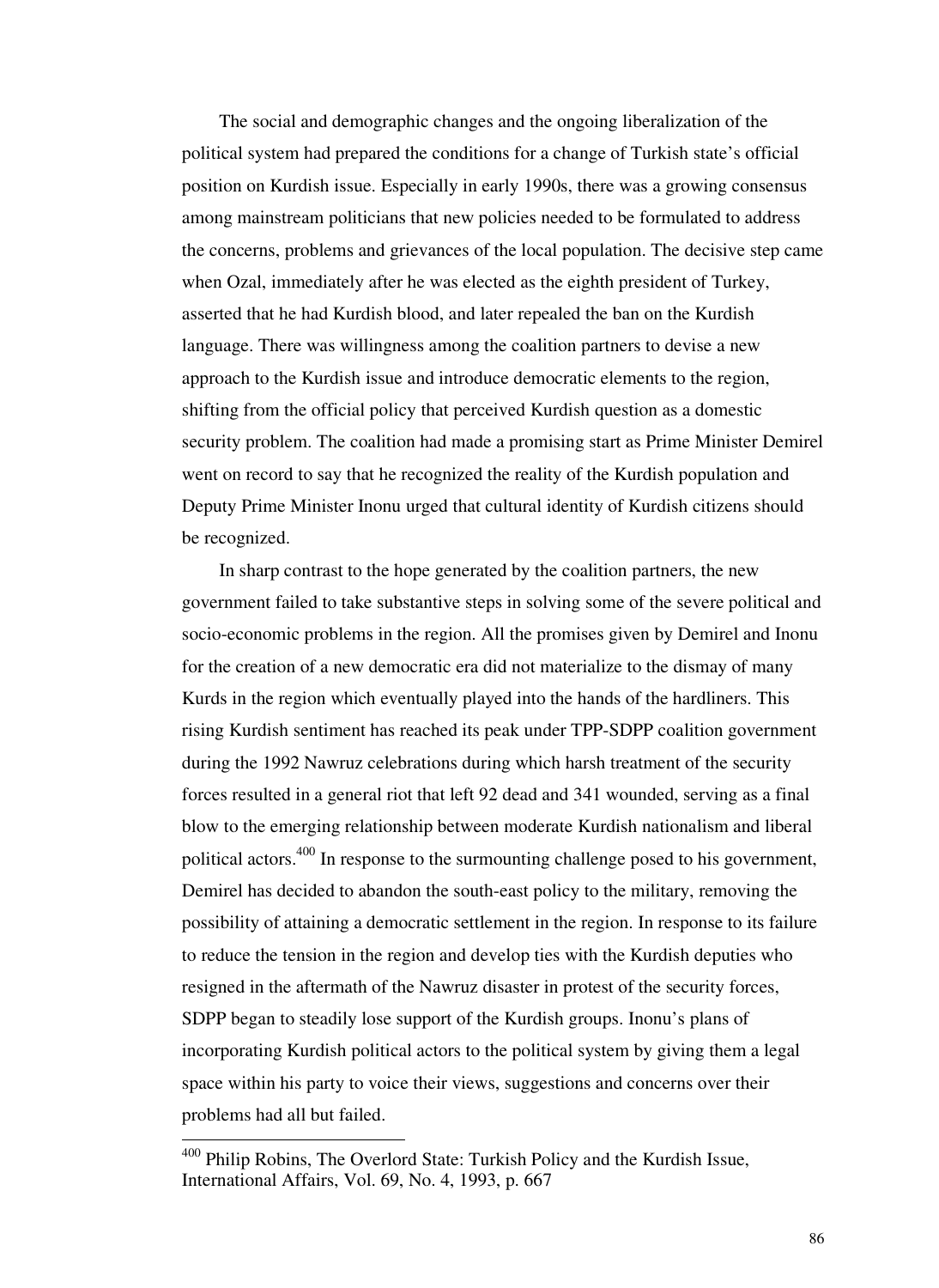The social and demographic changes and the ongoing liberalization of the political system had prepared the conditions for a change of Turkish state's official position on Kurdish issue. Especially in early 1990s, there was a growing consensus among mainstream politicians that new policies needed to be formulated to address the concerns, problems and grievances of the local population. The decisive step came when Ozal, immediately after he was elected as the eighth president of Turkey, asserted that he had Kurdish blood, and later repealed the ban on the Kurdish language. There was willingness among the coalition partners to devise a new approach to the Kurdish issue and introduce democratic elements to the region, shifting from the official policy that perceived Kurdish question as a domestic security problem. The coalition had made a promising start as Prime Minister Demirel went on record to say that he recognized the reality of the Kurdish population and Deputy Prime Minister Inonu urged that cultural identity of Kurdish citizens should be recognized.

In sharp contrast to the hope generated by the coalition partners, the new government failed to take substantive steps in solving some of the severe political and socio-economic problems in the region. All the promises given by Demirel and Inonu for the creation of a new democratic era did not materialize to the dismay of many Kurds in the region which eventually played into the hands of the hardliners. This rising Kurdish sentiment has reached its peak under TPP-SDPP coalition government during the 1992 Nawruz celebrations during which harsh treatment of the security forces resulted in a general riot that left 92 dead and 341 wounded, serving as a final blow to the emerging relationship between moderate Kurdish nationalism and liberal political actors.[400] In response to the surmounting challenge posed to his government, Demirel has decided to abandon the south-east policy to the military, removing the possibility of attaining a democratic settlement in the region. In response to its failure to reduce the tension in the region and develop ties with the Kurdish deputies who resigned in the aftermath of the Nawruz disaster in protest of the security forces, SDPP began to steadily lose support of the Kurdish groups. Inonu's plans of incorporating Kurdish political actors to the political system by giving them a legal space within his party to voice their views, suggestions and concerns over their problems had all but failed.

---

[400] Philip Robins, The Overlord State: Turkish Policy and the Kurdish Issue, International Affairs, Vol. 69, No. 4, 1993, p. 667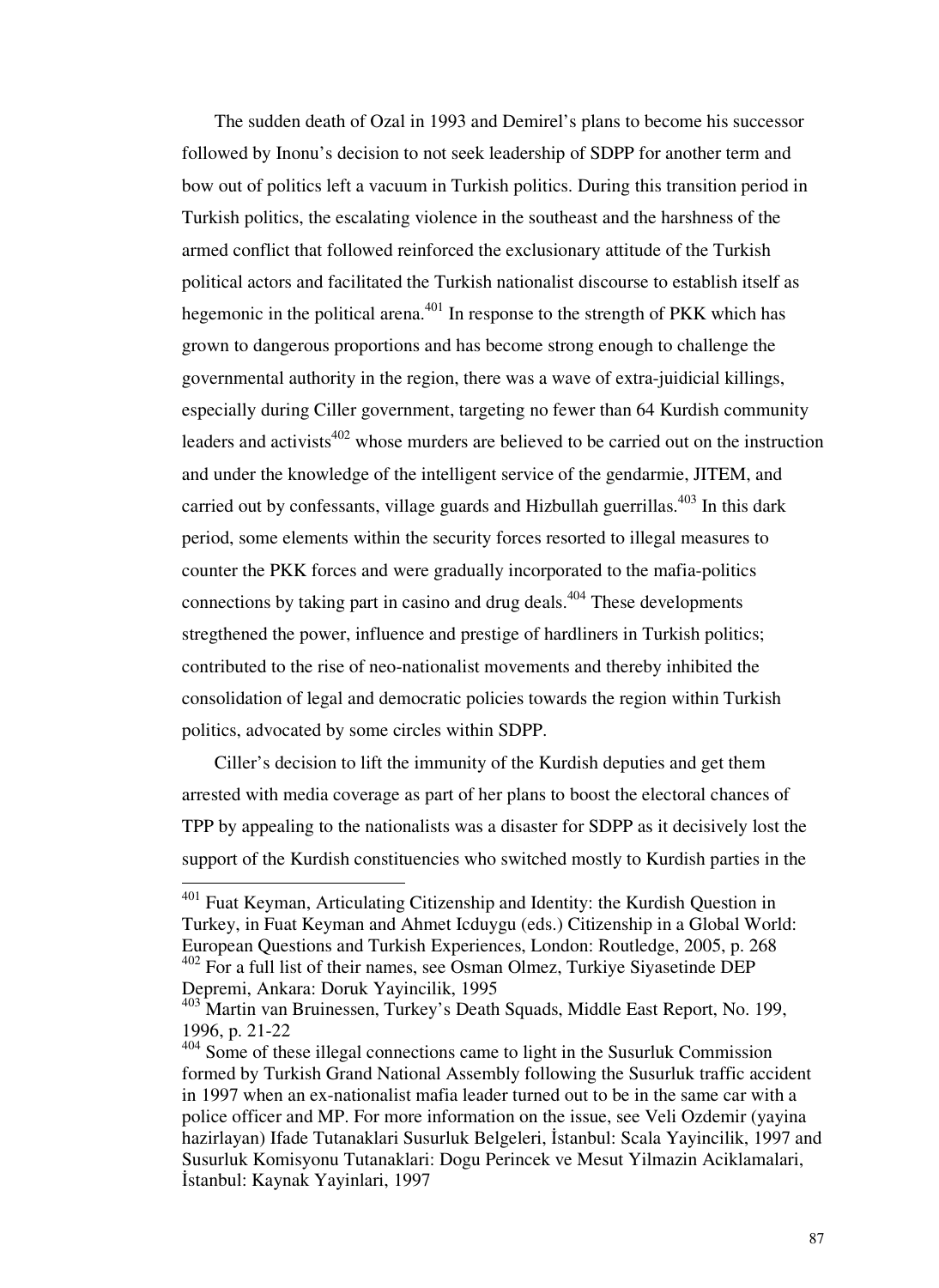The sudden death of Ozal in 1993 and Demirel's plans to become his successor followed by Inonu's decision to not seek leadership of SDPP for another term and bow out of politics left a vacuum in Turkish politics. During this transition period in Turkish politics, the escalating violence in the southeast and the harshness of the armed conflict that followed reinforced the exclusionary attitude of the Turkish political actors and facilitated the Turkish nationalist discourse to establish itself as hegemonic in the political arena.[401] In response to the strength of PKK which has grown to dangerous proportions and has become strong enough to challenge the governmental authority in the region, there was a wave of extra-juidicial killings, especially during Ciller government, targeting no fewer than 64 Kurdish community leaders and activists[402] whose murders are believed to be carried out on the instruction and under the knowledge of the intelligent service of the gendarmie, JITEM, and carried out by confessants, village guards and Hizbullah guerrillas.[403] In this dark period, some elements within the security forces resorted to illegal measures to counter the PKK forces and were gradually incorporated to the mafia-politics connections by taking part in casino and drug deals.[404] These developments stregthened the power, influence and prestige of hardliners in Turkish politics; contributed to the rise of neo-nationalist movements and thereby inhibited the consolidation of legal and democratic policies towards the region within Turkish politics, advocated by some circles within SDPP.

Ciller's decision to lift the immunity of the Kurdish deputies and get them arrested with media coverage as part of her plans to boost the electoral chances of TPP by appealing to the nationalists was a disaster for SDPP as it decisively lost the support of the Kurdish constituencies who switched mostly to Kurdish parties in the

---

[401] Fuat Keyman, Articulating Citizenship and Identity: the Kurdish Question in Turkey, in Fuat Keyman and Ahmet Icduygu (eds.) Citizenship in a Global World: European Questions and Turkish Experiences, London: Routledge, 2005, p. 268

[402] For a full list of their names, see Osman Olmez, Turkiye Siyasetinde DEP Depremi, Ankara: Doruk Yayincilik, 1995

[403] Martin van Bruinessen, Turkey's Death Squads, Middle East Report, No. 199, 1996, p. 21-22

[404] Some of these illegal connections came to light in the Susurluk Commission formed by Turkish Grand National Assembly following the Susurluk traffic accident in 1997 when an ex-nationalist mafia leader turned out to be in the same car with a police officer and MP. For more information on the issue, see Veli Ozdemir (yayina hazirlayan) Ifade Tutanaklari Susurluk Belgeleri, İstanbul: Scala Yayincilik, 1997 and Susurluk Komisyonu Tutanaklari: Dogu Perincek ve Mesut Yilmazin Aciklamalari, İstanbul: Kaynak Yayinlari, 1997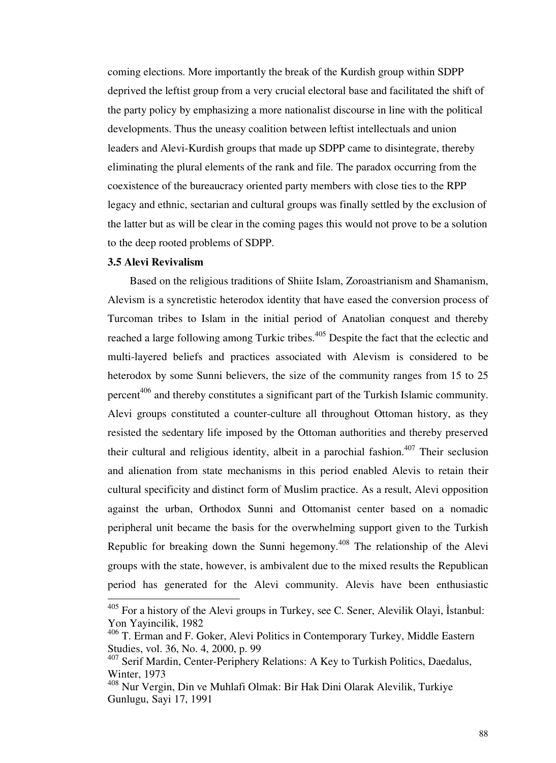coming elections. More importantly the break of the Kurdish group within SDPP deprived the leftist group from a very crucial electoral base and facilitated the shift of the party policy by emphasizing a more nationalist discourse in line with the political developments. Thus the uneasy coalition between leftist intellectuals and union leaders and Alevi-Kurdish groups that made up SDPP came to disintegrate, thereby eliminating the plural elements of the rank and file. The paradox occurring from the coexistence of the bureaucracy oriented party members with close ties to the RPP legacy and ethnic, sectarian and cultural groups was finally settled by the exclusion of the latter but as will be clear in the coming pages this would not prove to be a solution to the deep rooted problems of SDPP.

### 3.5 Alevi Revivalism

Based on the religious traditions of Shiite Islam, Zoroastrianism and Shamanism, Alevism is a syncretistic heterodox identity that have eased the conversion process of Turcoman tribes to Islam in the initial period of Anatolian conquest and thereby reached a large following among Turkic tribes.[405] Despite the fact that the eclectic and multi-layered beliefs and practices associated with Alevism is considered to be heterodox by some Sunni believers, the size of the community ranges from 15 to 25 percent[406] and thereby constitutes a significant part of the Turkish Islamic community. Alevi groups constituted a counter-culture all throughout Ottoman history, as they resisted the sedentary life imposed by the Ottoman authorities and thereby preserved their cultural and religious identity, albeit in a parochial fashion.[407] Their seclusion and alienation from state mechanisms in this period enabled Alevis to retain their cultural specificity and distinct form of Muslim practice. As a result, Alevi opposition against the urban, Orthodox Sunni and Ottomanist center based on a nomadic peripheral unit became the basis for the overwhelming support given to the Turkish Republic for breaking down the Sunni hegemony.[408] The relationship of the Alevi groups with the state, however, is ambivalent due to the mixed results the Republican period has generated for the Alevi community. Alevis have been enthusiastic

---

[405] For a history of the Alevi groups in Turkey, see C. Sener, Alevilik Olayi, İstanbul: Yon Yayincilik, 1982

[406] T. Erman and F. Goker, Alevi Politics in Contemporary Turkey, Middle Eastern Studies, vol. 36, No. 4, 2000, p. 99

[407] Serif Mardin, Center-Periphery Relations: A Key to Turkish Politics, Daedalus, Winter, 1973

[408] Nur Vergin, Din ve Muhlafi Olmak: Bir Hak Dini Olarak Alevilik, Turkiye Gunlugu, Sayi 17, 1991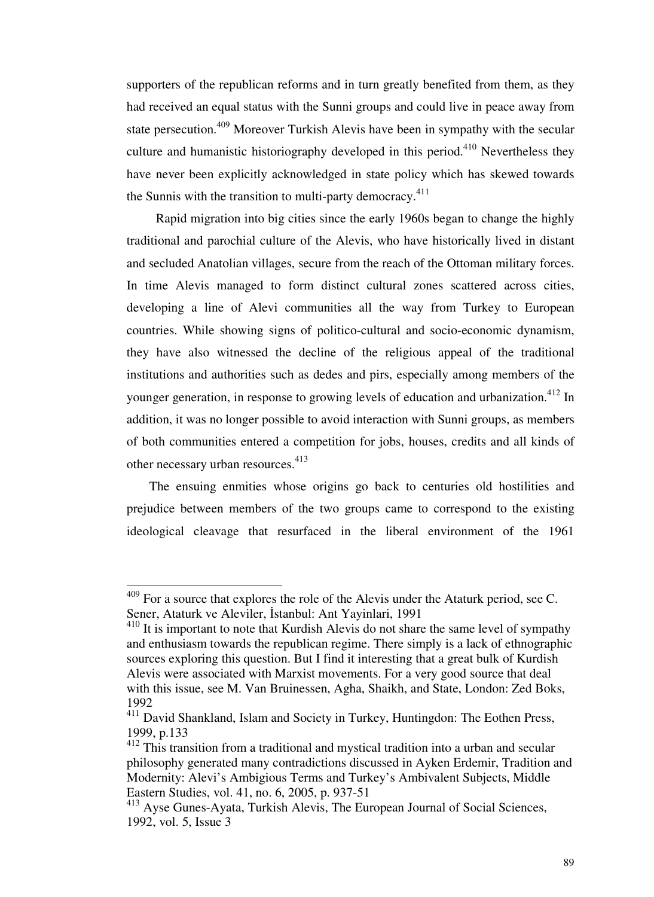supporters of the republican reforms and in turn greatly benefited from them, as they had received an equal status with the Sunni groups and could live in peace away from state persecution.[409] Moreover Turkish Alevis have been in sympathy with the secular culture and humanistic historiography developed in this period.[410] Nevertheless they have never been explicitly acknowledged in state policy which has skewed towards the Sunnis with the transition to multi-party democracy.[411]

Rapid migration into big cities since the early 1960s began to change the highly traditional and parochial culture of the Alevis, who have historically lived in distant and secluded Anatolian villages, secure from the reach of the Ottoman military forces. In time Alevis managed to form distinct cultural zones scattered across cities, developing a line of Alevi communities all the way from Turkey to European countries. While showing signs of politico-cultural and socio-economic dynamism, they have also witnessed the decline of the religious appeal of the traditional institutions and authorities such as dedes and pirs, especially among members of the younger generation, in response to growing levels of education and urbanization.[412] In addition, it was no longer possible to avoid interaction with Sunni groups, as members of both communities entered a competition for jobs, houses, credits and all kinds of other necessary urban resources.[413]

The ensuing enmities whose origins go back to centuries old hostilities and prejudice between members of the two groups came to correspond to the existing ideological cleavage that resurfaced in the liberal environment of the 1961

---

[409] For a source that explores the role of the Alevis under the Ataturk period, see C. Sener, Ataturk ve Aleviler, İstanbul: Ant Yayinlari, 1991

[410] It is important to note that Kurdish Alevis do not share the same level of sympathy and enthusiasm towards the republican regime. There simply is a lack of ethnographic sources exploring this question. But I find it interesting that a great bulk of Kurdish Alevis were associated with Marxist movements. For a very good source that deal with this issue, see M. Van Bruinessen, Agha, Shaikh, and State, London: Zed Boks, 1992

[411] David Shankland, Islam and Society in Turkey, Huntingdon: The Eothen Press, 1999, p.133

[412] This transition from a traditional and mystical tradition into a urban and secular philosophy generated many contradictions discussed in Ayken Erdemir, Tradition and Modernity: Alevi's Ambigious Terms and Turkey's Ambivalent Subjects, Middle Eastern Studies, vol. 41, no. 6, 2005, p. 937-51

[413] Ayse Gunes-Ayata, Turkish Alevis, The European Journal of Social Sciences, 1992, vol. 5, Issue 3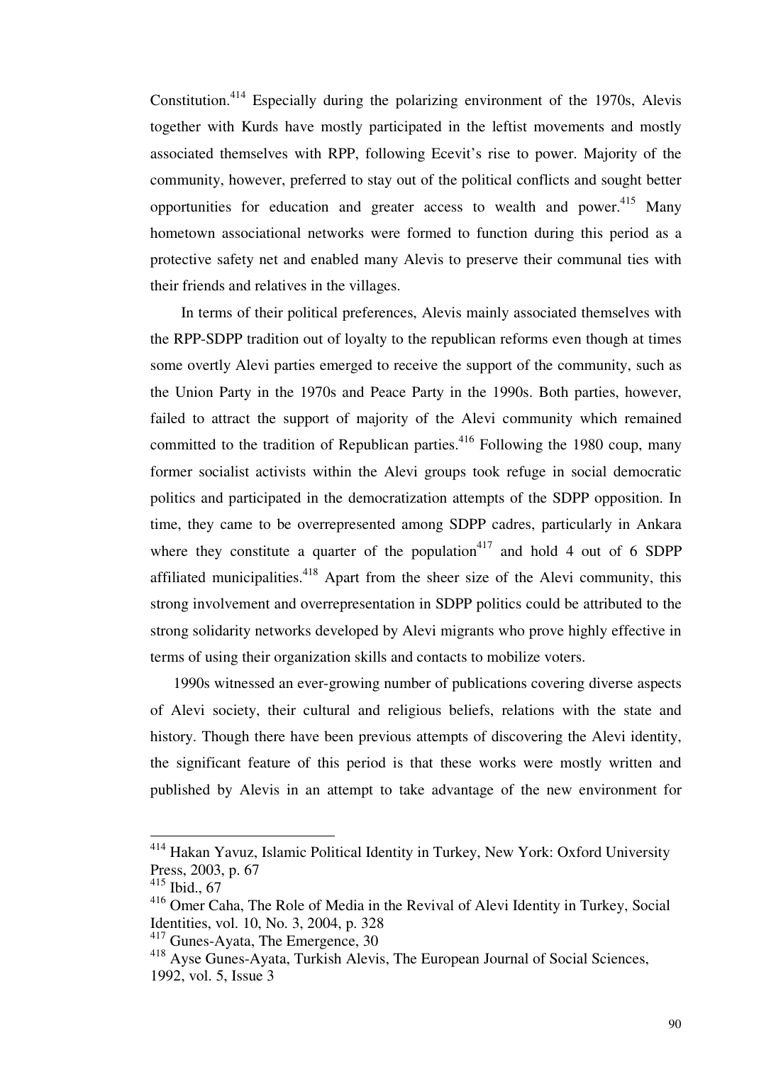Constitution.[414] Especially during the polarizing environment of the 1970s, Alevis together with Kurds have mostly participated in the leftist movements and mostly associated themselves with RPP, following Ecevit's rise to power. Majority of the community, however, preferred to stay out of the political conflicts and sought better opportunities for education and greater access to wealth and power.[415] Many hometown associational networks were formed to function during this period as a protective safety net and enabled many Alevis to preserve their communal ties with their friends and relatives in the villages.

In terms of their political preferences, Alevis mainly associated themselves with the RPP-SDPP tradition out of loyalty to the republican reforms even though at times some overtly Alevi parties emerged to receive the support of the community, such as the Union Party in the 1970s and Peace Party in the 1990s. Both parties, however, failed to attract the support of majority of the Alevi community which remained committed to the tradition of Republican parties.[416] Following the 1980 coup, many former socialist activists within the Alevi groups took refuge in social democratic politics and participated in the democratization attempts of the SDPP opposition. In time, they came to be overrepresented among SDPP cadres, particularly in Ankara where they constitute a quarter of the population[417] and hold 4 out of 6 SDPP affiliated municipalities.[418] Apart from the sheer size of the Alevi community, this strong involvement and overrepresentation in SDPP politics could be attributed to the strong solidarity networks developed by Alevi migrants who prove highly effective in terms of using their organization skills and contacts to mobilize voters.

1990s witnessed an ever-growing number of publications covering diverse aspects of Alevi society, their cultural and religious beliefs, relations with the state and history. Though there have been previous attempts of discovering the Alevi identity, the significant feature of this period is that these works were mostly written and published by Alevis in an attempt to take advantage of the new environment for

---

[414] Hakan Yavuz, Islamic Political Identity in Turkey, New York: Oxford University Press, 2003, p. 67

[415] Ibid., 67

[416] Omer Caha, The Role of Media in the Revival of Alevi Identity in Turkey, Social Identities, vol. 10, No. 3, 2004, p. 328

[417] Gunes-Ayata, The Emergence, 30

[418] Ayse Gunes-Ayata, Turkish Alevis, The European Journal of Social Sciences, 1992, vol. 5, Issue 3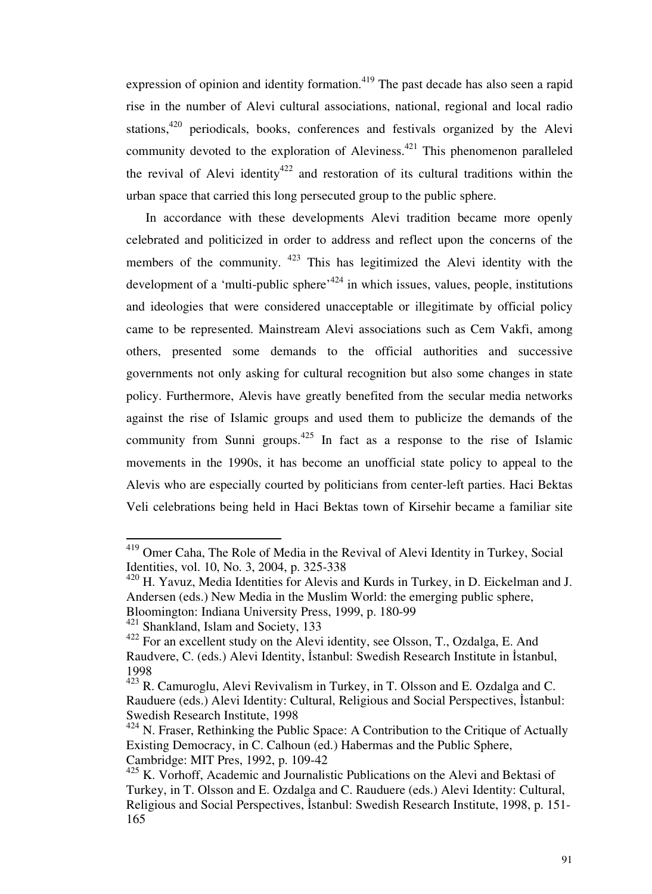expression of opinion and identity formation.[419] The past decade has also seen a rapid rise in the number of Alevi cultural associations, national, regional and local radio stations,[420] periodicals, books, conferences and festivals organized by the Alevi community devoted to the exploration of Aleviness.[421] This phenomenon paralleled the revival of Alevi identity[422] and restoration of its cultural traditions within the urban space that carried this long persecuted group to the public sphere.

In accordance with these developments Alevi tradition became more openly celebrated and politicized in order to address and reflect upon the concerns of the members of the community. [423] This has legitimized the Alevi identity with the development of a 'multi-public sphere'[424] in which issues, values, people, institutions and ideologies that were considered unacceptable or illegitimate by official policy came to be represented. Mainstream Alevi associations such as Cem Vakfi, among others, presented some demands to the official authorities and successive governments not only asking for cultural recognition but also some changes in state policy. Furthermore, Alevis have greatly benefited from the secular media networks against the rise of Islamic groups and used them to publicize the demands of the community from Sunni groups.[425] In fact as a response to the rise of Islamic movements in the 1990s, it has become an unofficial state policy to appeal to the Alevis who are especially courted by politicians from center-left parties. Haci Bektas Veli celebrations being held in Haci Bektas town of Kirsehir became a familiar site

---

[419] Omer Caha, The Role of Media in the Revival of Alevi Identity in Turkey, Social Identities, vol. 10, No. 3, 2004, p. 325-338

[420] H. Yavuz, Media Identities for Alevis and Kurds in Turkey, in D. Eickelman and J. Andersen (eds.) New Media in the Muslim World: the emerging public sphere, Bloomington: Indiana University Press, 1999, p. 180-99

[421] Shankland, Islam and Society, 133

[422] For an excellent study on the Alevi identity, see Olsson, T., Ozdalga, E. And Raudvere, C. (eds.) Alevi Identity, İstanbul: Swedish Research Institute in İstanbul, 1998

[423] R. Camuroglu, Alevi Revivalism in Turkey, in T. Olsson and E. Ozdalga and C. Rauduere (eds.) Alevi Identity: Cultural, Religious and Social Perspectives, İstanbul: Swedish Research Institute, 1998

[424] N. Fraser, Rethinking the Public Space: A Contribution to the Critique of Actually Existing Democracy, in C. Calhoun (ed.) Habermas and the Public Sphere, Cambridge: MIT Pres, 1992, p. 109-42

[425] K. Vorhoff, Academic and Journalistic Publications on the Alevi and Bektasi of Turkey, in T. Olsson and E. Ozdalga and C. Rauduere (eds.) Alevi Identity: Cultural, Religious and Social Perspectives, İstanbul: Swedish Research Institute, 1998, p. 151-165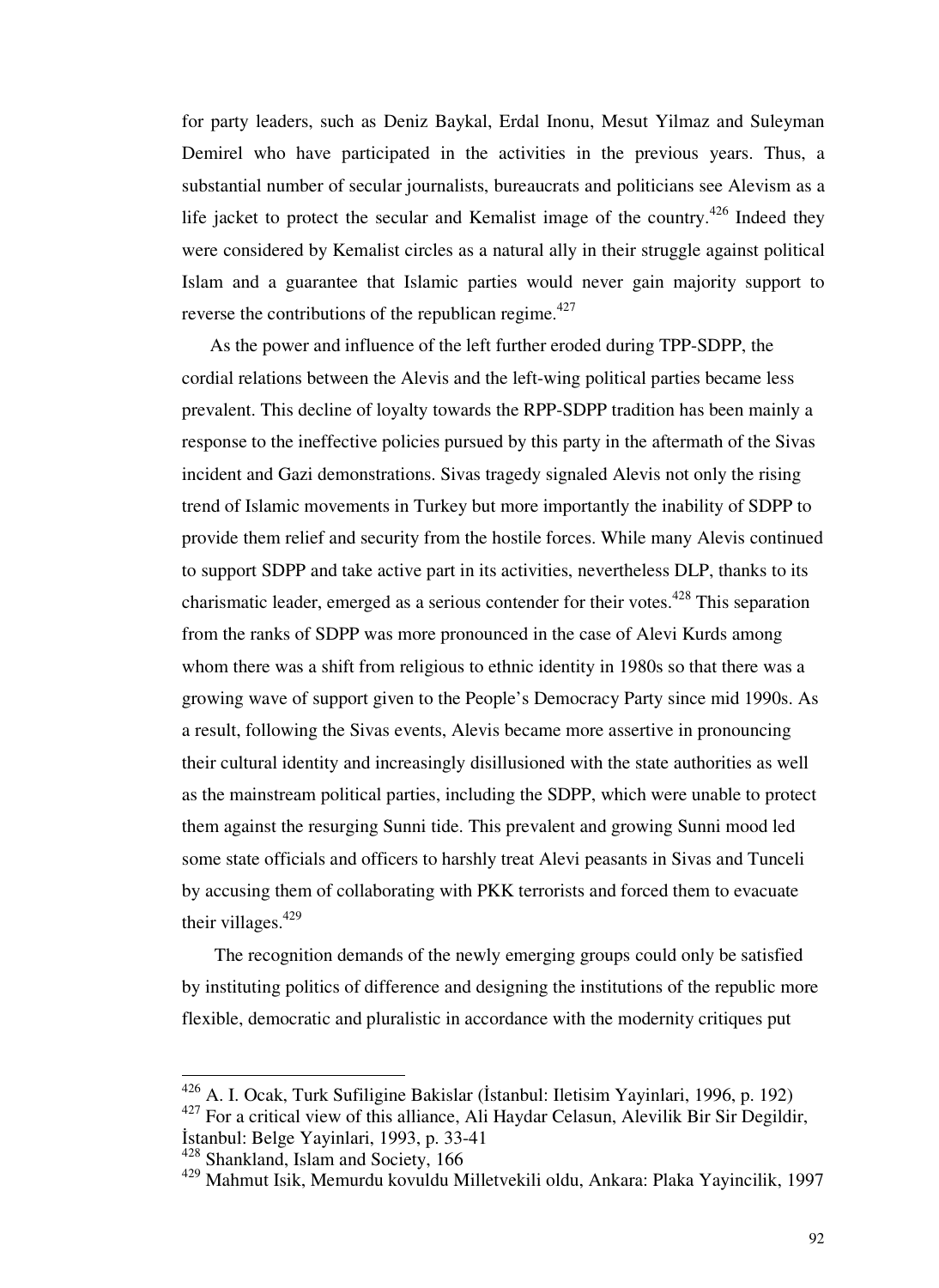for party leaders, such as Deniz Baykal, Erdal Inonu, Mesut Yilmaz and Suleyman Demirel who have participated in the activities in the previous years. Thus, a substantial number of secular journalists, bureaucrats and politicians see Alevism as a life jacket to protect the secular and Kemalist image of the country.[426] Indeed they were considered by Kemalist circles as a natural ally in their struggle against political Islam and a guarantee that Islamic parties would never gain majority support to reverse the contributions of the republican regime.[427]

As the power and influence of the left further eroded during TPP-SDPP, the cordial relations between the Alevis and the left-wing political parties became less prevalent. This decline of loyalty towards the RPP-SDPP tradition has been mainly a response to the ineffective policies pursued by this party in the aftermath of the Sivas incident and Gazi demonstrations. Sivas tragedy signaled Alevis not only the rising trend of Islamic movements in Turkey but more importantly the inability of SDPP to provide them relief and security from the hostile forces. While many Alevis continued to support SDPP and take active part in its activities, nevertheless DLP, thanks to its charismatic leader, emerged as a serious contender for their votes.[428] This separation from the ranks of SDPP was more pronounced in the case of Alevi Kurds among whom there was a shift from religious to ethnic identity in 1980s so that there was a growing wave of support given to the People's Democracy Party since mid 1990s. As a result, following the Sivas events, Alevis became more assertive in pronouncing their cultural identity and increasingly disillusioned with the state authorities as well as the mainstream political parties, including the SDPP, which were unable to protect them against the resurging Sunni tide. This prevalent and growing Sunni mood led some state officials and officers to harshly treat Alevi peasants in Sivas and Tunceli by accusing them of collaborating with PKK terrorists and forced them to evacuate their villages.[429]

The recognition demands of the newly emerging groups could only be satisfied by instituting politics of difference and designing the institutions of the republic more flexible, democratic and pluralistic in accordance with the modernity critiques put

---

[426] A. I. Ocak, Turk Sufiligine Bakislar (İstanbul: Iletisim Yayinlari, 1996, p. 192)

[427] For a critical view of this alliance, Ali Haydar Celasun, Alevilik Bir Sir Degildir, İstanbul: Belge Yayinlari, 1993, p. 33-41

[428] Shankland, Islam and Society, 166

[429] Mahmut Isik, Memurdu kovuldu Milletvekili oldu, Ankara: Plaka Yayincilik, 1997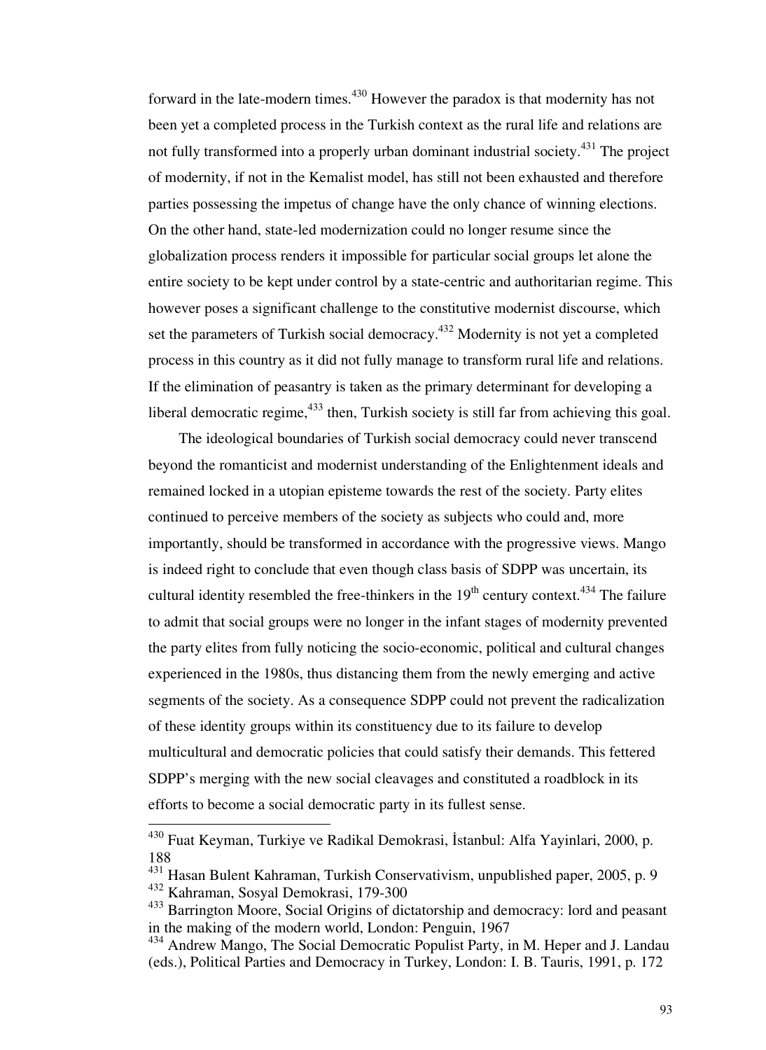forward in the late-modern times.[430] However the paradox is that modernity has not been yet a completed process in the Turkish context as the rural life and relations are not fully transformed into a properly urban dominant industrial society.[431] The project of modernity, if not in the Kemalist model, has still not been exhausted and therefore parties possessing the impetus of change have the only chance of winning elections. On the other hand, state-led modernization could no longer resume since the globalization process renders it impossible for particular social groups let alone the entire society to be kept under control by a state-centric and authoritarian regime. This however poses a significant challenge to the constitutive modernist discourse, which set the parameters of Turkish social democracy.[432] Modernity is not yet a completed process in this country as it did not fully manage to transform rural life and relations. If the elimination of peasantry is taken as the primary determinant for developing a liberal democratic regime,[433] then, Turkish society is still far from achieving this goal.

The ideological boundaries of Turkish social democracy could never transcend beyond the romanticist and modernist understanding of the Enlightenment ideals and remained locked in a utopian episteme towards the rest of the society. Party elites continued to perceive members of the society as subjects who could and, more importantly, should be transformed in accordance with the progressive views. Mango is indeed right to conclude that even though class basis of SDPP was uncertain, its cultural identity resembled the free-thinkers in the 19th century context.[434] The failure to admit that social groups were no longer in the infant stages of modernity prevented the party elites from fully noticing the socio-economic, political and cultural changes experienced in the 1980s, thus distancing them from the newly emerging and active segments of the society. As a consequence SDPP could not prevent the radicalization of these identity groups within its constituency due to its failure to develop multicultural and democratic policies that could satisfy their demands. This fettered SDPP's merging with the new social cleavages and constituted a roadblock in its efforts to become a social democratic party in its fullest sense.

---

[430] Fuat Keyman, Turkiye ve Radikal Demokrasi, İstanbul: Alfa Yayinlari, 2000, p. 188

[431] Hasan Bulent Kahraman, Turkish Conservativism, unpublished paper, 2005, p. 9

[432] Kahraman, Sosyal Demokrasi, 179-300

[433] Barrington Moore, Social Origins of dictatorship and democracy: lord and peasant in the making of the modern world, London: Penguin, 1967

[434] Andrew Mango, The Social Democratic Populist Party, in M. Heper and J. Landau (eds.), Political Parties and Democracy in Turkey, London: I. B. Tauris, 1991, p. 172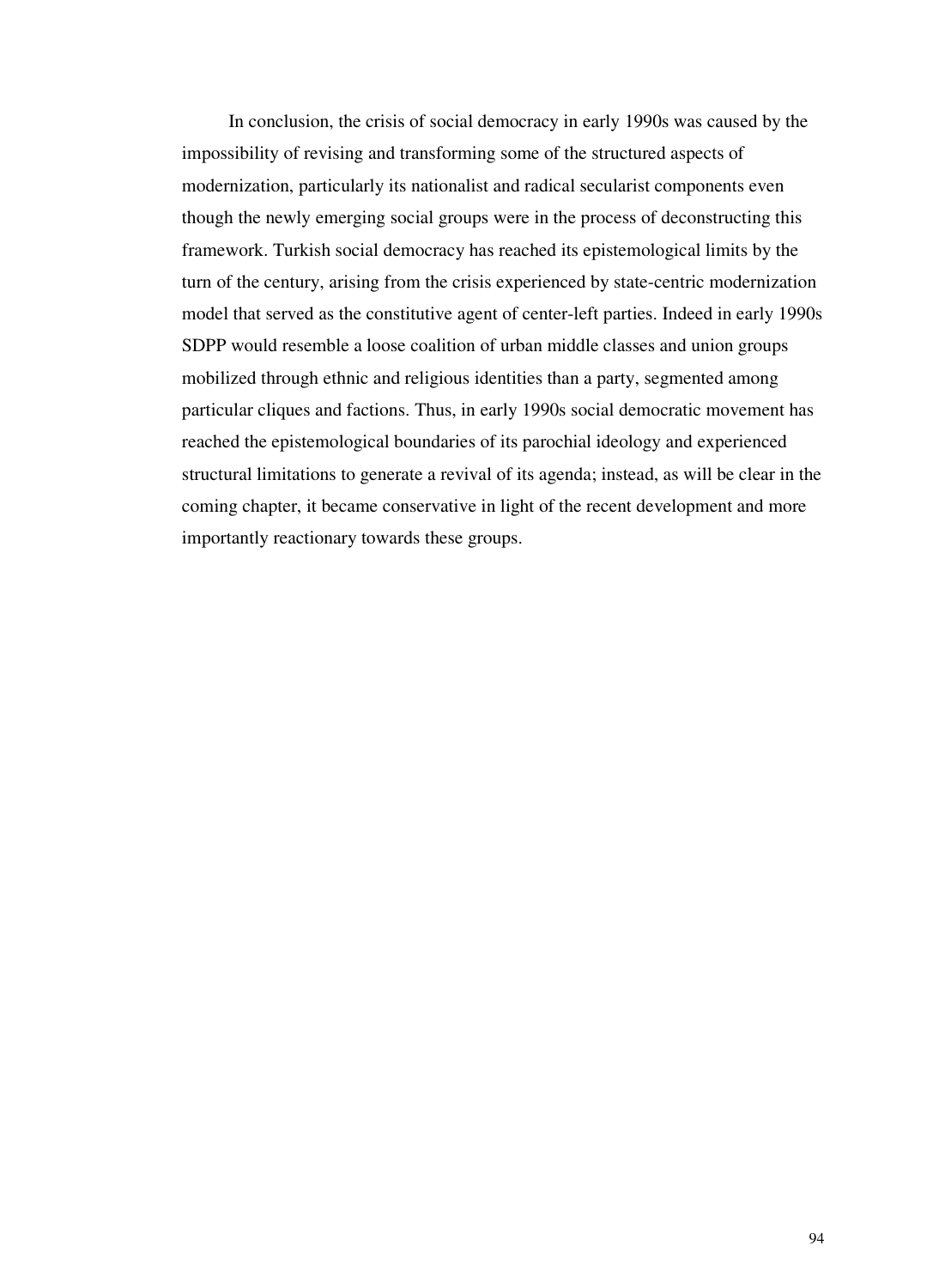In conclusion, the crisis of social democracy in early 1990s was caused by the impossibility of revising and transforming some of the structured aspects of modernization, particularly its nationalist and radical secularist components even though the newly emerging social groups were in the process of deconstructing this framework. Turkish social democracy has reached its epistemological limits by the turn of the century, arising from the crisis experienced by state-centric modernization model that served as the constitutive agent of center-left parties. Indeed in early 1990s SDPP would resemble a loose coalition of urban middle classes and union groups mobilized through ethnic and religious identities than a party, segmented among particular cliques and factions. Thus, in early 1990s social democratic movement has reached the epistemological boundaries of its parochial ideology and experienced structural limitations to generate a revival of its agenda; instead, as will be clear in the coming chapter, it became conservative in light of the recent development and more importantly reactionary towards these groups.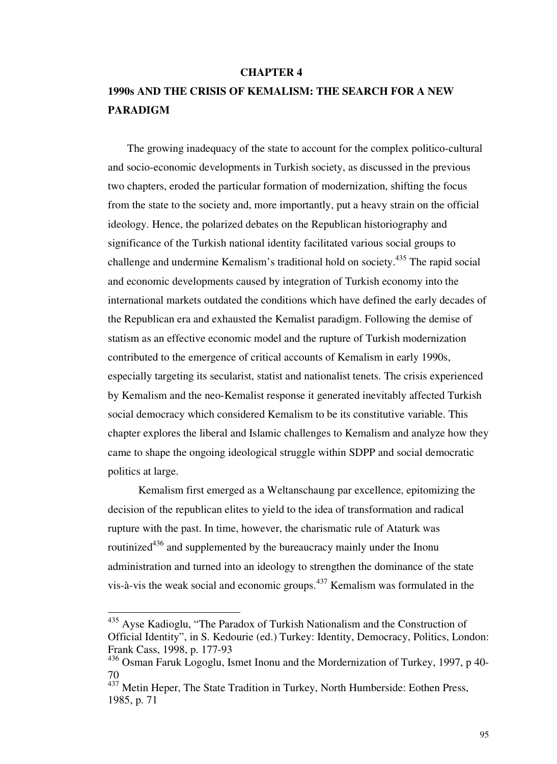# CHAPTER 4

## 1990s AND THE CRISIS OF KEMALISM: THE SEARCH FOR A NEW PARADIGM

The growing inadequacy of the state to account for the complex politico-cultural and socio-economic developments in Turkish society, as discussed in the previous two chapters, eroded the particular formation of modernization, shifting the focus from the state to the society and, more importantly, put a heavy strain on the official ideology. Hence, the polarized debates on the Republican historiography and significance of the Turkish national identity facilitated various social groups to challenge and undermine Kemalism's traditional hold on society.[435] The rapid social and economic developments caused by integration of Turkish economy into the international markets outdated the conditions which have defined the early decades of the Republican era and exhausted the Kemalist paradigm. Following the demise of statism as an effective economic model and the rupture of Turkish modernization contributed to the emergence of critical accounts of Kemalism in early 1990s, especially targeting its secularist, statist and nationalist tenets. The crisis experienced by Kemalism and the neo-Kemalist response it generated inevitably affected Turkish social democracy which considered Kemalism to be its constitutive variable. This chapter explores the liberal and Islamic challenges to Kemalism and analyze how they came to shape the ongoing ideological struggle within SDPP and social democratic politics at large.

Kemalism first emerged as a Weltanschaung par excellence, epitomizing the decision of the republican elites to yield to the idea of transformation and radical rupture with the past. In time, however, the charismatic rule of Ataturk was routinized[436] and supplemented by the bureaucracy mainly under the Inonu administration and turned into an ideology to strengthen the dominance of the state vis-à-vis the weak social and economic groups.[437] Kemalism was formulated in the

---

[435] Ayse Kadioglu, "The Paradox of Turkish Nationalism and the Construction of Official Identity", in S. Kedourie (ed.) Turkey: Identity, Democracy, Politics, London: Frank Cass, 1998, p. 177-93

[436] Osman Faruk Logoglu, Ismet Inonu and the Mordernization of Turkey, 1997, p 40-70

[437] Metin Heper, The State Tradition in Turkey, North Humberside: Eothen Press, 1985, p. 71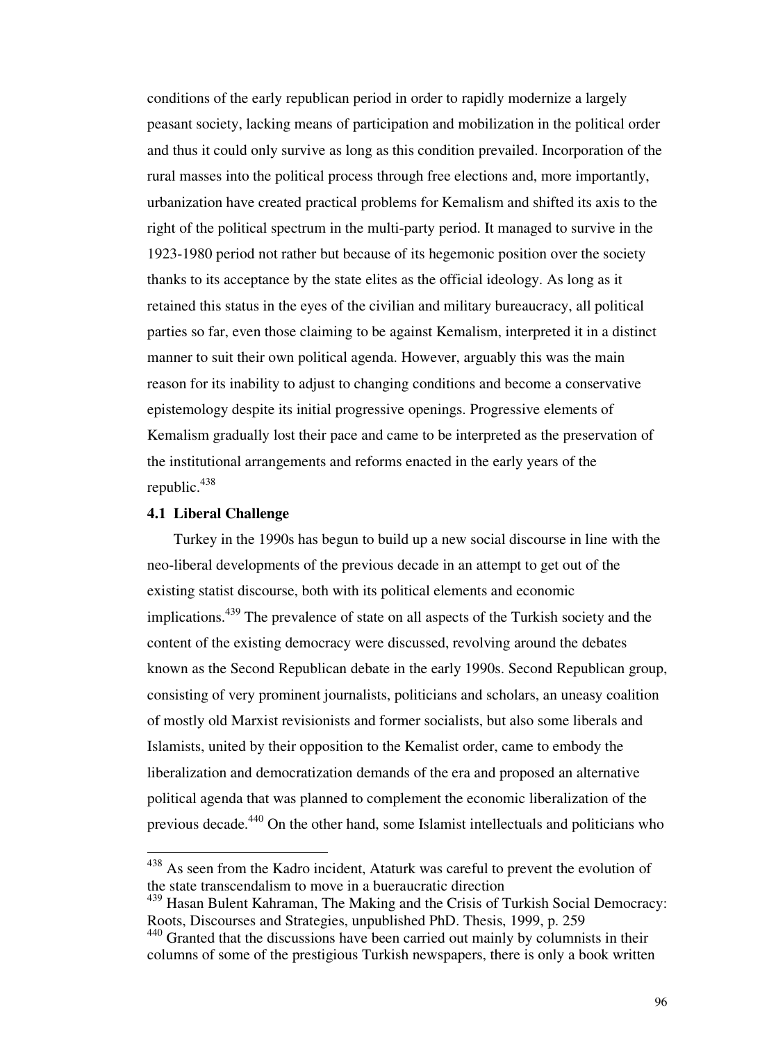conditions of the early republican period in order to rapidly modernize a largely peasant society, lacking means of participation and mobilization in the political order and thus it could only survive as long as this condition prevailed. Incorporation of the rural masses into the political process through free elections and, more importantly, urbanization have created practical problems for Kemalism and shifted its axis to the right of the political spectrum in the multi-party period. It managed to survive in the 1923-1980 period not rather but because of its hegemonic position over the society thanks to its acceptance by the state elites as the official ideology. As long as it retained this status in the eyes of the civilian and military bureaucracy, all political parties so far, even those claiming to be against Kemalism, interpreted it in a distinct manner to suit their own political agenda. However, arguably this was the main reason for its inability to adjust to changing conditions and become a conservative epistemology despite its initial progressive openings. Progressive elements of Kemalism gradually lost their pace and came to be interpreted as the preservation of the institutional arrangements and reforms enacted in the early years of the republic.[438]

### 4.1 Liberal Challenge

Turkey in the 1990s has begun to build up a new social discourse in line with the neo-liberal developments of the previous decade in an attempt to get out of the existing statist discourse, both with its political elements and economic implications.[439] The prevalence of state on all aspects of the Turkish society and the content of the existing democracy were discussed, revolving around the debates known as the Second Republican debate in the early 1990s. Second Republican group, consisting of very prominent journalists, politicians and scholars, an uneasy coalition of mostly old Marxist revisionists and former socialists, but also some liberals and Islamists, united by their opposition to the Kemalist order, came to embody the liberalization and democratization demands of the era and proposed an alternative political agenda that was planned to complement the economic liberalization of the previous decade.[440] On the other hand, some Islamist intellectuals and politicians who

---

[438] As seen from the Kadro incident, Ataturk was careful to prevent the evolution of the state transcendalism to move in a bueraucratic direction

[439] Hasan Bulent Kahraman, The Making and the Crisis of Turkish Social Democracy: Roots, Discourses and Strategies, unpublished PhD. Thesis, 1999, p. 259

[440] Granted that the discussions have been carried out mainly by columnists in their columns of some of the prestigious Turkish newspapers, there is only a book written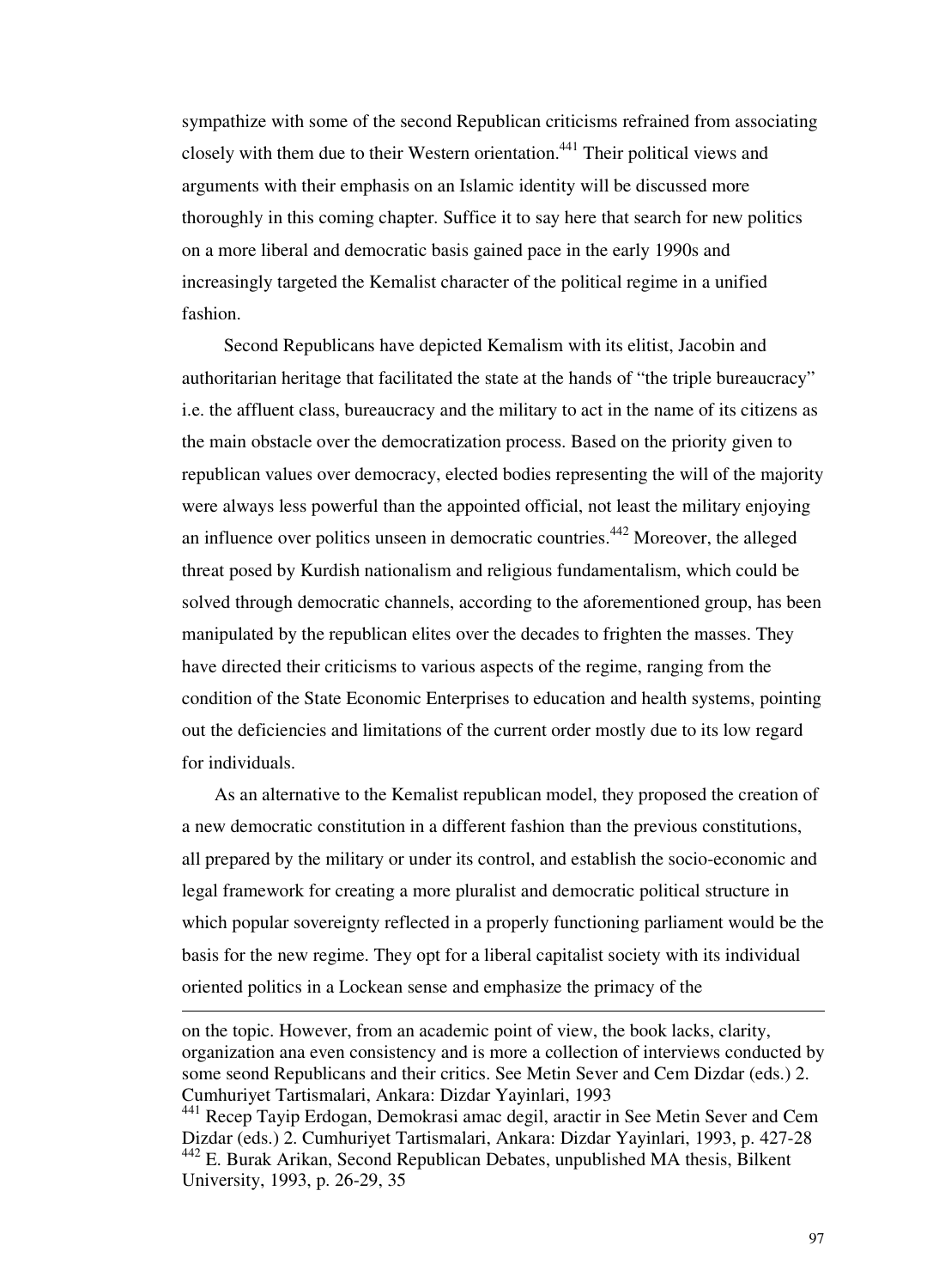sympathize with some of the second Republican criticisms refrained from associating closely with them due to their Western orientation.[441] Their political views and arguments with their emphasis on an Islamic identity will be discussed more thoroughly in this coming chapter. Suffice it to say here that search for new politics on a more liberal and democratic basis gained pace in the early 1990s and increasingly targeted the Kemalist character of the political regime in a unified fashion.

Second Republicans have depicted Kemalism with its elitist, Jacobin and authoritarian heritage that facilitated the state at the hands of "the triple bureaucracy" i.e. the affluent class, bureaucracy and the military to act in the name of its citizens as the main obstacle over the democratization process. Based on the priority given to republican values over democracy, elected bodies representing the will of the majority were always less powerful than the appointed official, not least the military enjoying an influence over politics unseen in democratic countries.[442] Moreover, the alleged threat posed by Kurdish nationalism and religious fundamentalism, which could be solved through democratic channels, according to the aforementioned group, has been manipulated by the republican elites over the decades to frighten the masses. They have directed their criticisms to various aspects of the regime, ranging from the condition of the State Economic Enterprises to education and health systems, pointing out the deficiencies and limitations of the current order mostly due to its low regard for individuals.

As an alternative to the Kemalist republican model, they proposed the creation of a new democratic constitution in a different fashion than the previous constitutions, all prepared by the military or under its control, and establish the socio-economic and legal framework for creating a more pluralist and democratic political structure in which popular sovereignty reflected in a properly functioning parliament would be the basis for the new regime. They opt for a liberal capitalist society with its individual oriented politics in a Lockean sense and emphasize the primacy of the

---

on the topic. However, from an academic point of view, the book lacks, clarity, organization ana even consistency and is more a collection of interviews conducted by some seond Republicans and their critics. See Metin Sever and Cem Dizdar (eds.) 2. Cumhuriyet Tartismalari, Ankara: Dizdar Yayinlari, 1993

[441] Recep Tayip Erdogan, Demokrasi amac degil, aractir in See Metin Sever and Cem Dizdar (eds.) 2. Cumhuriyet Tartismalari, Ankara: Dizdar Yayinlari, 1993, p. 427-28

[442] E. Burak Arikan, Second Republican Debates, unpublished MA thesis, Bilkent University, 1993, p. 26-29, 35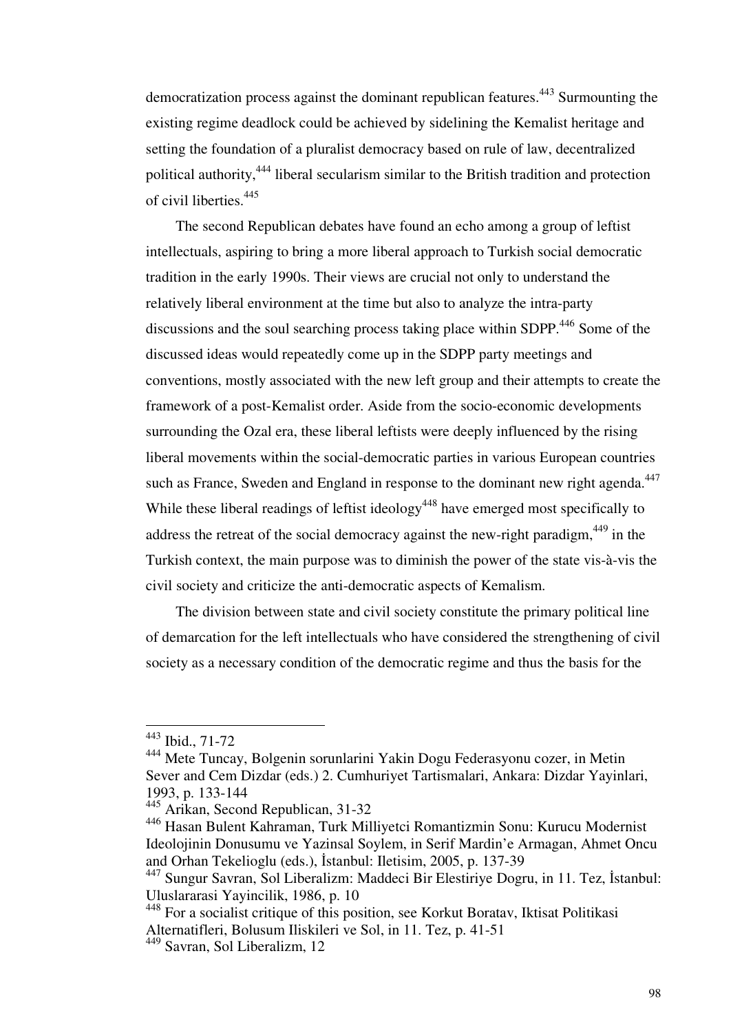democratization process against the dominant republican features.[443] Surmounting the existing regime deadlock could be achieved by sidelining the Kemalist heritage and setting the foundation of a pluralist democracy based on rule of law, decentralized political authority,[444] liberal secularism similar to the British tradition and protection of civil liberties.[445]

The second Republican debates have found an echo among a group of leftist intellectuals, aspiring to bring a more liberal approach to Turkish social democratic tradition in the early 1990s. Their views are crucial not only to understand the relatively liberal environment at the time but also to analyze the intra-party discussions and the soul searching process taking place within SDPP.[446] Some of the discussed ideas would repeatedly come up in the SDPP party meetings and conventions, mostly associated with the new left group and their attempts to create the framework of a post-Kemalist order. Aside from the socio-economic developments surrounding the Ozal era, these liberal leftists were deeply influenced by the rising liberal movements within the social-democratic parties in various European countries such as France, Sweden and England in response to the dominant new right agenda.[447] While these liberal readings of leftist ideology[448] have emerged most specifically to address the retreat of the social democracy against the new-right paradigm,[449] in the Turkish context, the main purpose was to diminish the power of the state vis-à-vis the civil society and criticize the anti-democratic aspects of Kemalism.

The division between state and civil society constitute the primary political line of demarcation for the left intellectuals who have considered the strengthening of civil society as a necessary condition of the democratic regime and thus the basis for the

---

[443] Ibid., 71-72

[444] Mete Tuncay, Bolgenin sorunlarini Yakin Dogu Federasyonu cozer, in Metin Sever and Cem Dizdar (eds.) 2. Cumhuriyet Tartismalari, Ankara: Dizdar Yayinlari, 1993, p. 133-144

[445] Arikan, Second Republican, 31-32

[446] Hasan Bulent Kahraman, Turk Milliyetci Romantizmin Sonu: Kurucu Modernist Ideolojinin Donusumu ve Yazinsal Soylem, in Serif Mardin'e Armagan, Ahmet Oncu and Orhan Tekelioglu (eds.), İstanbul: Iletisim, 2005, p. 137-39

[447] Sungur Savran, Sol Liberalizm: Maddeci Bir Elestiriye Dogru, in 11. Tez, İstanbul: Uluslararasi Yayincilik, 1986, p. 10

[448] For a socialist critique of this position, see Korkut Boratav, Iktisat Politikasi Alternatifleri, Bolusum Iliskileri ve Sol, in 11. Tez, p. 41-51

[449] Savran, Sol Liberalizm, 12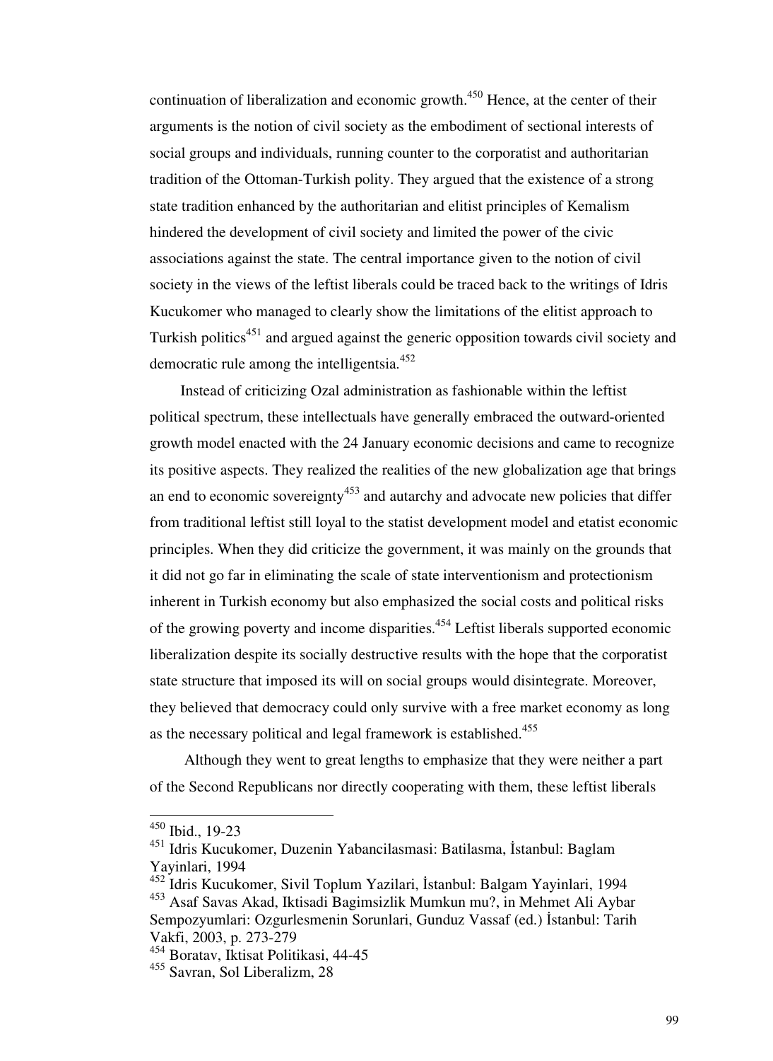continuation of liberalization and economic growth.[450] Hence, at the center of their arguments is the notion of civil society as the embodiment of sectional interests of social groups and individuals, running counter to the corporatist and authoritarian tradition of the Ottoman-Turkish polity. They argued that the existence of a strong state tradition enhanced by the authoritarian and elitist principles of Kemalism hindered the development of civil society and limited the power of the civic associations against the state. The central importance given to the notion of civil society in the views of the leftist liberals could be traced back to the writings of Idris Kucukomer who managed to clearly show the limitations of the elitist approach to Turkish politics[451] and argued against the generic opposition towards civil society and democratic rule among the intelligentsia.[452]

Instead of criticizing Ozal administration as fashionable within the leftist political spectrum, these intellectuals have generally embraced the outward-oriented growth model enacted with the 24 January economic decisions and came to recognize its positive aspects. They realized the realities of the new globalization age that brings an end to economic sovereignty[453] and autarchy and advocate new policies that differ from traditional leftist still loyal to the statist development model and etatist economic principles. When they did criticize the government, it was mainly on the grounds that it did not go far in eliminating the scale of state interventionism and protectionism inherent in Turkish economy but also emphasized the social costs and political risks of the growing poverty and income disparities.[454] Leftist liberals supported economic liberalization despite its socially destructive results with the hope that the corporatist state structure that imposed its will on social groups would disintegrate. Moreover, they believed that democracy could only survive with a free market economy as long as the necessary political and legal framework is established.[455]

Although they went to great lengths to emphasize that they were neither a part of the Second Republicans nor directly cooperating with them, these leftist liberals

---

[450] Ibid., 19-23

[451] Idris Kucukomer, Duzenin Yabancilasmasi: Batilasma, İstanbul: Baglam Yayinlari, 1994

[452] Idris Kucukomer, Sivil Toplum Yazilari, İstanbul: Balgam Yayinlari, 1994

[453] Asaf Savas Akad, Iktisadi Bagimsizlik Mumkun mu?, in Mehmet Ali Aybar Sempozyumlari: Ozgurlesmenin Sorunlari, Gunduz Vassaf (ed.) İstanbul: Tarih Vakfi, 2003, p. 273-279

[454] Boratav, Iktisat Politikasi, 44-45

[455] Savran, Sol Liberalizm, 28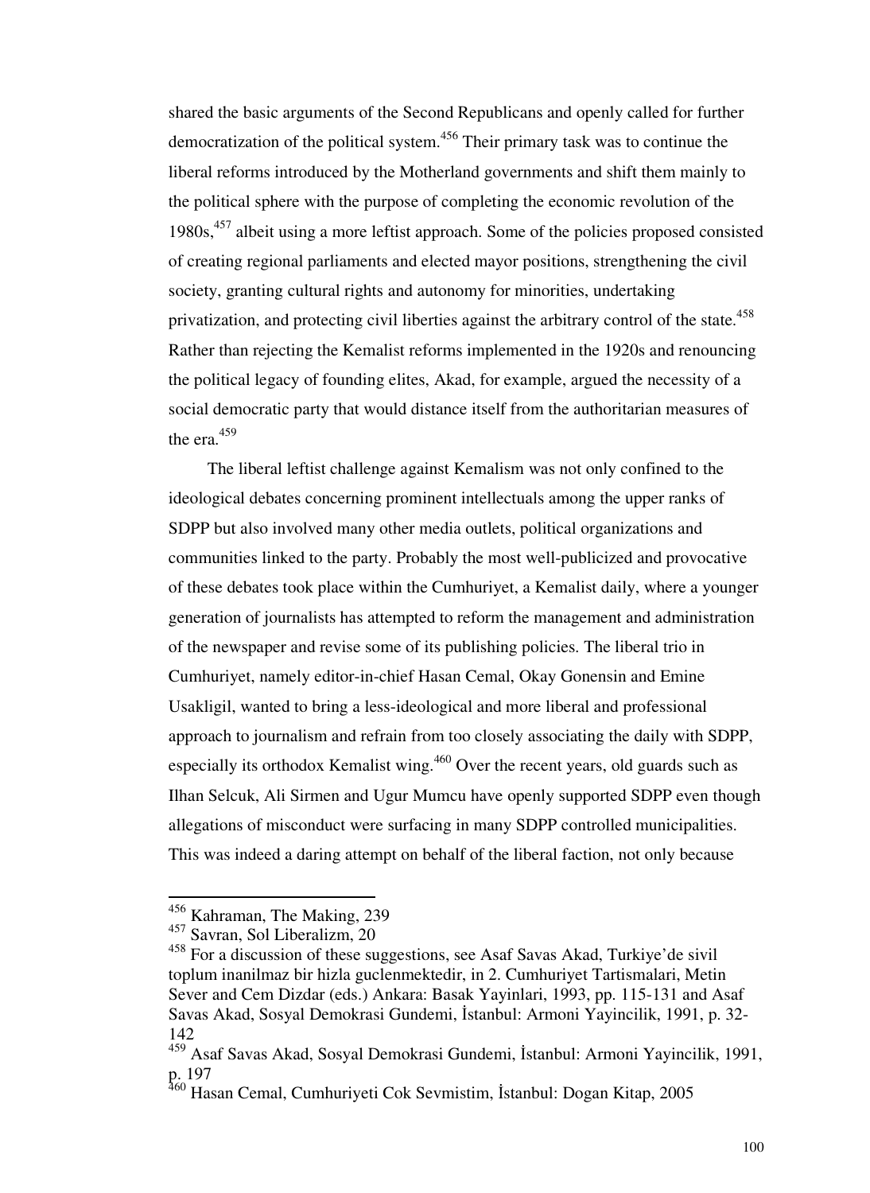shared the basic arguments of the Second Republicans and openly called for further democratization of the political system.[456] Their primary task was to continue the liberal reforms introduced by the Motherland governments and shift them mainly to the political sphere with the purpose of completing the economic revolution of the 1980s,[457] albeit using a more leftist approach. Some of the policies proposed consisted of creating regional parliaments and elected mayor positions, strengthening the civil society, granting cultural rights and autonomy for minorities, undertaking privatization, and protecting civil liberties against the arbitrary control of the state.[458] Rather than rejecting the Kemalist reforms implemented in the 1920s and renouncing the political legacy of founding elites, Akad, for example, argued the necessity of a social democratic party that would distance itself from the authoritarian measures of the era.[459]

The liberal leftist challenge against Kemalism was not only confined to the ideological debates concerning prominent intellectuals among the upper ranks of SDPP but also involved many other media outlets, political organizations and communities linked to the party. Probably the most well-publicized and provocative of these debates took place within the Cumhuriyet, a Kemalist daily, where a younger generation of journalists has attempted to reform the management and administration of the newspaper and revise some of its publishing policies. The liberal trio in Cumhuriyet, namely editor-in-chief Hasan Cemal, Okay Gonensin and Emine Usakligil, wanted to bring a less-ideological and more liberal and professional approach to journalism and refrain from too closely associating the daily with SDPP, especially its orthodox Kemalist wing.[460] Over the recent years, old guards such as Ilhan Selcuk, Ali Sirmen and Ugur Mumcu have openly supported SDPP even though allegations of misconduct were surfacing in many SDPP controlled municipalities. This was indeed a daring attempt on behalf of the liberal faction, not only because

---

[456] Kahraman, The Making, 239

[457] Savran, Sol Liberalizm, 20

[458] For a discussion of these suggestions, see Asaf Savas Akad, Turkiye'de sivil toplum inanilmaz bir hizla guclenmektedir, in 2. Cumhuriyet Tartismalari, Metin Sever and Cem Dizdar (eds.) Ankara: Basak Yayinlari, 1993, pp. 115-131 and Asaf Savas Akad, Sosyal Demokrasi Gundemi, İstanbul: Armoni Yayincilik, 1991, p. 32-142

[459] Asaf Savas Akad, Sosyal Demokrasi Gundemi, İstanbul: Armoni Yayincilik, 1991, p. 197

[460] Hasan Cemal, Cumhuriyeti Cok Sevmistim, İstanbul: Dogan Kitap, 2005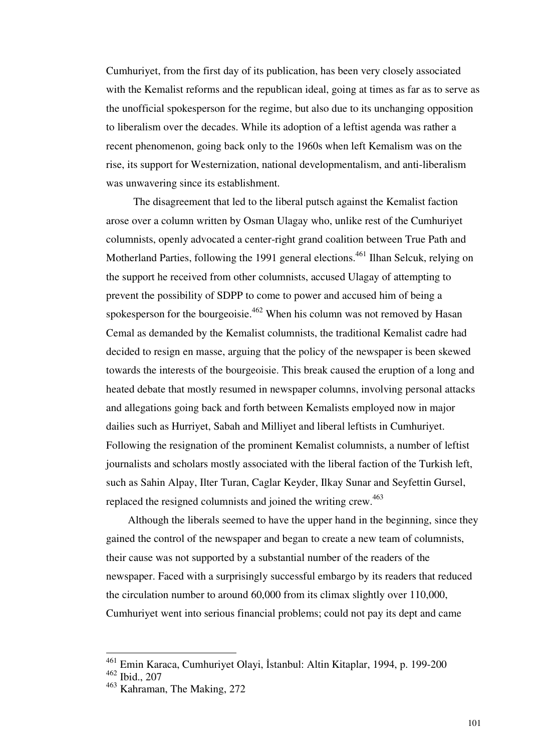Cumhuriyet, from the first day of its publication, has been very closely associated with the Kemalist reforms and the republican ideal, going at times as far as to serve as the unofficial spokesperson for the regime, but also due to its unchanging opposition to liberalism over the decades. While its adoption of a leftist agenda was rather a recent phenomenon, going back only to the 1960s when left Kemalism was on the rise, its support for Westernization, national developmentalism, and anti-liberalism was unwavering since its establishment.

The disagreement that led to the liberal putsch against the Kemalist faction arose over a column written by Osman Ulagay who, unlike rest of the Cumhuriyet columnists, openly advocated a center-right grand coalition between True Path and Motherland Parties, following the 1991 general elections.[461] Ilhan Selcuk, relying on the support he received from other columnists, accused Ulagay of attempting to prevent the possibility of SDPP to come to power and accused him of being a spokesperson for the bourgeoisie.[462] When his column was not removed by Hasan Cemal as demanded by the Kemalist columnists, the traditional Kemalist cadre had decided to resign en masse, arguing that the policy of the newspaper is been skewed towards the interests of the bourgeoisie. This break caused the eruption of a long and heated debate that mostly resumed in newspaper columns, involving personal attacks and allegations going back and forth between Kemalists employed now in major dailies such as Hurriyet, Sabah and Milliyet and liberal leftists in Cumhuriyet. Following the resignation of the prominent Kemalist columnists, a number of leftist journalists and scholars mostly associated with the liberal faction of the Turkish left, such as Sahin Alpay, Ilter Turan, Caglar Keyder, Ilkay Sunar and Seyfettin Gursel, replaced the resigned columnists and joined the writing crew.[463]

Although the liberals seemed to have the upper hand in the beginning, since they gained the control of the newspaper and began to create a new team of columnists, their cause was not supported by a substantial number of the readers of the newspaper. Faced with a surprisingly successful embargo by its readers that reduced the circulation number to around 60,000 from its climax slightly over 110,000, Cumhuriyet went into serious financial problems; could not pay its dept and came

---

[461] Emin Karaca, Cumhuriyet Olayi, İstanbul: Altin Kitaplar, 1994, p. 199-200

[462] Ibid., 207

[463] Kahraman, The Making, 272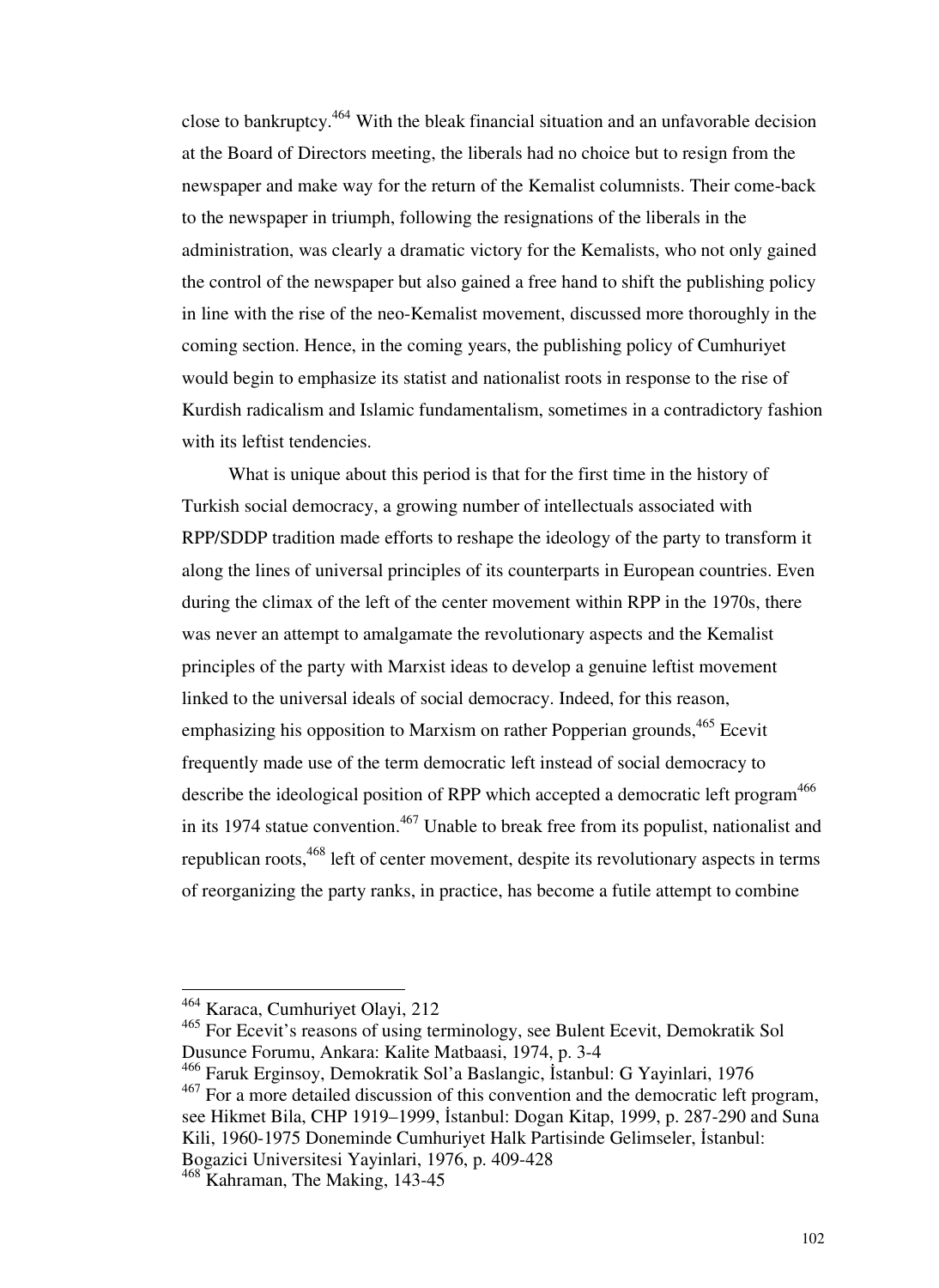close to bankruptcy.[464] With the bleak financial situation and an unfavorable decision at the Board of Directors meeting, the liberals had no choice but to resign from the newspaper and make way for the return of the Kemalist columnists. Their come-back to the newspaper in triumph, following the resignations of the liberals in the administration, was clearly a dramatic victory for the Kemalists, who not only gained the control of the newspaper but also gained a free hand to shift the publishing policy in line with the rise of the neo-Kemalist movement, discussed more thoroughly in the coming section. Hence, in the coming years, the publishing policy of Cumhuriyet would begin to emphasize its statist and nationalist roots in response to the rise of Kurdish radicalism and Islamic fundamentalism, sometimes in a contradictory fashion with its leftist tendencies.

What is unique about this period is that for the first time in the history of Turkish social democracy, a growing number of intellectuals associated with RPP/SDDP tradition made efforts to reshape the ideology of the party to transform it along the lines of universal principles of its counterparts in European countries. Even during the climax of the left of the center movement within RPP in the 1970s, there was never an attempt to amalgamate the revolutionary aspects and the Kemalist principles of the party with Marxist ideas to develop a genuine leftist movement linked to the universal ideals of social democracy. Indeed, for this reason, emphasizing his opposition to Marxism on rather Popperian grounds,[465] Ecevit frequently made use of the term democratic left instead of social democracy to describe the ideological position of RPP which accepted a democratic left program[466] in its 1974 statue convention.[467] Unable to break free from its populist, nationalist and republican roots,[468] left of center movement, despite its revolutionary aspects in terms of reorganizing the party ranks, in practice, has become a futile attempt to combine

---

[464] Karaca, Cumhuriyet Olayi, 212

[465] For Ecevit's reasons of using terminology, see Bulent Ecevit, Demokratik Sol Dusunce Forumu, Ankara: Kalite Matbaasi, 1974, p. 3-4

[466] Faruk Erginsoy, Demokratik Sol'a Baslangic, İstanbul: G Yayinlari, 1976

[467] For a more detailed discussion of this convention and the democratic left program, see Hikmet Bila, CHP 1919–1999, İstanbul: Dogan Kitap, 1999, p. 287-290 and Suna Kili, 1960-1975 Doneminde Cumhuriyet Halk Partisinde Gelimseler, İstanbul: Bogazici Universitesi Yayinlari, 1976, p. 409-428

[468] Kahraman, The Making, 143-45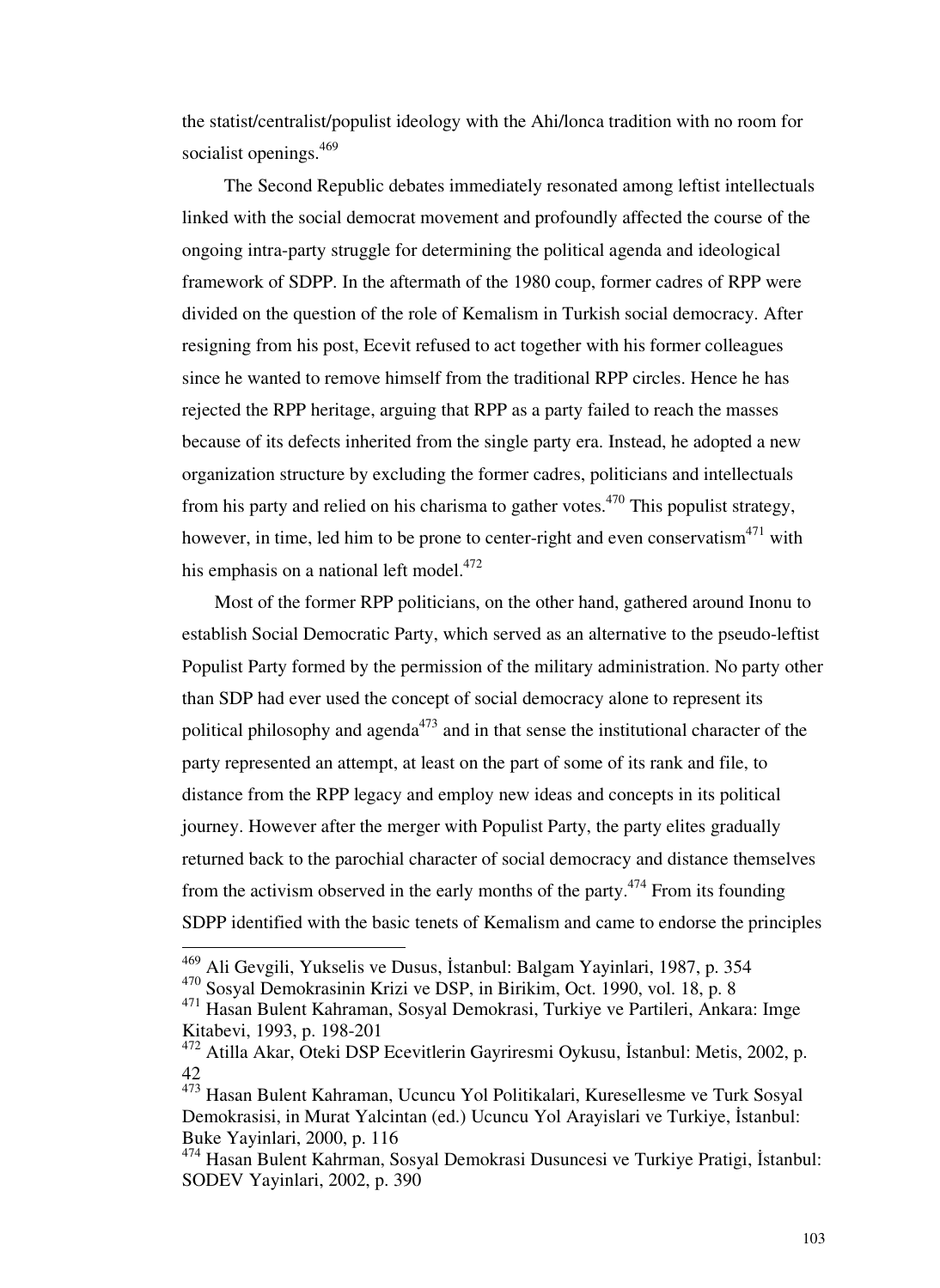the statist/centralist/populist ideology with the Ahi/lonca tradition with no room for socialist openings.[469]

The Second Republic debates immediately resonated among leftist intellectuals linked with the social democrat movement and profoundly affected the course of the ongoing intra-party struggle for determining the political agenda and ideological framework of SDPP. In the aftermath of the 1980 coup, former cadres of RPP were divided on the question of the role of Kemalism in Turkish social democracy. After resigning from his post, Ecevit refused to act together with his former colleagues since he wanted to remove himself from the traditional RPP circles. Hence he has rejected the RPP heritage, arguing that RPP as a party failed to reach the masses because of its defects inherited from the single party era. Instead, he adopted a new organization structure by excluding the former cadres, politicians and intellectuals from his party and relied on his charisma to gather votes.[470] This populist strategy, however, in time, led him to be prone to center-right and even conservatism[471] with his emphasis on a national left model.[472]

Most of the former RPP politicians, on the other hand, gathered around Inonu to establish Social Democratic Party, which served as an alternative to the pseudo-leftist Populist Party formed by the permission of the military administration. No party other than SDP had ever used the concept of social democracy alone to represent its political philosophy and agenda[473] and in that sense the institutional character of the party represented an attempt, at least on the part of some of its rank and file, to distance from the RPP legacy and employ new ideas and concepts in its political journey. However after the merger with Populist Party, the party elites gradually returned back to the parochial character of social democracy and distance themselves from the activism observed in the early months of the party.[474] From its founding SDPP identified with the basic tenets of Kemalism and came to endorse the principles

---

[469] Ali Gevgili, Yukselis ve Dusus, İstanbul: Balgam Yayinlari, 1987, p. 354

[470] Sosyal Demokrasinin Krizi ve DSP, in Birikim, Oct. 1990, vol. 18, p. 8

[471] Hasan Bulent Kahraman, Sosyal Demokrasi, Turkiye ve Partileri, Ankara: Imge Kitabevi, 1993, p. 198-201

[472] Atilla Akar, Oteki DSP Ecevitlerin Gayriresmi Oykusu, İstanbul: Metis, 2002, p. 42

[473] Hasan Bulent Kahraman, Ucuncu Yol Politikalari, Kuresellesme ve Turk Sosyal Demokrasisi, in Murat Yalcintan (ed.) Ucuncu Yol Arayislari ve Turkiye, İstanbul: Buke Yayinlari, 2000, p. 116

[474] Hasan Bulent Kahrman, Sosyal Demokrasi Dusuncesi ve Turkiye Pratigi, İstanbul: SODEV Yayinlari, 2002, p. 390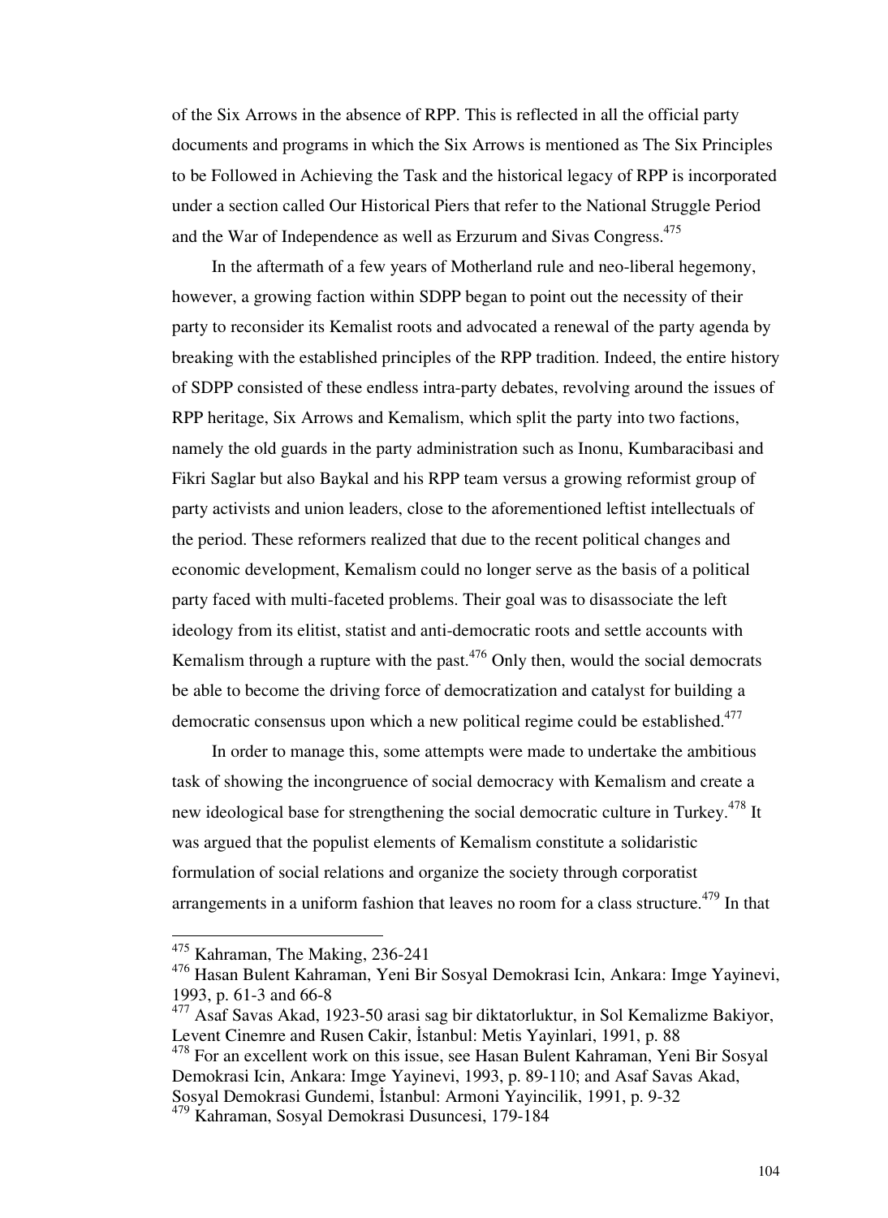of the Six Arrows in the absence of RPP. This is reflected in all the official party documents and programs in which the Six Arrows is mentioned as The Six Principles to be Followed in Achieving the Task and the historical legacy of RPP is incorporated under a section called Our Historical Piers that refer to the National Struggle Period and the War of Independence as well as Erzurum and Sivas Congress.[475]

In the aftermath of a few years of Motherland rule and neo-liberal hegemony, however, a growing faction within SDPP began to point out the necessity of their party to reconsider its Kemalist roots and advocated a renewal of the party agenda by breaking with the established principles of the RPP tradition. Indeed, the entire history of SDPP consisted of these endless intra-party debates, revolving around the issues of RPP heritage, Six Arrows and Kemalism, which split the party into two factions, namely the old guards in the party administration such as Inonu, Kumbaracibasi and Fikri Saglar but also Baykal and his RPP team versus a growing reformist group of party activists and union leaders, close to the aforementioned leftist intellectuals of the period. These reformers realized that due to the recent political changes and economic development, Kemalism could no longer serve as the basis of a political party faced with multi-faceted problems. Their goal was to disassociate the left ideology from its elitist, statist and anti-democratic roots and settle accounts with Kemalism through a rupture with the past.[476] Only then, would the social democrats be able to become the driving force of democratization and catalyst for building a democratic consensus upon which a new political regime could be established.[477]

In order to manage this, some attempts were made to undertake the ambitious task of showing the incongruence of social democracy with Kemalism and create a new ideological base for strengthening the social democratic culture in Turkey.[478] It was argued that the populist elements of Kemalism constitute a solidaristic formulation of social relations and organize the society through corporatist arrangements in a uniform fashion that leaves no room for a class structure.[479] In that

---

[475] Kahraman, The Making, 236-241

[476] Hasan Bulent Kahraman, Yeni Bir Sosyal Demokrasi Icin, Ankara: Imge Yayinevi, 1993, p. 61-3 and 66-8

[477] Asaf Savas Akad, 1923-50 arasi sag bir diktatorluktur, in Sol Kemalizme Bakiyor, Levent Cinemre and Rusen Cakir, İstanbul: Metis Yayinlari, 1991, p. 88

[478] For an excellent work on this issue, see Hasan Bulent Kahraman, Yeni Bir Sosyal Demokrasi Icin, Ankara: Imge Yayinevi, 1993, p. 89-110; and Asaf Savas Akad, Sosyal Demokrasi Gundemi, İstanbul: Armoni Yayincilik, 1991, p. 9-32

[479] Kahraman, Sosyal Demokrasi Dusuncesi, 179-184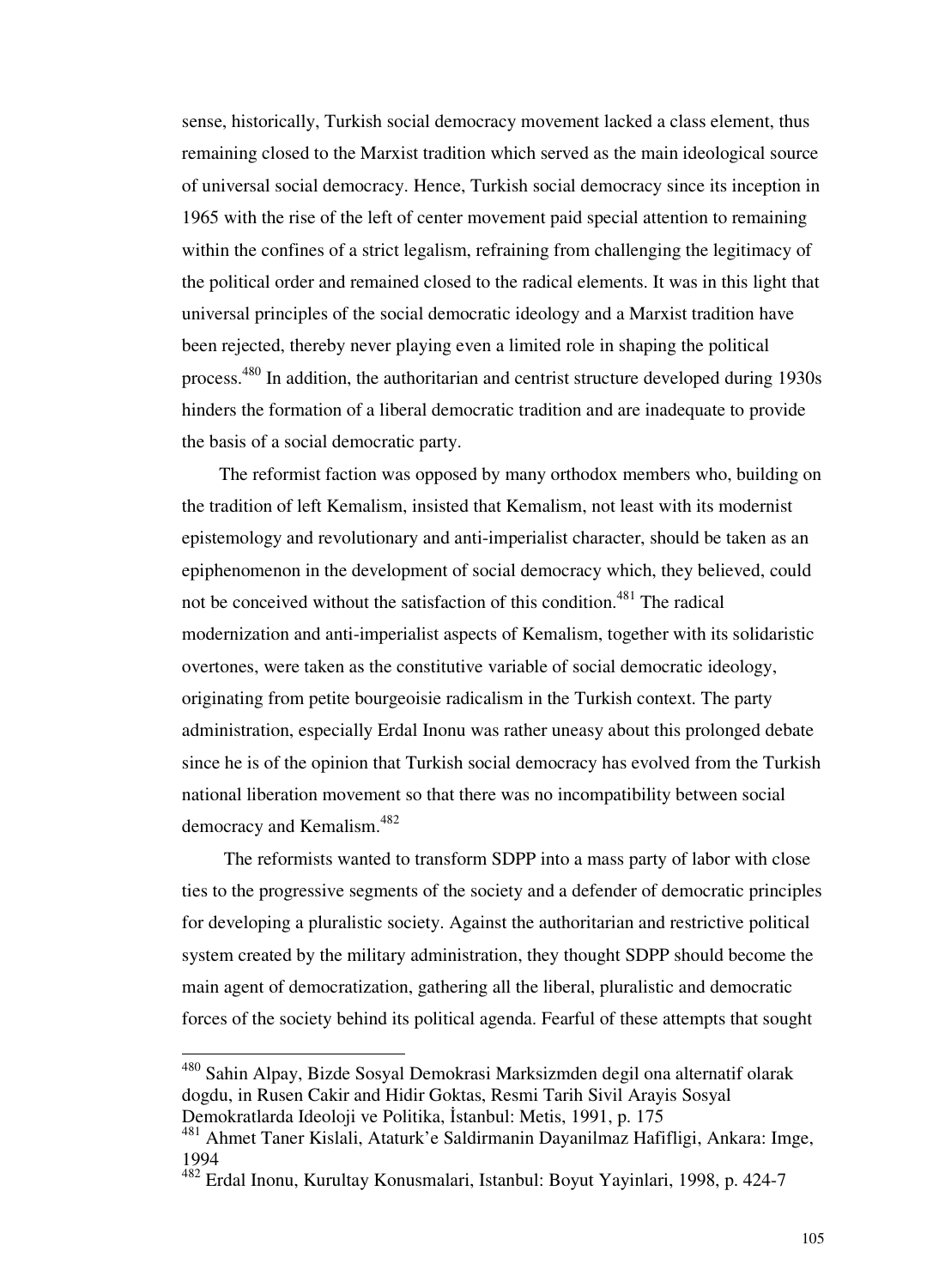sense, historically, Turkish social democracy movement lacked a class element, thus remaining closed to the Marxist tradition which served as the main ideological source of universal social democracy. Hence, Turkish social democracy since its inception in 1965 with the rise of the left of center movement paid special attention to remaining within the confines of a strict legalism, refraining from challenging the legitimacy of the political order and remained closed to the radical elements. It was in this light that universal principles of the social democratic ideology and a Marxist tradition have been rejected, thereby never playing even a limited role in shaping the political process.[480] In addition, the authoritarian and centrist structure developed during 1930s hinders the formation of a liberal democratic tradition and are inadequate to provide the basis of a social democratic party.

The reformist faction was opposed by many orthodox members who, building on the tradition of left Kemalism, insisted that Kemalism, not least with its modernist epistemology and revolutionary and anti-imperialist character, should be taken as an epiphenomenon in the development of social democracy which, they believed, could not be conceived without the satisfaction of this condition.[481] The radical modernization and anti-imperialist aspects of Kemalism, together with its solidaristic overtones, were taken as the constitutive variable of social democratic ideology, originating from petite bourgeoisie radicalism in the Turkish context. The party administration, especially Erdal Inonu was rather uneasy about this prolonged debate since he is of the opinion that Turkish social democracy has evolved from the Turkish national liberation movement so that there was no incompatibility between social democracy and Kemalism.[482]

The reformists wanted to transform SDPP into a mass party of labor with close ties to the progressive segments of the society and a defender of democratic principles for developing a pluralistic society. Against the authoritarian and restrictive political system created by the military administration, they thought SDPP should become the main agent of democratization, gathering all the liberal, pluralistic and democratic forces of the society behind its political agenda. Fearful of these attempts that sought

---

[480] Sahin Alpay, Bizde Sosyal Demokrasi Marksizmden degil ona alternatif olarak dogdu, in Rusen Cakir and Hidir Goktas, Resmi Tarih Sivil Arayis Sosyal Demokratlarda Ideoloji ve Politika, İstanbul: Metis, 1991, p. 175

[481] Ahmet Taner Kislali, Ataturk'e Saldirmanin Dayanilmaz Hafifligi, Ankara: Imge, 1994

[482] Erdal Inonu, Kurultay Konusmalari, Istanbul: Boyut Yayinlari, 1998, p. 424-7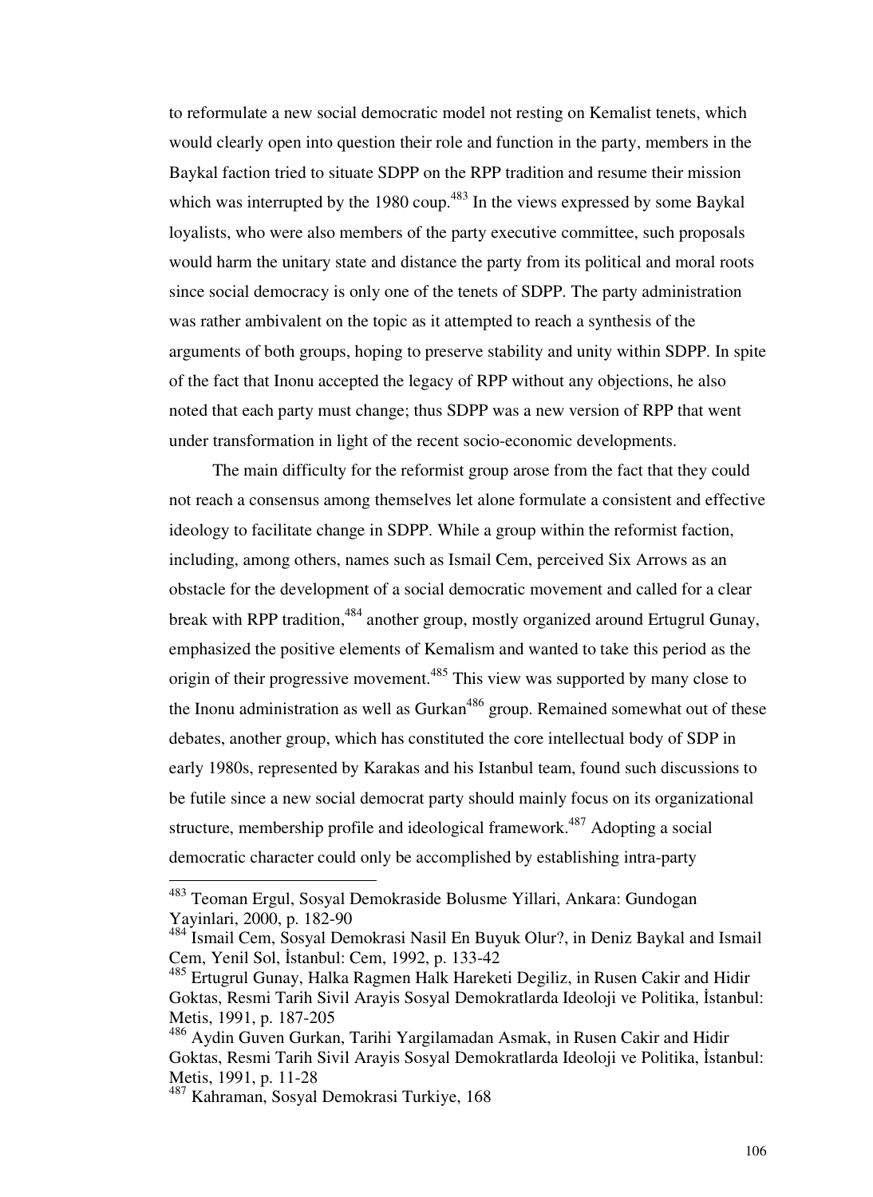to reformulate a new social democratic model not resting on Kemalist tenets, which would clearly open into question their role and function in the party, members in the Baykal faction tried to situate SDPP on the RPP tradition and resume their mission which was interrupted by the 1980 coup.[483] In the views expressed by some Baykal loyalists, who were also members of the party executive committee, such proposals would harm the unitary state and distance the party from its political and moral roots since social democracy is only one of the tenets of SDPP. The party administration was rather ambivalent on the topic as it attempted to reach a synthesis of the arguments of both groups, hoping to preserve stability and unity within SDPP. In spite of the fact that Inonu accepted the legacy of RPP without any objections, he also noted that each party must change; thus SDPP was a new version of RPP that went under transformation in light of the recent socio-economic developments.

The main difficulty for the reformist group arose from the fact that they could not reach a consensus among themselves let alone formulate a consistent and effective ideology to facilitate change in SDPP. While a group within the reformist faction, including, among others, names such as Ismail Cem, perceived Six Arrows as an obstacle for the development of a social democratic movement and called for a clear break with RPP tradition,[484] another group, mostly organized around Ertugrul Gunay, emphasized the positive elements of Kemalism and wanted to take this period as the origin of their progressive movement.[485] This view was supported by many close to the Inonu administration as well as Gurkan[486] group. Remained somewhat out of these debates, another group, which has constituted the core intellectual body of SDP in early 1980s, represented by Karakas and his Istanbul team, found such discussions to be futile since a new social democrat party should mainly focus on its organizational structure, membership profile and ideological framework.[487] Adopting a social democratic character could only be accomplished by establishing intra-party

---

[483] Teoman Ergul, Sosyal Demokraside Bolusme Yillari, Ankara: Gundogan Yayinlari, 2000, p. 182-90

[484] Ismail Cem, Sosyal Demokrasi Nasil En Buyuk Olur?, in Deniz Baykal and Ismail Cem, Yenil Sol, İstanbul: Cem, 1992, p. 133-42

[485] Ertugrul Gunay, Halka Ragmen Halk Hareketi Degiliz, in Rusen Cakir and Hidir Goktas, Resmi Tarih Sivil Arayis Sosyal Demokratlarda Ideoloji ve Politika, İstanbul: Metis, 1991, p. 187-205

[486] Aydin Guven Gurkan, Tarihi Yargilamadan Asmak, in Rusen Cakir and Hidir Goktas, Resmi Tarih Sivil Arayis Sosyal Demokratlarda Ideoloji ve Politika, İstanbul: Metis, 1991, p. 11-28

[487] Kahraman, Sosyal Demokrasi Turkiye, 168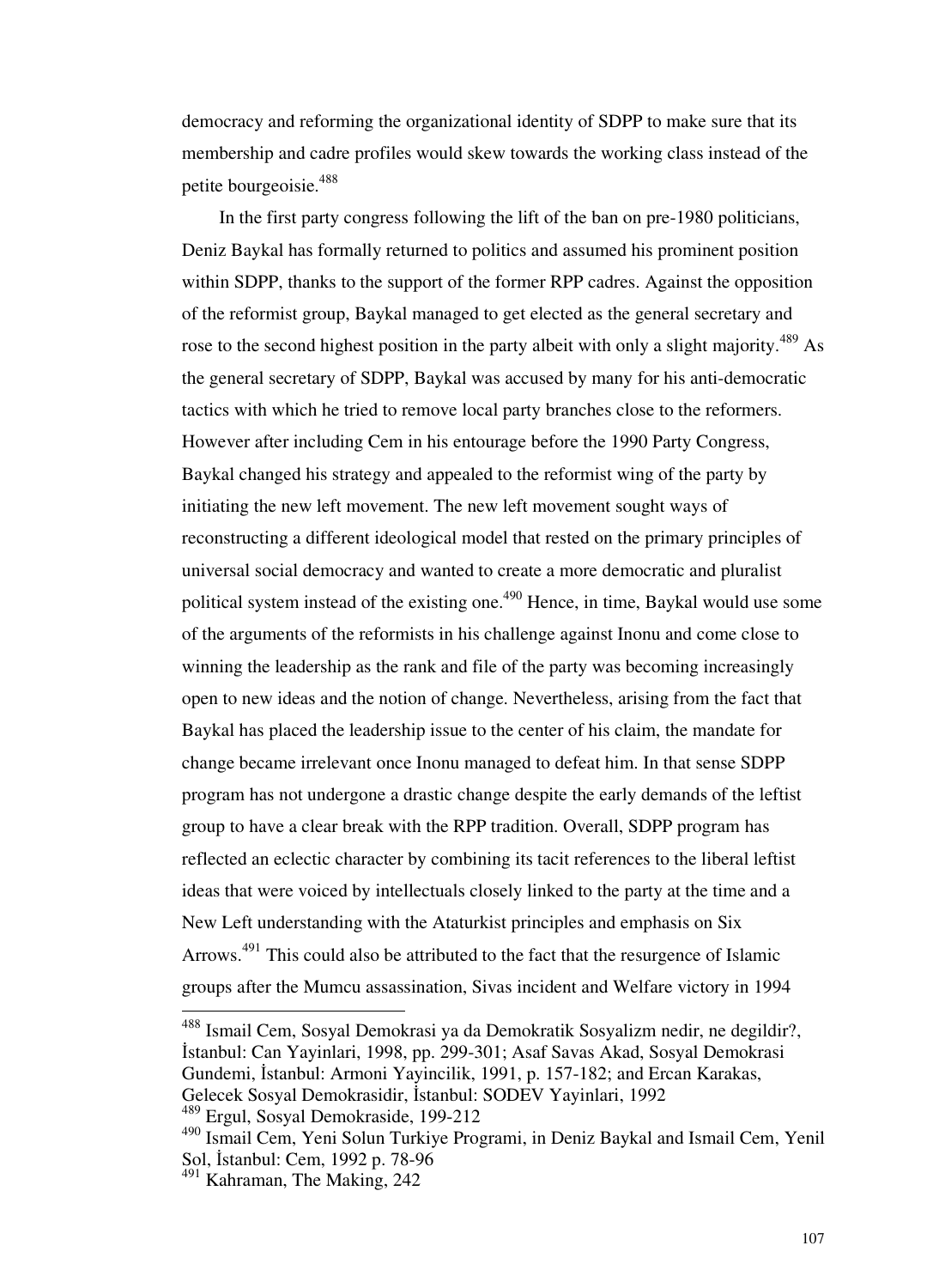democracy and reforming the organizational identity of SDPP to make sure that its membership and cadre profiles would skew towards the working class instead of the petite bourgeoisie.[488]

In the first party congress following the lift of the ban on pre-1980 politicians, Deniz Baykal has formally returned to politics and assumed his prominent position within SDPP, thanks to the support of the former RPP cadres. Against the opposition of the reformist group, Baykal managed to get elected as the general secretary and rose to the second highest position in the party albeit with only a slight majority.[489] As the general secretary of SDPP, Baykal was accused by many for his anti-democratic tactics with which he tried to remove local party branches close to the reformers. However after including Cem in his entourage before the 1990 Party Congress, Baykal changed his strategy and appealed to the reformist wing of the party by initiating the new left movement. The new left movement sought ways of reconstructing a different ideological model that rested on the primary principles of universal social democracy and wanted to create a more democratic and pluralist political system instead of the existing one.[490] Hence, in time, Baykal would use some of the arguments of the reformists in his challenge against Inonu and come close to winning the leadership as the rank and file of the party was becoming increasingly open to new ideas and the notion of change. Nevertheless, arising from the fact that Baykal has placed the leadership issue to the center of his claim, the mandate for change became irrelevant once Inonu managed to defeat him. In that sense SDPP program has not undergone a drastic change despite the early demands of the leftist group to have a clear break with the RPP tradition. Overall, SDPP program has reflected an eclectic character by combining its tacit references to the liberal leftist ideas that were voiced by intellectuals closely linked to the party at the time and a New Left understanding with the Ataturkist principles and emphasis on Six Arrows.[491] This could also be attributed to the fact that the resurgence of Islamic groups after the Mumcu assassination, Sivas incident and Welfare victory in 1994

---

[488] Ismail Cem, Sosyal Demokrasi ya da Demokratik Sosyalizm nedir, ne degildir?, İstanbul: Can Yayinlari, 1998, pp. 299-301; Asaf Savas Akad, Sosyal Demokrasi Gundemi, İstanbul: Armoni Yayincilik, 1991, p. 157-182; and Ercan Karakas, Gelecek Sosyal Demokrasidir, İstanbul: SODEV Yayinlari, 1992

[489] Ergul, Sosyal Demokraside, 199-212

[490] Ismail Cem, Yeni Solun Turkiye Programi, in Deniz Baykal and Ismail Cem, Yenil Sol, İstanbul: Cem, 1992 p. 78-96

[491] Kahraman, The Making, 242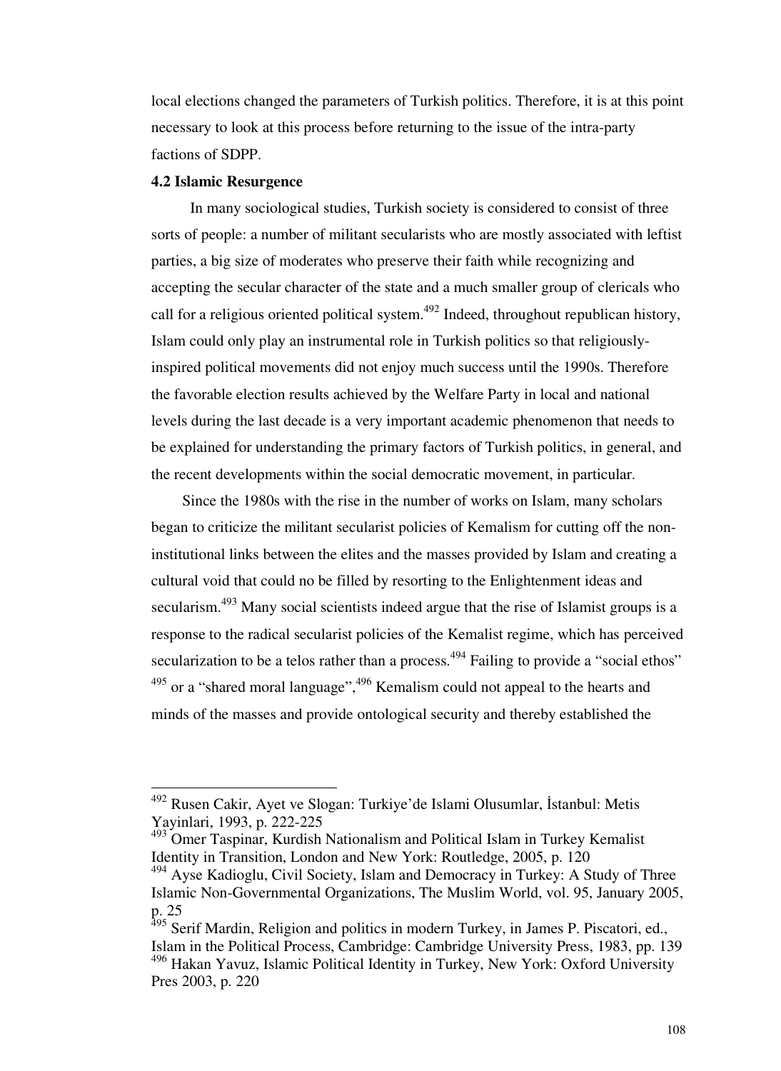local elections changed the parameters of Turkish politics. Therefore, it is at this point necessary to look at this process before returning to the issue of the intra-party factions of SDPP.

### 4.2 Islamic Resurgence

In many sociological studies, Turkish society is considered to consist of three sorts of people: a number of militant secularists who are mostly associated with leftist parties, a big size of moderates who preserve their faith while recognizing and accepting the secular character of the state and a much smaller group of clericals who call for a religious oriented political system.[492] Indeed, throughout republican history, Islam could only play an instrumental role in Turkish politics so that religiously-inspired political movements did not enjoy much success until the 1990s. Therefore the favorable election results achieved by the Welfare Party in local and national levels during the last decade is a very important academic phenomenon that needs to be explained for understanding the primary factors of Turkish politics, in general, and the recent developments within the social democratic movement, in particular.

Since the 1980s with the rise in the number of works on Islam, many scholars began to criticize the militant secularist policies of Kemalism for cutting off the non-institutional links between the elites and the masses provided by Islam and creating a cultural void that could no be filled by resorting to the Enlightenment ideas and secularism.[493] Many social scientists indeed argue that the rise of Islamist groups is a response to the radical secularist policies of the Kemalist regime, which has perceived secularization to be a telos rather than a process.[494] Failing to provide a "social ethos" [495] or a "shared moral language",[496] Kemalism could not appeal to the hearts and minds of the masses and provide ontological security and thereby established the

---

[492] Rusen Cakir, Ayet ve Slogan: Turkiye'de Islami Olusumlar, İstanbul: Metis Yayinlari, 1993, p. 222-225

[493] Omer Taspinar, Kurdish Nationalism and Political Islam in Turkey Kemalist Identity in Transition, London and New York: Routledge, 2005, p. 120

[494] Ayse Kadioglu, Civil Society, Islam and Democracy in Turkey: A Study of Three Islamic Non-Governmental Organizations, The Muslim World, vol. 95, January 2005, p. 25

[495] Serif Mardin, Religion and politics in modern Turkey, in James P. Piscatori, ed., Islam in the Political Process, Cambridge: Cambridge University Press, 1983, pp. 139

[496] Hakan Yavuz, Islamic Political Identity in Turkey, New York: Oxford University Pres 2003, p. 220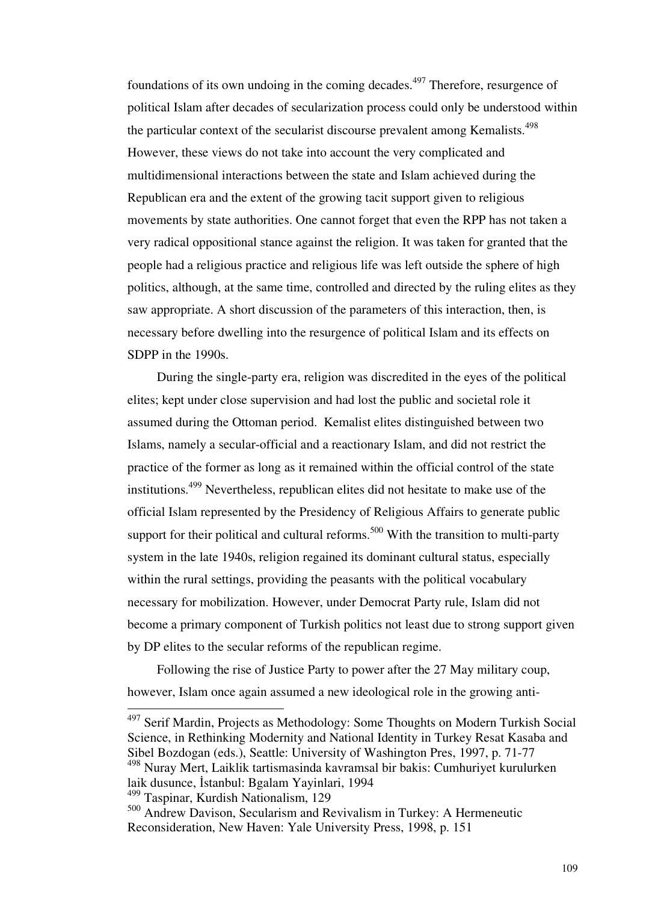foundations of its own undoing in the coming decades.[497] Therefore, resurgence of political Islam after decades of secularization process could only be understood within the particular context of the secularist discourse prevalent among Kemalists.[498] However, these views do not take into account the very complicated and multidimensional interactions between the state and Islam achieved during the Republican era and the extent of the growing tacit support given to religious movements by state authorities. One cannot forget that even the RPP has not taken a very radical oppositional stance against the religion. It was taken for granted that the people had a religious practice and religious life was left outside the sphere of high politics, although, at the same time, controlled and directed by the ruling elites as they saw appropriate. A short discussion of the parameters of this interaction, then, is necessary before dwelling into the resurgence of political Islam and its effects on SDPP in the 1990s.

During the single-party era, religion was discredited in the eyes of the political elites; kept under close supervision and had lost the public and societal role it assumed during the Ottoman period. Kemalist elites distinguished between two Islams, namely a secular-official and a reactionary Islam, and did not restrict the practice of the former as long as it remained within the official control of the state institutions.[499] Nevertheless, republican elites did not hesitate to make use of the official Islam represented by the Presidency of Religious Affairs to generate public support for their political and cultural reforms.[500] With the transition to multi-party system in the late 1940s, religion regained its dominant cultural status, especially within the rural settings, providing the peasants with the political vocabulary necessary for mobilization. However, under Democrat Party rule, Islam did not become a primary component of Turkish politics not least due to strong support given by DP elites to the secular reforms of the republican regime.

Following the rise of Justice Party to power after the 27 May military coup, however, Islam once again assumed a new ideological role in the growing anti-

---

[497] Serif Mardin, Projects as Methodology: Some Thoughts on Modern Turkish Social Science, in Rethinking Modernity and National Identity in Turkey Resat Kasaba and Sibel Bozdogan (eds.), Seattle: University of Washington Pres, 1997, p. 71-77

[498] Nuray Mert, Laiklik tartismasinda kavramsal bir bakis: Cumhuriyet kurulurken laik dusunce, İstanbul: Bgalam Yayinlari, 1994

[499] Taspinar, Kurdish Nationalism, 129

[500] Andrew Davison, Secularism and Revivalism in Turkey: A Hermeneutic Reconsideration, New Haven: Yale University Press, 1998, p. 151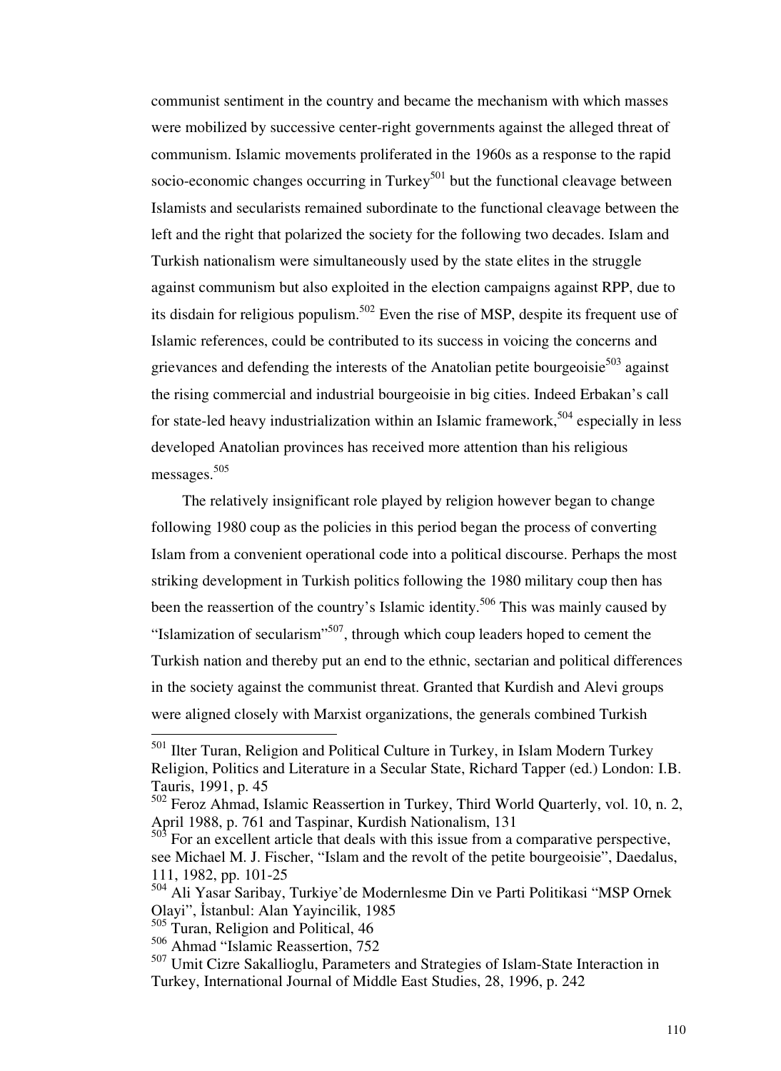communist sentiment in the country and became the mechanism with which masses were mobilized by successive center-right governments against the alleged threat of communism. Islamic movements proliferated in the 1960s as a response to the rapid socio-economic changes occurring in Turkey[501] but the functional cleavage between Islamists and secularists remained subordinate to the functional cleavage between the left and the right that polarized the society for the following two decades. Islam and Turkish nationalism were simultaneously used by the state elites in the struggle against communism but also exploited in the election campaigns against RPP, due to its disdain for religious populism.[502] Even the rise of MSP, despite its frequent use of Islamic references, could be contributed to its success in voicing the concerns and grievances and defending the interests of the Anatolian petite bourgeoisie[503] against the rising commercial and industrial bourgeoisie in big cities. Indeed Erbakan's call for state-led heavy industrialization within an Islamic framework,[504] especially in less developed Anatolian provinces has received more attention than his religious messages.[505]

The relatively insignificant role played by religion however began to change following 1980 coup as the policies in this period began the process of converting Islam from a convenient operational code into a political discourse. Perhaps the most striking development in Turkish politics following the 1980 military coup then has been the reassertion of the country's Islamic identity.[506] This was mainly caused by "Islamization of secularism"[507], through which coup leaders hoped to cement the Turkish nation and thereby put an end to the ethnic, sectarian and political differences in the society against the communist threat. Granted that Kurdish and Alevi groups were aligned closely with Marxist organizations, the generals combined Turkish

---

[501] Ilter Turan, Religion and Political Culture in Turkey, in Islam Modern Turkey Religion, Politics and Literature in a Secular State, Richard Tapper (ed.) London: I.B. Tauris, 1991, p. 45

[502] Feroz Ahmad, Islamic Reassertion in Turkey, Third World Quarterly, vol. 10, n. 2, April 1988, p. 761 and Taspinar, Kurdish Nationalism, 131

[503] For an excellent article that deals with this issue from a comparative perspective, see Michael M. J. Fischer, "Islam and the revolt of the petite bourgeoisie", Daedalus, 111, 1982, pp. 101-25

[504] Ali Yasar Saribay, Turkiye'de Modernlesme Din ve Parti Politikasi "MSP Ornek Olayi", İstanbul: Alan Yayincilik, 1985

[505] Turan, Religion and Political, 46

[506] Ahmad "Islamic Reassertion, 752

[507] Umit Cizre Sakallioglu, Parameters and Strategies of Islam-State Interaction in Turkey, International Journal of Middle East Studies, 28, 1996, p. 242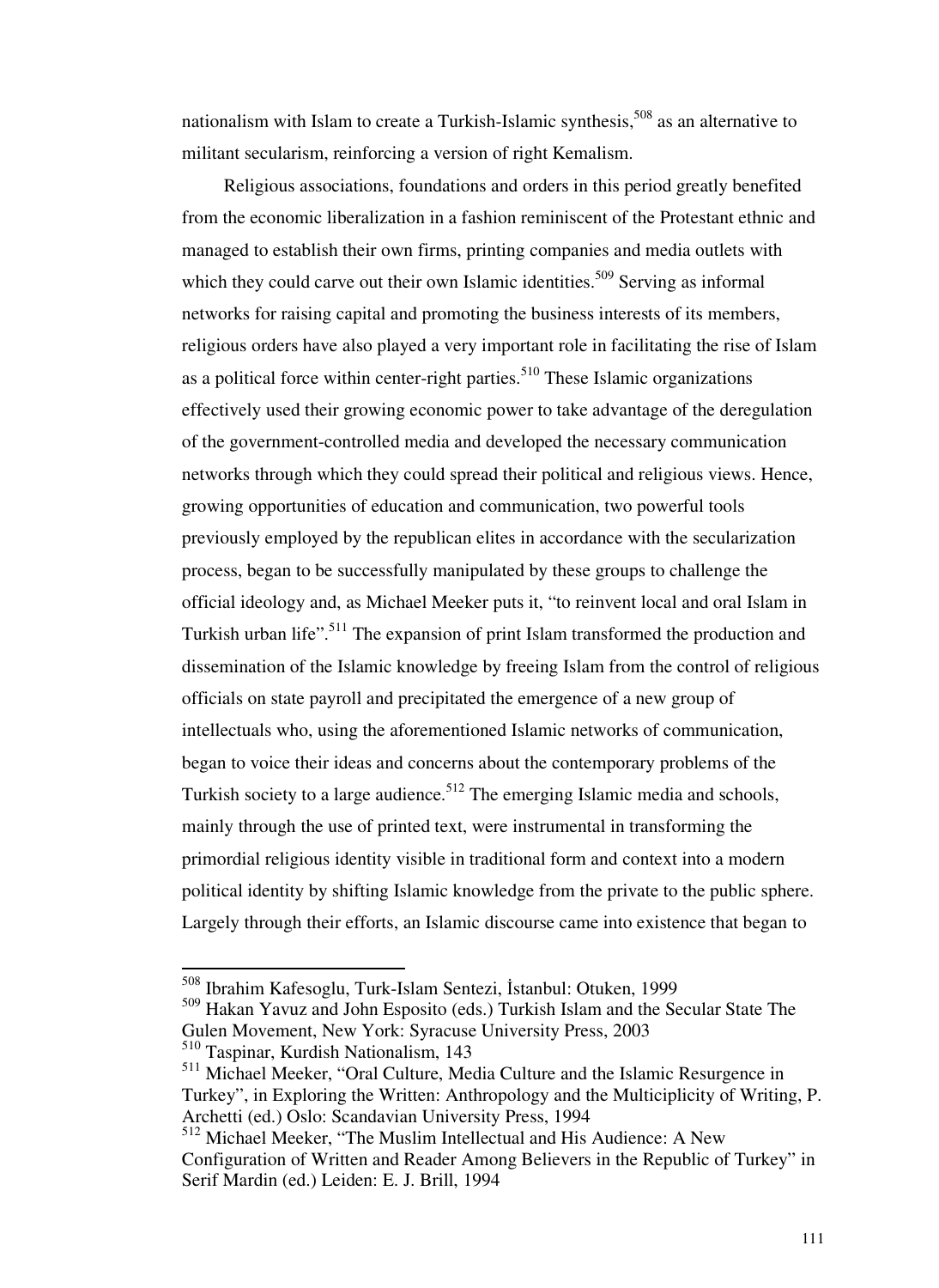nationalism with Islam to create a Turkish-Islamic synthesis,[508] as an alternative to militant secularism, reinforcing a version of right Kemalism.

Religious associations, foundations and orders in this period greatly benefited from the economic liberalization in a fashion reminiscent of the Protestant ethnic and managed to establish their own firms, printing companies and media outlets with which they could carve out their own Islamic identities.[509] Serving as informal networks for raising capital and promoting the business interests of its members, religious orders have also played a very important role in facilitating the rise of Islam as a political force within center-right parties.[510] These Islamic organizations effectively used their growing economic power to take advantage of the deregulation of the government-controlled media and developed the necessary communication networks through which they could spread their political and religious views. Hence, growing opportunities of education and communication, two powerful tools previously employed by the republican elites in accordance with the secularization process, began to be successfully manipulated by these groups to challenge the official ideology and, as Michael Meeker puts it, "to reinvent local and oral Islam in Turkish urban life".[511] The expansion of print Islam transformed the production and dissemination of the Islamic knowledge by freeing Islam from the control of religious officials on state payroll and precipitated the emergence of a new group of intellectuals who, using the aforementioned Islamic networks of communication, began to voice their ideas and concerns about the contemporary problems of the Turkish society to a large audience.[512] The emerging Islamic media and schools, mainly through the use of printed text, were instrumental in transforming the primordial religious identity visible in traditional form and context into a modern political identity by shifting Islamic knowledge from the private to the public sphere. Largely through their efforts, an Islamic discourse came into existence that began to

---

[508] Ibrahim Kafesoglu, Turk-Islam Sentezi, İstanbul: Otuken, 1999

[509] Hakan Yavuz and John Esposito (eds.) Turkish Islam and the Secular State The Gulen Movement, New York: Syracuse University Press, 2003

[510] Taspinar, Kurdish Nationalism, 143

[511] Michael Meeker, "Oral Culture, Media Culture and the Islamic Resurgence in Turkey", in Exploring the Written: Anthropology and the Multiciplicity of Writing, P. Archetti (ed.) Oslo: Scandavian University Press, 1994

[512] Michael Meeker, "The Muslim Intellectual and His Audience: A New Configuration of Written and Reader Among Believers in the Republic of Turkey" in Serif Mardin (ed.) Leiden: E. J. Brill, 1994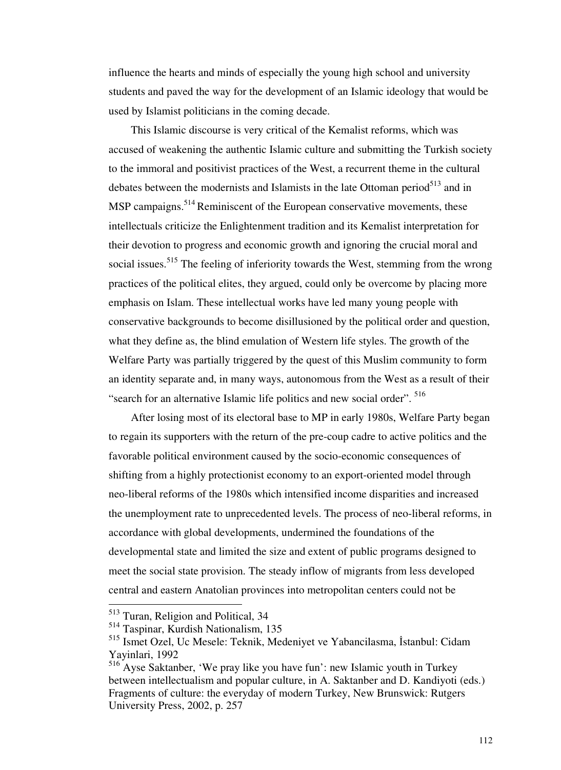influence the hearts and minds of especially the young high school and university students and paved the way for the development of an Islamic ideology that would be used by Islamist politicians in the coming decade.

This Islamic discourse is very critical of the Kemalist reforms, which was accused of weakening the authentic Islamic culture and submitting the Turkish society to the immoral and positivist practices of the West, a recurrent theme in the cultural debates between the modernists and Islamists in the late Ottoman period[513] and in MSP campaigns.[514] Reminiscent of the European conservative movements, these intellectuals criticize the Enlightenment tradition and its Kemalist interpretation for their devotion to progress and economic growth and ignoring the crucial moral and social issues.[515] The feeling of inferiority towards the West, stemming from the wrong practices of the political elites, they argued, could only be overcome by placing more emphasis on Islam. These intellectual works have led many young people with conservative backgrounds to become disillusioned by the political order and question, what they define as, the blind emulation of Western life styles. The growth of the Welfare Party was partially triggered by the quest of this Muslim community to form an identity separate and, in many ways, autonomous from the West as a result of their "search for an alternative Islamic life politics and new social order". [516]

After losing most of its electoral base to MP in early 1980s, Welfare Party began to regain its supporters with the return of the pre-coup cadre to active politics and the favorable political environment caused by the socio-economic consequences of shifting from a highly protectionist economy to an export-oriented model through neo-liberal reforms of the 1980s which intensified income disparities and increased the unemployment rate to unprecedented levels. The process of neo-liberal reforms, in accordance with global developments, undermined the foundations of the developmental state and limited the size and extent of public programs designed to meet the social state provision. The steady inflow of migrants from less developed central and eastern Anatolian provinces into metropolitan centers could not be

---

[513] Turan, Religion and Political, 34

[514] Taspinar, Kurdish Nationalism, 135

[515] Ismet Ozel, Uc Mesele: Teknik, Medeniyet ve Yabancilasma, İstanbul: Cidam Yayinlari, 1992

[516] Ayse Saktanber, 'We pray like you have fun': new Islamic youth in Turkey between intellectualism and popular culture, in A. Saktanber and D. Kandiyoti (eds.) Fragments of culture: the everyday of modern Turkey, New Brunswick: Rutgers University Press, 2002, p. 257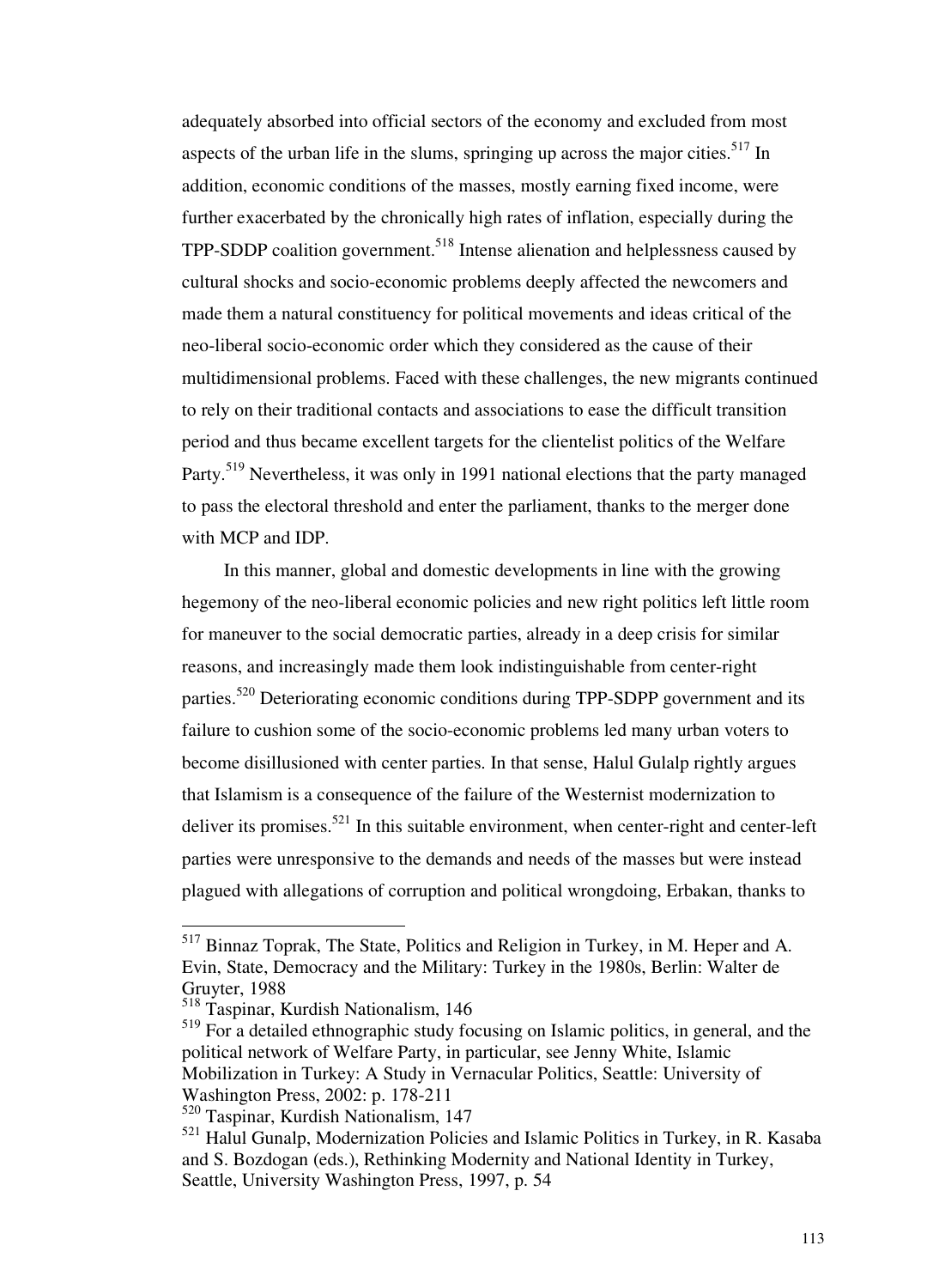adequately absorbed into official sectors of the economy and excluded from most aspects of the urban life in the slums, springing up across the major cities.[517] In addition, economic conditions of the masses, mostly earning fixed income, were further exacerbated by the chronically high rates of inflation, especially during the TPP-SDDP coalition government.[518] Intense alienation and helplessness caused by cultural shocks and socio-economic problems deeply affected the newcomers and made them a natural constituency for political movements and ideas critical of the neo-liberal socio-economic order which they considered as the cause of their multidimensional problems. Faced with these challenges, the new migrants continued to rely on their traditional contacts and associations to ease the difficult transition period and thus became excellent targets for the clientelist politics of the Welfare Party.[519] Nevertheless, it was only in 1991 national elections that the party managed to pass the electoral threshold and enter the parliament, thanks to the merger done with MCP and IDP.

In this manner, global and domestic developments in line with the growing hegemony of the neo-liberal economic policies and new right politics left little room for maneuver to the social democratic parties, already in a deep crisis for similar reasons, and increasingly made them look indistinguishable from center-right parties.[520] Deteriorating economic conditions during TPP-SDPP government and its failure to cushion some of the socio-economic problems led many urban voters to become disillusioned with center parties. In that sense, Halul Gulalp rightly argues that Islamism is a consequence of the failure of the Westernist modernization to deliver its promises.[521] In this suitable environment, when center-right and center-left parties were unresponsive to the demands and needs of the masses but were instead plagued with allegations of corruption and political wrongdoing, Erbakan, thanks to

---

[517] Binnaz Toprak, The State, Politics and Religion in Turkey, in M. Heper and A. Evin, State, Democracy and the Military: Turkey in the 1980s, Berlin: Walter de Gruyter, 1988

[518] Taspinar, Kurdish Nationalism, 146

[519] For a detailed ethnographic study focusing on Islamic politics, in general, and the political network of Welfare Party, in particular, see Jenny White, Islamic Mobilization in Turkey: A Study in Vernacular Politics, Seattle: University of Washington Press, 2002: p. 178-211

[520] Taspinar, Kurdish Nationalism, 147

[521] Halul Gunalp, Modernization Policies and Islamic Politics in Turkey, in R. Kasaba and S. Bozdogan (eds.), Rethinking Modernity and National Identity in Turkey, Seattle, University Washington Press, 1997, p. 54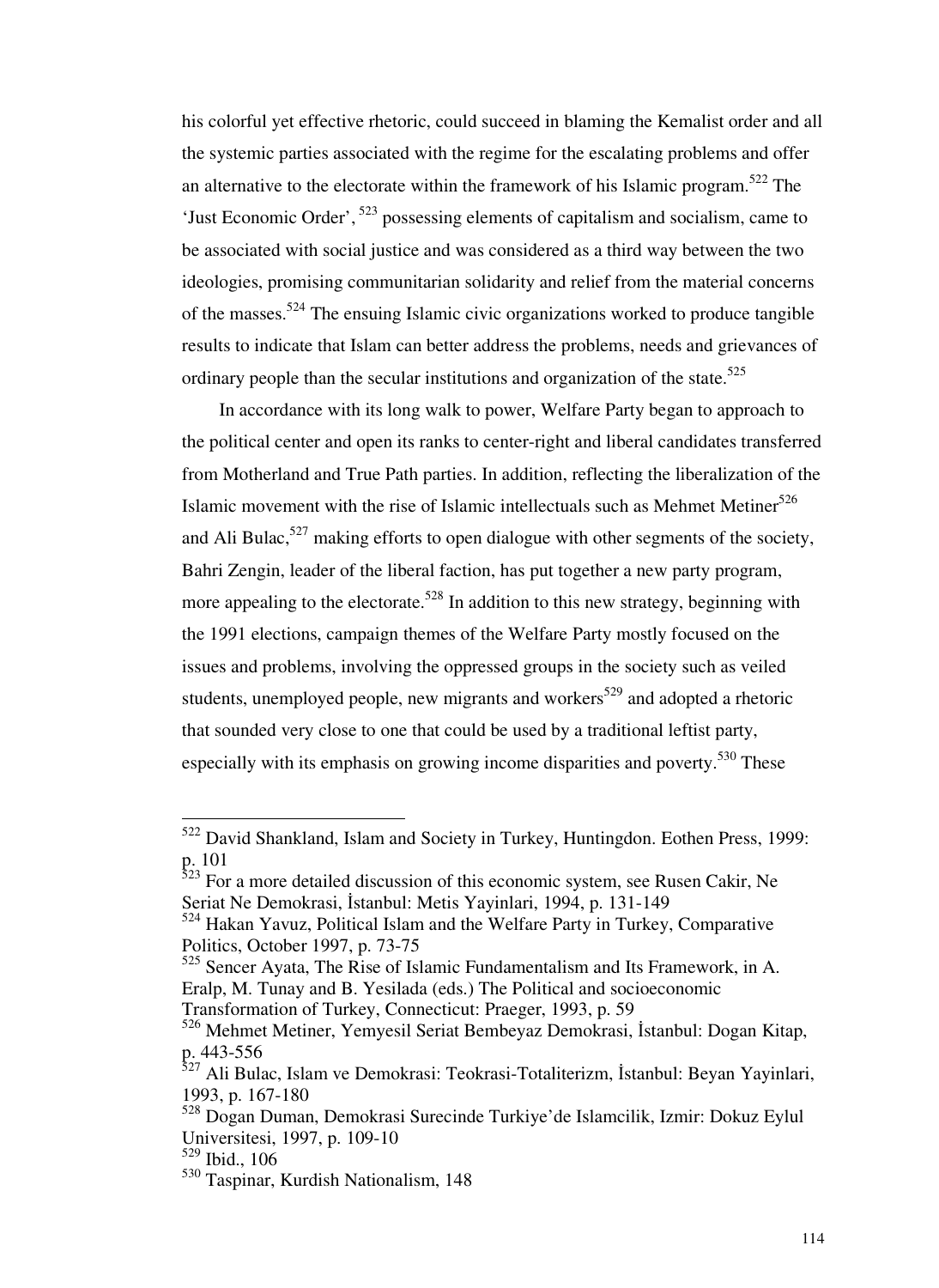his colorful yet effective rhetoric, could succeed in blaming the Kemalist order and all the systemic parties associated with the regime for the escalating problems and offer an alternative to the electorate within the framework of his Islamic program.[522] The 'Just Economic Order', [523] possessing elements of capitalism and socialism, came to be associated with social justice and was considered as a third way between the two ideologies, promising communitarian solidarity and relief from the material concerns of the masses.[524] The ensuing Islamic civic organizations worked to produce tangible results to indicate that Islam can better address the problems, needs and grievances of ordinary people than the secular institutions and organization of the state.[525]

In accordance with its long walk to power, Welfare Party began to approach to the political center and open its ranks to center-right and liberal candidates transferred from Motherland and True Path parties. In addition, reflecting the liberalization of the Islamic movement with the rise of Islamic intellectuals such as Mehmet Metiner[526] and Ali Bulac,[527] making efforts to open dialogue with other segments of the society, Bahri Zengin, leader of the liberal faction, has put together a new party program, more appealing to the electorate.[528] In addition to this new strategy, beginning with the 1991 elections, campaign themes of the Welfare Party mostly focused on the issues and problems, involving the oppressed groups in the society such as veiled students, unemployed people, new migrants and workers[529] and adopted a rhetoric that sounded very close to one that could be used by a traditional leftist party, especially with its emphasis on growing income disparities and poverty.[530] These

---

[522] David Shankland, Islam and Society in Turkey, Huntingdon. Eothen Press, 1999: p. 101

[523] For a more detailed discussion of this economic system, see Rusen Cakir, Ne Seriat Ne Demokrasi, İstanbul: Metis Yayinlari, 1994, p. 131-149

[524] Hakan Yavuz, Political Islam and the Welfare Party in Turkey, Comparative Politics, October 1997, p. 73-75

[525] Sencer Ayata, The Rise of Islamic Fundamentalism and Its Framework, in A. Eralp, M. Tunay and B. Yesilada (eds.) The Political and socioeconomic Transformation of Turkey, Connecticut: Praeger, 1993, p. 59

[526] Mehmet Metiner, Yemyesil Seriat Bembeyaz Demokrasi, İstanbul: Dogan Kitap, p. 443-556

[527] Ali Bulac, Islam ve Demokrasi: Teokrasi-Totaliterizm, İstanbul: Beyan Yayinlari, 1993, p. 167-180

[528] Dogan Duman, Demokrasi Surecinde Turkiye'de Islamcilik, Izmir: Dokuz Eylul Universitesi, 1997, p. 109-10

[529] Ibid., 106

[530] Taspinar, Kurdish Nationalism, 148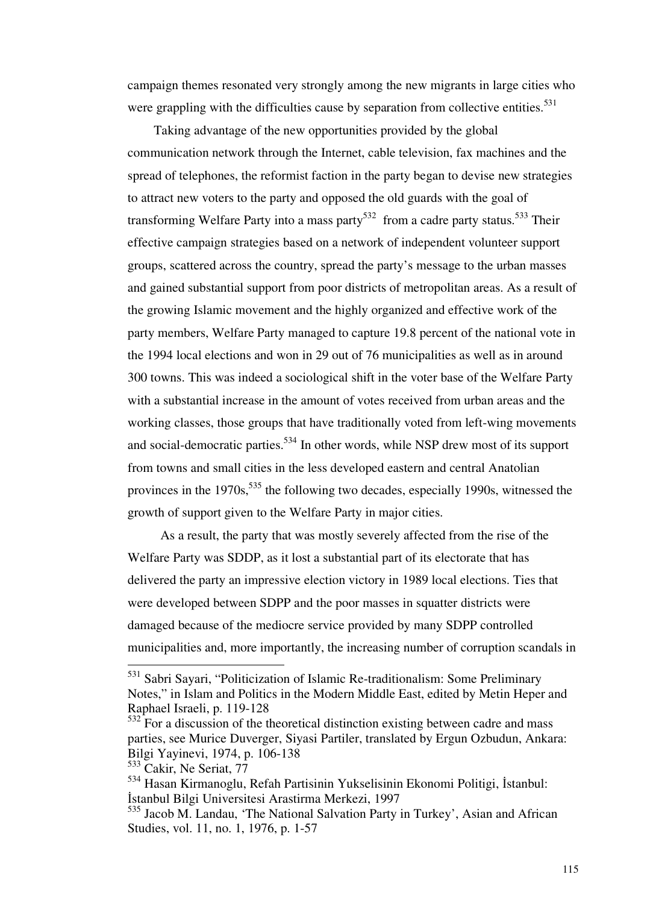campaign themes resonated very strongly among the new migrants in large cities who were grappling with the difficulties cause by separation from collective entities.[531]

Taking advantage of the new opportunities provided by the global communication network through the Internet, cable television, fax machines and the spread of telephones, the reformist faction in the party began to devise new strategies to attract new voters to the party and opposed the old guards with the goal of transforming Welfare Party into a mass party[532] from a cadre party status.[533] Their effective campaign strategies based on a network of independent volunteer support groups, scattered across the country, spread the party's message to the urban masses and gained substantial support from poor districts of metropolitan areas. As a result of the growing Islamic movement and the highly organized and effective work of the party members, Welfare Party managed to capture 19.8 percent of the national vote in the 1994 local elections and won in 29 out of 76 municipalities as well as in around 300 towns. This was indeed a sociological shift in the voter base of the Welfare Party with a substantial increase in the amount of votes received from urban areas and the working classes, those groups that have traditionally voted from left-wing movements and social-democratic parties.[534] In other words, while NSP drew most of its support from towns and small cities in the less developed eastern and central Anatolian provinces in the 1970s,[535] the following two decades, especially 1990s, witnessed the growth of support given to the Welfare Party in major cities.

As a result, the party that was mostly severely affected from the rise of the Welfare Party was SDDP, as it lost a substantial part of its electorate that has delivered the party an impressive election victory in 1989 local elections. Ties that were developed between SDPP and the poor masses in squatter districts were damaged because of the mediocre service provided by many SDPP controlled municipalities and, more importantly, the increasing number of corruption scandals in

---

[531] Sabri Sayari, "Politicization of Islamic Re-traditionalism: Some Preliminary Notes," in Islam and Politics in the Modern Middle East, edited by Metin Heper and Raphael Israeli, p. 119-128

[532] For a discussion of the theoretical distinction existing between cadre and mass parties, see Murice Duverger, Siyasi Partiler, translated by Ergun Ozbudun, Ankara: Bilgi Yayinevi, 1974, p. 106-138

[533] Cakir, Ne Seriat, 77

[534] Hasan Kirmanoglu, Refah Partisinin Yukselisinin Ekonomi Politigi, İstanbul: İstanbul Bilgi Universitesi Arastirma Merkezi, 1997

[535] Jacob M. Landau, 'The National Salvation Party in Turkey', Asian and African Studies, vol. 11, no. 1, 1976, p. 1-57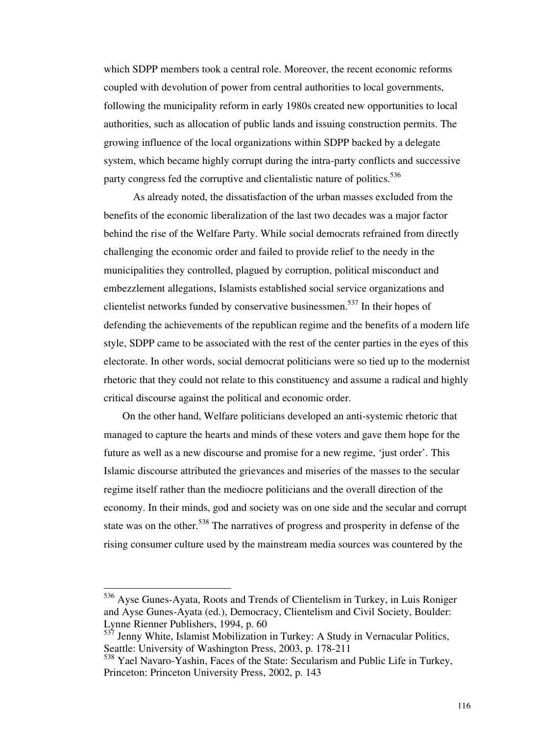which SDPP members took a central role. Moreover, the recent economic reforms coupled with devolution of power from central authorities to local governments, following the municipality reform in early 1980s created new opportunities to local authorities, such as allocation of public lands and issuing construction permits. The growing influence of the local organizations within SDPP backed by a delegate system, which became highly corrupt during the intra-party conflicts and successive party congress fed the corruptive and clientalistic nature of politics.[536]

As already noted, the dissatisfaction of the urban masses excluded from the benefits of the economic liberalization of the last two decades was a major factor behind the rise of the Welfare Party. While social democrats refrained from directly challenging the economic order and failed to provide relief to the needy in the municipalities they controlled, plagued by corruption, political misconduct and embezzlement allegations, Islamists established social service organizations and clientelist networks funded by conservative businessmen.[537] In their hopes of defending the achievements of the republican regime and the benefits of a modern life style, SDPP came to be associated with the rest of the center parties in the eyes of this electorate. In other words, social democrat politicians were so tied up to the modernist rhetoric that they could not relate to this constituency and assume a radical and highly critical discourse against the political and economic order.

On the other hand, Welfare politicians developed an anti-systemic rhetoric that managed to capture the hearts and minds of these voters and gave them hope for the future as well as a new discourse and promise for a new regime, 'just order'. This Islamic discourse attributed the grievances and miseries of the masses to the secular regime itself rather than the mediocre politicians and the overall direction of the economy. In their minds, god and society was on one side and the secular and corrupt state was on the other.[538] The narratives of progress and prosperity in defense of the rising consumer culture used by the mainstream media sources was countered by the

---

[536] Ayse Gunes-Ayata, Roots and Trends of Clientelism in Turkey, in Luis Roniger and Ayse Gunes-Ayata (ed.), Democracy, Clientelism and Civil Society, Boulder: Lynne Rienner Publishers, 1994, p. 60

[537] Jenny White, Islamist Mobilization in Turkey: A Study in Vernacular Politics, Seattle: University of Washington Press, 2003, p. 178-211

[538] Yael Navaro-Yashin, Faces of the State: Secularism and Public Life in Turkey, Princeton: Princeton University Press, 2002, p. 143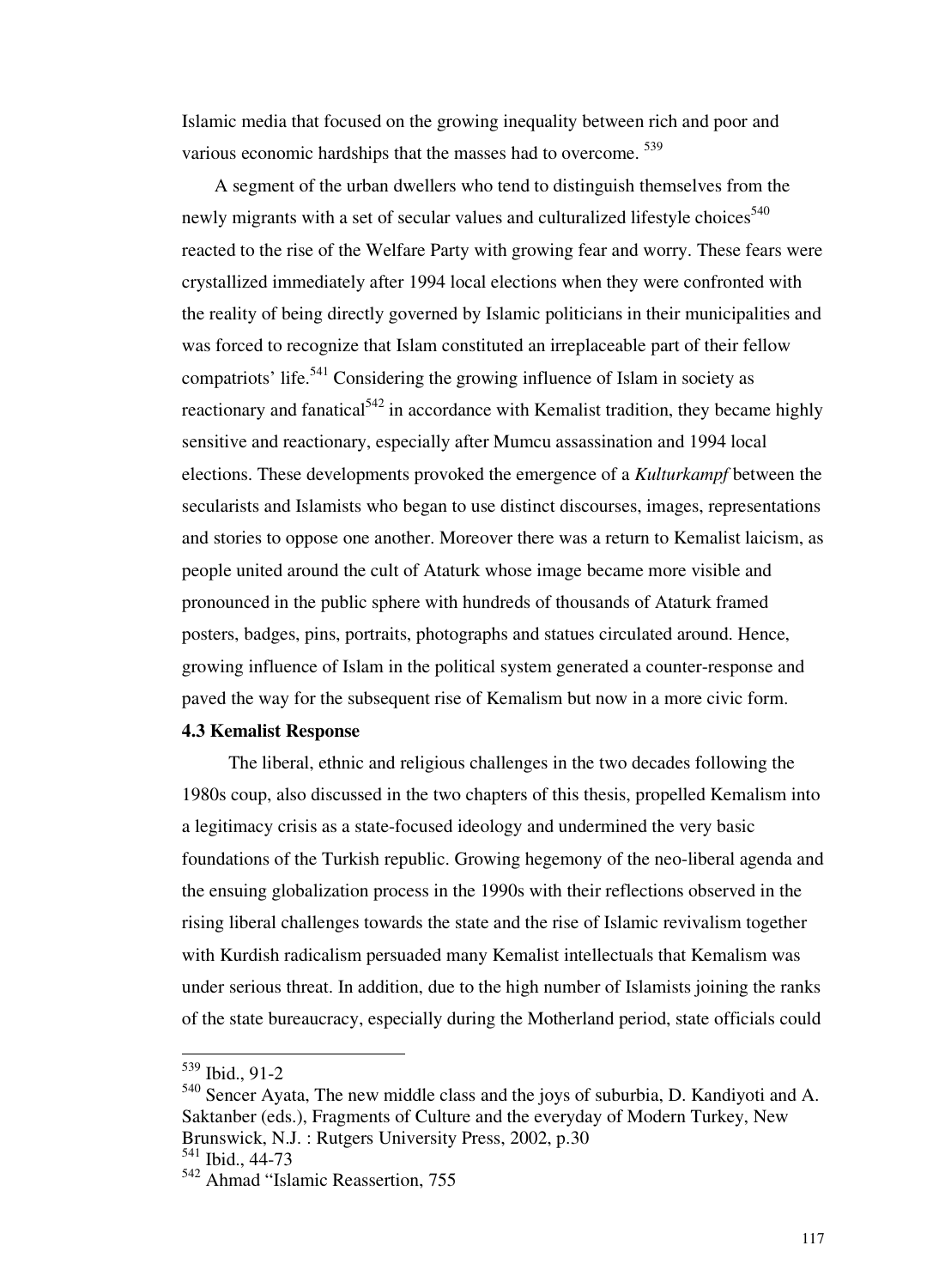Islamic media that focused on the growing inequality between rich and poor and various economic hardships that the masses had to overcome. [539]

A segment of the urban dwellers who tend to distinguish themselves from the newly migrants with a set of secular values and culturalized lifestyle choices[540] reacted to the rise of the Welfare Party with growing fear and worry. These fears were crystallized immediately after 1994 local elections when they were confronted with the reality of being directly governed by Islamic politicians in their municipalities and was forced to recognize that Islam constituted an irreplaceable part of their fellow compatriots' life.[541] Considering the growing influence of Islam in society as reactionary and fanatical[542] in accordance with Kemalist tradition, they became highly sensitive and reactionary, especially after Mumcu assassination and 1994 local elections. These developments provoked the emergence of a *Kulturkampf* between the secularists and Islamists who began to use distinct discourses, images, representations and stories to oppose one another. Moreover there was a return to Kemalist laicism, as people united around the cult of Ataturk whose image became more visible and pronounced in the public sphere with hundreds of thousands of Ataturk framed posters, badges, pins, portraits, photographs and statues circulated around. Hence, growing influence of Islam in the political system generated a counter-response and paved the way for the subsequent rise of Kemalism but now in a more civic form.

### 4.3 Kemalist Response

The liberal, ethnic and religious challenges in the two decades following the 1980s coup, also discussed in the two chapters of this thesis, propelled Kemalism into a legitimacy crisis as a state-focused ideology and undermined the very basic foundations of the Turkish republic. Growing hegemony of the neo-liberal agenda and the ensuing globalization process in the 1990s with their reflections observed in the rising liberal challenges towards the state and the rise of Islamic revivalism together with Kurdish radicalism persuaded many Kemalist intellectuals that Kemalism was under serious threat. In addition, due to the high number of Islamists joining the ranks of the state bureaucracy, especially during the Motherland period, state officials could

---

[539] Ibid., 91-2

[540] Sencer Ayata, The new middle class and the joys of suburbia, D. Kandiyoti and A. Saktanber (eds.), Fragments of Culture and the everyday of Modern Turkey, New Brunswick, N.J. : Rutgers University Press, 2002, p.30

[541] Ibid., 44-73

[542] Ahmad "Islamic Reassertion, 755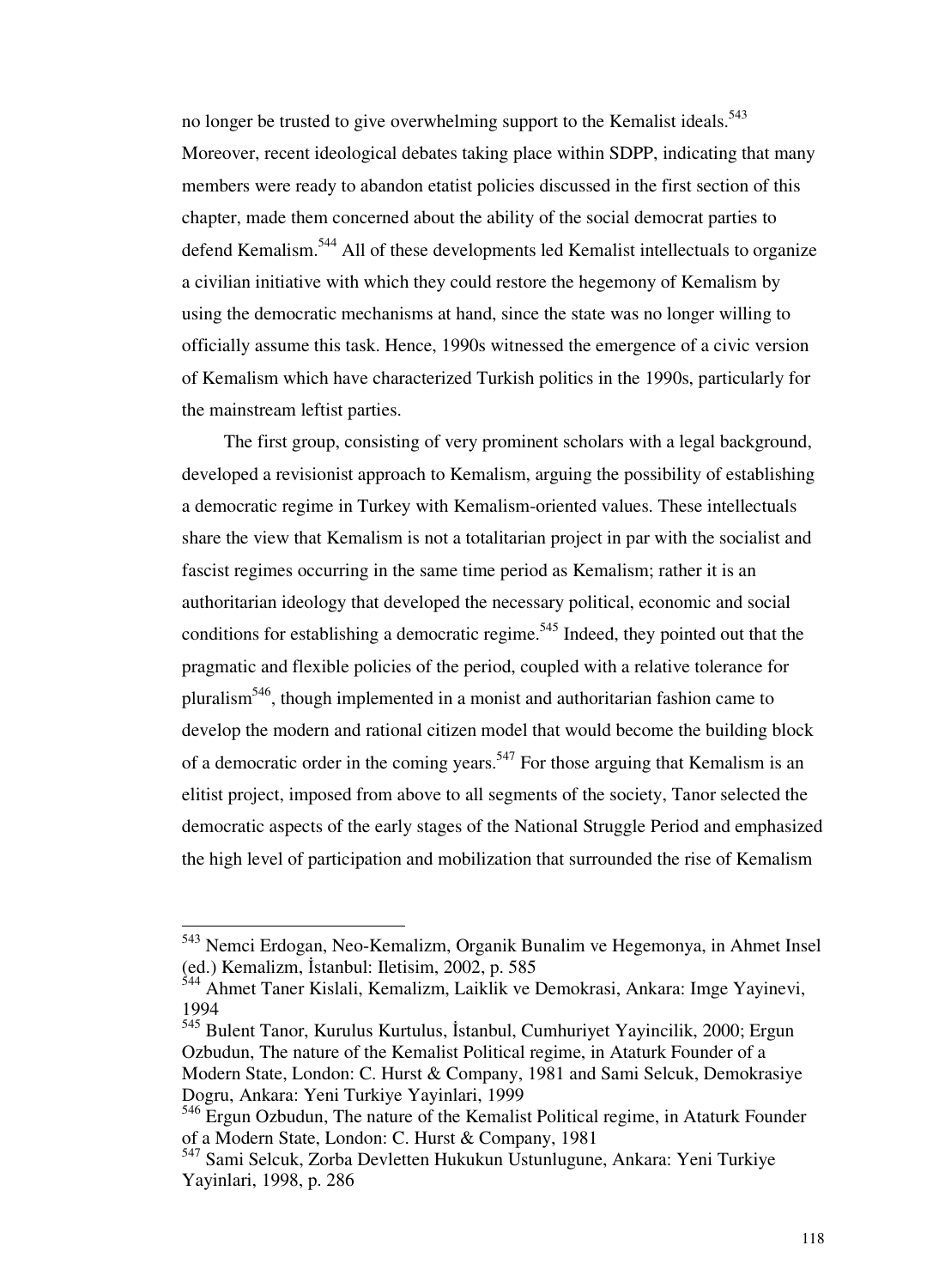no longer be trusted to give overwhelming support to the Kemalist ideals.[543] Moreover, recent ideological debates taking place within SDPP, indicating that many members were ready to abandon etatist policies discussed in the first section of this chapter, made them concerned about the ability of the social democrat parties to defend Kemalism.[544] All of these developments led Kemalist intellectuals to organize a civilian initiative with which they could restore the hegemony of Kemalism by using the democratic mechanisms at hand, since the state was no longer willing to officially assume this task. Hence, 1990s witnessed the emergence of a civic version of Kemalism which have characterized Turkish politics in the 1990s, particularly for the mainstream leftist parties.

The first group, consisting of very prominent scholars with a legal background, developed a revisionist approach to Kemalism, arguing the possibility of establishing a democratic regime in Turkey with Kemalism-oriented values. These intellectuals share the view that Kemalism is not a totalitarian project in par with the socialist and fascist regimes occurring in the same time period as Kemalism; rather it is an authoritarian ideology that developed the necessary political, economic and social conditions for establishing a democratic regime.[545] Indeed, they pointed out that the pragmatic and flexible policies of the period, coupled with a relative tolerance for pluralism[546], though implemented in a monist and authoritarian fashion came to develop the modern and rational citizen model that would become the building block of a democratic order in the coming years.[547] For those arguing that Kemalism is an elitist project, imposed from above to all segments of the society, Tanor selected the democratic aspects of the early stages of the National Struggle Period and emphasized the high level of participation and mobilization that surrounded the rise of Kemalism

---

[543] Nemci Erdogan, Neo-Kemalizm, Organik Bunalim ve Hegemonya, in Ahmet Insel (ed.) Kemalizm, İstanbul: Iletisim, 2002, p. 585

[544] Ahmet Taner Kislali, Kemalizm, Laiklik ve Demokrasi, Ankara: Imge Yayinevi, 1994

[545] Bulent Tanor, Kurulus Kurtulus, İstanbul, Cumhuriyet Yayincilik, 2000; Ergun Ozbudun, The nature of the Kemalist Political regime, in Ataturk Founder of a Modern State, London: C. Hurst & Company, 1981 and Sami Selcuk, Demokrasiye Dogru, Ankara: Yeni Turkiye Yayinlari, 1999

[546] Ergun Ozbudun, The nature of the Kemalist Political regime, in Ataturk Founder of a Modern State, London: C. Hurst & Company, 1981

[547] Sami Selcuk, Zorba Devletten Hukukun Ustunlugune, Ankara: Yeni Turkiye Yayinlari, 1998, p. 286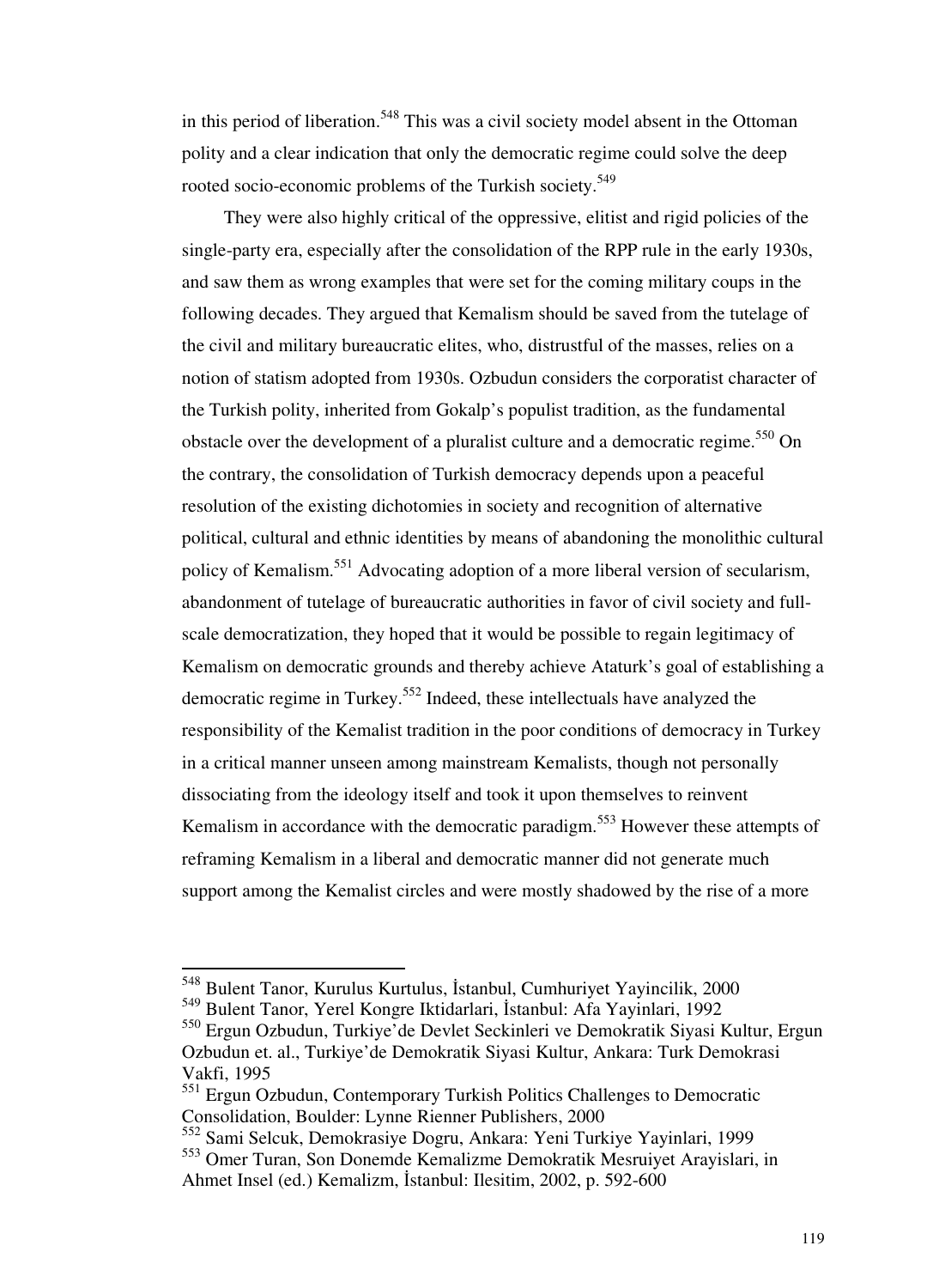in this period of liberation.[548] This was a civil society model absent in the Ottoman polity and a clear indication that only the democratic regime could solve the deep rooted socio-economic problems of the Turkish society.[549]

They were also highly critical of the oppressive, elitist and rigid policies of the single-party era, especially after the consolidation of the RPP rule in the early 1930s, and saw them as wrong examples that were set for the coming military coups in the following decades. They argued that Kemalism should be saved from the tutelage of the civil and military bureaucratic elites, who, distrustful of the masses, relies on a notion of statism adopted from 1930s. Ozbudun considers the corporatist character of the Turkish polity, inherited from Gokalp's populist tradition, as the fundamental obstacle over the development of a pluralist culture and a democratic regime.[550] On the contrary, the consolidation of Turkish democracy depends upon a peaceful resolution of the existing dichotomies in society and recognition of alternative political, cultural and ethnic identities by means of abandoning the monolithic cultural policy of Kemalism.[551] Advocating adoption of a more liberal version of secularism, abandonment of tutelage of bureaucratic authorities in favor of civil society and full-scale democratization, they hoped that it would be possible to regain legitimacy of Kemalism on democratic grounds and thereby achieve Ataturk's goal of establishing a democratic regime in Turkey.[552] Indeed, these intellectuals have analyzed the responsibility of the Kemalist tradition in the poor conditions of democracy in Turkey in a critical manner unseen among mainstream Kemalists, though not personally dissociating from the ideology itself and took it upon themselves to reinvent Kemalism in accordance with the democratic paradigm.[553] However these attempts of reframing Kemalism in a liberal and democratic manner did not generate much support among the Kemalist circles and were mostly shadowed by the rise of a more

---

[548] Bulent Tanor, Kurulus Kurtulus, İstanbul, Cumhuriyet Yayincilik, 2000

[549] Bulent Tanor, Yerel Kongre Iktidarlari, İstanbul: Afa Yayinlari, 1992

[550] Ergun Ozbudun, Turkiye'de Devlet Seckinleri ve Demokratik Siyasi Kultur, Ergun Ozbudun et. al., Turkiye'de Demokratik Siyasi Kultur, Ankara: Turk Demokrasi Vakfi, 1995

[551] Ergun Ozbudun, Contemporary Turkish Politics Challenges to Democratic Consolidation, Boulder: Lynne Rienner Publishers, 2000

[552] Sami Selcuk, Demokrasiye Dogru, Ankara: Yeni Turkiye Yayinlari, 1999

[553] Omer Turan, Son Donemde Kemalizme Demokratik Mesruiyet Arayislari, in Ahmet Insel (ed.) Kemalizm, İstanbul: Ilesitim, 2002, p. 592-600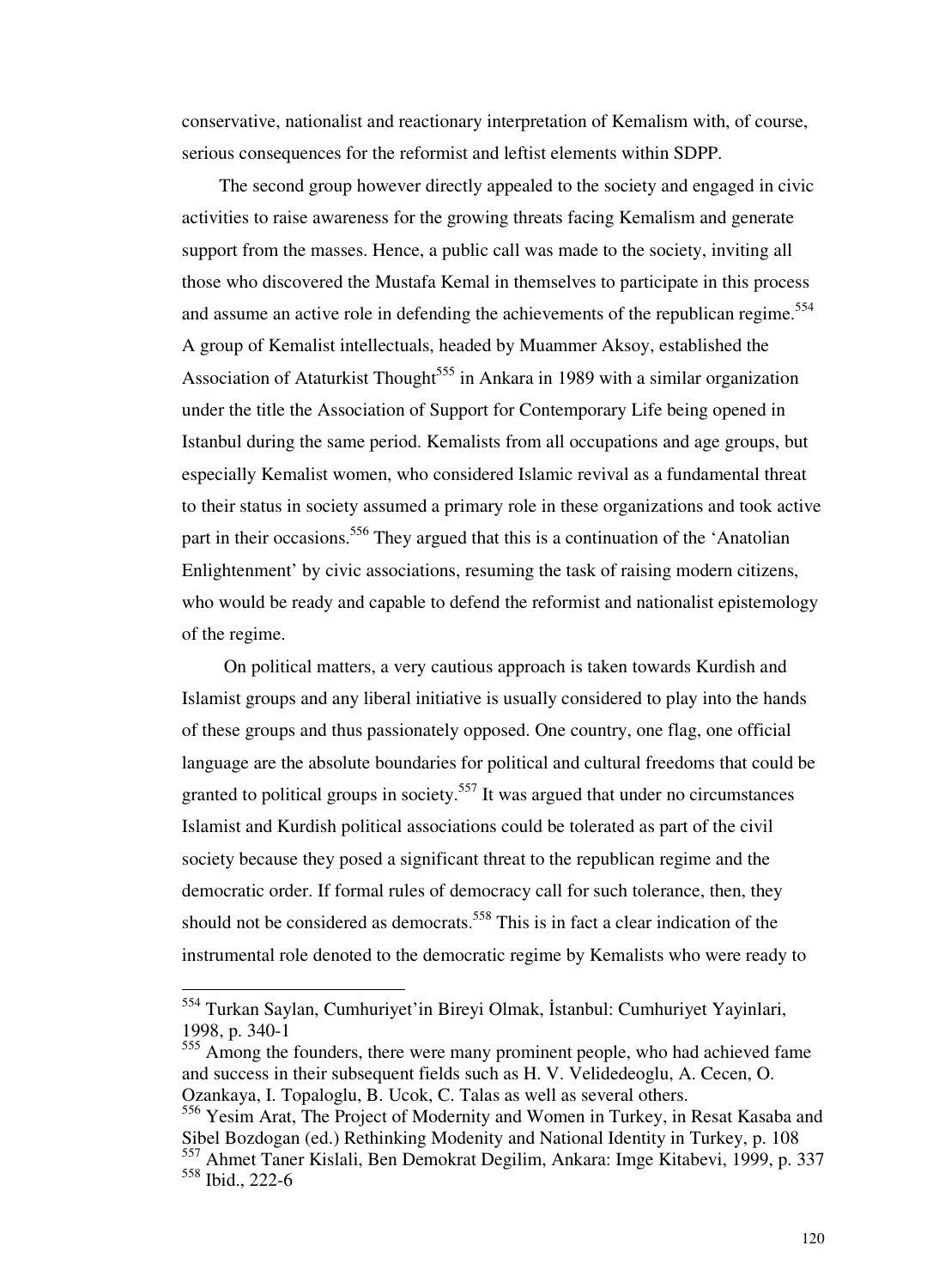conservative, nationalist and reactionary interpretation of Kemalism with, of course, serious consequences for the reformist and leftist elements within SDPP.

The second group however directly appealed to the society and engaged in civic activities to raise awareness for the growing threats facing Kemalism and generate support from the masses. Hence, a public call was made to the society, inviting all those who discovered the Mustafa Kemal in themselves to participate in this process and assume an active role in defending the achievements of the republican regime.[554] A group of Kemalist intellectuals, headed by Muammer Aksoy, established the Association of Ataturkist Thought[555] in Ankara in 1989 with a similar organization under the title the Association of Support for Contemporary Life being opened in Istanbul during the same period. Kemalists from all occupations and age groups, but especially Kemalist women, who considered Islamic revival as a fundamental threat to their status in society assumed a primary role in these organizations and took active part in their occasions.[556] They argued that this is a continuation of the 'Anatolian Enlightenment' by civic associations, resuming the task of raising modern citizens, who would be ready and capable to defend the reformist and nationalist epistemology of the regime.

On political matters, a very cautious approach is taken towards Kurdish and Islamist groups and any liberal initiative is usually considered to play into the hands of these groups and thus passionately opposed. One country, one flag, one official language are the absolute boundaries for political and cultural freedoms that could be granted to political groups in society.[557] It was argued that under no circumstances Islamist and Kurdish political associations could be tolerated as part of the civil society because they posed a significant threat to the republican regime and the democratic order. If formal rules of democracy call for such tolerance, then, they should not be considered as democrats.[558] This is in fact a clear indication of the instrumental role denoted to the democratic regime by Kemalists who were ready to

---

[554] Turkan Saylan, Cumhuriyet'in Bireyi Olmak, İstanbul: Cumhuriyet Yayinlari, 1998, p. 340-1

[555] Among the founders, there were many prominent people, who had achieved fame and success in their subsequent fields such as H. V. Velidedeoglu, A. Cecen, O. Ozankaya, I. Topaloglu, B. Ucok, C. Talas as well as several others.

[556] Yesim Arat, The Project of Modernity and Women in Turkey, in Resat Kasaba and Sibel Bozdogan (ed.) Rethinking Modenity and National Identity in Turkey, p. 108

[557] Ahmet Taner Kislali, Ben Demokrat Degilim, Ankara: Imge Kitabevi, 1999, p. 337

[558] Ibid., 222-6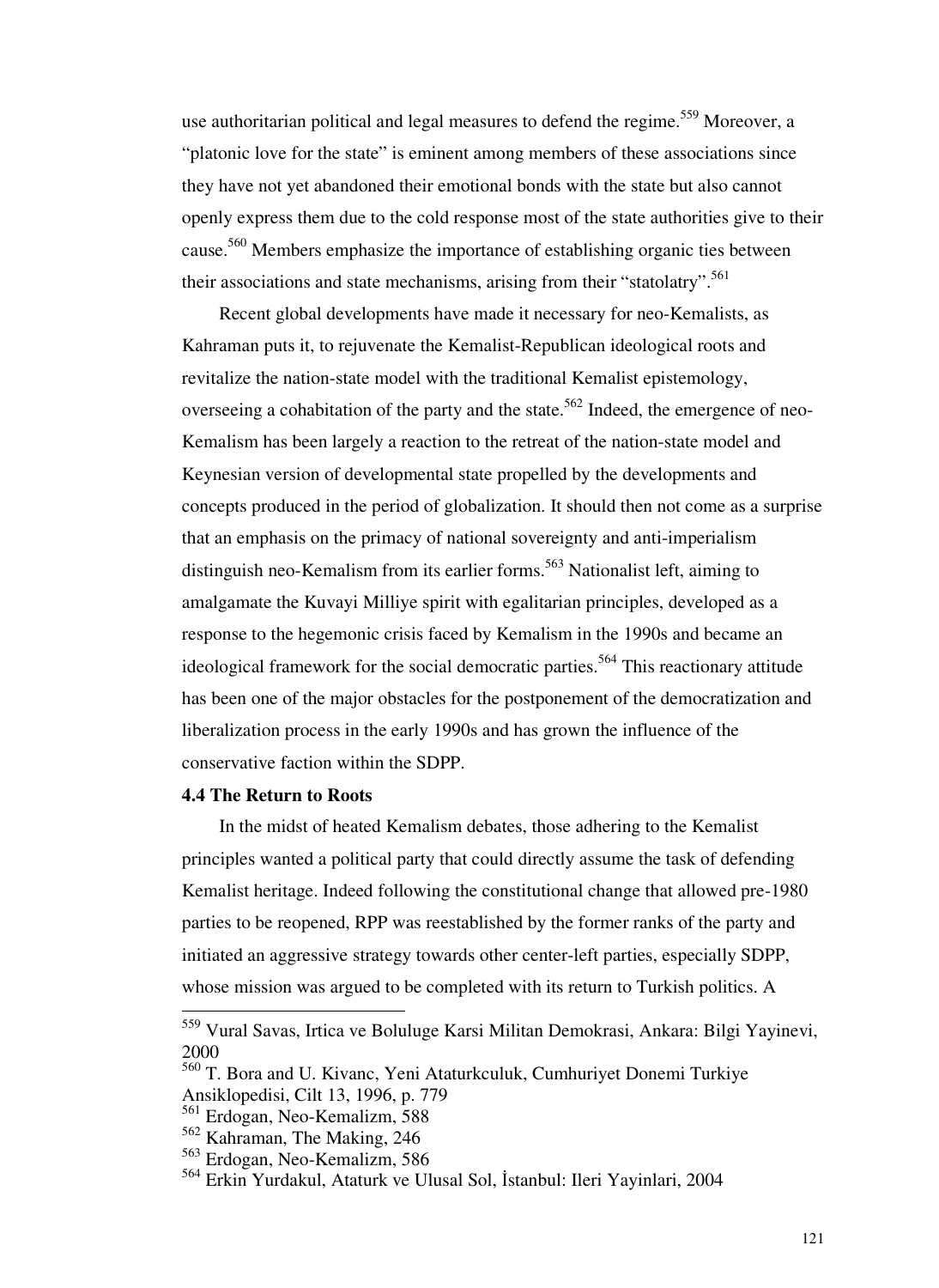use authoritarian political and legal measures to defend the regime.[559] Moreover, a "platonic love for the state" is eminent among members of these associations since they have not yet abandoned their emotional bonds with the state but also cannot openly express them due to the cold response most of the state authorities give to their cause.[560] Members emphasize the importance of establishing organic ties between their associations and state mechanisms, arising from their "statolatry".[561]

Recent global developments have made it necessary for neo-Kemalists, as Kahraman puts it, to rejuvenate the Kemalist-Republican ideological roots and revitalize the nation-state model with the traditional Kemalist epistemology, overseeing a cohabitation of the party and the state.[562] Indeed, the emergence of neo-Kemalism has been largely a reaction to the retreat of the nation-state model and Keynesian version of developmental state propelled by the developments and concepts produced in the period of globalization. It should then not come as a surprise that an emphasis on the primacy of national sovereignty and anti-imperialism distinguish neo-Kemalism from its earlier forms.[563] Nationalist left, aiming to amalgamate the Kuvayi Milliye spirit with egalitarian principles, developed as a response to the hegemonic crisis faced by Kemalism in the 1990s and became an ideological framework for the social democratic parties.[564] This reactionary attitude has been one of the major obstacles for the postponement of the democratization and liberalization process in the early 1990s and has grown the influence of the conservative faction within the SDPP.

### 4.4 The Return to Roots

In the midst of heated Kemalism debates, those adhering to the Kemalist principles wanted a political party that could directly assume the task of defending Kemalist heritage. Indeed following the constitutional change that allowed pre-1980 parties to be reopened, RPP was reestablished by the former ranks of the party and initiated an aggressive strategy towards other center-left parties, especially SDPP, whose mission was argued to be completed with its return to Turkish politics. A

---

[559] Vural Savas, Irtica ve Boluluge Karsi Militan Demokrasi, Ankara: Bilgi Yayinevi, 2000

[560] T. Bora and U. Kivanc, Yeni Ataturkculuk, Cumhuriyet Donemi Turkiye Ansiklopedisi, Cilt 13, 1996, p. 779

[561] Erdogan, Neo-Kemalizm, 588

[562] Kahraman, The Making, 246

[563] Erdogan, Neo-Kemalizm, 586

[564] Erkin Yurdakul, Ataturk ve Ulusal Sol, İstanbul: Ileri Yayinlari, 2004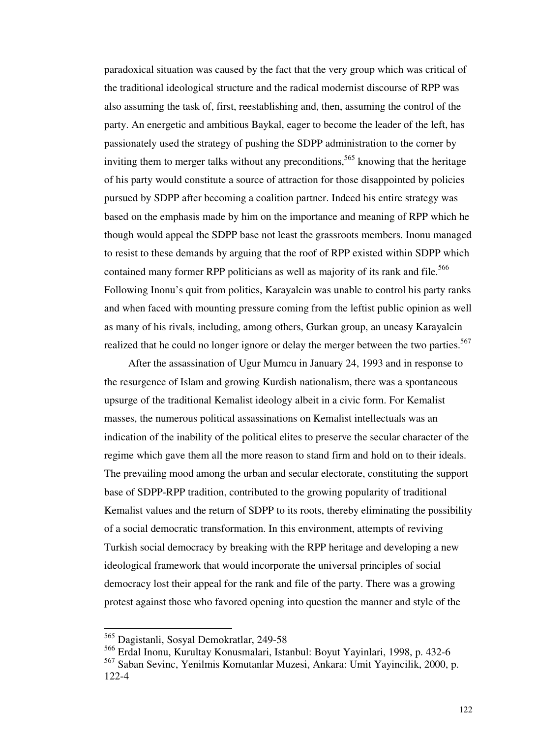paradoxical situation was caused by the fact that the very group which was critical of the traditional ideological structure and the radical modernist discourse of RPP was also assuming the task of, first, reestablishing and, then, assuming the control of the party. An energetic and ambitious Baykal, eager to become the leader of the left, has passionately used the strategy of pushing the SDPP administration to the corner by inviting them to merger talks without any preconditions,[565] knowing that the heritage of his party would constitute a source of attraction for those disappointed by policies pursued by SDPP after becoming a coalition partner. Indeed his entire strategy was based on the emphasis made by him on the importance and meaning of RPP which he though would appeal the SDPP base not least the grassroots members. Inonu managed to resist to these demands by arguing that the roof of RPP existed within SDPP which contained many former RPP politicians as well as majority of its rank and file.[566] Following Inonu's quit from politics, Karayalcin was unable to control his party ranks and when faced with mounting pressure coming from the leftist public opinion as well as many of his rivals, including, among others, Gurkan group, an uneasy Karayalcin realized that he could no longer ignore or delay the merger between the two parties.[567]

After the assassination of Ugur Mumcu in January 24, 1993 and in response to the resurgence of Islam and growing Kurdish nationalism, there was a spontaneous upsurge of the traditional Kemalist ideology albeit in a civic form. For Kemalist masses, the numerous political assassinations on Kemalist intellectuals was an indication of the inability of the political elites to preserve the secular character of the regime which gave them all the more reason to stand firm and hold on to their ideals. The prevailing mood among the urban and secular electorate, constituting the support base of SDPP-RPP tradition, contributed to the growing popularity of traditional Kemalist values and the return of SDPP to its roots, thereby eliminating the possibility of a social democratic transformation. In this environment, attempts of reviving Turkish social democracy by breaking with the RPP heritage and developing a new ideological framework that would incorporate the universal principles of social democracy lost their appeal for the rank and file of the party. There was a growing protest against those who favored opening into question the manner and style of the

---

[565] Dagistanli, Sosyal Demokratlar, 249-58

[566] Erdal Inonu, Kurultay Konusmalari, Istanbul: Boyut Yayinlari, 1998, p. 432-6

[567] Saban Sevinc, Yenilmis Komutanlar Muzesi, Ankara: Umit Yayincilik, 2000, p. 122-4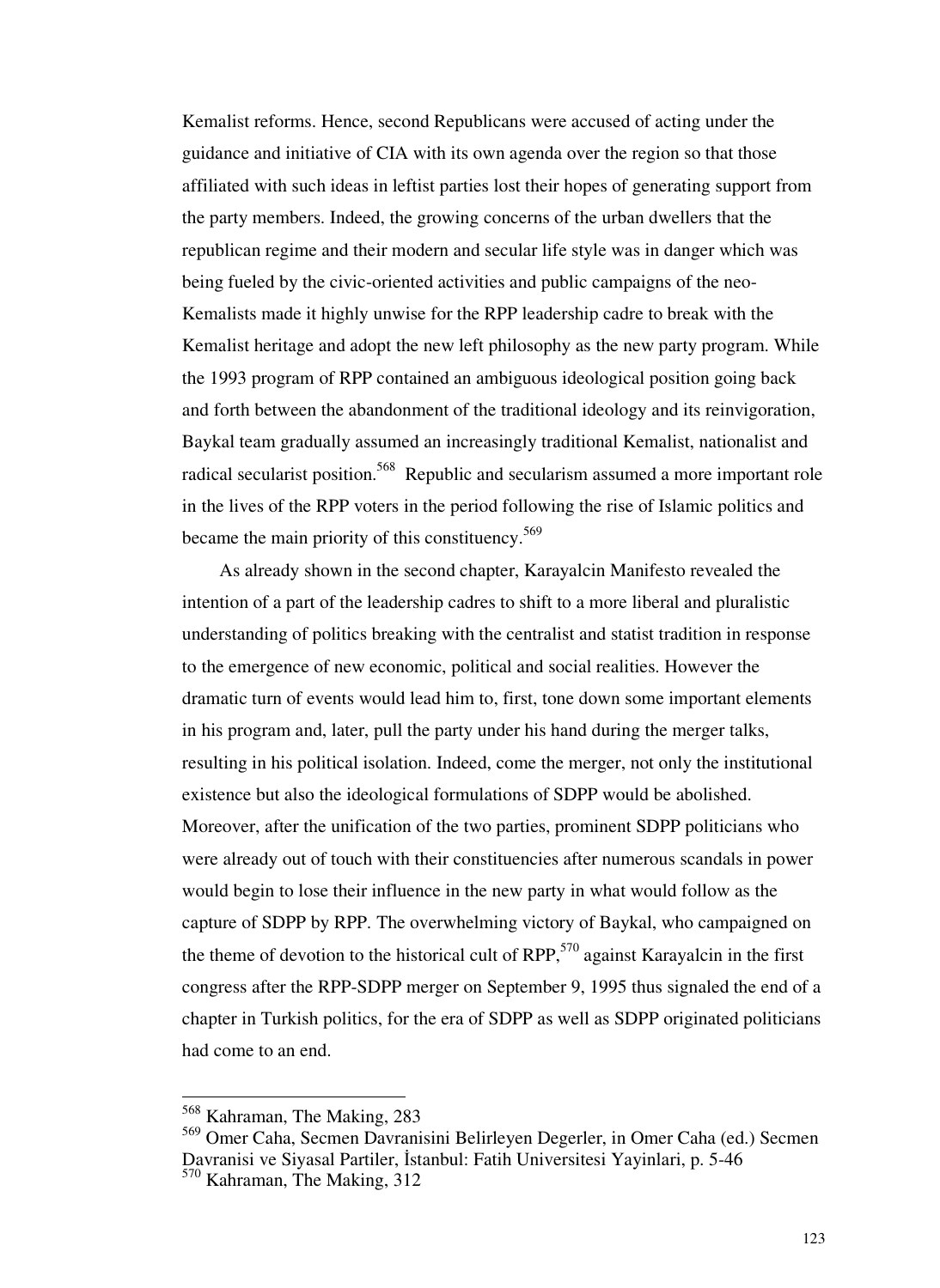Kemalist reforms. Hence, second Republicans were accused of acting under the guidance and initiative of CIA with its own agenda over the region so that those affiliated with such ideas in leftist parties lost their hopes of generating support from the party members. Indeed, the growing concerns of the urban dwellers that the republican regime and their modern and secular life style was in danger which was being fueled by the civic-oriented activities and public campaigns of the neo-Kemalists made it highly unwise for the RPP leadership cadre to break with the Kemalist heritage and adopt the new left philosophy as the new party program. While the 1993 program of RPP contained an ambiguous ideological position going back and forth between the abandonment of the traditional ideology and its reinvigoration, Baykal team gradually assumed an increasingly traditional Kemalist, nationalist and radical secularist position.[568] Republic and secularism assumed a more important role in the lives of the RPP voters in the period following the rise of Islamic politics and became the main priority of this constituency.[569]

As already shown in the second chapter, Karayalcin Manifesto revealed the intention of a part of the leadership cadres to shift to a more liberal and pluralistic understanding of politics breaking with the centralist and statist tradition in response to the emergence of new economic, political and social realities. However the dramatic turn of events would lead him to, first, tone down some important elements in his program and, later, pull the party under his hand during the merger talks, resulting in his political isolation. Indeed, come the merger, not only the institutional existence but also the ideological formulations of SDPP would be abolished. Moreover, after the unification of the two parties, prominent SDPP politicians who were already out of touch with their constituencies after numerous scandals in power would begin to lose their influence in the new party in what would follow as the capture of SDPP by RPP. The overwhelming victory of Baykal, who campaigned on the theme of devotion to the historical cult of RPP,[570] against Karayalcin in the first congress after the RPP-SDPP merger on September 9, 1995 thus signaled the end of a chapter in Turkish politics, for the era of SDPP as well as SDPP originated politicians had come to an end.

---

[568] Kahraman, The Making, 283

[569] Omer Caha, Secmen Davranisini Belirleyen Degerler, in Omer Caha (ed.) Secmen Davranisi ve Siyasal Partiler, İstanbul: Fatih Universitesi Yayinlari, p. 5-46

[570] Kahraman, The Making, 312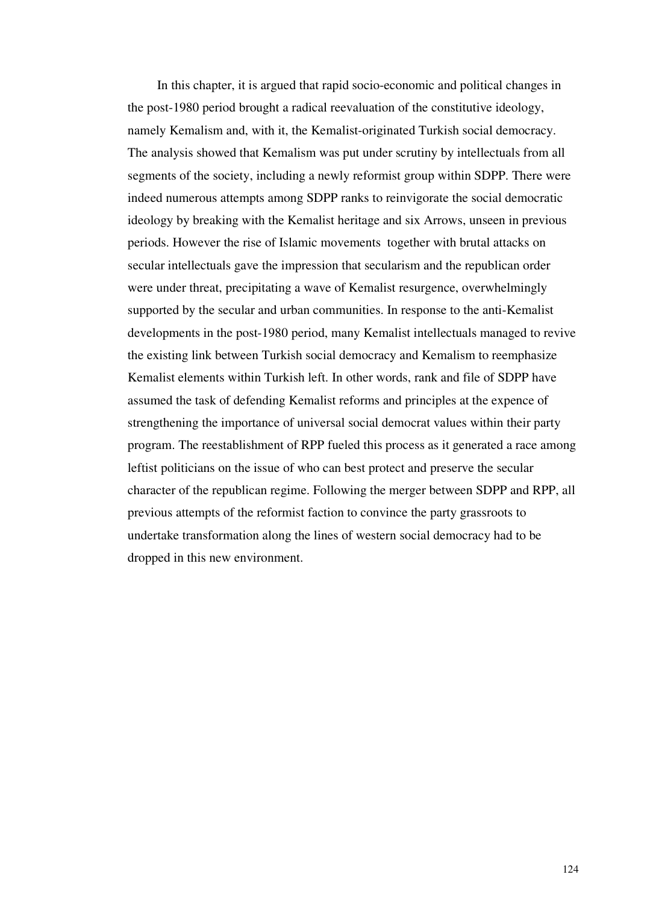In this chapter, it is argued that rapid socio-economic and political changes in the post-1980 period brought a radical reevaluation of the constitutive ideology, namely Kemalism and, with it, the Kemalist-originated Turkish social democracy. The analysis showed that Kemalism was put under scrutiny by intellectuals from all segments of the society, including a newly reformist group within SDPP. There were indeed numerous attempts among SDPP ranks to reinvigorate the social democratic ideology by breaking with the Kemalist heritage and six Arrows, unseen in previous periods. However the rise of Islamic movements together with brutal attacks on secular intellectuals gave the impression that secularism and the republican order were under threat, precipitating a wave of Kemalist resurgence, overwhelmingly supported by the secular and urban communities. In response to the anti-Kemalist developments in the post-1980 period, many Kemalist intellectuals managed to revive the existing link between Turkish social democracy and Kemalism to reemphasize Kemalist elements within Turkish left. In other words, rank and file of SDPP have assumed the task of defending Kemalist reforms and principles at the expence of strengthening the importance of universal social democrat values within their party program. The reestablishment of RPP fueled this process as it generated a race among leftist politicians on the issue of who can best protect and preserve the secular character of the republican regime. Following the merger between SDPP and RPP, all previous attempts of the reformist faction to convince the party grassroots to undertake transformation along the lines of western social democracy had to be dropped in this new environment.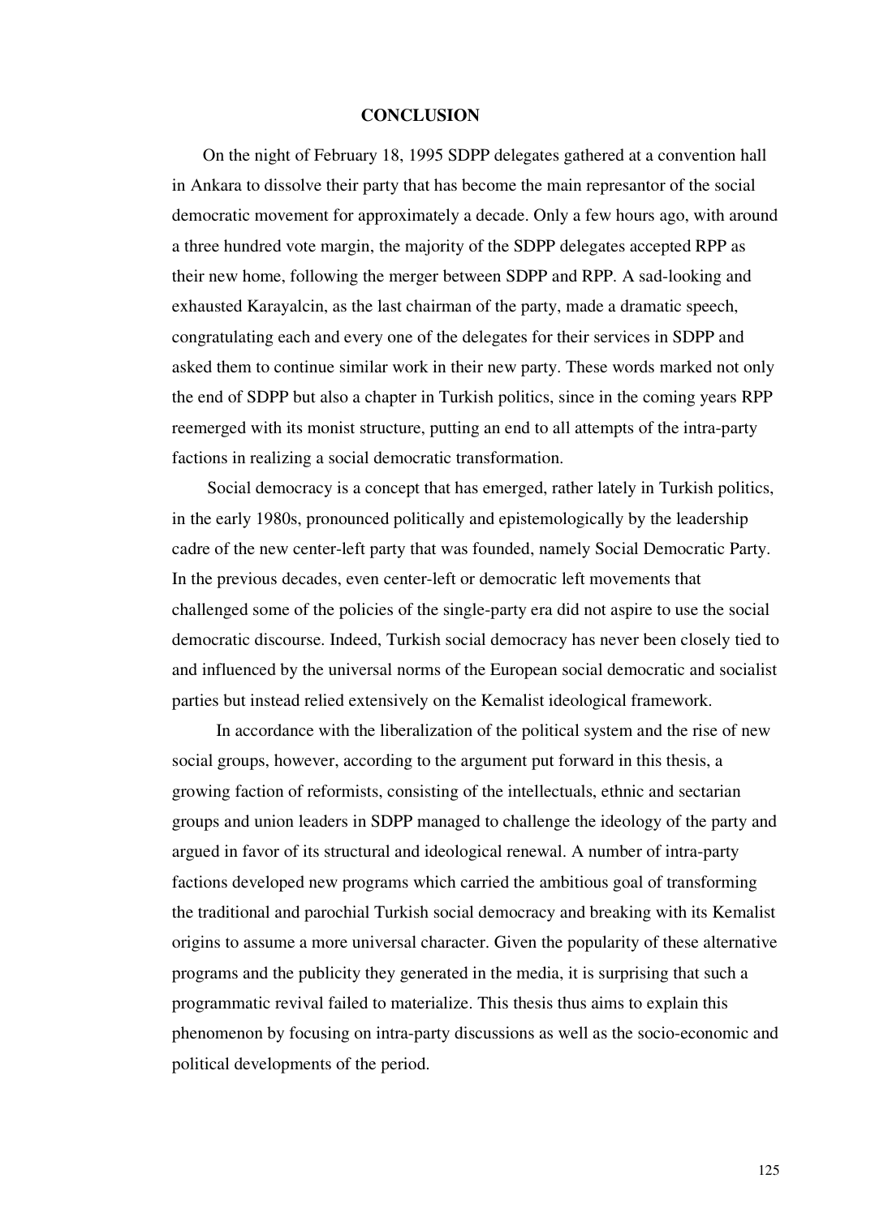# CONCLUSION

On the night of February 18, 1995 SDPP delegates gathered at a convention hall in Ankara to dissolve their party that has become the main represantor of the social democratic movement for approximately a decade. Only a few hours ago, with around a three hundred vote margin, the majority of the SDPP delegates accepted RPP as their new home, following the merger between SDPP and RPP. A sad-looking and exhausted Karayalcin, as the last chairman of the party, made a dramatic speech, congratulating each and every one of the delegates for their services in SDPP and asked them to continue similar work in their new party. These words marked not only the end of SDPP but also a chapter in Turkish politics, since in the coming years RPP reemerged with its monist structure, putting an end to all attempts of the intra-party factions in realizing a social democratic transformation.

Social democracy is a concept that has emerged, rather lately in Turkish politics, in the early 1980s, pronounced politically and epistemologically by the leadership cadre of the new center-left party that was founded, namely Social Democratic Party. In the previous decades, even center-left or democratic left movements that challenged some of the policies of the single-party era did not aspire to use the social democratic discourse. Indeed, Turkish social democracy has never been closely tied to and influenced by the universal norms of the European social democratic and socialist parties but instead relied extensively on the Kemalist ideological framework.

In accordance with the liberalization of the political system and the rise of new social groups, however, according to the argument put forward in this thesis, a growing faction of reformists, consisting of the intellectuals, ethnic and sectarian groups and union leaders in SDPP managed to challenge the ideology of the party and argued in favor of its structural and ideological renewal. A number of intra-party factions developed new programs which carried the ambitious goal of transforming the traditional and parochial Turkish social democracy and breaking with its Kemalist origins to assume a more universal character. Given the popularity of these alternative programs and the publicity they generated in the media, it is surprising that such a programmatic revival failed to materialize. This thesis thus aims to explain this phenomenon by focusing on intra-party discussions as well as the socio-economic and political developments of the period.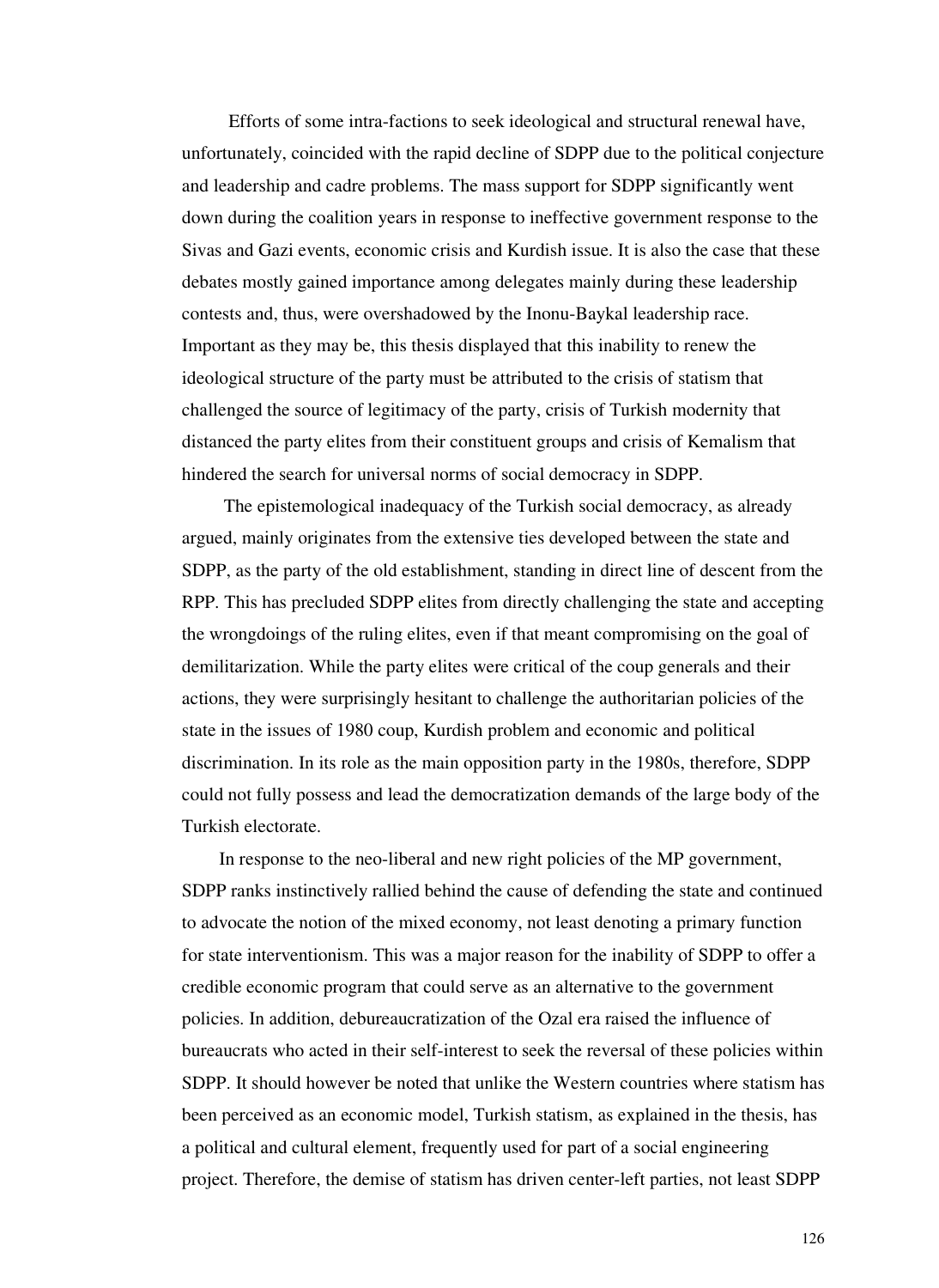Efforts of some intra-factions to seek ideological and structural renewal have, unfortunately, coincided with the rapid decline of SDPP due to the political conjecture and leadership and cadre problems. The mass support for SDPP significantly went down during the coalition years in response to ineffective government response to the Sivas and Gazi events, economic crisis and Kurdish issue. It is also the case that these debates mostly gained importance among delegates mainly during these leadership contests and, thus, were overshadowed by the Inonu-Baykal leadership race. Important as they may be, this thesis displayed that this inability to renew the ideological structure of the party must be attributed to the crisis of statism that challenged the source of legitimacy of the party, crisis of Turkish modernity that distanced the party elites from their constituent groups and crisis of Kemalism that hindered the search for universal norms of social democracy in SDPP.

The epistemological inadequacy of the Turkish social democracy, as already argued, mainly originates from the extensive ties developed between the state and SDPP, as the party of the old establishment, standing in direct line of descent from the RPP. This has precluded SDPP elites from directly challenging the state and accepting the wrongdoings of the ruling elites, even if that meant compromising on the goal of demilitarization. While the party elites were critical of the coup generals and their actions, they were surprisingly hesitant to challenge the authoritarian policies of the state in the issues of 1980 coup, Kurdish problem and economic and political discrimination. In its role as the main opposition party in the 1980s, therefore, SDPP could not fully possess and lead the democratization demands of the large body of the Turkish electorate.

In response to the neo-liberal and new right policies of the MP government, SDPP ranks instinctively rallied behind the cause of defending the state and continued to advocate the notion of the mixed economy, not least denoting a primary function for state interventionism. This was a major reason for the inability of SDPP to offer a credible economic program that could serve as an alternative to the government policies. In addition, debureaucratization of the Ozal era raised the influence of bureaucrats who acted in their self-interest to seek the reversal of these policies within SDPP. It should however be noted that unlike the Western countries where statism has been perceived as an economic model, Turkish statism, as explained in the thesis, has a political and cultural element, frequently used for part of a social engineering project. Therefore, the demise of statism has driven center-left parties, not least SDPP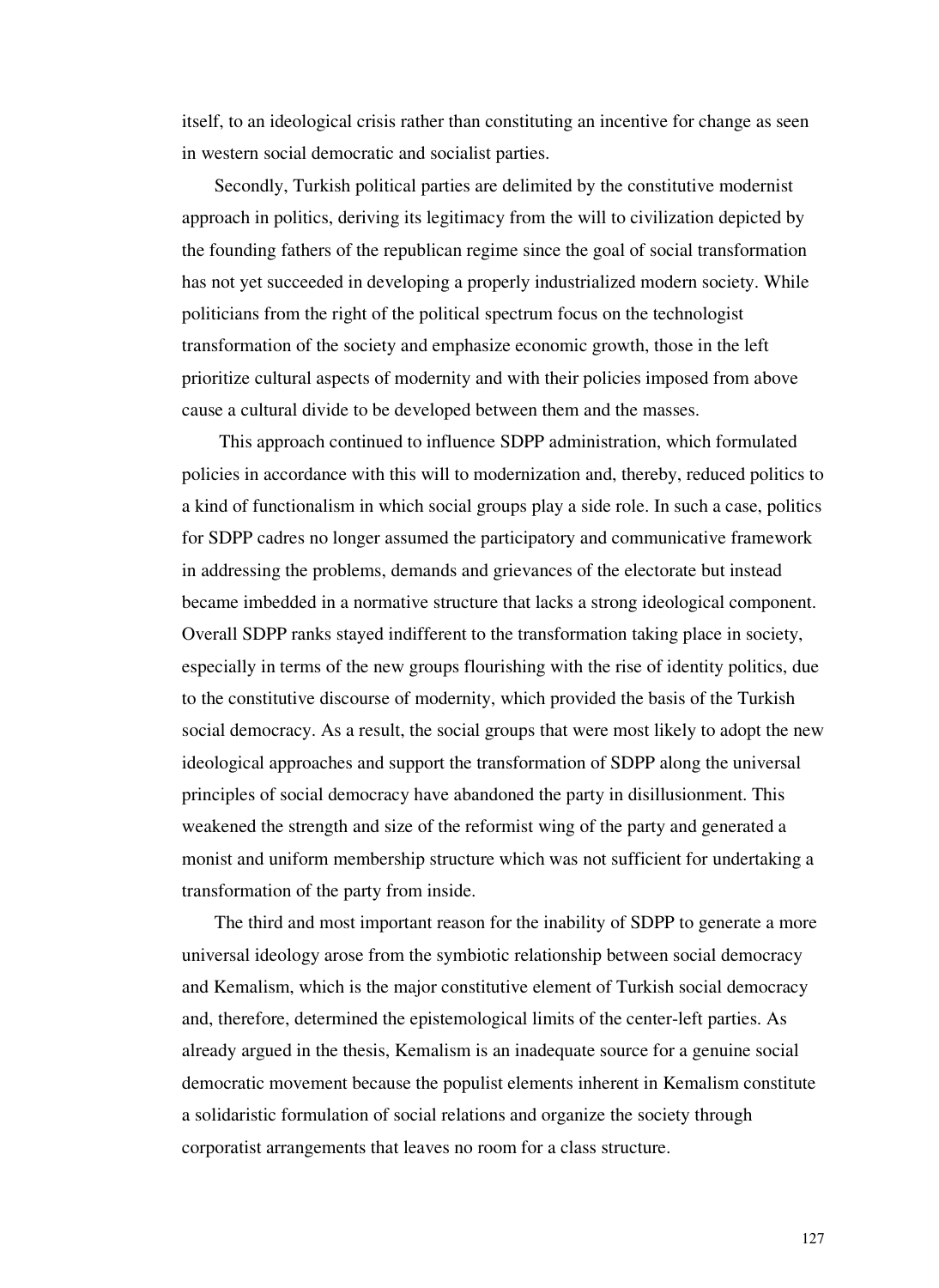itself, to an ideological crisis rather than constituting an incentive for change as seen in western social democratic and socialist parties.

Secondly, Turkish political parties are delimited by the constitutive modernist approach in politics, deriving its legitimacy from the will to civilization depicted by the founding fathers of the republican regime since the goal of social transformation has not yet succeeded in developing a properly industrialized modern society. While politicians from the right of the political spectrum focus on the technologist transformation of the society and emphasize economic growth, those in the left prioritize cultural aspects of modernity and with their policies imposed from above cause a cultural divide to be developed between them and the masses.

This approach continued to influence SDPP administration, which formulated policies in accordance with this will to modernization and, thereby, reduced politics to a kind of functionalism in which social groups play a side role. In such a case, politics for SDPP cadres no longer assumed the participatory and communicative framework in addressing the problems, demands and grievances of the electorate but instead became imbedded in a normative structure that lacks a strong ideological component. Overall SDPP ranks stayed indifferent to the transformation taking place in society, especially in terms of the new groups flourishing with the rise of identity politics, due to the constitutive discourse of modernity, which provided the basis of the Turkish social democracy. As a result, the social groups that were most likely to adopt the new ideological approaches and support the transformation of SDPP along the universal principles of social democracy have abandoned the party in disillusionment. This weakened the strength and size of the reformist wing of the party and generated a monist and uniform membership structure which was not sufficient for undertaking a transformation of the party from inside.

The third and most important reason for the inability of SDPP to generate a more universal ideology arose from the symbiotic relationship between social democracy and Kemalism, which is the major constitutive element of Turkish social democracy and, therefore, determined the epistemological limits of the center-left parties. As already argued in the thesis, Kemalism is an inadequate source for a genuine social democratic movement because the populist elements inherent in Kemalism constitute a solidaristic formulation of social relations and organize the society through corporatist arrangements that leaves no room for a class structure.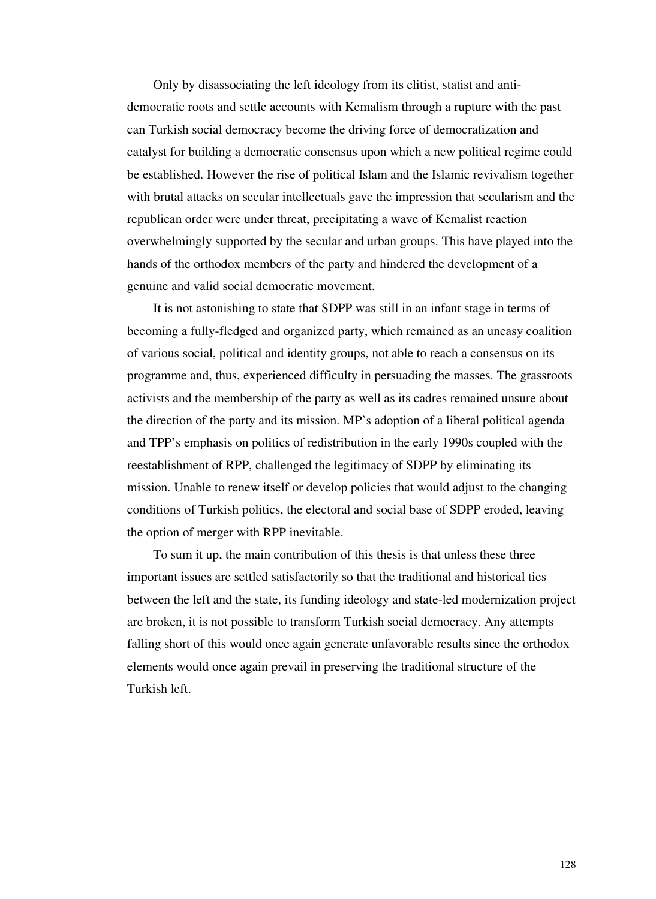Only by disassociating the left ideology from its elitist, statist and anti-democratic roots and settle accounts with Kemalism through a rupture with the past can Turkish social democracy become the driving force of democratization and catalyst for building a democratic consensus upon which a new political regime could be established. However the rise of political Islam and the Islamic revivalism together with brutal attacks on secular intellectuals gave the impression that secularism and the republican order were under threat, precipitating a wave of Kemalist reaction overwhelmingly supported by the secular and urban groups. This have played into the hands of the orthodox members of the party and hindered the development of a genuine and valid social democratic movement.

It is not astonishing to state that SDPP was still in an infant stage in terms of becoming a fully-fledged and organized party, which remained as an uneasy coalition of various social, political and identity groups, not able to reach a consensus on its programme and, thus, experienced difficulty in persuading the masses. The grassroots activists and the membership of the party as well as its cadres remained unsure about the direction of the party and its mission. MP's adoption of a liberal political agenda and TPP's emphasis on politics of redistribution in the early 1990s coupled with the reestablishment of RPP, challenged the legitimacy of SDPP by eliminating its mission. Unable to renew itself or develop policies that would adjust to the changing conditions of Turkish politics, the electoral and social base of SDPP eroded, leaving the option of merger with RPP inevitable.

To sum it up, the main contribution of this thesis is that unless these three important issues are settled satisfactorily so that the traditional and historical ties between the left and the state, its funding ideology and state-led modernization project are broken, it is not possible to transform Turkish social democracy. Any attempts falling short of this would once again generate unfavorable results since the orthodox elements would once again prevail in preserving the traditional structure of the Turkish left.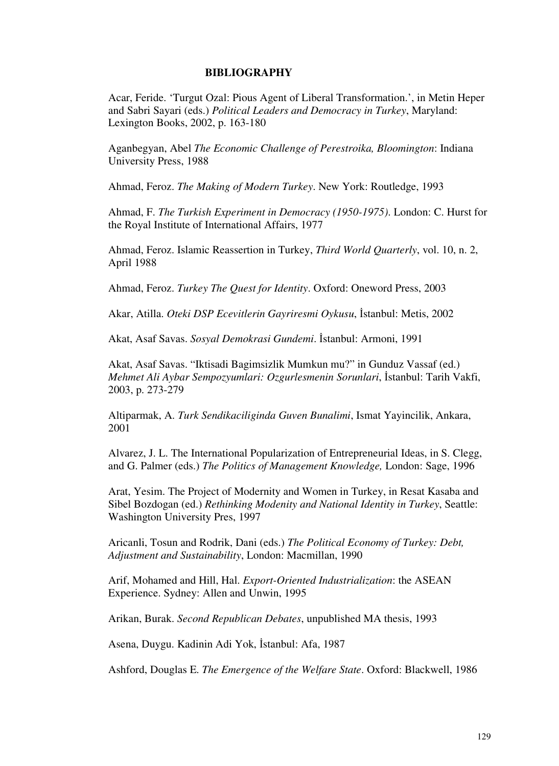# BIBLIOGRAPHY

Acar, Feride. 'Turgut Ozal: Pious Agent of Liberal Transformation.', in Metin Heper and Sabri Sayari (eds.) *Political Leaders and Democracy in Turkey*, Maryland: Lexington Books, 2002, p. 163-180

Aganbegyan, Abel *The Economic Challenge of Perestroika, Bloomington*: Indiana University Press, 1988

Ahmad, Feroz. *The Making of Modern Turkey*. New York: Routledge, 1993

Ahmad, F. *The Turkish Experiment in Democracy (1950-1975)*. London: C. Hurst for the Royal Institute of International Affairs, 1977

Ahmad, Feroz. Islamic Reassertion in Turkey, *Third World Quarterly*, vol. 10, n. 2, April 1988

Ahmad, Feroz. *Turkey The Quest for Identity*. Oxford: Oneword Press, 2003

Akar, Atilla. *Oteki DSP Ecevitlerin Gayriresmi Oykusu*, İstanbul: Metis, 2002

Akat, Asaf Savas. *Sosyal Demokrasi Gundemi*. İstanbul: Armoni, 1991

Akat, Asaf Savas. "Iktisadi Bagimsizlik Mumkun mu?" in Gunduz Vassaf (ed.) *Mehmet Ali Aybar Sempozyumlari: Ozgurlesmenin Sorunlari*, İstanbul: Tarih Vakfi, 2003, p. 273-279

Altiparmak, A. *Turk Sendikaciliginda Guven Bunalimi*, Ismat Yayincilik, Ankara, 2001

Alvarez, J. L. The International Popularization of Entrepreneurial Ideas, in S. Clegg, and G. Palmer (eds.) *The Politics of Management Knowledge,* London: Sage, 1996

Arat, Yesim. The Project of Modernity and Women in Turkey, in Resat Kasaba and Sibel Bozdogan (ed.) *Rethinking Modenity and National Identity in Turkey*, Seattle: Washington University Pres, 1997

Aricanli, Tosun and Rodrik, Dani (eds.) *The Political Economy of Turkey: Debt, Adjustment and Sustainability*, London: Macmillan, 1990

Arif, Mohamed and Hill, Hal. *Export-Oriented Industrialization*: the ASEAN Experience. Sydney: Allen and Unwin, 1995

Arikan, Burak. *Second Republican Debates*, unpublished MA thesis, 1993

Asena, Duygu. Kadinin Adi Yok, İstanbul: Afa, 1987

Ashford, Douglas E. *The Emergence of the Welfare State*. Oxford: Blackwell, 1986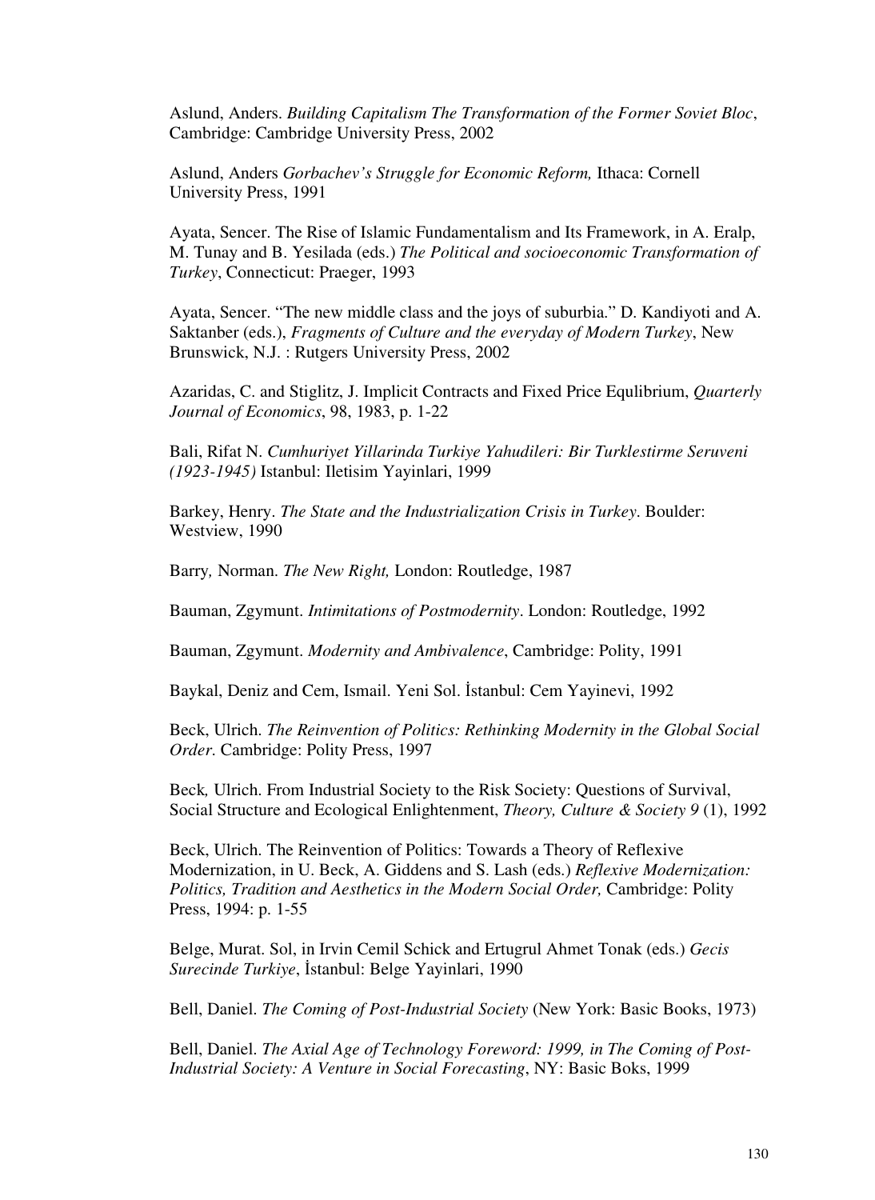Aslund, Anders. *Building Capitalism The Transformation of the Former Soviet Bloc*, Cambridge: Cambridge University Press, 2002

Aslund, Anders *Gorbachev's Struggle for Economic Reform,* Ithaca: Cornell University Press, 1991

Ayata, Sencer. The Rise of Islamic Fundamentalism and Its Framework, in A. Eralp, M. Tunay and B. Yesilada (eds.) *The Political and socioeconomic Transformation of Turkey*, Connecticut: Praeger, 1993

Ayata, Sencer. "The new middle class and the joys of suburbia." D. Kandiyoti and A. Saktanber (eds.), *Fragments of Culture and the everyday of Modern Turkey*, New Brunswick, N.J. : Rutgers University Press, 2002

Azaridas, C. and Stiglitz, J. Implicit Contracts and Fixed Price Equlibrium, *Quarterly Journal of Economics*, 98, 1983, p. 1-22

Bali, Rifat N. *Cumhuriyet Yillarinda Turkiye Yahudileri: Bir Turklestirme Seruveni (1923-1945)* Istanbul: Iletisim Yayinlari, 1999

Barkey, Henry. *The State and the Industrialization Crisis in Turkey*. Boulder: Westview, 1990

Barry*,* Norman. *The New Right,* London: Routledge, 1987

Bauman, Zgymunt. *Intimitations of Postmodernity*. London: Routledge, 1992

Bauman, Zgymunt. *Modernity and Ambivalence*, Cambridge: Polity, 1991

Baykal, Deniz and Cem, Ismail. Yeni Sol. İstanbul: Cem Yayinevi, 1992

Beck, Ulrich. *The Reinvention of Politics: Rethinking Modernity in the Global Social Order*. Cambridge: Polity Press, 1997

Beck*,* Ulrich. From Industrial Society to the Risk Society: Questions of Survival, Social Structure and Ecological Enlightenment, *Theory, Culture & Society 9* (1), 1992

Beck, Ulrich. The Reinvention of Politics: Towards a Theory of Reflexive Modernization, in U. Beck, A. Giddens and S. Lash (eds.) *Reflexive Modernization: Politics, Tradition and Aesthetics in the Modern Social Order,* Cambridge: Polity Press, 1994: p. 1-55

Belge, Murat. Sol, in Irvin Cemil Schick and Ertugrul Ahmet Tonak (eds.) *Gecis Surecinde Turkiye*, İstanbul: Belge Yayinlari, 1990

Bell, Daniel. *The Coming of Post-Industrial Society* (New York: Basic Books, 1973)

Bell, Daniel. *The Axial Age of Technology Foreword: 1999, in The Coming of Post-Industrial Society: A Venture in Social Forecasting*, NY: Basic Boks, 1999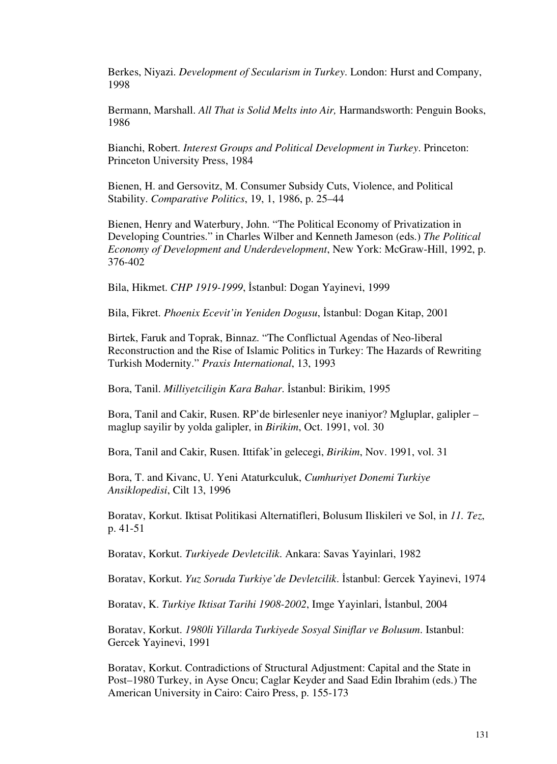Berkes, Niyazi. *Development of Secularism in Turkey*. London: Hurst and Company, 1998

Bermann, Marshall. *All That is Solid Melts into Air,* Harmandsworth: Penguin Books, 1986

Bianchi, Robert. *Interest Groups and Political Development in Turkey*. Princeton: Princeton University Press, 1984

Bienen, H. and Gersovitz, M. Consumer Subsidy Cuts, Violence, and Political Stability. *Comparative Politics*, 19, 1, 1986, p. 25–44

Bienen, Henry and Waterbury, John. "The Political Economy of Privatization in Developing Countries." in Charles Wilber and Kenneth Jameson (eds.) *The Political Economy of Development and Underdevelopment*, New York: McGraw-Hill, 1992, p. 376-402

Bila, Hikmet. *CHP 1919-1999*, İstanbul: Dogan Yayinevi, 1999

Bila, Fikret. *Phoenix Ecevit'in Yeniden Dogusu*, İstanbul: Dogan Kitap, 2001

Birtek, Faruk and Toprak, Binnaz. "The Conflictual Agendas of Neo-liberal Reconstruction and the Rise of Islamic Politics in Turkey: The Hazards of Rewriting Turkish Modernity." *Praxis International*, 13, 1993

Bora, Tanil. *Milliyetciligin Kara Bahar*. İstanbul: Birikim, 1995

Bora, Tanil and Cakir, Rusen. RP'de birlesenler neye inaniyor? Mgluplar, galipler – maglup sayilir by yolda galipler, in *Birikim*, Oct. 1991, vol. 30

Bora, Tanil and Cakir, Rusen. Ittifak'in gelecegi, *Birikim*, Nov. 1991, vol. 31

Bora, T. and Kivanc, U. Yeni Ataturkculuk, *Cumhuriyet Donemi Turkiye Ansiklopedisi*, Cilt 13, 1996

Boratav, Korkut. Iktisat Politikasi Alternatifleri, Bolusum Iliskileri ve Sol, in *11. Tez*, p. 41-51

Boratav, Korkut. *Turkiyede Devletcilik*. Ankara: Savas Yayinlari, 1982

Boratav, Korkut. *Yuz Soruda Turkiye'de Devletcilik*. İstanbul: Gercek Yayinevi, 1974

Boratav, K. *Turkiye Iktisat Tarihi 1908-2002*, Imge Yayinlari, İstanbul, 2004

Boratav, Korkut. *1980li Yillarda Turkiyede Sosyal Siniflar ve Bolusum*. Istanbul: Gercek Yayinevi, 1991

Boratav, Korkut. Contradictions of Structural Adjustment: Capital and the State in Post–1980 Turkey, in Ayse Oncu; Caglar Keyder and Saad Edin Ibrahim (eds.) The American University in Cairo: Cairo Press, p. 155-173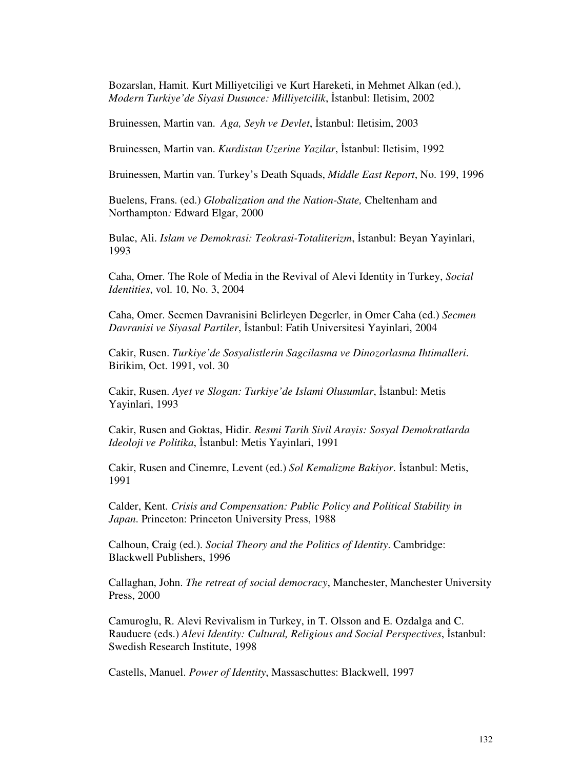Bozarslan, Hamit. Kurt Milliyetciligi ve Kurt Hareketi, in Mehmet Alkan (ed.), *Modern Turkiye'de Siyasi Dusunce: Milliyetcilik*, İstanbul: Iletisim, 2002

Bruinessen, Martin van. *Aga, Seyh ve Devlet*, İstanbul: Iletisim, 2003

Bruinessen, Martin van. *Kurdistan Uzerine Yazilar*, İstanbul: Iletisim, 1992

Bruinessen, Martin van. Turkey's Death Squads, *Middle East Report*, No. 199, 1996

Buelens, Frans. (ed.) *Globalization and the Nation-State,* Cheltenham and Northampton*:* Edward Elgar, 2000

Bulac, Ali. *Islam ve Demokrasi: Teokrasi-Totaliterizm*, İstanbul: Beyan Yayinlari, 1993

Caha, Omer. The Role of Media in the Revival of Alevi Identity in Turkey, *Social Identities*, vol. 10, No. 3, 2004

Caha, Omer. Secmen Davranisini Belirleyen Degerler, in Omer Caha (ed.) *Secmen Davranisi ve Siyasal Partiler*, İstanbul: Fatih Universitesi Yayinlari, 2004

Cakir, Rusen. *Turkiye'de Sosyalistlerin Sagcilasma ve Dinozorlasma Ihtimalleri*. Birikim, Oct. 1991, vol. 30

Cakir, Rusen. *Ayet ve Slogan: Turkiye'de Islami Olusumlar*, İstanbul: Metis Yayinlari, 1993

Cakir, Rusen and Goktas, Hidir. *Resmi Tarih Sivil Arayis: Sosyal Demokratlarda Ideoloji ve Politika*, İstanbul: Metis Yayinlari, 1991

Cakir, Rusen and Cinemre, Levent (ed.) *Sol Kemalizme Bakiyor*. İstanbul: Metis, 1991

Calder, Kent. *Crisis and Compensation: Public Policy and Political Stability in Japan*. Princeton: Princeton University Press, 1988

Calhoun, Craig (ed.). *Social Theory and the Politics of Identity*. Cambridge: Blackwell Publishers, 1996

Callaghan, John. *The retreat of social democracy*, Manchester, Manchester University Press, 2000

Camuroglu, R. Alevi Revivalism in Turkey, in T. Olsson and E. Ozdalga and C. Rauduere (eds.) *Alevi Identity: Cultural, Religious and Social Perspectives*, İstanbul: Swedish Research Institute, 1998

Castells, Manuel. *Power of Identity*, Massaschuttes: Blackwell, 1997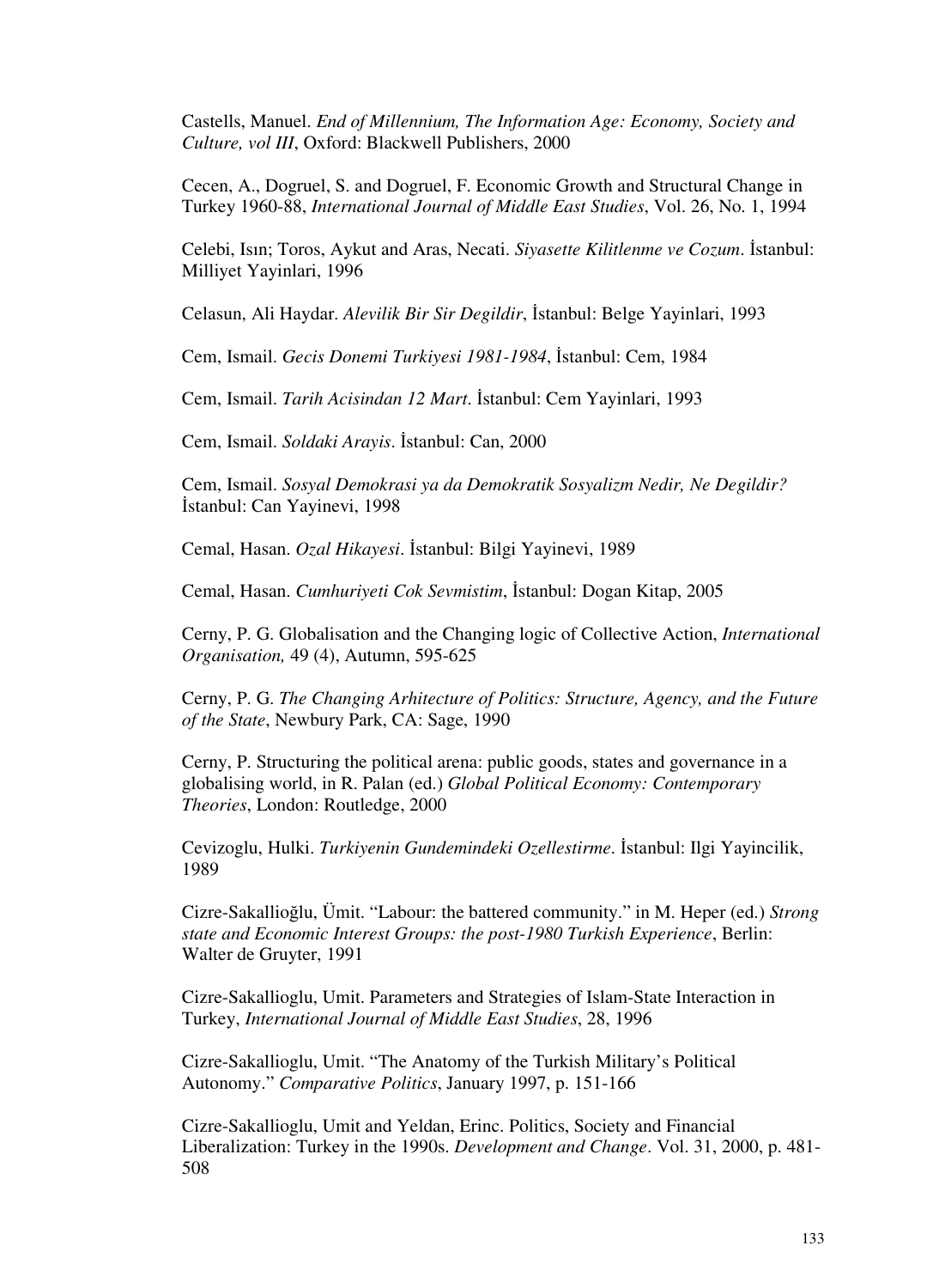Castells, Manuel. *End of Millennium, The Information Age: Economy, Society and Culture, vol III*, Oxford: Blackwell Publishers, 2000

Cecen, A., Dogruel, S. and Dogruel, F. Economic Growth and Structural Change in Turkey 1960-88, *International Journal of Middle East Studies*, Vol. 26, No. 1, 1994

Celebi, Isın; Toros, Aykut and Aras, Necati. *Siyasette Kilitlenme ve Cozum*. İstanbul: Milliyet Yayinlari, 1996

Celasun, Ali Haydar. *Alevilik Bir Sir Degildir*, İstanbul: Belge Yayinlari, 1993

Cem, Ismail. *Gecis Donemi Turkiyesi 1981-1984*, İstanbul: Cem, 1984

Cem, Ismail. *Tarih Acisindan 12 Mart*. İstanbul: Cem Yayinlari, 1993

Cem, Ismail. *Soldaki Arayis*. İstanbul: Can, 2000

Cem, Ismail. *Sosyal Demokrasi ya da Demokratik Sosyalizm Nedir, Ne Degildir?* İstanbul: Can Yayinevi, 1998

Cemal, Hasan. *Ozal Hikayesi*. İstanbul: Bilgi Yayinevi, 1989

Cemal, Hasan. *Cumhuriyeti Cok Sevmistim*, İstanbul: Dogan Kitap, 2005

Cerny, P. G. Globalisation and the Changing logic of Collective Action, *International Organisation,* 49 (4), Autumn, 595-625

Cerny, P. G. *The Changing Arhitecture of Politics: Structure, Agency, and the Future of the State*, Newbury Park, CA: Sage, 1990

Cerny, P. Structuring the political arena: public goods, states and governance in a globalising world, in R. Palan (ed.) *Global Political Economy: Contemporary Theories*, London: Routledge, 2000

Cevizoglu, Hulki. *Turkiyenin Gundemindeki Ozellestirme*. İstanbul: Ilgi Yayincilik, 1989

Cizre-Sakallioğlu, Ümit. "Labour: the battered community." in M. Heper (ed.) *Strong state and Economic Interest Groups: the post-1980 Turkish Experience*, Berlin: Walter de Gruyter, 1991

Cizre-Sakallioglu, Umit. Parameters and Strategies of Islam-State Interaction in Turkey, *International Journal of Middle East Studies*, 28, 1996

Cizre-Sakallioglu, Umit. "The Anatomy of the Turkish Military's Political Autonomy." *Comparative Politics*, January 1997, p. 151-166

Cizre-Sakallioglu, Umit and Yeldan, Erinc. Politics, Society and Financial Liberalization: Turkey in the 1990s. *Development and Change*. Vol. 31, 2000, p. 481-508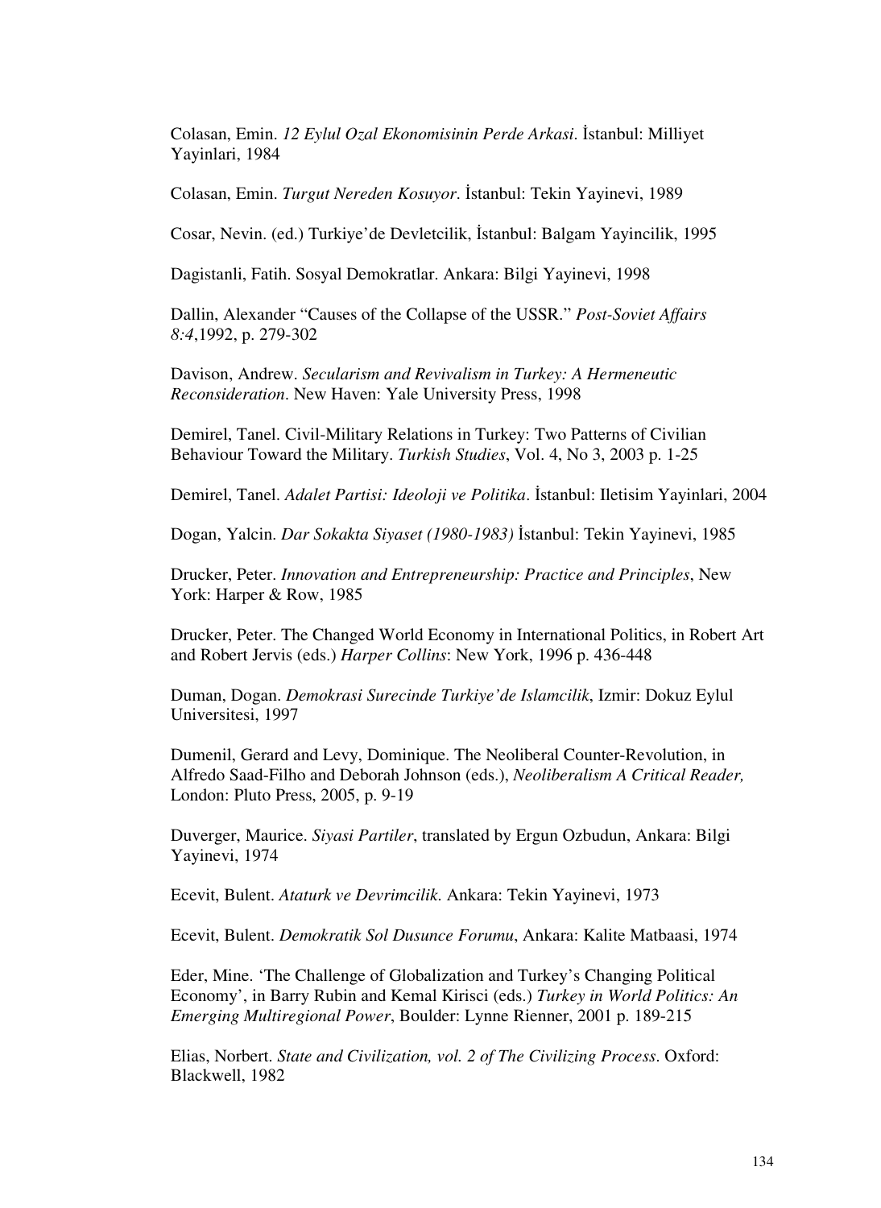Colasan, Emin. *12 Eylul Ozal Ekonomisinin Perde Arkasi*. İstanbul: Milliyet Yayinlari, 1984

Colasan, Emin. *Turgut Nereden Kosuyor*. İstanbul: Tekin Yayinevi, 1989

Cosar, Nevin. (ed.) Turkiye'de Devletcilik, İstanbul: Balgam Yayincilik, 1995

Dagistanli, Fatih. Sosyal Demokratlar. Ankara: Bilgi Yayinevi, 1998

Dallin, Alexander "Causes of the Collapse of the USSR." *Post-Soviet Affairs 8:4*,1992, p. 279-302

Davison, Andrew. *Secularism and Revivalism in Turkey: A Hermeneutic Reconsideration*. New Haven: Yale University Press, 1998

Demirel, Tanel. Civil-Military Relations in Turkey: Two Patterns of Civilian Behaviour Toward the Military. *Turkish Studies*, Vol. 4, No 3, 2003 p. 1-25

Demirel, Tanel. *Adalet Partisi: Ideoloji ve Politika*. İstanbul: Iletisim Yayinlari, 2004

Dogan, Yalcin. *Dar Sokakta Siyaset (1980-1983)* İstanbul: Tekin Yayinevi, 1985

Drucker, Peter. *Innovation and Entrepreneurship: Practice and Principles*, New York: Harper & Row, 1985

Drucker, Peter. The Changed World Economy in International Politics, in Robert Art and Robert Jervis (eds.) *Harper Collins*: New York, 1996 p. 436-448

Duman, Dogan. *Demokrasi Surecinde Turkiye'de Islamcilik*, Izmir: Dokuz Eylul Universitesi, 1997

Dumenil, Gerard and Levy, Dominique. The Neoliberal Counter-Revolution, in Alfredo Saad-Filho and Deborah Johnson (eds.), *Neoliberalism A Critical Reader,* London: Pluto Press, 2005, p. 9-19

Duverger, Maurice. *Siyasi Partiler*, translated by Ergun Ozbudun, Ankara: Bilgi Yayinevi, 1974

Ecevit, Bulent. *Ataturk ve Devrimcilik.* Ankara: Tekin Yayinevi, 1973

Ecevit, Bulent. *Demokratik Sol Dusunce Forumu*, Ankara: Kalite Matbaasi, 1974

Eder, Mine. 'The Challenge of Globalization and Turkey's Changing Political Economy', in Barry Rubin and Kemal Kirisci (eds.) *Turkey in World Politics: An Emerging Multiregional Power*, Boulder: Lynne Rienner, 2001 p. 189-215

Elias, Norbert. *State and Civilization, vol. 2 of The Civilizing Process*. Oxford: Blackwell, 1982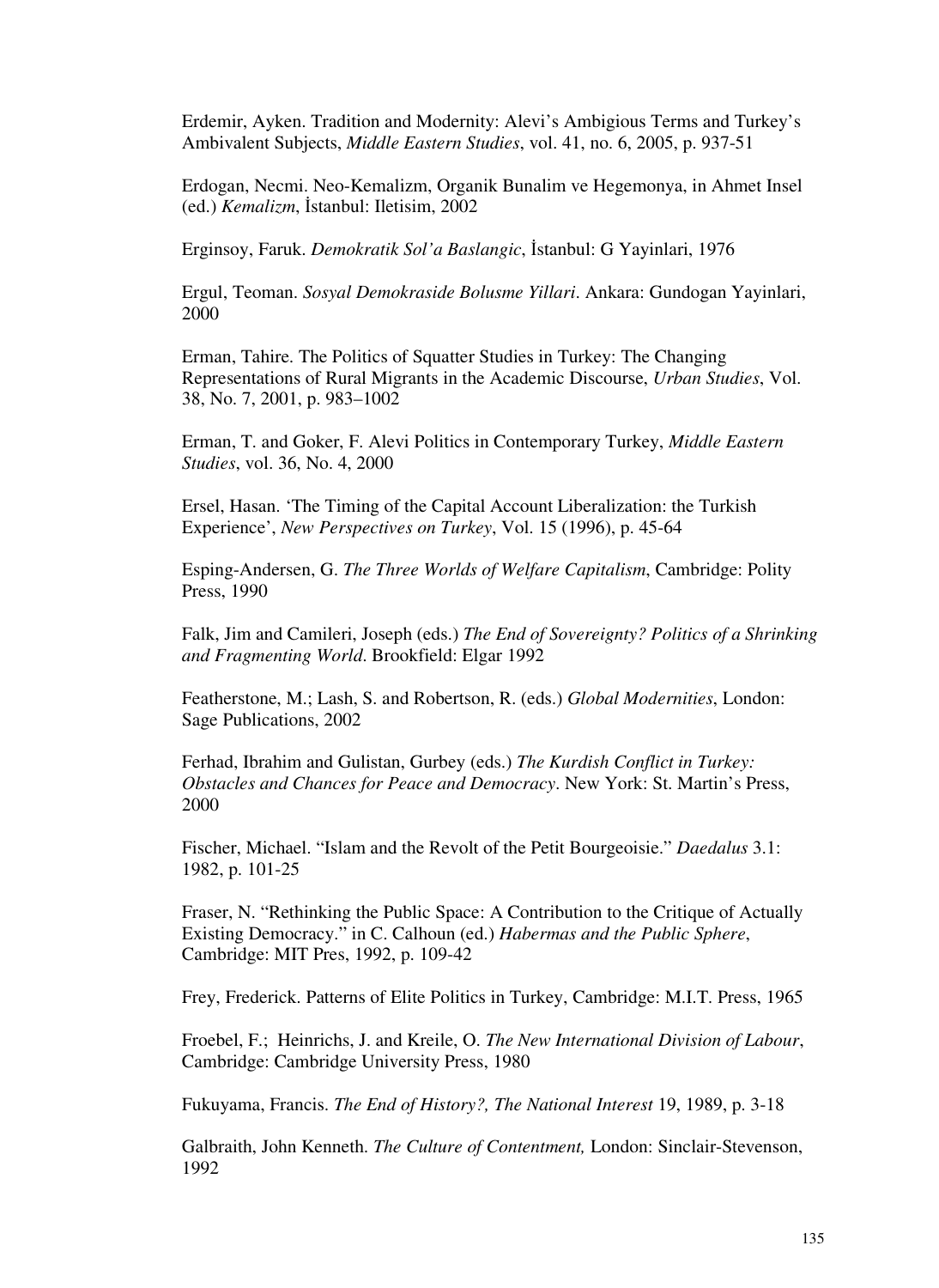Erdemir, Ayken. Tradition and Modernity: Alevi's Ambigious Terms and Turkey's Ambivalent Subjects, *Middle Eastern Studies*, vol. 41, no. 6, 2005, p. 937-51

Erdogan, Necmi. Neo-Kemalizm, Organik Bunalim ve Hegemonya, in Ahmet Insel (ed.) *Kemalizm*, İstanbul: Iletisim, 2002

Erginsoy, Faruk. *Demokratik Sol'a Baslangic*, İstanbul: G Yayinlari, 1976

Ergul, Teoman. *Sosyal Demokraside Bolusme Yillari*. Ankara: Gundogan Yayinlari, 2000

Erman, Tahire. The Politics of Squatter Studies in Turkey: The Changing Representations of Rural Migrants in the Academic Discourse, *Urban Studies*, Vol. 38, No. 7, 2001, p. 983–1002

Erman, T. and Goker, F. Alevi Politics in Contemporary Turkey, *Middle Eastern Studies*, vol. 36, No. 4, 2000

Ersel, Hasan. 'The Timing of the Capital Account Liberalization: the Turkish Experience', *New Perspectives on Turkey*, Vol. 15 (1996), p. 45-64

Esping-Andersen, G. *The Three Worlds of Welfare Capitalism*, Cambridge: Polity Press, 1990

Falk, Jim and Camileri, Joseph (eds.) *The End of Sovereignty? Politics of a Shrinking and Fragmenting World*. Brookfield: Elgar 1992

Featherstone, M.; Lash, S. and Robertson, R. (eds.) *Global Modernities*, London: Sage Publications, 2002

Ferhad, Ibrahim and Gulistan, Gurbey (eds.) *The Kurdish Conflict in Turkey: Obstacles and Chances for Peace and Democracy*. New York: St. Martin's Press, 2000

Fischer, Michael. "Islam and the Revolt of the Petit Bourgeoisie." *Daedalus* 3.1: 1982, p. 101-25

Fraser, N. "Rethinking the Public Space: A Contribution to the Critique of Actually Existing Democracy." in C. Calhoun (ed.) *Habermas and the Public Sphere*, Cambridge: MIT Pres, 1992, p. 109-42

Frey, Frederick. Patterns of Elite Politics in Turkey, Cambridge: M.I.T. Press, 1965

Froebel, F.; Heinrichs, J. and Kreile, O. *The New International Division of Labour*, Cambridge: Cambridge University Press, 1980

Fukuyama, Francis. *The End of History?, The National Interest* 19, 1989, p. 3-18

Galbraith, John Kenneth. *The Culture of Contentment,* London: Sinclair-Stevenson, 1992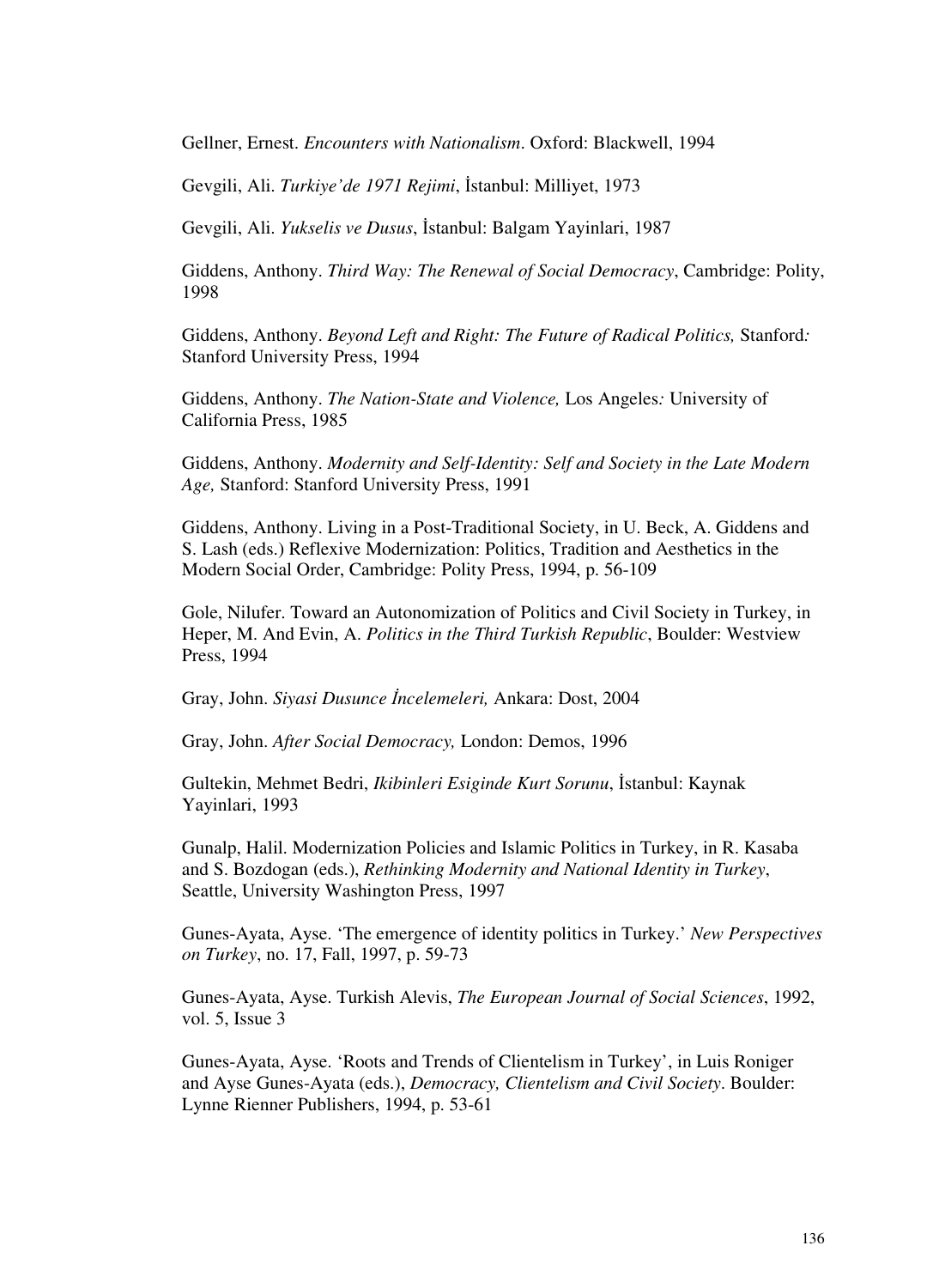Gellner, Ernest. *Encounters with Nationalism*. Oxford: Blackwell, 1994

Gevgili, Ali. *Turkiye'de 1971 Rejimi*, İstanbul: Milliyet, 1973

Gevgili, Ali. *Yukselis ve Dusus*, İstanbul: Balgam Yayinlari, 1987

Giddens, Anthony. *Third Way: The Renewal of Social Democracy*, Cambridge: Polity, 1998

Giddens, Anthony. *Beyond Left and Right: The Future of Radical Politics,* Stanford*:* Stanford University Press, 1994

Giddens, Anthony. *The Nation-State and Violence,* Los Angeles*:* University of California Press, 1985

Giddens, Anthony. *Modernity and Self-Identity: Self and Society in the Late Modern Age,* Stanford: Stanford University Press, 1991

Giddens, Anthony. Living in a Post-Traditional Society, in U. Beck, A. Giddens and S. Lash (eds.) Reflexive Modernization: Politics, Tradition and Aesthetics in the Modern Social Order, Cambridge: Polity Press, 1994, p. 56-109

Gole, Nilufer. Toward an Autonomization of Politics and Civil Society in Turkey, in Heper, M. And Evin, A. *Politics in the Third Turkish Republic*, Boulder: Westview Press, 1994

Gray, John. *Siyasi Dusunce İncelemeleri,* Ankara: Dost, 2004

Gray, John. *After Social Democracy,* London: Demos, 1996

Gultekin, Mehmet Bedri, *Ikibinleri Esiginde Kurt Sorunu*, İstanbul: Kaynak Yayinlari, 1993

Gunalp, Halil. Modernization Policies and Islamic Politics in Turkey, in R. Kasaba and S. Bozdogan (eds.), *Rethinking Modernity and National Identity in Turkey*, Seattle, University Washington Press, 1997

Gunes-Ayata, Ayse. 'The emergence of identity politics in Turkey.' *New Perspectives on Turkey*, no. 17, Fall, 1997, p. 59-73

Gunes-Ayata, Ayse. Turkish Alevis, *The European Journal of Social Sciences*, 1992, vol. 5, Issue 3

Gunes-Ayata, Ayse. 'Roots and Trends of Clientelism in Turkey', in Luis Roniger and Ayse Gunes-Ayata (eds.), *Democracy, Clientelism and Civil Society*. Boulder: Lynne Rienner Publishers, 1994, p. 53-61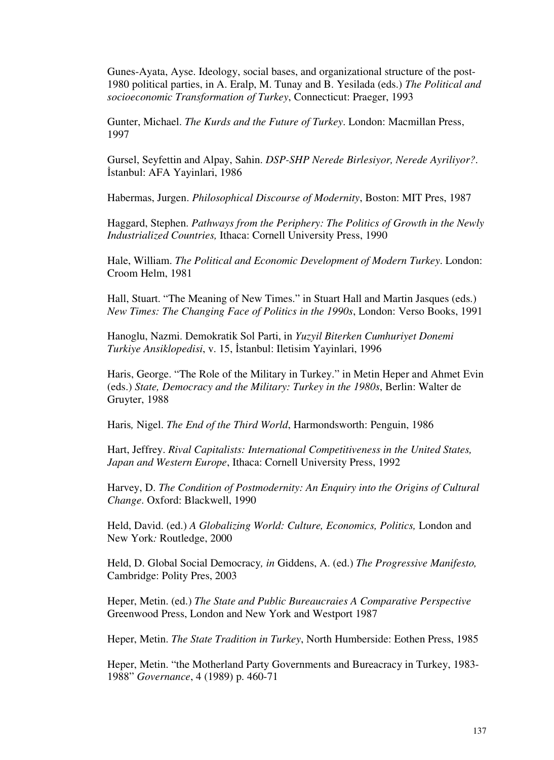Gunes-Ayata, Ayse. Ideology, social bases, and organizational structure of the post-1980 political parties, in A. Eralp, M. Tunay and B. Yesilada (eds.) *The Political and socioeconomic Transformation of Turkey*, Connecticut: Praeger, 1993

Gunter, Michael. *The Kurds and the Future of Turkey*. London: Macmillan Press, 1997

Gursel, Seyfettin and Alpay, Sahin. *DSP-SHP Nerede Birlesiyor, Nerede Ayriliyor?*. İstanbul: AFA Yayinlari, 1986

Habermas, Jurgen. *Philosophical Discourse of Modernity*, Boston: MIT Pres, 1987

Haggard, Stephen. *Pathways from the Periphery: The Politics of Growth in the Newly Industrialized Countries,* Ithaca: Cornell University Press, 1990

Hale, William. *The Political and Economic Development of Modern Turkey*. London: Croom Helm, 1981

Hall, Stuart. "The Meaning of New Times." in Stuart Hall and Martin Jasques (eds.) *New Times: The Changing Face of Politics in the 1990s*, London: Verso Books, 1991

Hanoglu, Nazmi. Demokratik Sol Parti, in *Yuzyil Biterken Cumhuriyet Donemi Turkiye Ansiklopedisi*, v. 15, İstanbul: Iletisim Yayinlari, 1996

Haris, George. "The Role of the Military in Turkey." in Metin Heper and Ahmet Evin (eds.) *State, Democracy and the Military: Turkey in the 1980s*, Berlin: Walter de Gruyter, 1988

Haris, Nigel. *The End of the Third World*, Harmondsworth: Penguin, 1986

Hart, Jeffrey. *Rival Capitalists: International Competitiveness in the United States, Japan and Western Europe*, Ithaca: Cornell University Press, 1992

Harvey, D. *The Condition of Postmodernity: An Enquiry into the Origins of Cultural Change*. Oxford: Blackwell, 1990

Held, David. (ed.) *A Globalizing World: Culture, Economics, Politics,* London and New York: Routledge, 2000

Held, D. Global Social Democracy, *in* Giddens, A. (ed.) *The Progressive Manifesto,* Cambridge: Polity Pres, 2003

Heper, Metin. (ed.) *The State and Public Bureaucraies A Comparative Perspective* Greenwood Press, London and New York and Westport 1987

Heper, Metin. *The State Tradition in Turkey*, North Humberside: Eothen Press, 1985

Heper, Metin. "the Motherland Party Governments and Bureacracy in Turkey, 1983-1988" *Governance*, 4 (1989) p. 460-71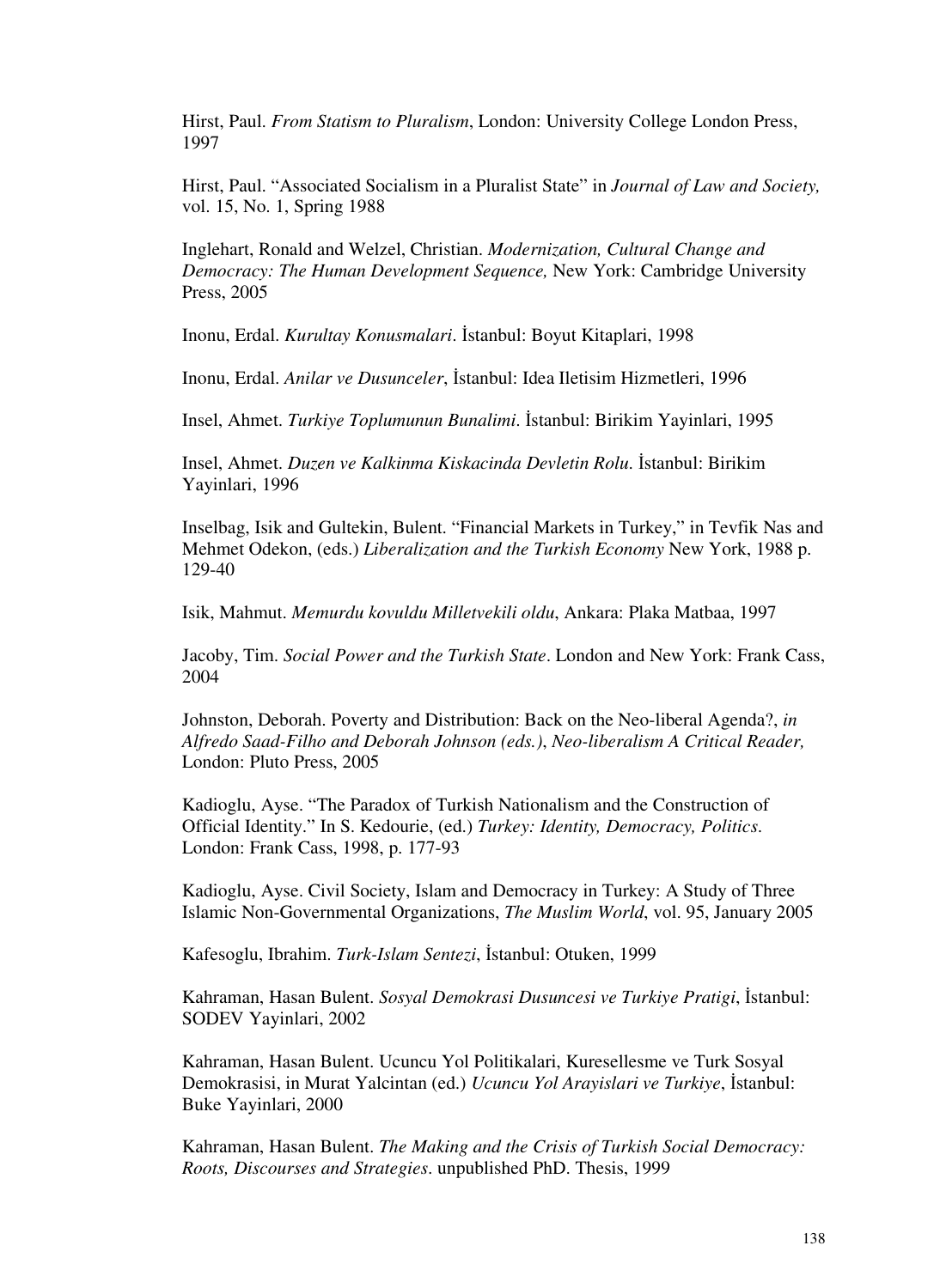Hirst, Paul. *From Statism to Pluralism*, London: University College London Press, 1997

Hirst, Paul. "Associated Socialism in a Pluralist State" in *Journal of Law and Society,* vol. 15, No. 1, Spring 1988

Inglehart, Ronald and Welzel, Christian. *Modernization, Cultural Change and Democracy: The Human Development Sequence,* New York: Cambridge University Press, 2005

Inonu, Erdal. *Kurultay Konusmalari*. İstanbul: Boyut Kitaplari, 1998

Inonu, Erdal. *Anilar ve Dusunceler*, İstanbul: Idea Iletisim Hizmetleri, 1996

Insel, Ahmet. *Turkiye Toplumunun Bunalimi*. İstanbul: Birikim Yayinlari, 1995

Insel, Ahmet. *Duzen ve Kalkinma Kiskacinda Devletin Rolu.* İstanbul: Birikim Yayinlari, 1996

Inselbag, Isik and Gultekin, Bulent. "Financial Markets in Turkey," in Tevfik Nas and Mehmet Odekon, (eds.) *Liberalization and the Turkish Economy* New York, 1988 p. 129-40

Isik, Mahmut. *Memurdu kovuldu Milletvekili oldu*, Ankara: Plaka Matbaa, 1997

Jacoby, Tim. *Social Power and the Turkish State*. London and New York: Frank Cass, 2004

Johnston, Deborah. Poverty and Distribution: Back on the Neo-liberal Agenda?, *in Alfredo Saad-Filho and Deborah Johnson (eds.)*, *Neo-liberalism A Critical Reader,* London: Pluto Press, 2005

Kadioglu, Ayse. "The Paradox of Turkish Nationalism and the Construction of Official Identity." In S. Kedourie, (ed.) *Turkey: Identity, Democracy, Politics*. London: Frank Cass, 1998, p. 177-93

Kadioglu, Ayse. Civil Society, Islam and Democracy in Turkey: A Study of Three Islamic Non-Governmental Organizations, *The Muslim World*, vol. 95, January 2005

Kafesoglu, Ibrahim. *Turk-Islam Sentezi*, İstanbul: Otuken, 1999

Kahraman, Hasan Bulent. *Sosyal Demokrasi Dusuncesi ve Turkiye Pratigi*, İstanbul: SODEV Yayinlari, 2002

Kahraman, Hasan Bulent. Ucuncu Yol Politikalari, Kuresellesme ve Turk Sosyal Demokrasisi, in Murat Yalcintan (ed.) *Ucuncu Yol Arayislari ve Turkiye*, İstanbul: Buke Yayinlari, 2000

Kahraman, Hasan Bulent. *The Making and the Crisis of Turkish Social Democracy: Roots, Discourses and Strategies*. unpublished PhD. Thesis, 1999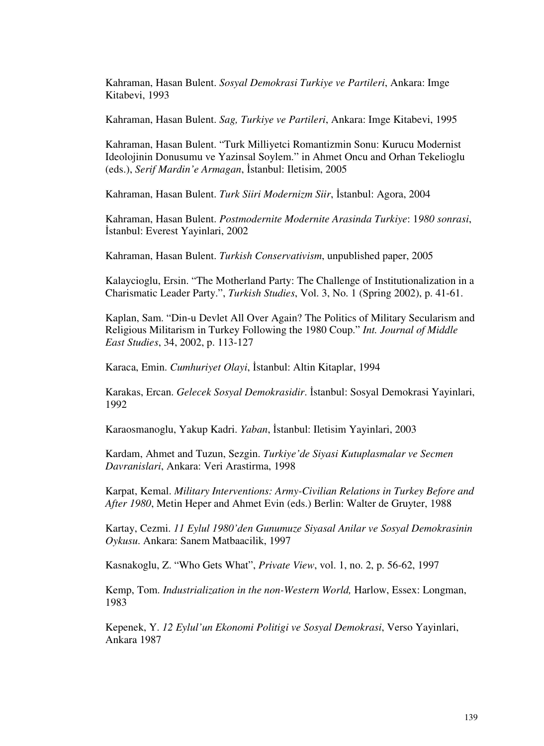Kahraman, Hasan Bulent. *Sosyal Demokrasi Turkiye ve Partileri*, Ankara: Imge Kitabevi, 1993

Kahraman, Hasan Bulent. *Sag, Turkiye ve Partileri*, Ankara: Imge Kitabevi, 1995

Kahraman, Hasan Bulent. "Turk Milliyetci Romantizmin Sonu: Kurucu Modernist Ideolojinin Donusumu ve Yazinsal Soylem." in Ahmet Oncu and Orhan Tekelioglu (eds.), *Serif Mardin'e Armagan*, İstanbul: Iletisim, 2005

Kahraman, Hasan Bulent. *Turk Siiri Modernizm Siir*, İstanbul: Agora, 2004

Kahraman, Hasan Bulent. *Postmodernite Modernite Arasinda Turkiye*: 1*980 sonrasi*, İstanbul: Everest Yayinlari, 2002

Kahraman, Hasan Bulent. *Turkish Conservativism*, unpublished paper, 2005

Kalaycioglu, Ersin. "The Motherland Party: The Challenge of Institutionalization in a Charismatic Leader Party.", *Turkish Studies*, Vol. 3, No. 1 (Spring 2002), p. 41-61.

Kaplan, Sam. "Din-u Devlet All Over Again? The Politics of Military Secularism and Religious Militarism in Turkey Following the 1980 Coup." *Int. Journal of Middle East Studies*, 34, 2002, p. 113-127

Karaca, Emin. *Cumhuriyet Olayi*, İstanbul: Altin Kitaplar, 1994

Karakas, Ercan. *Gelecek Sosyal Demokrasidir*. İstanbul: Sosyal Demokrasi Yayinlari, 1992

Karaosmanoglu, Yakup Kadri. *Yaban*, İstanbul: Iletisim Yayinlari, 2003

Kardam, Ahmet and Tuzun, Sezgin. *Turkiye'de Siyasi Kutuplasmalar ve Secmen Davranislari*, Ankara: Veri Arastirma, 1998

Karpat, Kemal. *Military Interventions: Army-Civilian Relations in Turkey Before and After 1980*, Metin Heper and Ahmet Evin (eds.) Berlin: Walter de Gruyter, 1988

Kartay, Cezmi. *11 Eylul 1980'den Gunumuze Siyasal Anilar ve Sosyal Demokrasinin Oykusu*. Ankara: Sanem Matbaacilik, 1997

Kasnakoglu, Z. "Who Gets What", *Private View*, vol. 1, no. 2, p. 56-62, 1997

Kemp, Tom. *Industrialization in the non-Western World,* Harlow, Essex: Longman, 1983

Kepenek, Y. *12 Eylul'un Ekonomi Politigi ve Sosyal Demokrasi*, Verso Yayinlari, Ankara 1987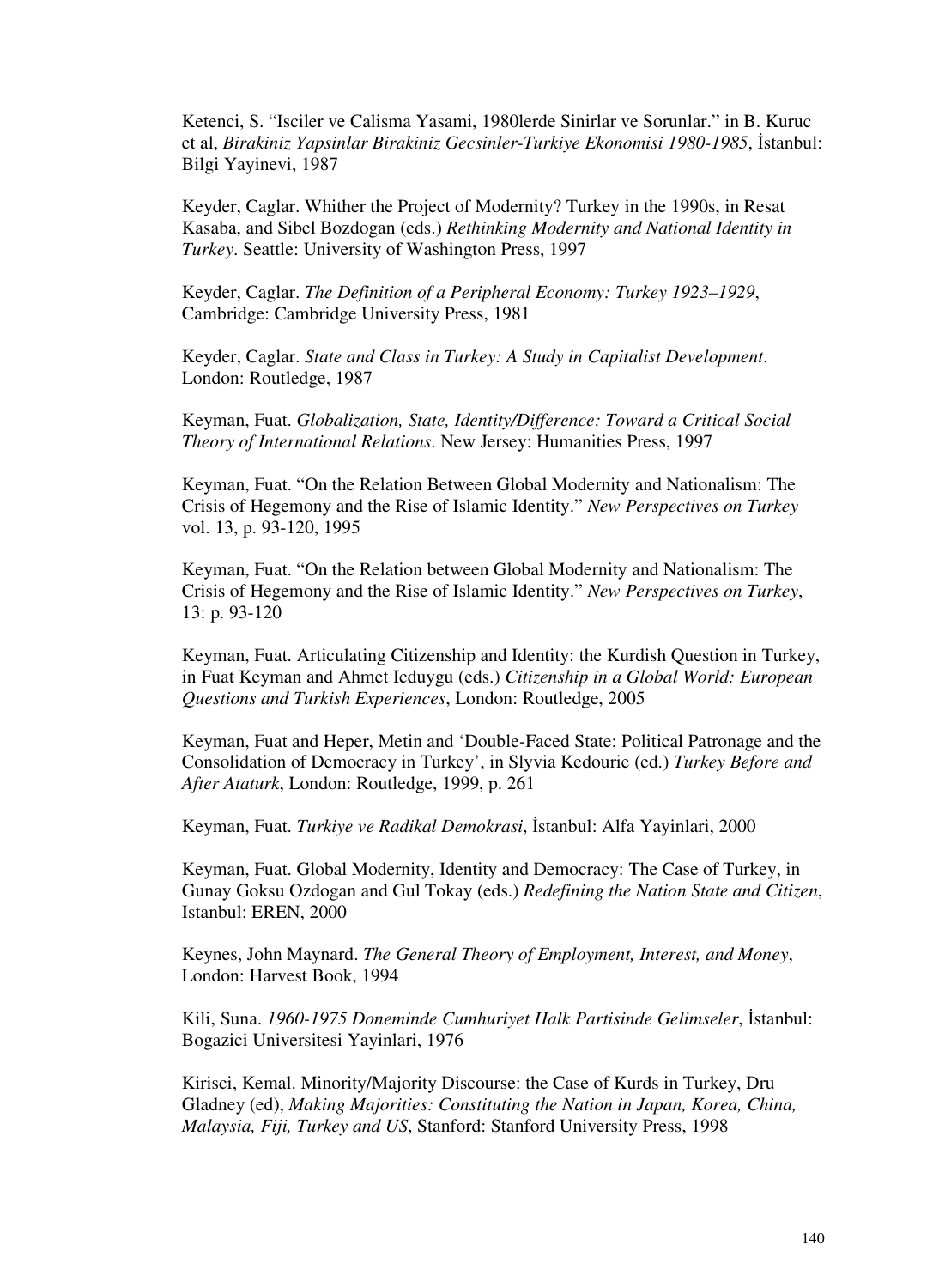Ketenci, S. "Isciler ve Calisma Yasami, 1980lerde Sinirlar ve Sorunlar." in B. Kuruc et al, *Birakiniz Yapsinlar Birakiniz Gecsinler-Turkiye Ekonomisi 1980-1985*, İstanbul: Bilgi Yayinevi, 1987

Keyder, Caglar. Whither the Project of Modernity? Turkey in the 1990s, in Resat Kasaba, and Sibel Bozdogan (eds.) *Rethinking Modernity and National Identity in Turkey*. Seattle: University of Washington Press, 1997

Keyder, Caglar. *The Definition of a Peripheral Economy: Turkey 1923–1929*, Cambridge: Cambridge University Press, 1981

Keyder, Caglar. *State and Class in Turkey: A Study in Capitalist Development*. London: Routledge, 1987

Keyman, Fuat. *Globalization, State, Identity/Difference: Toward a Critical Social Theory of International Relations*. New Jersey: Humanities Press, 1997

Keyman, Fuat. "On the Relation Between Global Modernity and Nationalism: The Crisis of Hegemony and the Rise of Islamic Identity." *New Perspectives on Turkey* vol. 13, p. 93-120, 1995

Keyman, Fuat. "On the Relation between Global Modernity and Nationalism: The Crisis of Hegemony and the Rise of Islamic Identity." *New Perspectives on Turkey*, 13: p. 93-120

Keyman, Fuat. Articulating Citizenship and Identity: the Kurdish Question in Turkey, in Fuat Keyman and Ahmet Icduygu (eds.) *Citizenship in a Global World: European Questions and Turkish Experiences*, London: Routledge, 2005

Keyman, Fuat and Heper, Metin and 'Double-Faced State: Political Patronage and the Consolidation of Democracy in Turkey', in Slyvia Kedourie (ed.) *Turkey Before and After Ataturk*, London: Routledge, 1999, p. 261

Keyman, Fuat. *Turkiye ve Radikal Demokrasi*, İstanbul: Alfa Yayinlari, 2000

Keyman, Fuat. Global Modernity, Identity and Democracy: The Case of Turkey, in Gunay Goksu Ozdogan and Gul Tokay (eds.) *Redefining the Nation State and Citizen*, Istanbul: EREN, 2000

Keynes, John Maynard. *The General Theory of Employment, Interest, and Money*, London: Harvest Book, 1994

Kili, Suna. *1960-1975 Doneminde Cumhuriyet Halk Partisinde Gelimseler*, İstanbul: Bogazici Universitesi Yayinlari, 1976

Kirisci, Kemal. Minority/Majority Discourse: the Case of Kurds in Turkey, Dru Gladney (ed), *Making Majorities: Constituting the Nation in Japan, Korea, China, Malaysia, Fiji, Turkey and US*, Stanford: Stanford University Press, 1998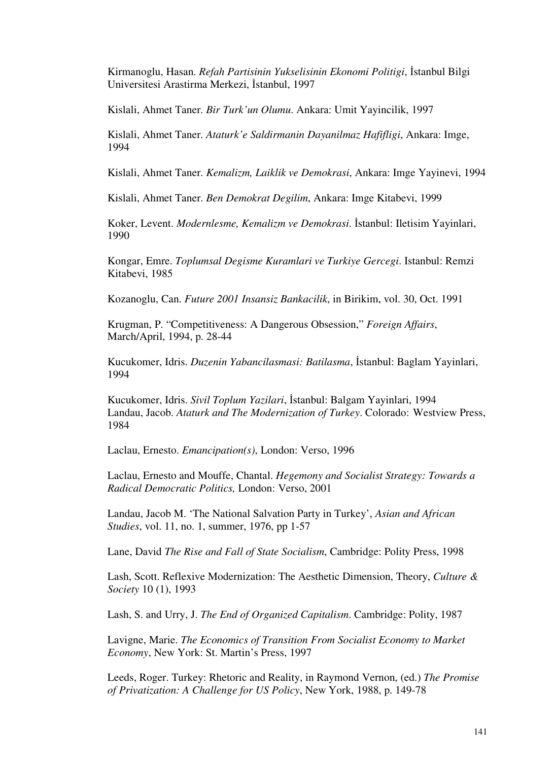Kirmanoglu, Hasan. *Refah Partisinin Yukselisinin Ekonomi Politigi*, İstanbul Bilgi Universitesi Arastirma Merkezi, İstanbul, 1997

Kislali, Ahmet Taner. *Bir Turk'un Olumu.* Ankara: Umit Yayincilik, 1997

Kislali, Ahmet Taner. *Ataturk'e Saldirmanin Dayanilmaz Hafifligi*, Ankara: Imge, 1994

Kislali, Ahmet Taner. *Kemalizm, Laiklik ve Demokrasi*, Ankara: Imge Yayinevi, 1994

Kislali, Ahmet Taner. *Ben Demokrat Degilim*, Ankara: Imge Kitabevi, 1999

Koker, Levent. *Modernlesme, Kemalizm ve Demokrasi*. İstanbul: Iletisim Yayinlari, 1990

Kongar, Emre. *Toplumsal Degisme Kuramlari ve Turkiye Gercegi*. Istanbul: Remzi Kitabevi, 1985

Kozanoglu, Can. *Future 2001 Insansiz Bankacilik*, in Birikim, vol. 30, Oct. 1991

Krugman, P. "Competitiveness: A Dangerous Obsession," *Foreign Affairs*, March/April, 1994, p. 28-44

Kucukomer, Idris. *Duzenin Yabancilasmasi: Batilasma*, İstanbul: Baglam Yayinlari, 1994

Kucukomer, Idris. *Sivil Toplum Yazilari*, İstanbul: Balgam Yayinlari, 1994

Landau, Jacob. *Ataturk and The Modernization of Turkey*. Colorado: Westview Press, 1984

Laclau, Ernesto. *Emancipation(s)*, London: Verso, 1996

Laclau, Ernesto and Mouffe, Chantal. *Hegemony and Socialist Strategy: Towards a Radical Democratic Politics,* London: Verso, 2001

Landau, Jacob M. 'The National Salvation Party in Turkey', *Asian and African Studies*, vol. 11, no. 1, summer, 1976, pp 1-57

Lane, David *The Rise and Fall of State Socialism*, Cambridge: Polity Press, 1998

Lash, Scott. Reflexive Modernization: The Aesthetic Dimension, Theory, *Culture & Society* 10 (1), 1993

Lash, S. and Urry, J. *The End of Organized Capitalism*. Cambridge: Polity, 1987

Lavigne, Marie. *The Economics of Transition From Socialist Economy to Market Economy*, New York: St. Martin's Press, 1997

Leeds, Roger. Turkey: Rhetoric and Reality, in Raymond Vernon, (ed.) *The Promise of Privatization: A Challenge for US Policy*, New York, 1988, p. 149-78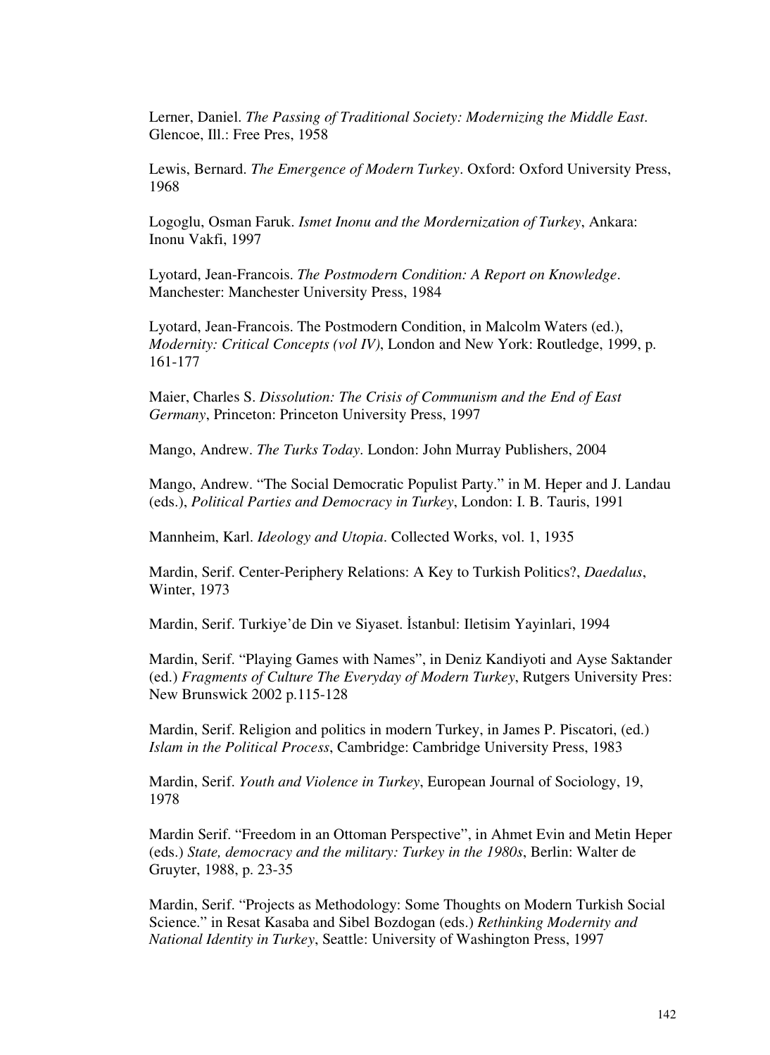Lerner, Daniel. *The Passing of Traditional Society: Modernizing the Middle East*. Glencoe, Ill.: Free Pres, 1958

Lewis, Bernard. *The Emergence of Modern Turkey*. Oxford: Oxford University Press, 1968

Logoglu, Osman Faruk. *Ismet Inonu and the Mordernization of Turkey*, Ankara: Inonu Vakfi, 1997

Lyotard, Jean-Francois. *The Postmodern Condition: A Report on Knowledge*. Manchester: Manchester University Press, 1984

Lyotard, Jean-Francois. The Postmodern Condition, in Malcolm Waters (ed.), *Modernity: Critical Concepts (vol IV)*, London and New York: Routledge, 1999, p. 161-177

Maier, Charles S. *Dissolution: The Crisis of Communism and the End of East Germany*, Princeton: Princeton University Press, 1997

Mango, Andrew. *The Turks Today*. London: John Murray Publishers, 2004

Mango, Andrew. "The Social Democratic Populist Party." in M. Heper and J. Landau (eds.), *Political Parties and Democracy in Turkey*, London: I. B. Tauris, 1991

Mannheim, Karl. *Ideology and Utopia*. Collected Works, vol. 1, 1935

Mardin, Serif. Center-Periphery Relations: A Key to Turkish Politics?, *Daedalus*, Winter, 1973

Mardin, Serif. Turkiye'de Din ve Siyaset. İstanbul: Iletisim Yayinlari, 1994

Mardin, Serif. "Playing Games with Names", in Deniz Kandiyoti and Ayse Saktander (ed.) *Fragments of Culture The Everyday of Modern Turkey*, Rutgers University Pres: New Brunswick 2002 p.115-128

Mardin, Serif. Religion and politics in modern Turkey, in James P. Piscatori, (ed.) *Islam in the Political Process*, Cambridge: Cambridge University Press, 1983

Mardin, Serif. *Youth and Violence in Turkey*, European Journal of Sociology, 19, 1978

Mardin Serif. "Freedom in an Ottoman Perspective", in Ahmet Evin and Metin Heper (eds.) *State, democracy and the military: Turkey in the 1980s*, Berlin: Walter de Gruyter, 1988, p. 23-35

Mardin, Serif. "Projects as Methodology: Some Thoughts on Modern Turkish Social Science." in Resat Kasaba and Sibel Bozdogan (eds.) *Rethinking Modernity and National Identity in Turkey*, Seattle: University of Washington Press, 1997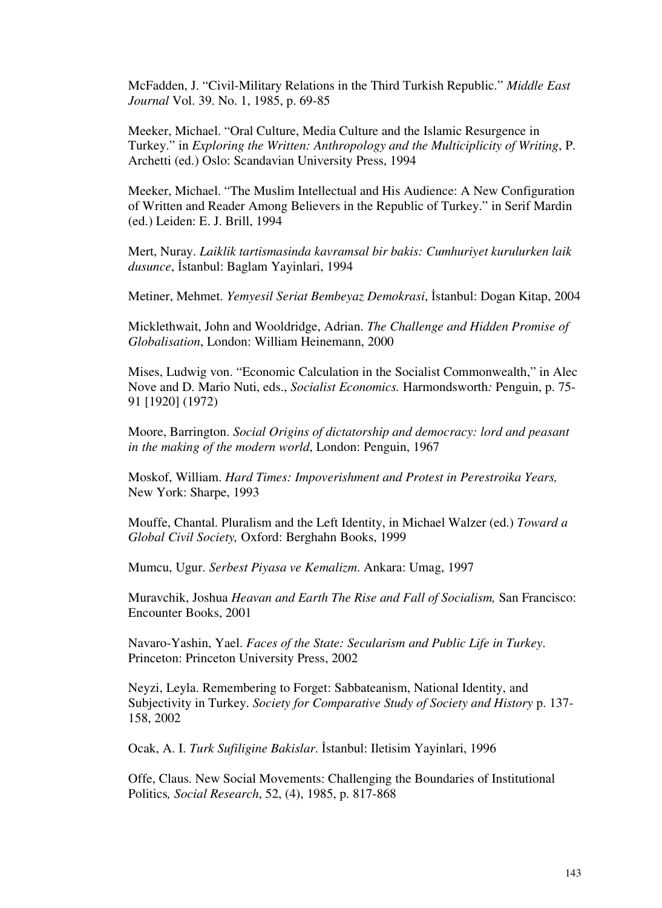McFadden, J. "Civil-Military Relations in the Third Turkish Republic." *Middle East Journal* Vol. 39. No. 1, 1985, p. 69-85

Meeker, Michael. "Oral Culture, Media Culture and the Islamic Resurgence in Turkey." in *Exploring the Written: Anthropology and the Multicplicity of Writing*, P. Archetti (ed.) Oslo: Scandavian University Press, 1994

Meeker, Michael. "The Muslim Intellectual and His Audience: A New Configuration of Written and Reader Among Believers in the Republic of Turkey." in Serif Mardin (ed.) Leiden: E. J. Brill, 1994

Mert, Nuray. *Laiklik tartismasinda kavramsal bir bakis: Cumhuriyet kurulurken laik dusunce*, İstanbul: Baglam Yayinlari, 1994

Metiner, Mehmet. *Yemyesil Seriat Bembeyaz Demokrasi*, İstanbul: Dogan Kitap, 2004

Micklethwait, John and Wooldridge, Adrian. *The Challenge and Hidden Promise of Globalisation*, London: William Heinemann, 2000

Mises, Ludwig von. "Economic Calculation in the Socialist Commonwealth," in Alec Nove and D. Mario Nuti, eds., *Socialist Economics.* Harmondsworth*:* Penguin, p. 75-91 [1920] (1972)

Moore, Barrington. *Social Origins of dictatorship and democracy: lord and peasant in the making of the modern world*, London: Penguin, 1967

Moskof, William. *Hard Times: Impoverishment and Protest in Perestroika Years,* New York: Sharpe, 1993

Mouffe, Chantal. Pluralism and the Left Identity, in Michael Walzer (ed.) *Toward a Global Civil Society,* Oxford: Berghahn Books, 1999

Mumcu, Ugur. *Serbest Piyasa ve Kemalizm*. Ankara: Umag, 1997

Muravchik, Joshua *Heavan and Earth The Rise and Fall of Socialism,* San Francisco: Encounter Books, 2001

Navaro-Yashin, Yael. *Faces of the State: Secularism and Public Life in Turkey*. Princeton: Princeton University Press, 2002

Neyzi, Leyla. Remembering to Forget: Sabbateanism, National Identity, and Subjectivity in Turkey. *Society for Comparative Study of Society and History* p. 137-158, 2002

Ocak, A. I. *Turk Sufiligine Bakislar*. İstanbul: Iletisim Yayinlari, 1996

Offe, Claus. New Social Movements: Challenging the Boundaries of Institutional Politics*, Social Research*, 52, (4), 1985, p. 817-868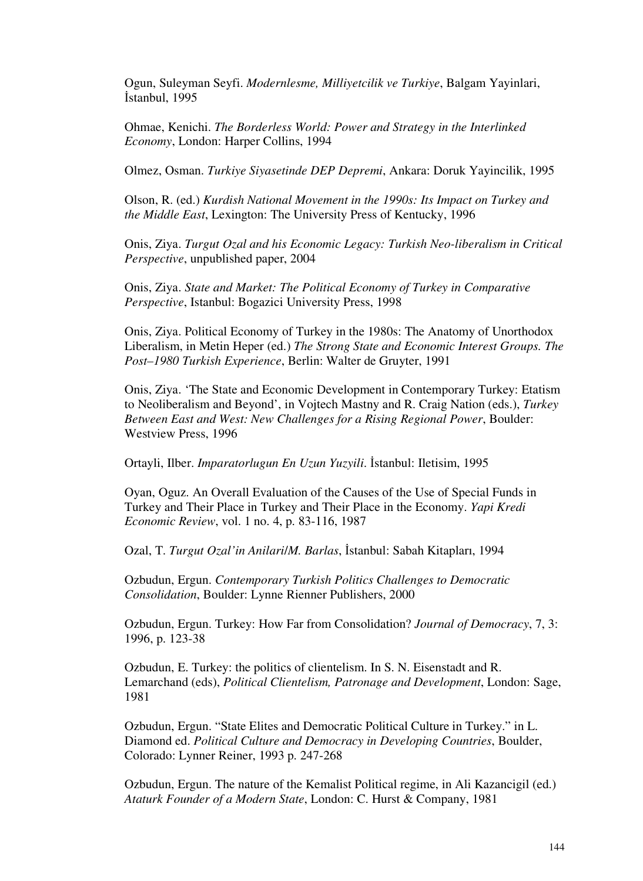Ogun, Suleyman Seyfi. *Modernlesme, Milliyetcilik ve Turkiye*, Balgam Yayinlari, İstanbul, 1995

Ohmae, Kenichi. *The Borderless World: Power and Strategy in the Interlinked Economy*, London: Harper Collins, 1994

Olmez, Osman. *Turkiye Siyasetinde DEP Depremi*, Ankara: Doruk Yayincilik, 1995

Olson, R. (ed.) *Kurdish National Movement in the 1990s: Its Impact on Turkey and the Middle East*, Lexington: The University Press of Kentucky, 1996

Onis, Ziya. *Turgut Ozal and his Economic Legacy: Turkish Neo-liberalism in Critical Perspective*, unpublished paper, 2004

Onis, Ziya. *State and Market: The Political Economy of Turkey in Comparative Perspective*, Istanbul: Bogazici University Press, 1998

Onis, Ziya. Political Economy of Turkey in the 1980s: The Anatomy of Unorthodox Liberalism, in Metin Heper (ed.) *The Strong State and Economic Interest Groups. The Post–1980 Turkish Experience*, Berlin: Walter de Gruyter, 1991

Onis, Ziya. 'The State and Economic Development in Contemporary Turkey: Etatism to Neoliberalism and Beyond', in Vojtech Mastny and R. Craig Nation (eds.), *Turkey Between East and West: New Challenges for a Rising Regional Power*, Boulder: Westview Press, 1996

Ortayli, Ilber. *Imparatorlugun En Uzun Yuzyili*. İstanbul: Iletisim, 1995

Oyan, Oguz. An Overall Evaluation of the Causes of the Use of Special Funds in Turkey and Their Place in Turkey and Their Place in the Economy. *Yapi Kredi Economic Review*, vol. 1 no. 4, p. 83-116, 1987

Ozal, T. *Turgut Ozal'in Anilari/M. Barlas*, İstanbul: Sabah Kitapları, 1994

Ozbudun, Ergun. *Contemporary Turkish Politics Challenges to Democratic Consolidation*, Boulder: Lynne Rienner Publishers, 2000

Ozbudun, Ergun. Turkey: How Far from Consolidation? *Journal of Democracy*, 7, 3: 1996, p. 123-38

Ozbudun, E. Turkey: the politics of clientelism. In S. N. Eisenstadt and R. Lemarchand (eds), *Political Clientelism, Patronage and Development*, London: Sage, 1981

Ozbudun, Ergun. "State Elites and Democratic Political Culture in Turkey." in L. Diamond ed. *Political Culture and Democracy in Developing Countries*, Boulder, Colorado: Lynner Reiner, 1993 p. 247-268

Ozbudun, Ergun. The nature of the Kemalist Political regime, in Ali Kazancigil (ed.) *Ataturk Founder of a Modern State*, London: C. Hurst & Company, 1981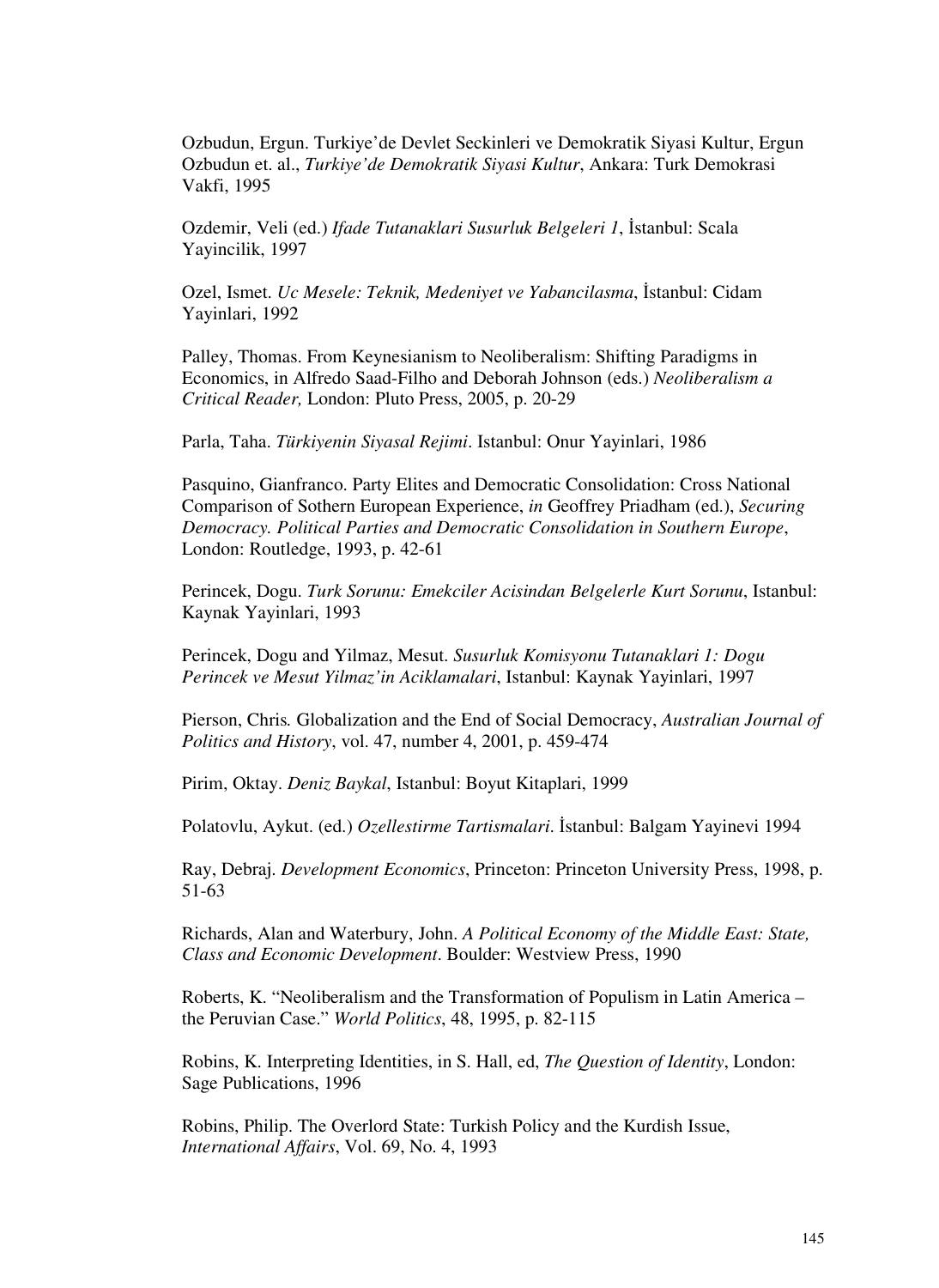Ozbudun, Ergun. Turkiye'de Devlet Seckinleri ve Demokratik Siyasi Kultur, Ergun Ozbudun et. al., *Turkiye'de Demokratik Siyasi Kultur*, Ankara: Turk Demokrasi Vakfi, 1995

Ozdemir, Veli (ed.) *Ifade Tutanaklari Susurluk Belgeleri 1*, İstanbul: Scala Yayincilik, 1997

Ozel, Ismet. *Uc Mesele: Teknik, Medeniyet ve Yabancilasma*, İstanbul: Cidam Yayinlari, 1992

Palley, Thomas. From Keynesianism to Neoliberalism: Shifting Paradigms in Economics, in Alfredo Saad-Filho and Deborah Johnson (eds.) *Neoliberalism a Critical Reader,* London: Pluto Press, 2005, p. 20-29

Parla, Taha. *Türkiyenin Siyasal Rejimi*. Istanbul: Onur Yayinlari, 1986

Pasquino, Gianfranco. Party Elites and Democratic Consolidation: Cross National Comparison of Sothern European Experience, *in* Geoffrey Priadham (ed.), *Securing Democracy. Political Parties and Democratic Consolidation in Southern Europe*, London: Routledge, 1993, p. 42-61

Perincek, Dogu. *Turk Sorunu: Emekciler Acisindan Belgelerle Kurt Sorunu*, Istanbul: Kaynak Yayinlari, 1993

Perincek, Dogu and Yilmaz, Mesut. *Susurluk Komisyonu Tutanaklari 1: Dogu Perincek ve Mesut Yilmaz'in Aciklamalari*, Istanbul: Kaynak Yayinlari, 1997

Pierson, Chris*.* Globalization and the End of Social Democracy, *Australian Journal of Politics and History*, vol. 47, number 4, 2001, p. 459-474

Pirim, Oktay. *Deniz Baykal*, Istanbul: Boyut Kitaplari, 1999

Polatovlu, Aykut. (ed.) *Ozellestirme Tartismalari*. İstanbul: Balgam Yayinevi 1994

Ray, Debraj. *Development Economics*, Princeton: Princeton University Press, 1998, p. 51-63

Richards, Alan and Waterbury, John. *A Political Economy of the Middle East: State, Class and Economic Development*. Boulder: Westview Press, 1990

Roberts, K. "Neoliberalism and the Transformation of Populism in Latin America – the Peruvian Case." *World Politics*, 48, 1995, p. 82-115

Robins, K. Interpreting Identities, in S. Hall, ed, *The Question of Identity*, London: Sage Publications, 1996

Robins, Philip. The Overlord State: Turkish Policy and the Kurdish Issue, *International Affairs*, Vol. 69, No. 4, 1993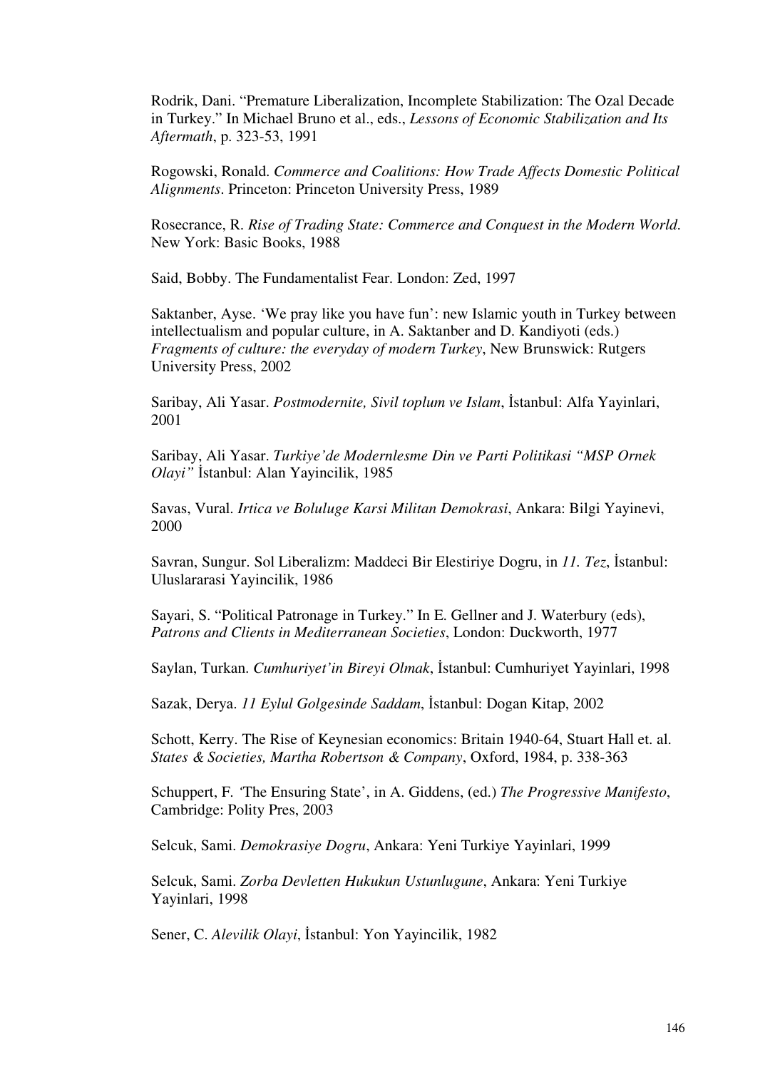Rodrik, Dani. "Premature Liberalization, Incomplete Stabilization: The Ozal Decade in Turkey." In Michael Bruno et al., eds., *Lessons of Economic Stabilization and Its Aftermath*, p. 323-53, 1991

Rogowski, Ronald. *Commerce and Coalitions: How Trade Affects Domestic Political Alignments*. Princeton: Princeton University Press, 1989

Rosecrance, R. *Rise of Trading State: Commerce and Conquest in the Modern World*. New York: Basic Books, 1988

Said, Bobby. The Fundamentalist Fear. London: Zed, 1997

Saktanber, Ayse. 'We pray like you have fun': new Islamic youth in Turkey between intellectualism and popular culture, in A. Saktanber and D. Kandiyoti (eds.) *Fragments of culture: the everyday of modern Turkey*, New Brunswick: Rutgers University Press, 2002

Saribay, Ali Yasar. *Postmodernite, Sivil toplum ve Islam*, İstanbul: Alfa Yayinlari, 2001

Saribay, Ali Yasar. *Turkiye'de Modernlesme Din ve Parti Politikasi "MSP Ornek Olayi"* İstanbul: Alan Yayincilik, 1985

Savas, Vural. *Irtica ve Boluluge Karsi Militan Demokrasi*, Ankara: Bilgi Yayinevi, 2000

Savran, Sungur. Sol Liberalizm: Maddeci Bir Elestiriye Dogru, in *11. Tez*, İstanbul: Uluslararasi Yayincilik, 1986

Sayari, S. "Political Patronage in Turkey." In E. Gellner and J. Waterbury (eds), *Patrons and Clients in Mediterranean Societies*, London: Duckworth, 1977

Saylan, Turkan. *Cumhuriyet'in Bireyi Olmak*, İstanbul: Cumhuriyet Yayinlari, 1998

Sazak, Derya. *11 Eylul Golgesinde Saddam*, İstanbul: Dogan Kitap, 2002

Schott, Kerry. The Rise of Keynesian economics: Britain 1940-64, Stuart Hall et. al. *States & Societies, Martha Robertson & Company*, Oxford, 1984, p. 338-363

Schuppert, F. 'The Ensuring State', in A. Giddens, (ed.) *The Progressive Manifesto*, Cambridge: Polity Pres, 2003

Selcuk, Sami. *Demokrasiye Dogru*, Ankara: Yeni Turkiye Yayinlari, 1999

Selcuk, Sami. *Zorba Devletten Hukukun Ustunlugune*, Ankara: Yeni Turkiye Yayinlari, 1998

Sener, C. *Alevilik Olayi*, İstanbul: Yon Yayincilik, 1982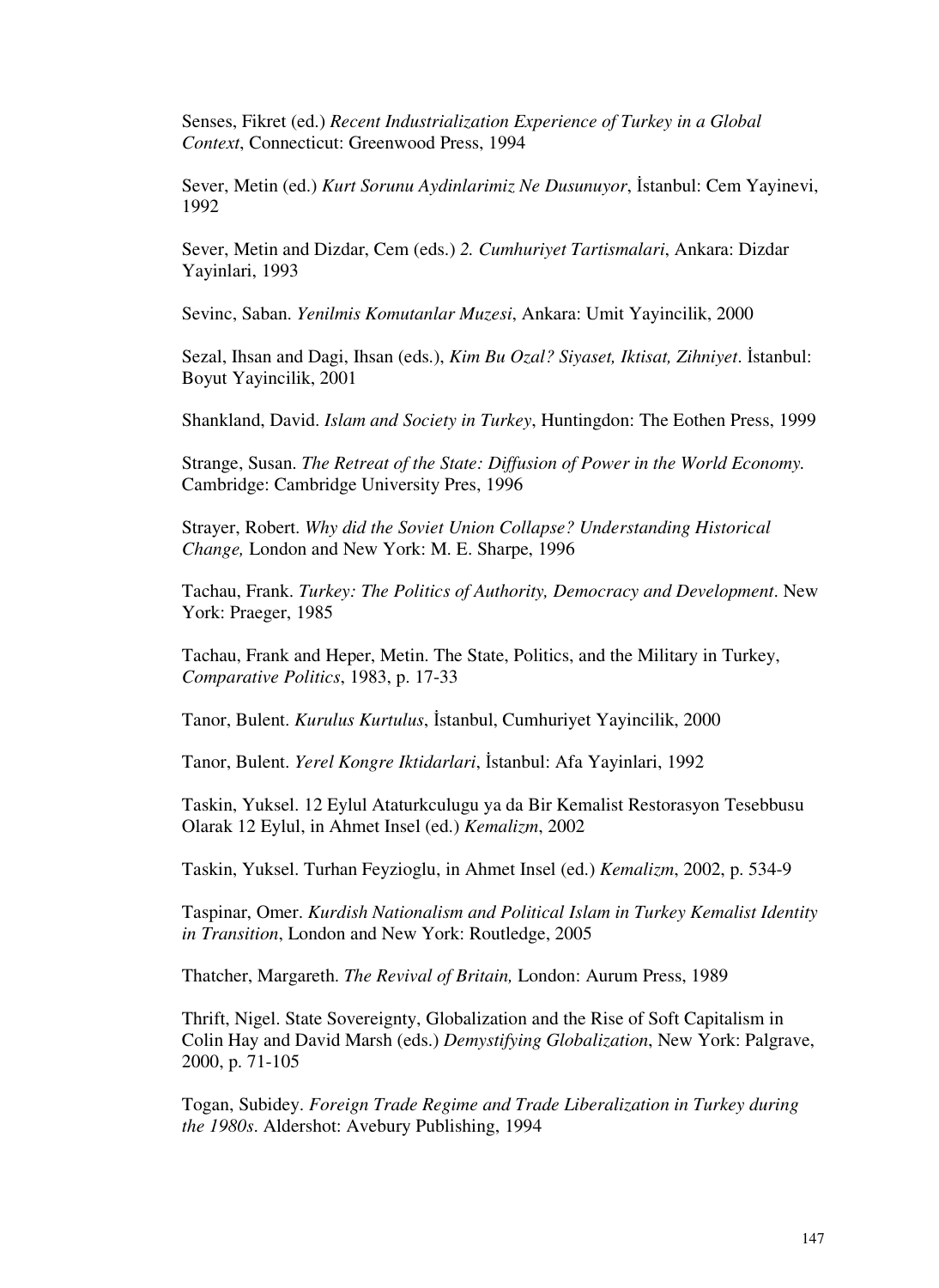Senses, Fikret (ed.) *Recent Industrialization Experience of Turkey in a Global Context*, Connecticut: Greenwood Press, 1994

Sever, Metin (ed.) *Kurt Sorunu Aydinlarimiz Ne Dusunuyor*, İstanbul: Cem Yayinevi, 1992

Sever, Metin and Dizdar, Cem (eds.) *2. Cumhuriyet Tartismalari*, Ankara: Dizdar Yayinlari, 1993

Sevinc, Saban. *Yenilmis Komutanlar Muzesi*, Ankara: Umit Yayincilik, 2000

Sezal, Ihsan and Dagi, Ihsan (eds.), *Kim Bu Ozal? Siyaset, Iktisat, Zihniyet*. İstanbul: Boyut Yayincilik, 2001

Shankland, David. *Islam and Society in Turkey*, Huntingdon: The Eothen Press, 1999

Strange, Susan. *The Retreat of the State: Diffusion of Power in the World Economy.* Cambridge: Cambridge University Pres, 1996

Strayer, Robert. *Why did the Soviet Union Collapse? Understanding Historical Change,* London and New York: M. E. Sharpe, 1996

Tachau, Frank. *Turkey: The Politics of Authority, Democracy and Development*. New York: Praeger, 1985

Tachau, Frank and Heper, Metin. The State, Politics, and the Military in Turkey, *Comparative Politics*, 1983, p. 17-33

Tanor, Bulent. *Kurulus Kurtulus*, İstanbul, Cumhuriyet Yayincilik, 2000

Tanor, Bulent. *Yerel Kongre Iktidarlari*, İstanbul: Afa Yayinlari, 1992

Taskin, Yuksel. 12 Eylul Ataturkculugu ya da Bir Kemalist Restorasyon Tesebbusu Olarak 12 Eylul, in Ahmet Insel (ed.) *Kemalizm*, 2002

Taskin, Yuksel. Turhan Feyzioglu, in Ahmet Insel (ed.) *Kemalizm*, 2002, p. 534-9

Taspinar, Omer. *Kurdish Nationalism and Political Islam in Turkey Kemalist Identity in Transition*, London and New York: Routledge, 2005

Thatcher, Margareth. *The Revival of Britain,* London: Aurum Press, 1989

Thrift, Nigel. State Sovereignty, Globalization and the Rise of Soft Capitalism in Colin Hay and David Marsh (eds.) *Demystifying Globalization*, New York: Palgrave, 2000, p. 71-105

Togan, Subidey. *Foreign Trade Regime and Trade Liberalization in Turkey during the 1980s*. Aldershot: Avebury Publishing, 1994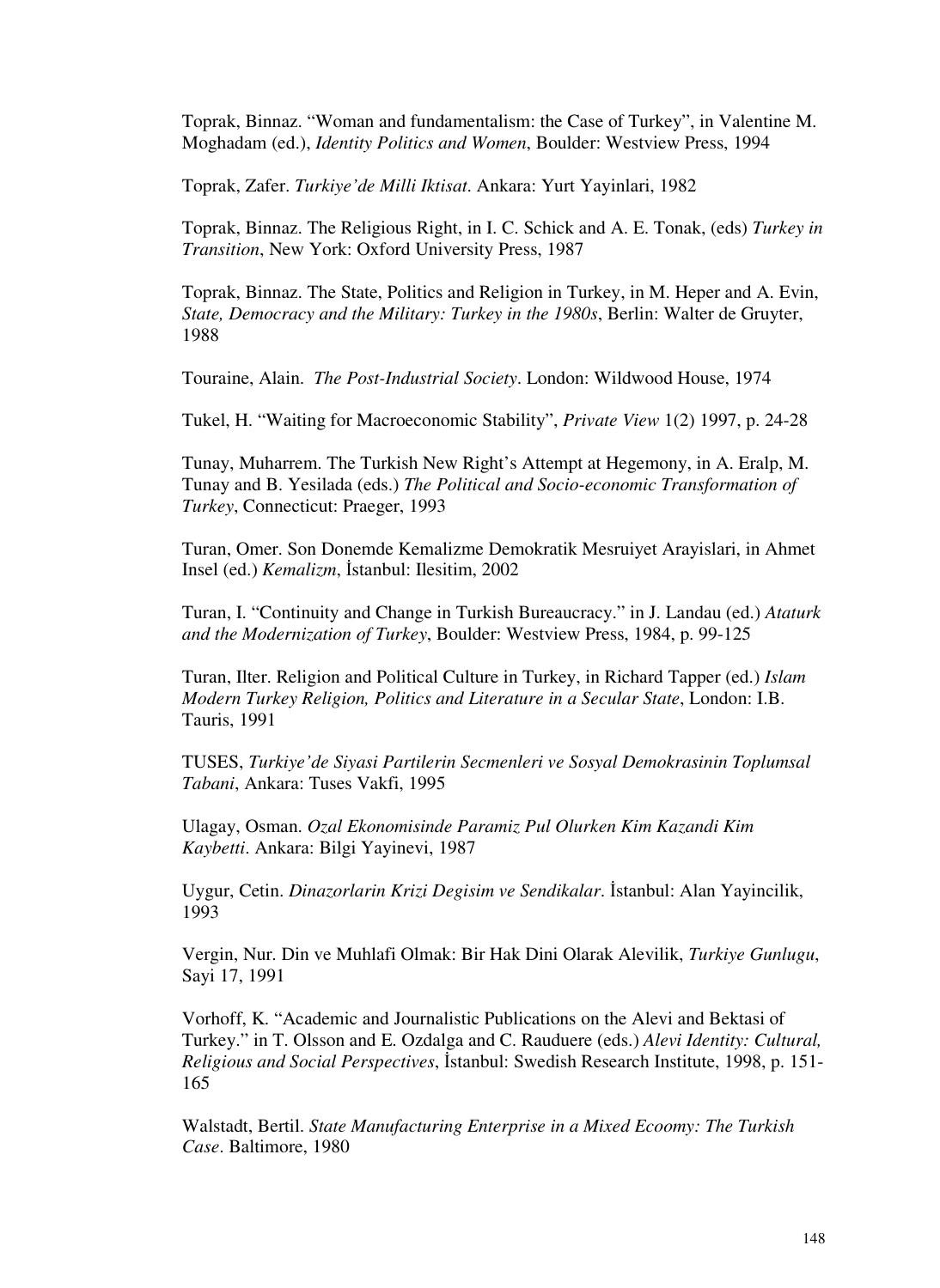Toprak, Binnaz. "Woman and fundamentalism: the Case of Turkey", in Valentine M. Moghadam (ed.), *Identity Politics and Women*, Boulder: Westview Press, 1994

Toprak, Zafer. *Turkiye'de Milli Iktisat*. Ankara: Yurt Yayinlari, 1982

Toprak, Binnaz. The Religious Right, in I. C. Schick and A. E. Tonak, (eds) *Turkey in Transition*, New York: Oxford University Press, 1987

Toprak, Binnaz. The State, Politics and Religion in Turkey, in M. Heper and A. Evin, *State, Democracy and the Military: Turkey in the 1980s*, Berlin: Walter de Gruyter, 1988

Touraine, Alain. *The Post-Industrial Society*. London: Wildwood House, 1974

Tukel, H. "Waiting for Macroeconomic Stability", *Private View* 1(2) 1997, p. 24-28

Tunay, Muharrem. The Turkish New Right's Attempt at Hegemony, in A. Eralp, M. Tunay and B. Yesilada (eds.) *The Political and Socio-economic Transformation of Turkey*, Connecticut: Praeger, 1993

Turan, Omer. Son Donemde Kemalizme Demokratik Mesruiyet Arayislari, in Ahmet Insel (ed.) *Kemalizm*, İstanbul: Ilesitim, 2002

Turan, I. "Continuity and Change in Turkish Bureaucracy." in J. Landau (ed.) *Ataturk and the Modernization of Turkey*, Boulder: Westview Press, 1984, p. 99-125

Turan, Ilter. Religion and Political Culture in Turkey, in Richard Tapper (ed.) *Islam Modern Turkey Religion, Politics and Literature in a Secular State*, London: I.B. Tauris, 1991

TUSES, *Turkiye'de Siyasi Partilerin Secmenleri ve Sosyal Demokrasinin Toplumsal Tabani*, Ankara: Tuses Vakfi, 1995

Ulagay, Osman. *Ozal Ekonomisinde Paramiz Pul Olurken Kim Kazandi Kim Kaybetti*. Ankara: Bilgi Yayinevi, 1987

Uygur, Cetin. *Dinazorlarin Krizi Degisim ve Sendikalar*. İstanbul: Alan Yayincilik, 1993

Vergin, Nur. Din ve Muhlafi Olmak: Bir Hak Dini Olarak Alevilik, *Turkiye Gunlugu*, Sayi 17, 1991

Vorhoff, K. "Academic and Journalistic Publications on the Alevi and Bektasi of Turkey." in T. Olsson and E. Ozdalga and C. Rauduere (eds.) *Alevi Identity: Cultural, Religious and Social Perspectives*, İstanbul: Swedish Research Institute, 1998, p. 151-165

Walstadt, Bertil. *State Manufacturing Enterprise in a Mixed Ecoomy: The Turkish Case*. Baltimore, 1980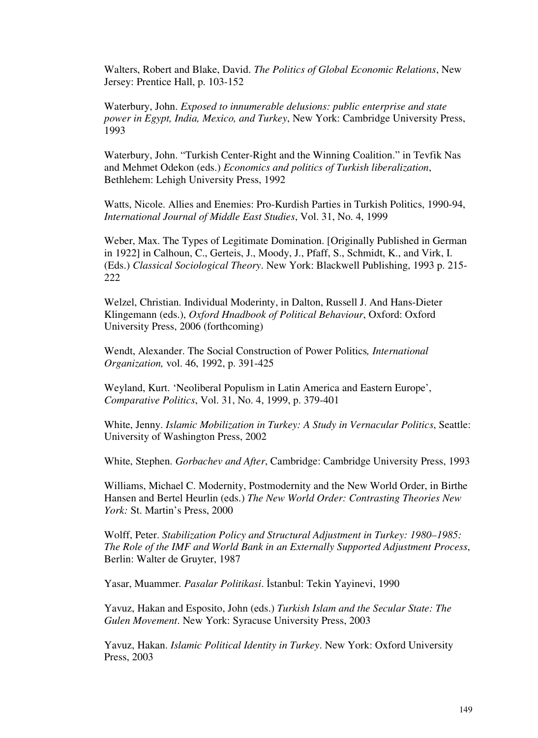Walters, Robert and Blake, David. *The Politics of Global Economic Relations*, New Jersey: Prentice Hall, p. 103-152

Waterbury, John. *Exposed to innumerable delusions: public enterprise and state power in Egypt, India, Mexico, and Turkey*, New York: Cambridge University Press, 1993

Waterbury, John. "Turkish Center-Right and the Winning Coalition." in Tevfik Nas and Mehmet Odekon (eds.) *Economics and politics of Turkish liberalization*, Bethlehem: Lehigh University Press, 1992

Watts, Nicole. Allies and Enemies: Pro-Kurdish Parties in Turkish Politics, 1990-94, *International Journal of Middle East Studies*, Vol. 31, No. 4, 1999

Weber, Max. The Types of Legitimate Domination. [Originally Published in German in 1922] in Calhoun, C., Gerteis, J., Moody, J., Pfaff, S., Schmidt, K., and Virk, I. (Eds.) *Classical Sociological Theory*. New York: Blackwell Publishing, 1993 p. 215-222

Welzel, Christian. Individual Moderinty, in Dalton, Russell J. And Hans-Dieter Klingemann (eds.), *Oxford Hnadbook of Political Behaviour*, Oxford: Oxford University Press, 2006 (forthcoming)

Wendt, Alexander. The Social Construction of Power Politics*, International Organization,* vol. 46, 1992, p. 391-425

Weyland, Kurt. 'Neoliberal Populism in Latin America and Eastern Europe', *Comparative Politics*, Vol. 31, No. 4, 1999, p. 379-401

White, Jenny. *Islamic Mobilization in Turkey: A Study in Vernacular Politics*, Seattle: University of Washington Press, 2002

White, Stephen. *Gorbachev and After*, Cambridge: Cambridge University Press, 1993

Williams, Michael C. Modernity, Postmodernity and the New World Order, in Birthe Hansen and Bertel Heurlin (eds.) *The New World Order: Contrasting Theories New York:* St. Martin's Press, 2000

Wolff, Peter. *Stabilization Policy and Structural Adjustment in Turkey: 1980–1985: The Role of the IMF and World Bank in an Externally Supported Adjustment Process*, Berlin: Walter de Gruyter, 1987

Yasar, Muammer. *Pasalar Politikasi*. İstanbul: Tekin Yayinevi, 1990

Yavuz, Hakan and Esposito, John (eds.) *Turkish Islam and the Secular State: The Gulen Movement*. New York: Syracuse University Press, 2003

Yavuz, Hakan. *Islamic Political Identity in Turkey*. New York: Oxford University Press, 2003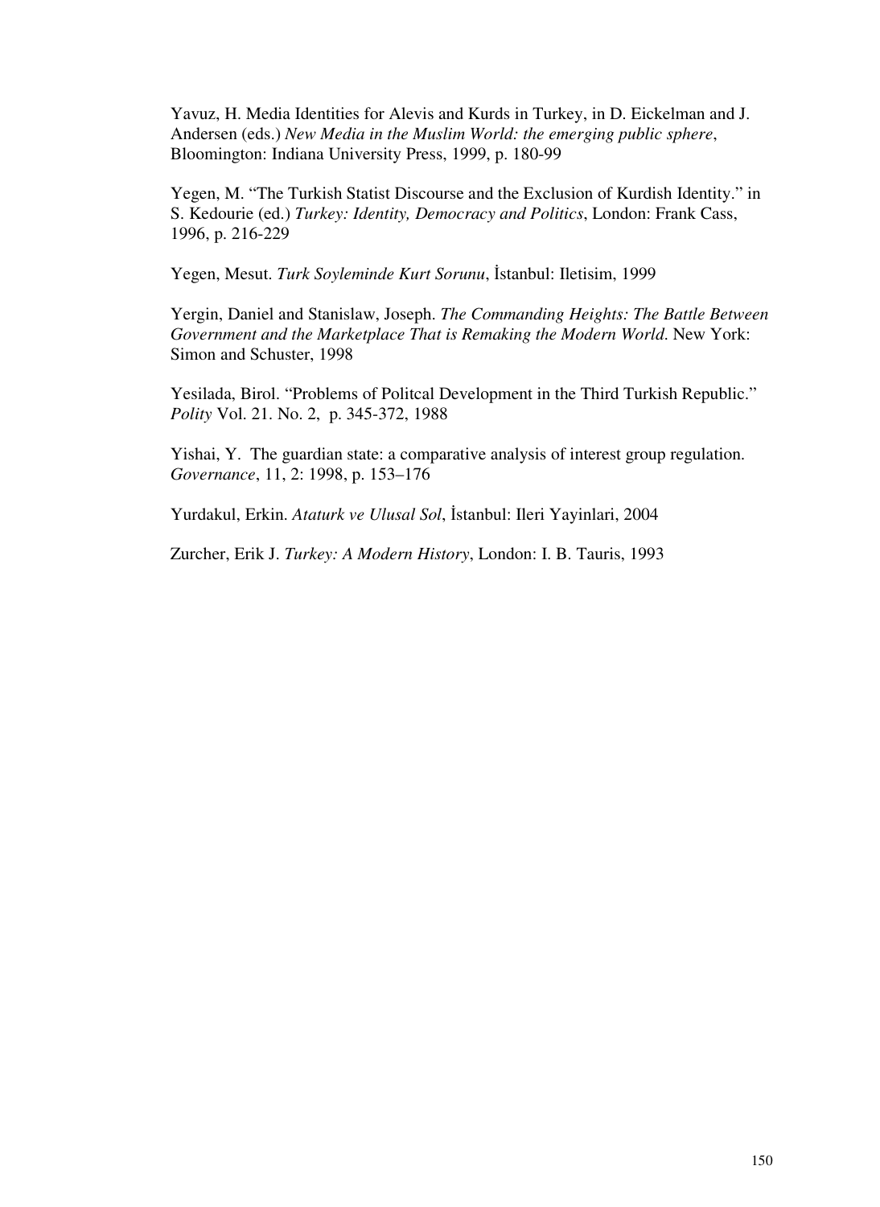Yavuz, H. Media Identities for Alevis and Kurds in Turkey, in D. Eickelman and J. Andersen (eds.) *New Media in the Muslim World: the emerging public sphere*, Bloomington: Indiana University Press, 1999, p. 180-99

Yegen, M. "The Turkish Statist Discourse and the Exclusion of Kurdish Identity." in S. Kedourie (ed.) *Turkey: Identity, Democracy and Politics*, London: Frank Cass, 1996, p. 216-229

Yegen, Mesut. *Turk Soyleminde Kurt Sorunu*, İstanbul: Iletisim, 1999

Yergin, Daniel and Stanislaw, Joseph. *The Commanding Heights: The Battle Between Government and the Marketplace That is Remaking the Modern World*. New York: Simon and Schuster, 1998

Yesilada, Birol. "Problems of Politcal Development in the Third Turkish Republic." *Polity* Vol. 21. No. 2, p. 345-372, 1988

Yishai, Y. The guardian state: a comparative analysis of interest group regulation. *Governance*, 11, 2: 1998, p. 153–176

Yurdakul, Erkin. *Ataturk ve Ulusal Sol*, İstanbul: Ileri Yayinlari, 2004

Zurcher, Erik J. *Turkey: A Modern History*, London: I. B. Tauris, 1993